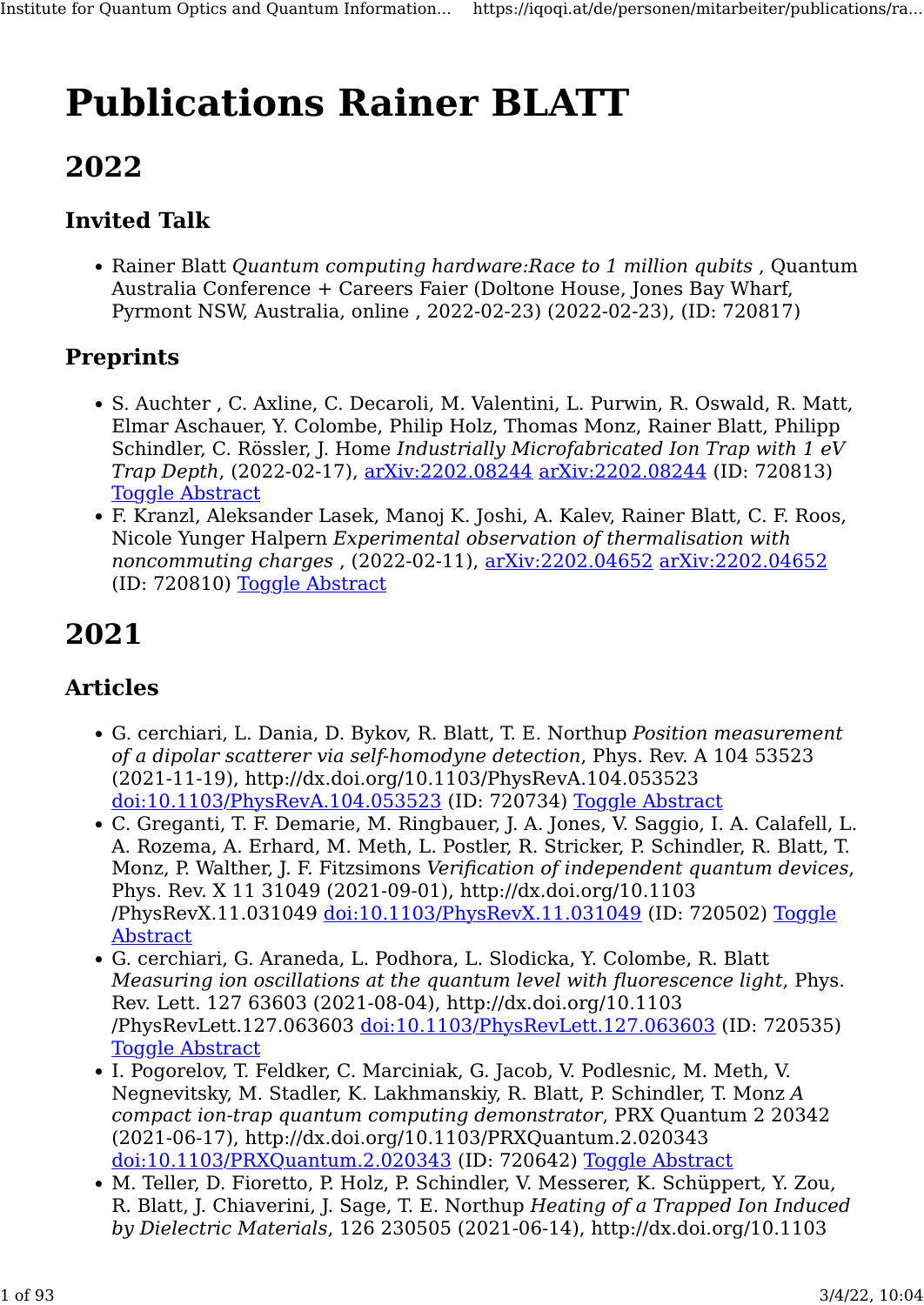# Publications Rainer BLATT

## 2022

### Invited Talk

- Rainer Blatt *Quantum computing hardware:Race to 1 million qubits* , Quantum Australia Conference + Careers Faier (Doltone House, Jones Bay Wharf, Pyrmont NSW, Australia, online , 2022-02-23) (2022-02-23), (ID: 720817)

### Preprints

- S. Auchter , C. Axline, C. Decaroli, M. Valentini, L. Purwin, R. Oswald, R. Matt, Elmar Aschauer, Y. Colombe, Philip Holz, Thomas Monz, Rainer Blatt, Philipp Schindler, C. Rössler, J. Home *Industrially Microfabricated Ion Trap with 1 eV Trap Depth*, (2022-02-17), arXiv:2202.08244 arXiv:2202.08244 (ID: 720813) Toggle Abstract
- F. Kranzl, Aleksander Lasek, Manoj K. Joshi, A. Kalev, Rainer Blatt, C. F. Roos, Nicole Yunger Halpern *Experimental observation of thermalisation with noncommuting charges* , (2022-02-11), arXiv:2202.04652 arXiv:2202.04652 (ID: 720810) Toggle Abstract

## 2021

### Articles

- G. cerchiari, L. Dania, D. Bykov, R. Blatt, T. E. Northup *Position measurement of a dipolar scatterer via self-homodyne detection*, Phys. Rev. A 104 53523 (2021-11-19), http://dx.doi.org/10.1103/PhysRevA.104.053523 doi:10.1103/PhysRevA.104.053523 (ID: 720734) Toggle Abstract
- C. Greganti, T. F. Demarie, M. Ringbauer, J. A. Jones, V. Saggio, I. A. Calafell, L. A. Rozema, A. Erhard, M. Meth, L. Postler, R. Stricker, P. Schindler, R. Blatt, T. Monz, P. Walther, J. F. Fitzsimons *Verification of independent quantum devices*, Phys. Rev. X 11 31049 (2021-09-01), http://dx.doi.org/10.1103/PhysRevX.11.031049 doi:10.1103/PhysRevX.11.031049 (ID: 720502) Toggle Abstract
- G. cerchiari, G. Araneda, L. Podhora, L. Slodicka, Y. Colombe, R. Blatt *Measuring ion oscillations at the quantum level with fluorescence light*, Phys. Rev. Lett. 127 63603 (2021-08-04), http://dx.doi.org/10.1103/PhysRevLett.127.063603 doi:10.1103/PhysRevLett.127.063603 (ID: 720535) Toggle Abstract
- I. Pogorelov, T. Feldker, C. Marciniak, G. Jacob, V. Podlesnic, M. Meth, V. Negnevitsky, M. Stadler, K. Lakhmanskiy, R. Blatt, P. Schindler, T. Monz *A compact ion-trap quantum computing demonstrator*, PRX Quantum 2 20342 (2021-06-17), http://dx.doi.org/10.1103/PRXQuantum.2.020343 doi:10.1103/PRXQuantum.2.020343 (ID: 720642) Toggle Abstract
- M. Teller, D. Fioretto, P. Holz, P. Schindler, V. Messerer, K. Schüppert, Y. Zou, R. Blatt, J. Chiaverini, J. Sage, T. E. Northup *Heating of a Trapped Ion Induced by Dielectric Materials*, 126 230505 (2021-06-14), http://dx.doi.org/10.1103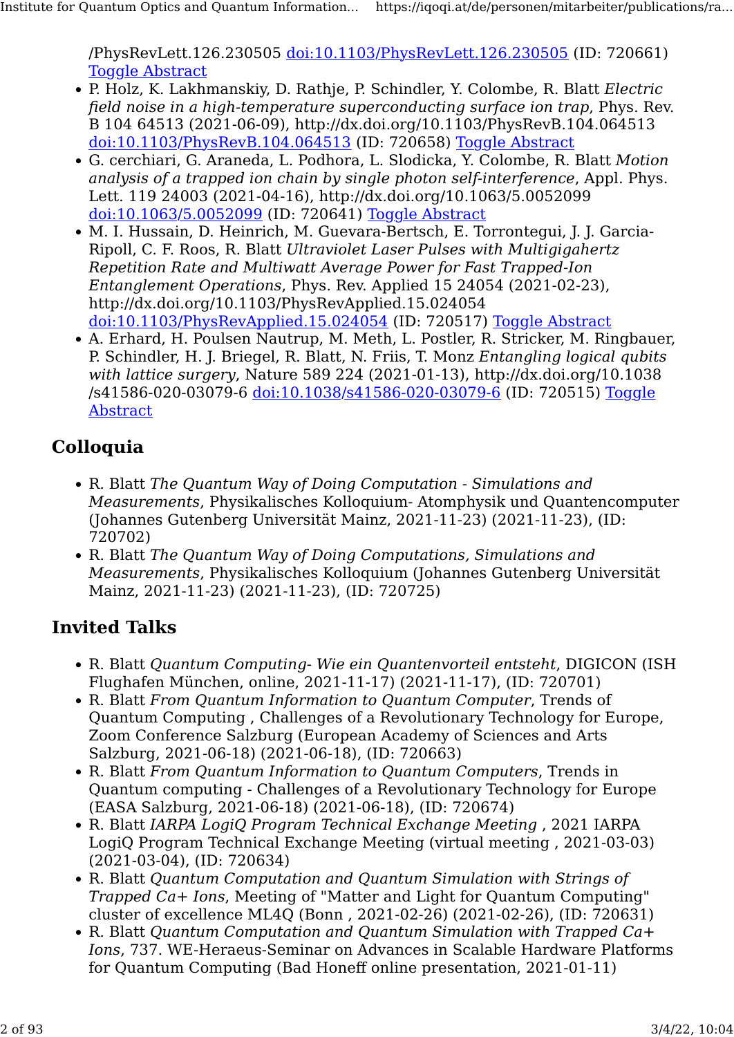/PhysRevLett.126.230505 doi:10.1103/PhysRevLett.126.230505 (ID: 720661) Toggle Abstract

- P. Holz, K. Lakhmanskiy, D. Rathje, P. Schindler, Y. Colombe, R. Blatt *Electric field noise in a high-temperature superconducting surface ion trap*, Phys. Rev. B 104 64513 (2021-06-09), http://dx.doi.org/10.1103/PhysRevB.104.064513 doi:10.1103/PhysRevB.104.064513 (ID: 720658) Toggle Abstract
- G. cerchiari, G. Araneda, L. Podhora, L. Slodicka, Y. Colombe, R. Blatt *Motion analysis of a trapped ion chain by single photon self-interference*, Appl. Phys. Lett. 119 24003 (2021-04-16), http://dx.doi.org/10.1063/5.0052099 doi:10.1063/5.0052099 (ID: 720641) Toggle Abstract
- M. I. Hussain, D. Heinrich, M. Guevara-Bertsch, E. Torrontegui, J. J. Garcia-Ripoll, C. F. Roos, R. Blatt *Ultraviolet Laser Pulses with Multigigahertz Repetition Rate and Multiwatt Average Power for Fast Trapped-Ion Entanglement Operations*, Phys. Rev. Applied 15 24054 (2021-02-23), http://dx.doi.org/10.1103/PhysRevApplied.15.024054 doi:10.1103/PhysRevApplied.15.024054 (ID: 720517) Toggle Abstract
- A. Erhard, H. Poulsen Nautrup, M. Meth, L. Postler, R. Stricker, M. Ringbauer, P. Schindler, H. J. Briegel, R. Blatt, N. Friis, T. Monz *Entangling logical qubits with lattice surgery*, Nature 589 224 (2021-01-13), http://dx.doi.org/10.1038/s41586-020-03079-6 doi:10.1038/s41586-020-03079-6 (ID: 720515) Toggle Abstract

## Colloquia

- R. Blatt *The Quantum Way of Doing Computation - Simulations and Measurements*, Physikalisches Kolloquium- Atomphysik und Quantencomputer (Johannes Gutenberg Universität Mainz, 2021-11-23) (2021-11-23), (ID: 720702)
- R. Blatt *The Quantum Way of Doing Computations, Simulations and Measurements*, Physikalisches Kolloquium (Johannes Gutenberg Universität Mainz, 2021-11-23) (2021-11-23), (ID: 720725)

## Invited Talks

- R. Blatt *Quantum Computing- Wie ein Quantenvorteil entsteht*, DIGICON (ISH Flughafen München, online, 2021-11-17) (2021-11-17), (ID: 720701)
- R. Blatt *From Quantum Information to Quantum Computer*, Trends of Quantum Computing , Challenges of a Revolutionary Technology for Europe, Zoom Conference Salzburg (European Academy of Sciences and Arts Salzburg, 2021-06-18) (2021-06-18), (ID: 720663)
- R. Blatt *From Quantum Information to Quantum Computers*, Trends in Quantum computing - Challenges of a Revolutionary Technology for Europe (EASA Salzburg, 2021-06-18) (2021-06-18), (ID: 720674)
- R. Blatt *IARPA LogiQ Program Technical Exchange Meeting* , 2021 IARPA LogiQ Program Technical Exchange Meeting (virtual meeting , 2021-03-03) (2021-03-04), (ID: 720634)
- R. Blatt *Quantum Computation and Quantum Simulation with Strings of Trapped Ca+ Ions*, Meeting of "Matter and Light for Quantum Computing" cluster of excellence ML4Q (Bonn , 2021-02-26) (2021-02-26), (ID: 720631)
- R. Blatt *Quantum Computation and Quantum Simulation with Trapped Ca+ Ions*, 737. WE-Heraeus-Seminar on Advances in Scalable Hardware Platforms for Quantum Computing (Bad Honeff online presentation, 2021-01-11)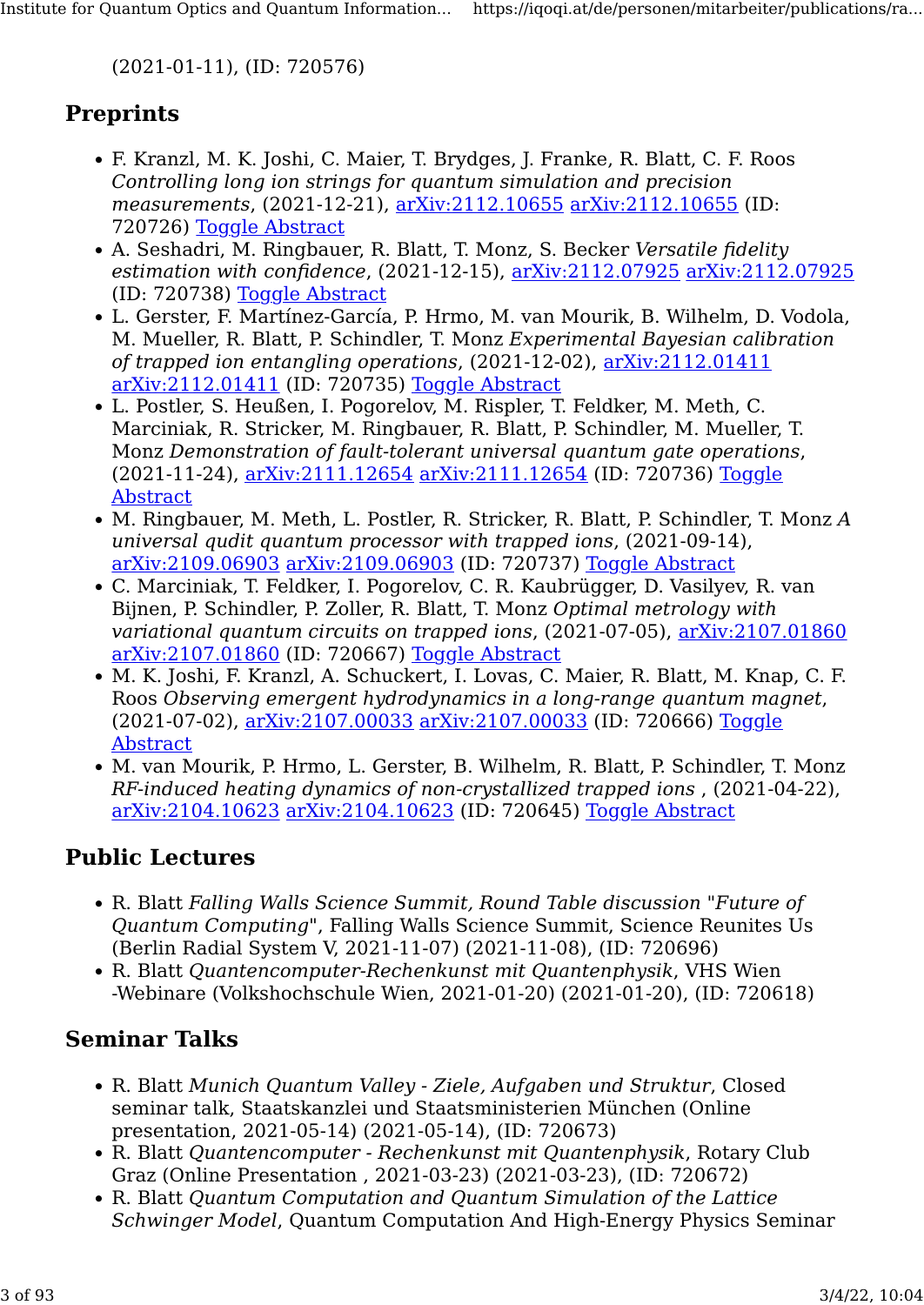(2021-01-11), (ID: 720576)

## Preprints

- F. Kranzl, M. K. Joshi, C. Maier, T. Brydges, J. Franke, R. Blatt, C. F. Roos *Controlling long ion strings for quantum simulation and precision measurements*, (2021-12-21), arXiv:2112.10655 arXiv:2112.10655 (ID: 720726) Toggle Abstract
- A. Seshadri, M. Ringbauer, R. Blatt, T. Monz, S. Becker *Versatile fidelity estimation with confidence*, (2021-12-15), arXiv:2112.07925 arXiv:2112.07925 (ID: 720738) Toggle Abstract
- L. Gerster, F. Martínez-García, P. Hrmo, M. van Mourik, B. Wilhelm, D. Vodola, M. Mueller, R. Blatt, P. Schindler, T. Monz *Experimental Bayesian calibration of trapped ion entangling operations*, (2021-12-02), arXiv:2112.01411 arXiv:2112.01411 (ID: 720735) Toggle Abstract
- L. Postler, S. Heußen, I. Pogorelov, M. Rispler, T. Feldker, M. Meth, C. Marciniak, R. Stricker, M. Ringbauer, R. Blatt, P. Schindler, M. Mueller, T. Monz *Demonstration of fault-tolerant universal quantum gate operations*, (2021-11-24), arXiv:2111.12654 arXiv:2111.12654 (ID: 720736) Toggle Abstract
- M. Ringbauer, M. Meth, L. Postler, R. Stricker, R. Blatt, P. Schindler, T. Monz *A universal qudit quantum processor with trapped ions*, (2021-09-14), arXiv:2109.06903 arXiv:2109.06903 (ID: 720737) Toggle Abstract
- C. Marciniak, T. Feldker, I. Pogorelov, C. R. Kaubrügger, D. Vasilyev, R. van Bijnen, P. Schindler, P. Zoller, R. Blatt, T. Monz *Optimal metrology with variational quantum circuits on trapped ions*, (2021-07-05), arXiv:2107.01860 arXiv:2107.01860 (ID: 720667) Toggle Abstract
- M. K. Joshi, F. Kranzl, A. Schuckert, I. Lovas, C. Maier, R. Blatt, M. Knap, C. F. Roos *Observing emergent hydrodynamics in a long-range quantum magnet*, (2021-07-02), arXiv:2107.00033 arXiv:2107.00033 (ID: 720666) Toggle Abstract
- M. van Mourik, P. Hrmo, L. Gerster, B. Wilhelm, R. Blatt, P. Schindler, T. Monz *RF-induced heating dynamics of non-crystallized trapped ions* , (2021-04-22), arXiv:2104.10623 arXiv:2104.10623 (ID: 720645) Toggle Abstract

## Public Lectures

- R. Blatt *Falling Walls Science Summit, Round Table discussion "Future of Quantum Computing"*, Falling Walls Science Summit, Science Reunites Us (Berlin Radial System V, 2021-11-07) (2021-11-08), (ID: 720696)
- R. Blatt *Quantencomputer-Rechenkunst mit Quantenphysik*, VHS Wien -Webinare (Volkshochschule Wien, 2021-01-20) (2021-01-20), (ID: 720618)

## Seminar Talks

- R. Blatt *Munich Quantum Valley - Ziele, Aufgaben und Struktur*, Closed seminar talk, Staatskanzlei und Staatsministerien München (Online presentation, 2021-05-14) (2021-05-14), (ID: 720673)
- R. Blatt *Quantencomputer - Rechenkunst mit Quantenphysik*, Rotary Club Graz (Online Presentation , 2021-03-23) (2021-03-23), (ID: 720672)
- R. Blatt *Quantum Computation and Quantum Simulation of the Lattice Schwinger Model*, Quantum Computation And High-Energy Physics Seminar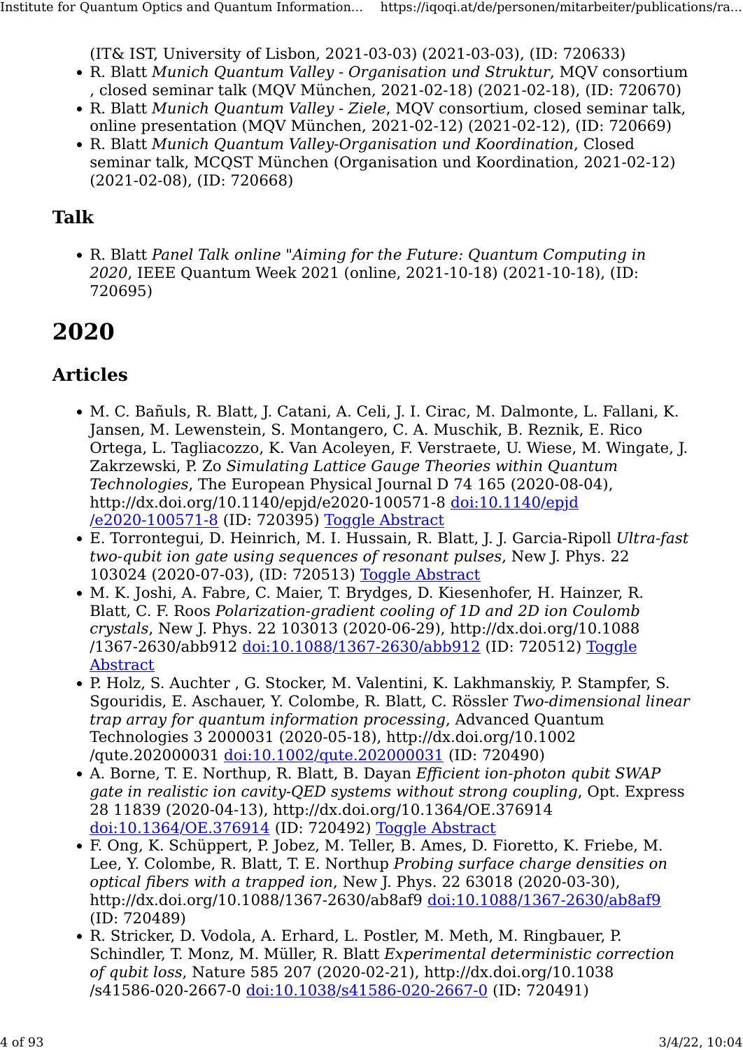(IT& IST, University of Lisbon, 2021-03-03) (2021-03-03), (ID: 720633)

- R. Blatt *Munich Quantum Valley - Organisation und Struktur*, MQV consortium , closed seminar talk (MQV München, 2021-02-18) (2021-02-18), (ID: 720670)
- R. Blatt *Munich Quantum Valley - Ziele*, MQV consortium, closed seminar talk, online presentation (MQV München, 2021-02-12) (2021-02-12), (ID: 720669)
- R. Blatt *Munich Quantum Valley-Organisation und Koordination*, Closed seminar talk, MCQST München (Organisation und Koordination, 2021-02-12) (2021-02-08), (ID: 720668)

### Talk

- R. Blatt *Panel Talk online "Aiming for the Future: Quantum Computing in 2020*, IEEE Quantum Week 2021 (online, 2021-10-18) (2021-10-18), (ID: 720695)

## 2020

### Articles

- M. C. Bañuls, R. Blatt, J. Catani, A. Celi, J. I. Cirac, M. Dalmonte, L. Fallani, K. Jansen, M. Lewenstein, S. Montangero, C. A. Muschik, B. Reznik, E. Rico Ortega, L. Tagliacozzo, K. Van Acoleyen, F. Verstraete, U. Wiese, M. Wingate, J. Zakrzewski, P. Zo *Simulating Lattice Gauge Theories within Quantum Technologies*, The European Physical Journal D 74 165 (2020-08-04), http://dx.doi.org/10.1140/epjd/e2020-100571-8 doi:10.1140/epjd/e2020-100571-8 (ID: 720395) Toggle Abstract
- E. Torrontegui, D. Heinrich, M. I. Hussain, R. Blatt, J. J. Garcia-Ripoll *Ultra-fast two-qubit ion gate using sequences of resonant pulses*, New J. Phys. 22 103024 (2020-07-03), (ID: 720513) Toggle Abstract
- M. K. Joshi, A. Fabre, C. Maier, T. Brydges, D. Kiesenhofer, H. Hainzer, R. Blatt, C. F. Roos *Polarization-gradient cooling of 1D and 2D ion Coulomb crystals*, New J. Phys. 22 103013 (2020-06-29), http://dx.doi.org/10.1088/1367-2630/abb912 doi:10.1088/1367-2630/abb912 (ID: 720512) Toggle Abstract
- P. Holz, S. Auchter , G. Stocker, M. Valentini, K. Lakhmanskiy, P. Stampfer, S. Sgouridis, E. Aschauer, Y. Colombe, R. Blatt, C. Rössler *Two-dimensional linear trap array for quantum information processing*, Advanced Quantum Technologies 3 2000031 (2020-05-18), http://dx.doi.org/10.1002/qute.202000031 doi:10.1002/qute.202000031 (ID: 720490)
- A. Borne, T. E. Northup, R. Blatt, B. Dayan *Efficient ion-photon qubit SWAP gate in realistic ion cavity-QED systems without strong coupling*, Opt. Express 28 11839 (2020-04-13), http://dx.doi.org/10.1364/OE.376914 doi:10.1364/OE.376914 (ID: 720492) Toggle Abstract
- F. Ong, K. Schüppert, P. Jobez, M. Teller, B. Ames, D. Fioretto, K. Friebe, M. Lee, Y. Colombe, R. Blatt, T. E. Northup *Probing surface charge densities on optical fibers with a trapped ion*, New J. Phys. 22 63018 (2020-03-30), http://dx.doi.org/10.1088/1367-2630/ab8af9 doi:10.1088/1367-2630/ab8af9 (ID: 720489)
- R. Stricker, D. Vodola, A. Erhard, L. Postler, M. Meth, M. Ringbauer, P. Schindler, T. Monz, M. Müller, R. Blatt *Experimental deterministic correction of qubit loss*, Nature 585 207 (2020-02-21), http://dx.doi.org/10.1038/s41586-020-2667-0 doi:10.1038/s41586-020-2667-0 (ID: 720491)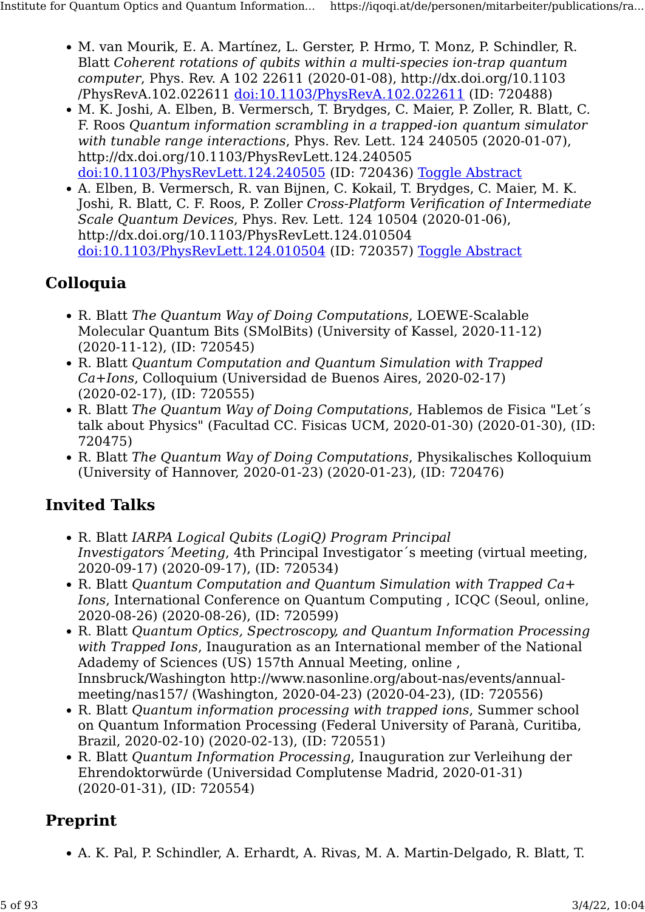- M. van Mourik, E. A. Martínez, L. Gerster, P. Hrmo, T. Monz, P. Schindler, R. Blatt *Coherent rotations of qubits within a multi-species ion-trap quantum computer*, Phys. Rev. A 102 22611 (2020-01-08), http://dx.doi.org/10.1103/PhysRevA.102.022611 [doi:10.1103/PhysRevA.102.022611](http://dx.doi.org/10.1103/PhysRevA.102.022611) (ID: 720488)
- M. K. Joshi, A. Elben, B. Vermersch, T. Brydges, C. Maier, P. Zoller, R. Blatt, C. F. Roos *Quantum information scrambling in a trapped-ion quantum simulator with tunable range interactions*, Phys. Rev. Lett. 124 240505 (2020-01-07), http://dx.doi.org/10.1103/PhysRevLett.124.240505 [doi:10.1103/PhysRevLett.124.240505](http://dx.doi.org/10.1103/PhysRevLett.124.240505) (ID: 720436) Toggle Abstract
- A. Elben, B. Vermersch, R. van Bijnen, C. Kokail, T. Brydges, C. Maier, M. K. Joshi, R. Blatt, C. F. Roos, P. Zoller *Cross-Platform Verification of Intermediate Scale Quantum Devices*, Phys. Rev. Lett. 124 10504 (2020-01-06), http://dx.doi.org/10.1103/PhysRevLett.124.010504 [doi:10.1103/PhysRevLett.124.010504](http://dx.doi.org/10.1103/PhysRevLett.124.010504) (ID: 720357) Toggle Abstract

## Colloquia

- R. Blatt *The Quantum Way of Doing Computations*, LOEWE-Scalable Molecular Quantum Bits (SMolBits) (University of Kassel, 2020-11-12) (2020-11-12), (ID: 720545)
- R. Blatt *Quantum Computation and Quantum Simulation with Trapped Ca+Ions*, Colloquium (Universidad de Buenos Aires, 2020-02-17) (2020-02-17), (ID: 720555)
- R. Blatt *The Quantum Way of Doing Computations*, Hablemos de Fisica "Let´s talk about Physics" (Facultad CC. Fisicas UCM, 2020-01-30) (2020-01-30), (ID: 720475)
- R. Blatt *The Quantum Way of Doing Computations*, Physikalisches Kolloquium (University of Hannover, 2020-01-23) (2020-01-23), (ID: 720476)

## Invited Talks

- R. Blatt *IARPA Logical Qubits (LogiQ) Program Principal Investigators´Meeting*, 4th Principal Investigator´s meeting (virtual meeting, 2020-09-17) (2020-09-17), (ID: 720534)
- R. Blatt *Quantum Computation and Quantum Simulation with Trapped Ca+ Ions*, International Conference on Quantum Computing , ICQC (Seoul, online, 2020-08-26) (2020-08-26), (ID: 720599)
- R. Blatt *Quantum Optics, Spectroscopy, and Quantum Information Processing with Trapped Ions*, Inauguration as an International member of the National Adademy of Sciences (US) 157th Annual Meeting, online , Innsbruck/Washington http://www.nasonline.org/about-nas/events/annual-meeting/nas157/ (Washington, 2020-04-23) (2020-04-23), (ID: 720556)
- R. Blatt *Quantum information processing with trapped ions*, Summer school on Quantum Information Processing (Federal University of Paranà, Curitiba, Brazil, 2020-02-10) (2020-02-13), (ID: 720551)
- R. Blatt *Quantum Information Processing*, Inauguration zur Verleihung der Ehrendoktorwürde (Universidad Complutense Madrid, 2020-01-31) (2020-01-31), (ID: 720554)

## Preprint

- A. K. Pal, P. Schindler, A. Erhardt, A. Rivas, M. A. Martin-Delgado, R. Blatt, T.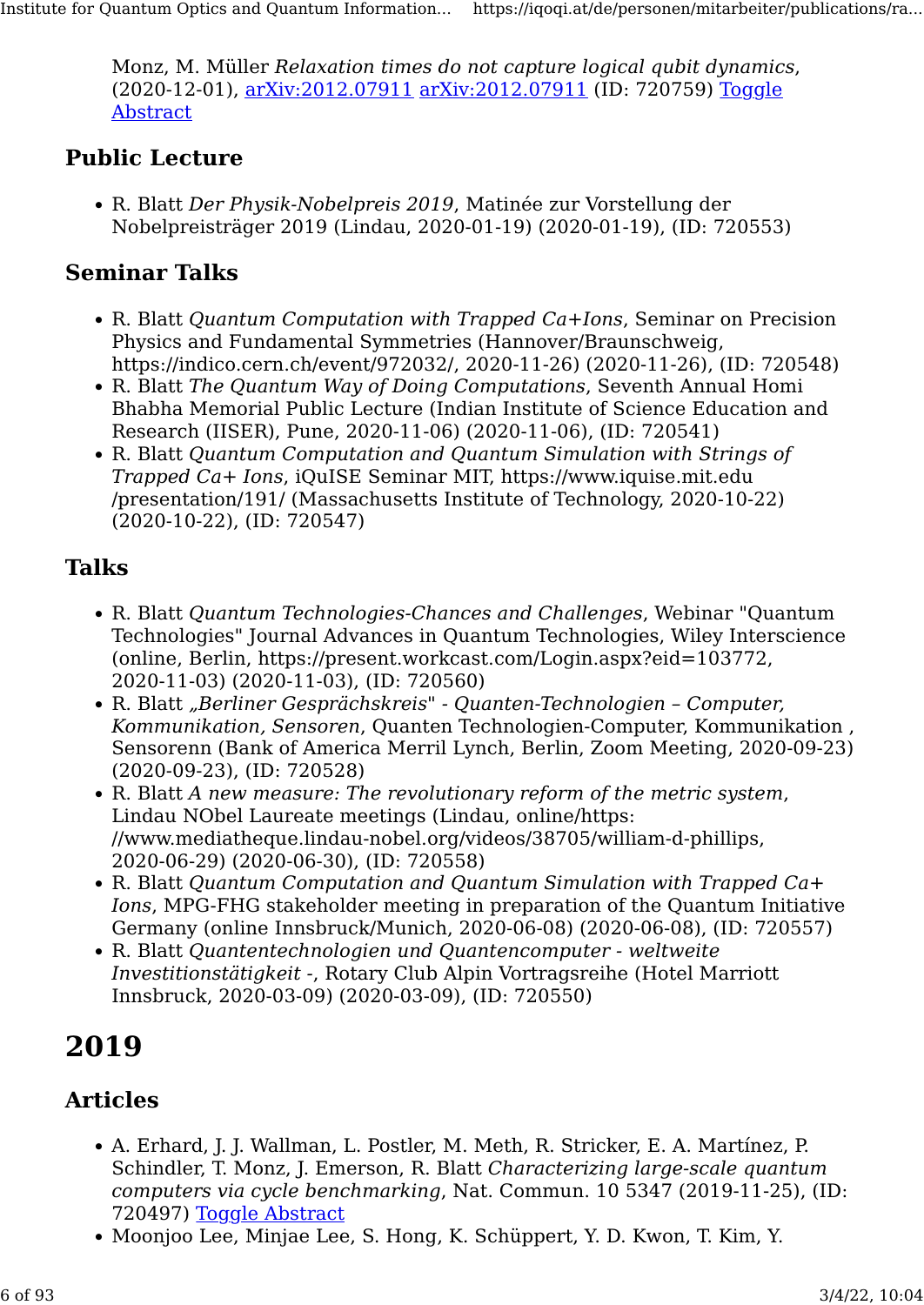Monz, M. Müller *Relaxation times do not capture logical qubit dynamics*, (2020-12-01), arXiv:2012.07911 arXiv:2012.07911 (ID: 720759) Toggle Abstract

### Public Lecture

- R. Blatt *Der Physik-Nobelpreis 2019*, Matinée zur Vorstellung der Nobelpreisträger 2019 (Lindau, 2020-01-19) (2020-01-19), (ID: 720553)

### Seminar Talks

- R. Blatt *Quantum Computation with Trapped Ca+Ions*, Seminar on Precision Physics and Fundamental Symmetries (Hannover/Braunschweig, https://indico.cern.ch/event/972032/, 2020-11-26) (2020-11-26), (ID: 720548)
- R. Blatt *The Quantum Way of Doing Computations*, Seventh Annual Homi Bhabha Memorial Public Lecture (Indian Institute of Science Education and Research (IISER), Pune, 2020-11-06) (2020-11-06), (ID: 720541)
- R. Blatt *Quantum Computation and Quantum Simulation with Strings of Trapped Ca+ Ions*, iQuISE Seminar MIT, https://www.iquise.mit.edu /presentation/191/ (Massachusetts Institute of Technology, 2020-10-22) (2020-10-22), (ID: 720547)

### Talks

- R. Blatt *Quantum Technologies-Chances and Challenges*, Webinar "Quantum Technologies" Journal Advances in Quantum Technologies, Wiley Interscience (online, Berlin, https://present.workcast.com/Login.aspx?eid=103772, 2020-11-03) (2020-11-03), (ID: 720560)
- R. Blatt *„Berliner Gesprächskreis" - Quanten-Technologien – Computer, Kommunikation, Sensoren*, Quanten Technologien-Computer, Kommunikation , Sensorenn (Bank of America Merril Lynch, Berlin, Zoom Meeting, 2020-09-23) (2020-09-23), (ID: 720528)
- R. Blatt *A new measure: The revolutionary reform of the metric system*, Lindau NObel Laureate meetings (Lindau, online/https: //www.mediatheque.lindau-nobel.org/videos/38705/william-d-phillips, 2020-06-29) (2020-06-30), (ID: 720558)
- R. Blatt *Quantum Computation and Quantum Simulation with Trapped Ca+ Ions*, MPG-FHG stakeholder meeting in preparation of the Quantum Initiative Germany (online Innsbruck/Munich, 2020-06-08) (2020-06-08), (ID: 720557)
- R. Blatt *Quantentechnologien und Quantencomputer - weltweite Investitionstätigkeit -*, Rotary Club Alpin Vortragsreihe (Hotel Marriott Innsbruck, 2020-03-09) (2020-03-09), (ID: 720550)

# 2019

### Articles

- A. Erhard, J. J. Wallman, L. Postler, M. Meth, R. Stricker, E. A. Martínez, P. Schindler, T. Monz, J. Emerson, R. Blatt *Characterizing large-scale quantum computers via cycle benchmarking*, Nat. Commun. 10 5347 (2019-11-25), (ID: 720497) Toggle Abstract
- Moonjoo Lee, Minjae Lee, S. Hong, K. Schüppert, Y. D. Kwon, T. Kim, Y.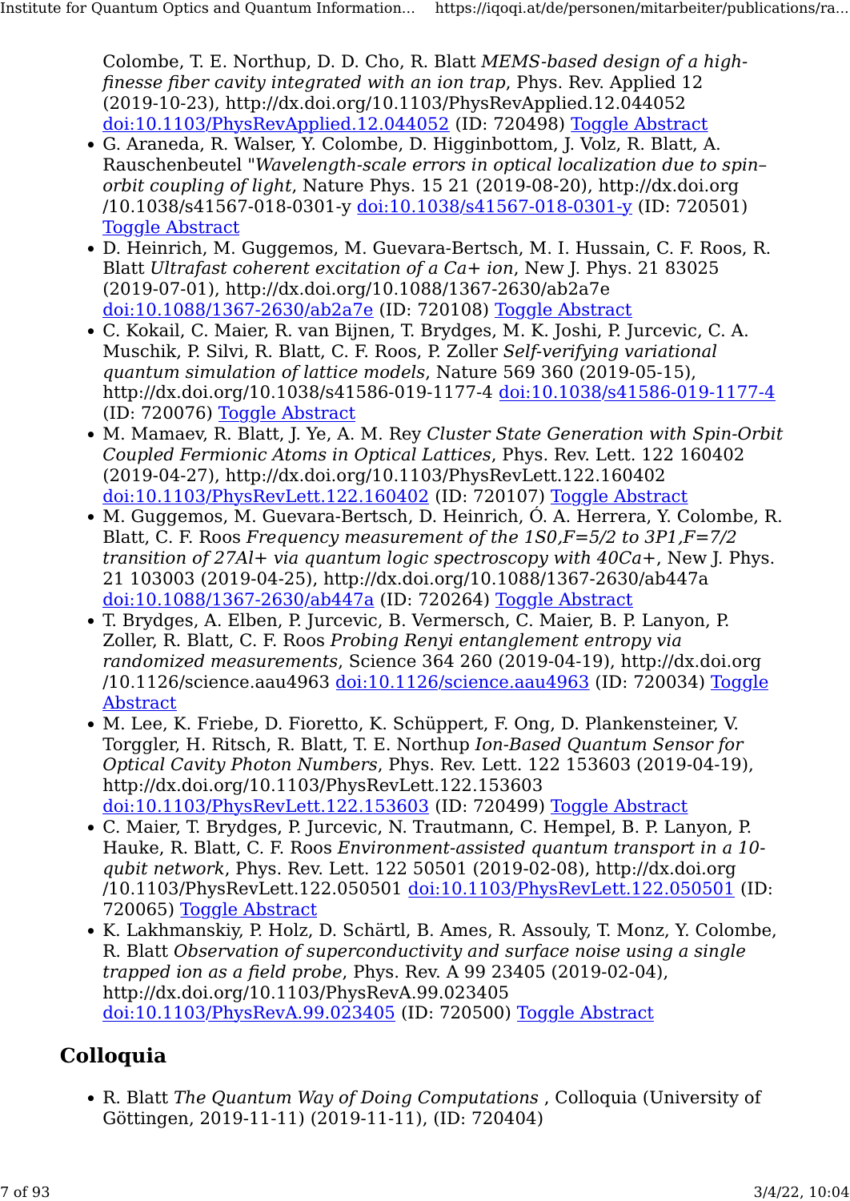Colombe, T. E. Northup, D. D. Cho, R. Blatt *MEMS-based design of a high-finesse fiber cavity integrated with an ion trap*, Phys. Rev. Applied 12 (2019-10-23), http://dx.doi.org/10.1103/PhysRevApplied.12.044052 doi:10.1103/PhysRevApplied.12.044052 (ID: 720498) Toggle Abstract

- G. Araneda, R. Walser, Y. Colombe, D. Higginbottom, J. Volz, R. Blatt, A. Rauschenbeutel "*Wavelength-scale errors in optical localization due to spin–orbit coupling of light*, Nature Phys. 15 21 (2019-08-20), http://dx.doi.org/10.1038/s41567-018-0301-y doi:10.1038/s41567-018-0301-y (ID: 720501) Toggle Abstract
- D. Heinrich, M. Guggemos, M. Guevara-Bertsch, M. I. Hussain, C. F. Roos, R. Blatt *Ultrafast coherent excitation of a Ca+ ion*, New J. Phys. 21 83025 (2019-07-01), http://dx.doi.org/10.1088/1367-2630/ab2a7e doi:10.1088/1367-2630/ab2a7e (ID: 720108) Toggle Abstract
- C. Kokail, C. Maier, R. van Bijnen, T. Brydges, M. K. Joshi, P. Jurcevic, C. A. Muschik, P. Silvi, R. Blatt, C. F. Roos, P. Zoller *Self-verifying variational quantum simulation of lattice models*, Nature 569 360 (2019-05-15), http://dx.doi.org/10.1038/s41586-019-1177-4 doi:10.1038/s41586-019-1177-4 (ID: 720076) Toggle Abstract
- M. Mamaev, R. Blatt, J. Ye, A. M. Rey *Cluster State Generation with Spin-Orbit Coupled Fermionic Atoms in Optical Lattices*, Phys. Rev. Lett. 122 160402 (2019-04-27), http://dx.doi.org/10.1103/PhysRevLett.122.160402 doi:10.1103/PhysRevLett.122.160402 (ID: 720107) Toggle Abstract
- M. Guggemos, M. Guevara-Bertsch, D. Heinrich, Ó. A. Herrera, Y. Colombe, R. Blatt, C. F. Roos *Frequency measurement of the 1S0,F=5/2 to 3P1,F=7/2 transition of 27Al+ via quantum logic spectroscopy with 40Ca+*, New J. Phys. 21 103003 (2019-04-25), http://dx.doi.org/10.1088/1367-2630/ab447a doi:10.1088/1367-2630/ab447a (ID: 720264) Toggle Abstract
- T. Brydges, A. Elben, P. Jurcevic, B. Vermersch, C. Maier, B. P. Lanyon, P. Zoller, R. Blatt, C. F. Roos *Probing Renyi entanglement entropy via randomized measurements*, Science 364 260 (2019-04-19), http://dx.doi.org/10.1126/science.aau4963 doi:10.1126/science.aau4963 (ID: 720034) Toggle Abstract
- M. Lee, K. Friebe, D. Fioretto, K. Schüppert, F. Ong, D. Plankensteiner, V. Torggler, H. Ritsch, R. Blatt, T. E. Northup *Ion-Based Quantum Sensor for Optical Cavity Photon Numbers*, Phys. Rev. Lett. 122 153603 (2019-04-19), http://dx.doi.org/10.1103/PhysRevLett.122.153603 doi:10.1103/PhysRevLett.122.153603 (ID: 720499) Toggle Abstract
- C. Maier, T. Brydges, P. Jurcevic, N. Trautmann, C. Hempel, B. P. Lanyon, P. Hauke, R. Blatt, C. F. Roos *Environment-assisted quantum transport in a 10-qubit network*, Phys. Rev. Lett. 122 50501 (2019-02-08), http://dx.doi.org/10.1103/PhysRevLett.122.050501 doi:10.1103/PhysRevLett.122.050501 (ID: 720065) Toggle Abstract
- K. Lakhmanskiy, P. Holz, D. Schärtl, B. Ames, R. Assouly, T. Monz, Y. Colombe, R. Blatt *Observation of superconductivity and surface noise using a single trapped ion as a field probe*, Phys. Rev. A 99 23405 (2019-02-04), http://dx.doi.org/10.1103/PhysRevA.99.023405 doi:10.1103/PhysRevA.99.023405 (ID: 720500) Toggle Abstract

## Colloquia

- R. Blatt *The Quantum Way of Doing Computations* , Colloquia (University of Göttingen, 2019-11-11) (2019-11-11), (ID: 720404)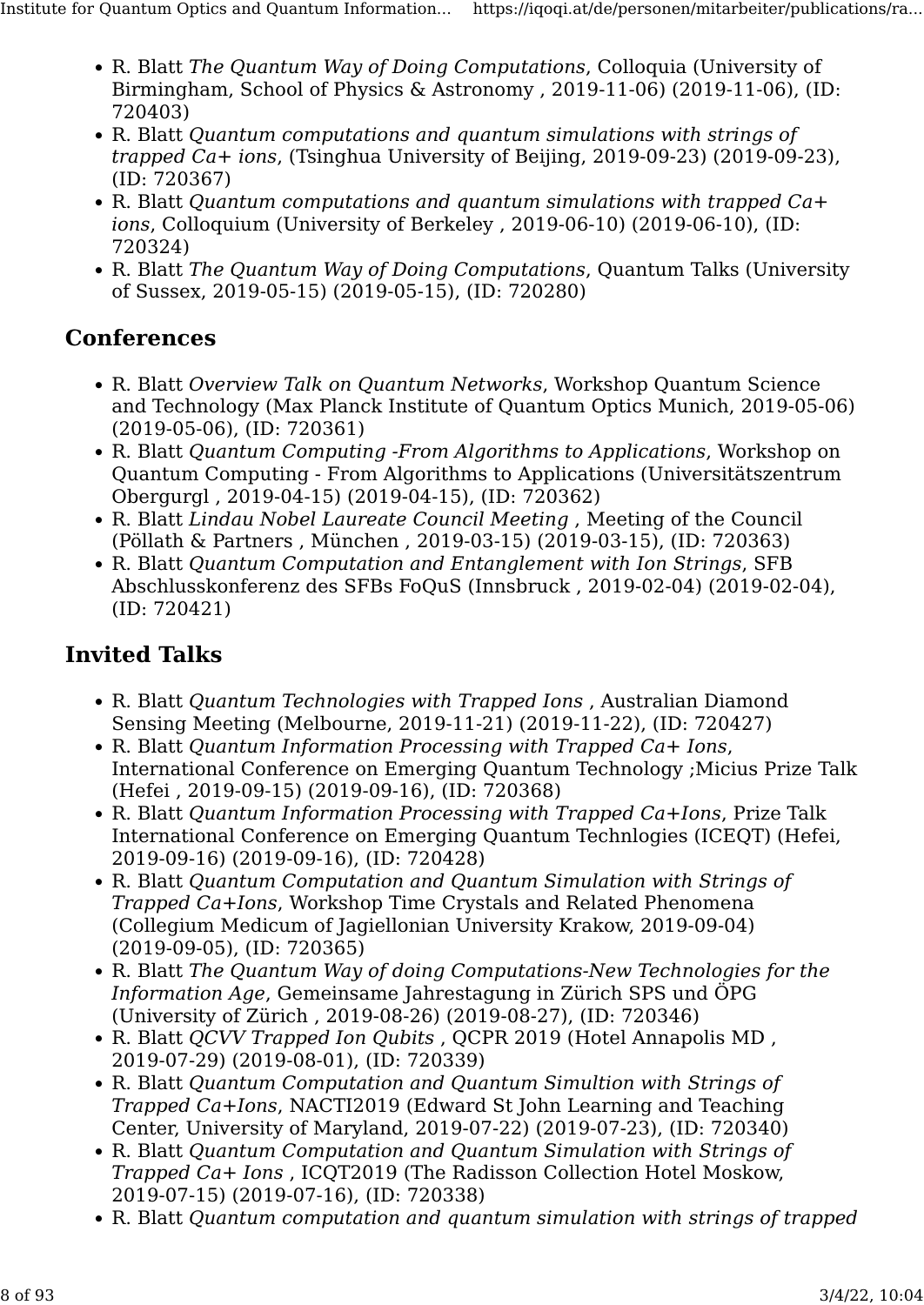- R. Blatt *The Quantum Way of Doing Computations*, Colloquia (University of Birmingham, School of Physics & Astronomy , 2019-11-06) (2019-11-06), (ID: 720403)
- R. Blatt *Quantum computations and quantum simulations with strings of trapped Ca+ ions*, (Tsinghua University of Beijing, 2019-09-23) (2019-09-23), (ID: 720367)
- R. Blatt *Quantum computations and quantum simulations with trapped Ca+ ions*, Colloquium (University of Berkeley , 2019-06-10) (2019-06-10), (ID: 720324)
- R. Blatt *The Quantum Way of Doing Computations*, Quantum Talks (University of Sussex, 2019-05-15) (2019-05-15), (ID: 720280)

## Conferences

- R. Blatt *Overview Talk on Quantum Networks*, Workshop Quantum Science and Technology (Max Planck Institute of Quantum Optics Munich, 2019-05-06) (2019-05-06), (ID: 720361)
- R. Blatt *Quantum Computing -From Algorithms to Applications*, Workshop on Quantum Computing - From Algorithms to Applications (Universitätszentrum Obergurgl , 2019-04-15) (2019-04-15), (ID: 720362)
- R. Blatt *Lindau Nobel Laureate Council Meeting* , Meeting of the Council (Pöllath & Partners , München , 2019-03-15) (2019-03-15), (ID: 720363)
- R. Blatt *Quantum Computation and Entanglement with Ion Strings*, SFB Abschlusskonferenz des SFBs FoQuS (Innsbruck , 2019-02-04) (2019-02-04), (ID: 720421)

## Invited Talks

- R. Blatt *Quantum Technologies with Trapped Ions* , Australian Diamond Sensing Meeting (Melbourne, 2019-11-21) (2019-11-22), (ID: 720427)
- R. Blatt *Quantum Information Processing with Trapped Ca+ Ions*, International Conference on Emerging Quantum Technology ;Micius Prize Talk (Hefei , 2019-09-15) (2019-09-16), (ID: 720368)
- R. Blatt *Quantum Information Processing with Trapped Ca+Ions*, Prize Talk International Conference on Emerging Quantum Technlogies (ICEQT) (Hefei, 2019-09-16) (2019-09-16), (ID: 720428)
- R. Blatt *Quantum Computation and Quantum Simulation with Strings of Trapped Ca+Ions*, Workshop Time Crystals and Related Phenomena (Collegium Medicum of Jagiellonian University Krakow, 2019-09-04) (2019-09-05), (ID: 720365)
- R. Blatt *The Quantum Way of doing Computations-New Technologies for the Information Age*, Gemeinsame Jahrestagung in Zürich SPS und ÖPG (University of Zürich , 2019-08-26) (2019-08-27), (ID: 720346)
- R. Blatt *QCVV Trapped Ion Qubits* , QCPR 2019 (Hotel Annapolis MD , 2019-07-29) (2019-08-01), (ID: 720339)
- R. Blatt *Quantum Computation and Quantum Simultion with Strings of Trapped Ca+Ions*, NACTI2019 (Edward St John Learning and Teaching Center, University of Maryland, 2019-07-22) (2019-07-23), (ID: 720340)
- R. Blatt *Quantum Computation and Quantum Simulation with Strings of Trapped Ca+ Ions* , ICQT2019 (The Radisson Collection Hotel Moskow, 2019-07-15) (2019-07-16), (ID: 720338)
- R. Blatt *Quantum computation and quantum simulation with strings of trapped*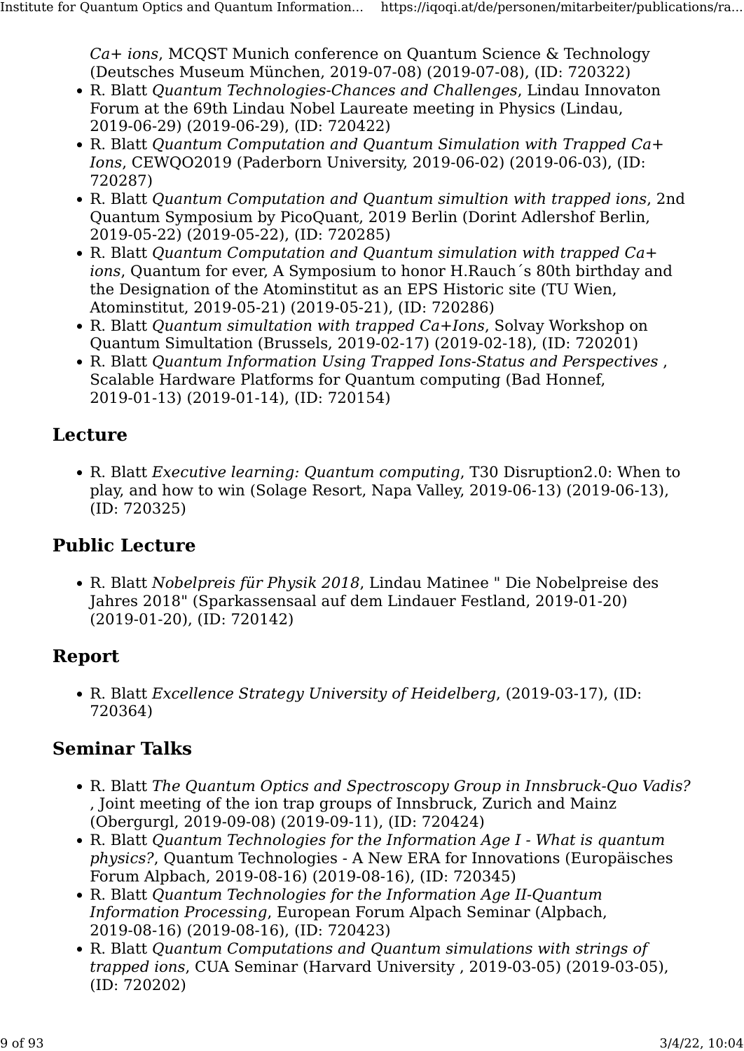*Ca+ ions*, MCQST Munich conference on Quantum Science & Technology (Deutsches Museum München, 2019-07-08) (2019-07-08), (ID: 720322)

- R. Blatt *Quantum Technologies-Chances and Challenges*, Lindau Innovaton Forum at the 69th Lindau Nobel Laureate meeting in Physics (Lindau, 2019-06-29) (2019-06-29), (ID: 720422)
- R. Blatt *Quantum Computation and Quantum Simulation with Trapped Ca+ Ions*, CEWQO2019 (Paderborn University, 2019-06-02) (2019-06-03), (ID: 720287)
- R. Blatt *Quantum Computation and Quantum simultion with trapped ions*, 2nd Quantum Symposium by PicoQuant, 2019 Berlin (Dorint Adlershof Berlin, 2019-05-22) (2019-05-22), (ID: 720285)
- R. Blatt *Quantum Computation and Quantum simulation with trapped Ca+ ions*, Quantum for ever, A Symposium to honor H.Rauch´s 80th birthday and the Designation of the Atominstitut as an EPS Historic site (TU Wien, Atominstitut, 2019-05-21) (2019-05-21), (ID: 720286)
- R. Blatt *Quantum simultation with trapped Ca+Ions*, Solvay Workshop on Quantum Simultation (Brussels, 2019-02-17) (2019-02-18), (ID: 720201)
- R. Blatt *Quantum Information Using Trapped Ions-Status and Perspectives* , Scalable Hardware Platforms for Quantum computing (Bad Honnef, 2019-01-13) (2019-01-14), (ID: 720154)

## Lecture

- R. Blatt *Executive learning: Quantum computing*, T30 Disruption2.0: When to play, and how to win (Solage Resort, Napa Valley, 2019-06-13) (2019-06-13), (ID: 720325)

## Public Lecture

- R. Blatt *Nobelpreis für Physik 2018*, Lindau Matinee " Die Nobelpreise des Jahres 2018" (Sparkassensaal auf dem Lindauer Festland, 2019-01-20) (2019-01-20), (ID: 720142)

## Report

- R. Blatt *Excellence Strategy University of Heidelberg*, (2019-03-17), (ID: 720364)

## Seminar Talks

- R. Blatt *The Quantum Optics and Spectroscopy Group in Innsbruck-Quo Vadis?* , Joint meeting of the ion trap groups of Innsbruck, Zurich and Mainz (Obergurgl, 2019-09-08) (2019-09-11), (ID: 720424)
- R. Blatt *Quantum Technologies for the Information Age I - What is quantum physics?*, Quantum Technologies - A New ERA for Innovations (Europäisches Forum Alpbach, 2019-08-16) (2019-08-16), (ID: 720345)
- R. Blatt *Quantum Technologies for the Information Age II-Quantum Information Processing*, European Forum Alpach Seminar (Alpbach, 2019-08-16) (2019-08-16), (ID: 720423)
- R. Blatt *Quantum Computations and Quantum simulations with strings of trapped ions*, CUA Seminar (Harvard University , 2019-03-05) (2019-03-05), (ID: 720202)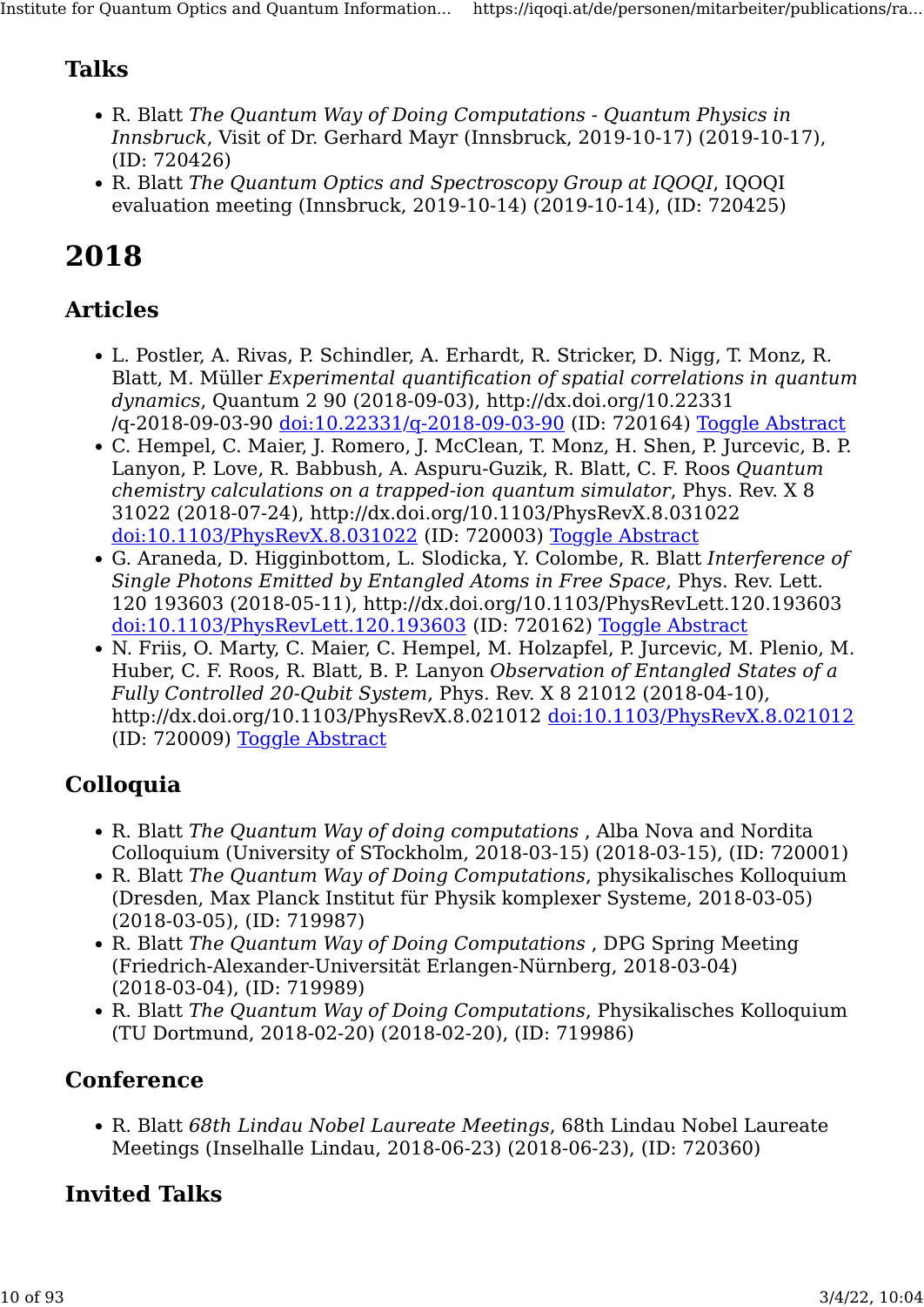### Talks

- R. Blatt *The Quantum Way of Doing Computations - Quantum Physics in Innsbruck*, Visit of Dr. Gerhard Mayr (Innsbruck, 2019-10-17) (2019-10-17), (ID: 720426)
- R. Blatt *The Quantum Optics and Spectroscopy Group at IQOQI*, IQOQI evaluation meeting (Innsbruck, 2019-10-14) (2019-10-14), (ID: 720425)

## 2018

### Articles

- L. Postler, A. Rivas, P. Schindler, A. Erhardt, R. Stricker, D. Nigg, T. Monz, R. Blatt, M. Müller *Experimental quantification of spatial correlations in quantum dynamics*, Quantum 2 90 (2018-09-03), http://dx.doi.org/10.22331/q-2018-09-03-90 doi:10.22331/q-2018-09-03-90 (ID: 720164) Toggle Abstract
- C. Hempel, C. Maier, J. Romero, J. McClean, T. Monz, H. Shen, P. Jurcevic, B. P. Lanyon, P. Love, R. Babbush, A. Aspuru-Guzik, R. Blatt, C. F. Roos *Quantum chemistry calculations on a trapped-ion quantum simulator*, Phys. Rev. X 8 31022 (2018-07-24), http://dx.doi.org/10.1103/PhysRevX.8.031022 doi:10.1103/PhysRevX.8.031022 (ID: 720003) Toggle Abstract
- G. Araneda, D. Higginbottom, L. Slodicka, Y. Colombe, R. Blatt *Interference of Single Photons Emitted by Entangled Atoms in Free Space*, Phys. Rev. Lett. 120 193603 (2018-05-11), http://dx.doi.org/10.1103/PhysRevLett.120.193603 doi:10.1103/PhysRevLett.120.193603 (ID: 720162) Toggle Abstract
- N. Friis, O. Marty, C. Maier, C. Hempel, M. Holzapfel, P. Jurcevic, M. Plenio, M. Huber, C. F. Roos, R. Blatt, B. P. Lanyon *Observation of Entangled States of a Fully Controlled 20-Qubit System*, Phys. Rev. X 8 21012 (2018-04-10), http://dx.doi.org/10.1103/PhysRevX.8.021012 doi:10.1103/PhysRevX.8.021012 (ID: 720009) Toggle Abstract

### Colloquia

- R. Blatt *The Quantum Way of doing computations* , Alba Nova and Nordita Colloquium (University of STockholm, 2018-03-15) (2018-03-15), (ID: 720001)
- R. Blatt *The Quantum Way of Doing Computations*, physikalisches Kolloquium (Dresden, Max Planck Institut für Physik komplexer Systeme, 2018-03-05) (2018-03-05), (ID: 719987)
- R. Blatt *The Quantum Way of Doing Computations* , DPG Spring Meeting (Friedrich-Alexander-Universität Erlangen-Nürnberg, 2018-03-04) (2018-03-04), (ID: 719989)
- R. Blatt *The Quantum Way of Doing Computations*, Physikalisches Kolloquium (TU Dortmund, 2018-02-20) (2018-02-20), (ID: 719986)

### Conference

- R. Blatt *68th Lindau Nobel Laureate Meetings*, 68th Lindau Nobel Laureate Meetings (Inselhalle Lindau, 2018-06-23) (2018-06-23), (ID: 720360)

### Invited Talks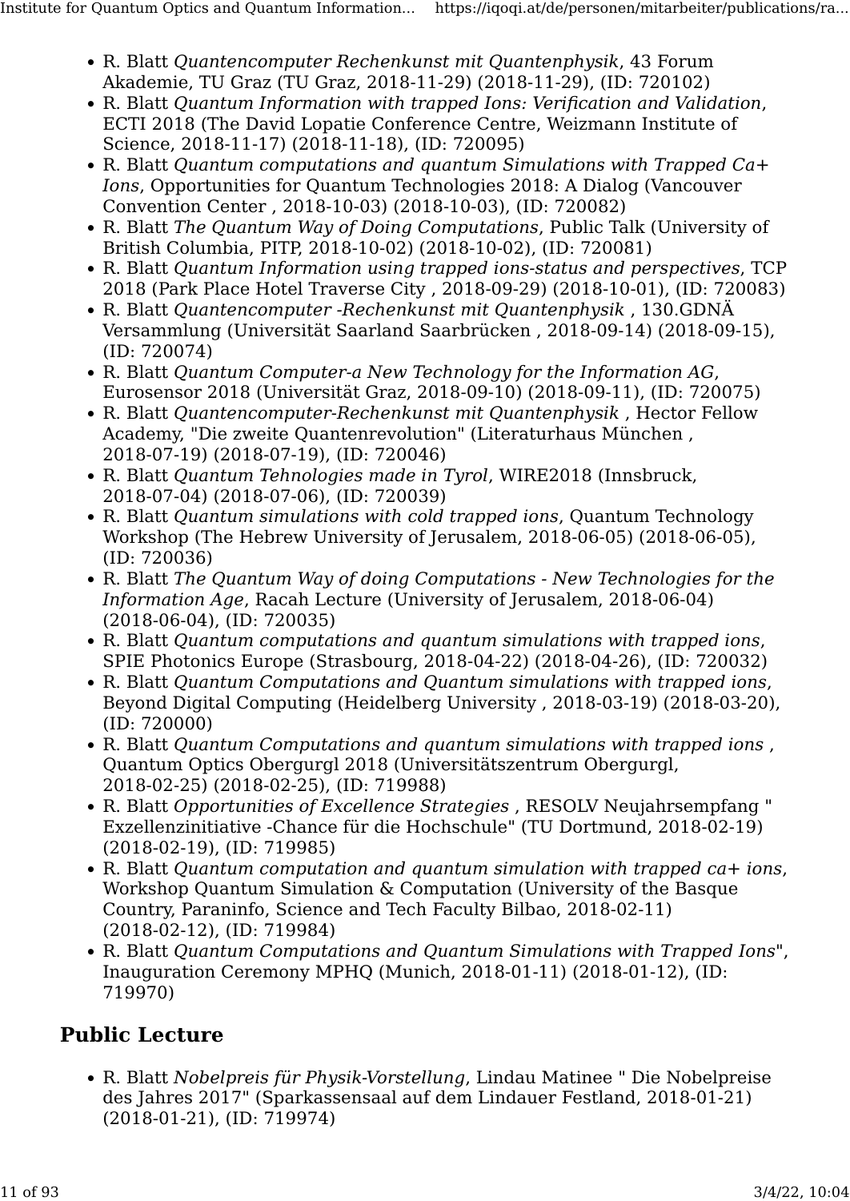- R. Blatt *Quantencomputer Rechenkunst mit Quantenphysik*, 43 Forum Akademie, TU Graz (TU Graz, 2018-11-29) (2018-11-29), (ID: 720102)
- R. Blatt *Quantum Information with trapped Ions: Verification and Validation*, ECTI 2018 (The David Lopatie Conference Centre, Weizmann Institute of Science, 2018-11-17) (2018-11-18), (ID: 720095)
- R. Blatt *Quantum computations and quantum Simulations with Trapped Ca+ Ions*, Opportunities for Quantum Technologies 2018: A Dialog (Vancouver Convention Center , 2018-10-03) (2018-10-03), (ID: 720082)
- R. Blatt *The Quantum Way of Doing Computations*, Public Talk (University of British Columbia, PITP, 2018-10-02) (2018-10-02), (ID: 720081)
- R. Blatt *Quantum Information using trapped ions-status and perspectives*, TCP 2018 (Park Place Hotel Traverse City , 2018-09-29) (2018-10-01), (ID: 720083)
- R. Blatt *Quantencomputer -Rechenkunst mit Quantenphysik* , 130.GDNÄ Versammlung (Universität Saarland Saarbrücken , 2018-09-14) (2018-09-15), (ID: 720074)
- R. Blatt *Quantum Computer-a New Technology for the Information AG*, Eurosensor 2018 (Universität Graz, 2018-09-10) (2018-09-11), (ID: 720075)
- R. Blatt *Quantencomputer-Rechenkunst mit Quantenphysik* , Hector Fellow Academy, "Die zweite Quantenrevolution" (Literaturhaus München , 2018-07-19) (2018-07-19), (ID: 720046)
- R. Blatt *Quantum Tehnologies made in Tyrol*, WIRE2018 (Innsbruck, 2018-07-04) (2018-07-06), (ID: 720039)
- R. Blatt *Quantum simulations with cold trapped ions*, Quantum Technology Workshop (The Hebrew University of Jerusalem, 2018-06-05) (2018-06-05), (ID: 720036)
- R. Blatt *The Quantum Way of doing Computations - New Technologies for the Information Age*, Racah Lecture (University of Jerusalem, 2018-06-04) (2018-06-04), (ID: 720035)
- R. Blatt *Quantum computations and quantum simulations with trapped ions*, SPIE Photonics Europe (Strasbourg, 2018-04-22) (2018-04-26), (ID: 720032)
- R. Blatt *Quantum Computations and Quantum simulations with trapped ions*, Beyond Digital Computing (Heidelberg University , 2018-03-19) (2018-03-20), (ID: 720000)
- R. Blatt *Quantum Computations and quantum simulations with trapped ions* , Quantum Optics Obergurgl 2018 (Universitätszentrum Obergurgl, 2018-02-25) (2018-02-25), (ID: 719988)
- R. Blatt *Opportunities of Excellence Strategies* , RESOLV Neujahrsempfang " Exzellenzinitiative -Chance für die Hochschule" (TU Dortmund, 2018-02-19) (2018-02-19), (ID: 719985)
- R. Blatt *Quantum computation and quantum simulation with trapped ca+ ions*, Workshop Quantum Simulation & Computation (University of the Basque Country, Paraninfo, Science and Tech Faculty Bilbao, 2018-02-11) (2018-02-12), (ID: 719984)
- R. Blatt *Quantum Computations and Quantum Simulations with Trapped Ions*", Inauguration Ceremony MPHQ (Munich, 2018-01-11) (2018-01-12), (ID: 719970)

## Public Lecture

- R. Blatt *Nobelpreis für Physik-Vorstellung*, Lindau Matinee " Die Nobelpreise des Jahres 2017" (Sparkassensaal auf dem Lindauer Festland, 2018-01-21) (2018-01-21), (ID: 719974)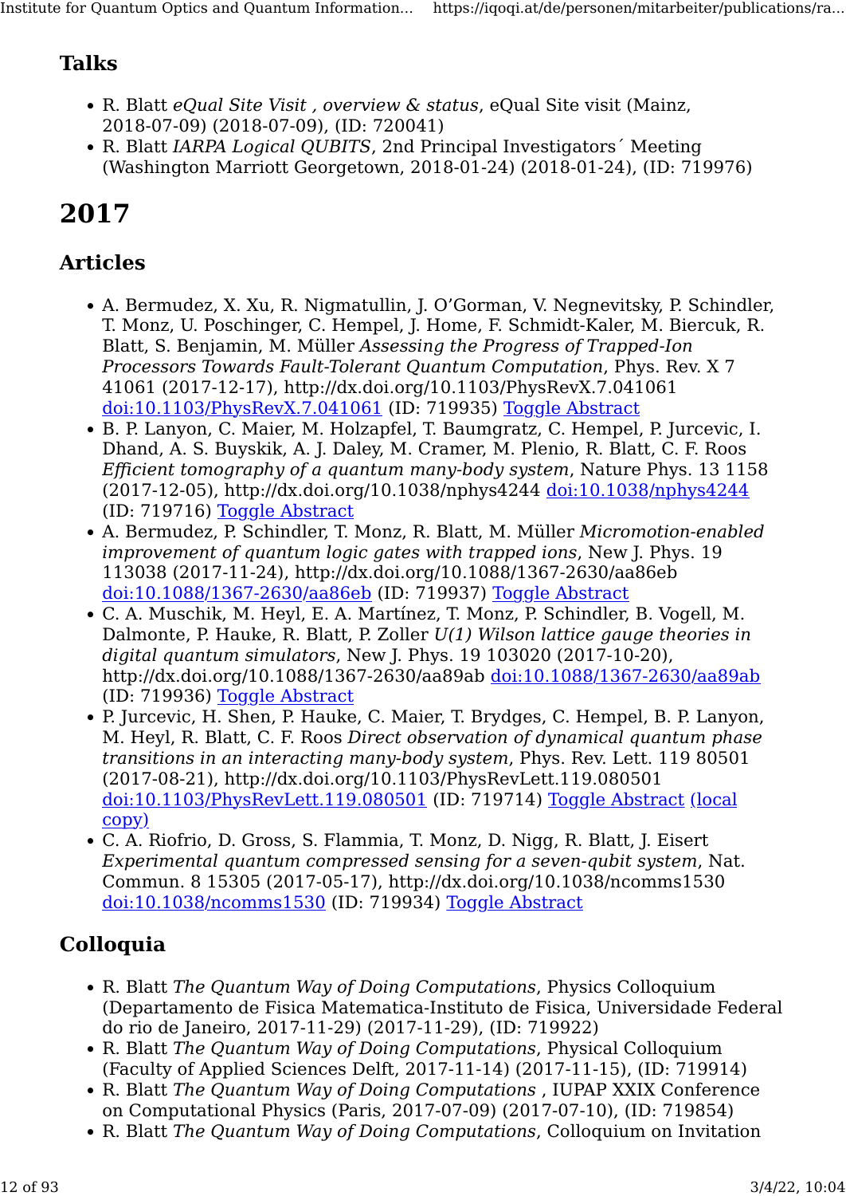### Talks

- R. Blatt *eQual Site Visit , overview & status*, eQual Site visit (Mainz, 2018-07-09) (2018-07-09), (ID: 720041)
- R. Blatt *IARPA Logical QUBITS*, 2nd Principal Investigators´ Meeting (Washington Marriott Georgetown, 2018-01-24) (2018-01-24), (ID: 719976)

## 2017

### Articles

- A. Bermudez, X. Xu, R. Nigmatullin, J. O'Gorman, V. Negnevitsky, P. Schindler, T. Monz, U. Poschinger, C. Hempel, J. Home, F. Schmidt-Kaler, M. Biercuk, R. Blatt, S. Benjamin, M. Müller *Assessing the Progress of Trapped-Ion Processors Towards Fault-Tolerant Quantum Computation*, Phys. Rev. X 7 41061 (2017-12-17), http://dx.doi.org/10.1103/PhysRevX.7.041061 doi:10.1103/PhysRevX.7.041061 (ID: 719935) Toggle Abstract
- B. P. Lanyon, C. Maier, M. Holzapfel, T. Baumgratz, C. Hempel, P. Jurcevic, I. Dhand, A. S. Buyskik, A. J. Daley, M. Cramer, M. Plenio, R. Blatt, C. F. Roos *Efficient tomography of a quantum many-body system*, Nature Phys. 13 1158 (2017-12-05), http://dx.doi.org/10.1038/nphys4244 doi:10.1038/nphys4244 (ID: 719716) Toggle Abstract
- A. Bermudez, P. Schindler, T. Monz, R. Blatt, M. Müller *Micromotion-enabled improvement of quantum logic gates with trapped ions*, New J. Phys. 19 113038 (2017-11-24), http://dx.doi.org/10.1088/1367-2630/aa86eb doi:10.1088/1367-2630/aa86eb (ID: 719937) Toggle Abstract
- C. A. Muschik, M. Heyl, E. A. Martínez, T. Monz, P. Schindler, B. Vogell, M. Dalmonte, P. Hauke, R. Blatt, P. Zoller *U(1) Wilson lattice gauge theories in digital quantum simulators*, New J. Phys. 19 103020 (2017-10-20), http://dx.doi.org/10.1088/1367-2630/aa89ab doi:10.1088/1367-2630/aa89ab (ID: 719936) Toggle Abstract
- P. Jurcevic, H. Shen, P. Hauke, C. Maier, T. Brydges, C. Hempel, B. P. Lanyon, M. Heyl, R. Blatt, C. F. Roos *Direct observation of dynamical quantum phase transitions in an interacting many-body system*, Phys. Rev. Lett. 119 80501 (2017-08-21), http://dx.doi.org/10.1103/PhysRevLett.119.080501 doi:10.1103/PhysRevLett.119.080501 (ID: 719714) Toggle Abstract (local copy)
- C. A. Riofrio, D. Gross, S. Flammia, T. Monz, D. Nigg, R. Blatt, J. Eisert *Experimental quantum compressed sensing for a seven-qubit system*, Nat. Commun. 8 15305 (2017-05-17), http://dx.doi.org/10.1038/ncomms1530 doi:10.1038/ncomms1530 (ID: 719934) Toggle Abstract

### Colloquia

- R. Blatt *The Quantum Way of Doing Computations*, Physics Colloquium (Departamento de Fisica Matematica-Instituto de Fisica, Universidade Federal do rio de Janeiro, 2017-11-29) (2017-11-29), (ID: 719922)
- R. Blatt *The Quantum Way of Doing Computations*, Physical Colloquium (Faculty of Applied Sciences Delft, 2017-11-14) (2017-11-15), (ID: 719914)
- R. Blatt *The Quantum Way of Doing Computations* , IUPAP XXIX Conference on Computational Physics (Paris, 2017-07-09) (2017-07-10), (ID: 719854)
- R. Blatt *The Quantum Way of Doing Computations*, Colloquium on Invitation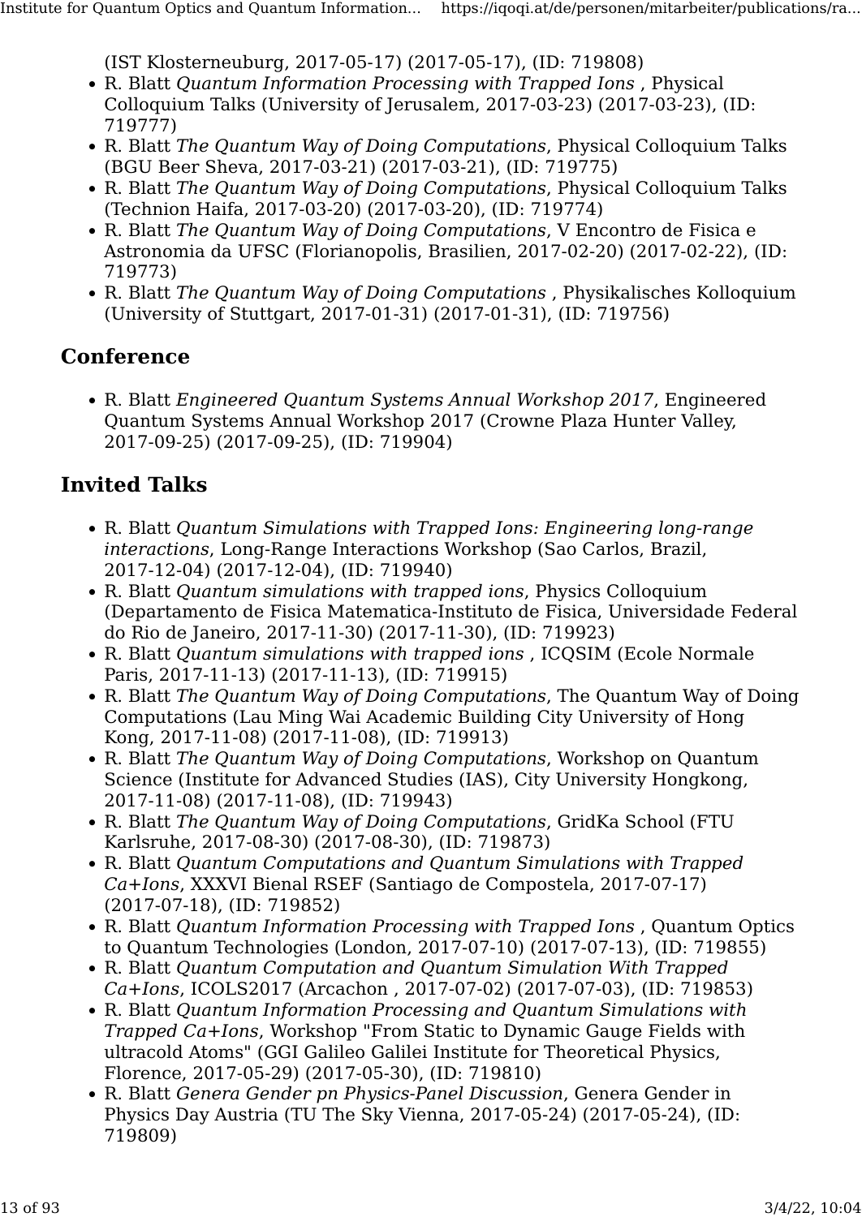(IST Klosterneuburg, 2017-05-17) (2017-05-17), (ID: 719808)

- R. Blatt *Quantum Information Processing with Trapped Ions* , Physical Colloquium Talks (University of Jerusalem, 2017-03-23) (2017-03-23), (ID: 719777)
- R. Blatt *The Quantum Way of Doing Computations*, Physical Colloquium Talks (BGU Beer Sheva, 2017-03-21) (2017-03-21), (ID: 719775)
- R. Blatt *The Quantum Way of Doing Computations*, Physical Colloquium Talks (Technion Haifa, 2017-03-20) (2017-03-20), (ID: 719774)
- R. Blatt *The Quantum Way of Doing Computations*, V Encontro de Fisica e Astronomia da UFSC (Florianopolis, Brasilien, 2017-02-20) (2017-02-22), (ID: 719773)
- R. Blatt *The Quantum Way of Doing Computations* , Physikalisches Kolloquium (University of Stuttgart, 2017-01-31) (2017-01-31), (ID: 719756)

## Conference

- R. Blatt *Engineered Quantum Systems Annual Workshop 2017*, Engineered Quantum Systems Annual Workshop 2017 (Crowne Plaza Hunter Valley, 2017-09-25) (2017-09-25), (ID: 719904)

## Invited Talks

- R. Blatt *Quantum Simulations with Trapped Ions: Engineering long-range interactions*, Long-Range Interactions Workshop (Sao Carlos, Brazil, 2017-12-04) (2017-12-04), (ID: 719940)
- R. Blatt *Quantum simulations with trapped ions*, Physics Colloquium (Departamento de Fisica Matematica-Instituto de Fisica, Universidade Federal do Rio de Janeiro, 2017-11-30) (2017-11-30), (ID: 719923)
- R. Blatt *Quantum simulations with trapped ions* , ICQSIM (Ecole Normale Paris, 2017-11-13) (2017-11-13), (ID: 719915)
- R. Blatt *The Quantum Way of Doing Computations*, The Quantum Way of Doing Computations (Lau Ming Wai Academic Building City University of Hong Kong, 2017-11-08) (2017-11-08), (ID: 719913)
- R. Blatt *The Quantum Way of Doing Computations*, Workshop on Quantum Science (Institute for Advanced Studies (IAS), City University Hongkong, 2017-11-08) (2017-11-08), (ID: 719943)
- R. Blatt *The Quantum Way of Doing Computations*, GridKa School (FTU Karlsruhe, 2017-08-30) (2017-08-30), (ID: 719873)
- R. Blatt *Quantum Computations and Quantum Simulations with Trapped Ca+Ions*, XXXVI Bienal RSEF (Santiago de Compostela, 2017-07-17) (2017-07-18), (ID: 719852)
- R. Blatt *Quantum Information Processing with Trapped Ions* , Quantum Optics to Quantum Technologies (London, 2017-07-10) (2017-07-13), (ID: 719855)
- R. Blatt *Quantum Computation and Quantum Simulation With Trapped Ca+Ions*, ICOLS2017 (Arcachon , 2017-07-02) (2017-07-03), (ID: 719853)
- R. Blatt *Quantum Information Processing and Quantum Simulations with Trapped Ca+Ions*, Workshop "From Static to Dynamic Gauge Fields with ultracold Atoms" (GGI Galileo Galilei Institute for Theoretical Physics, Florence, 2017-05-29) (2017-05-30), (ID: 719810)
- R. Blatt *Genera Gender pn Physics-Panel Discussion*, Genera Gender in Physics Day Austria (TU The Sky Vienna, 2017-05-24) (2017-05-24), (ID: 719809)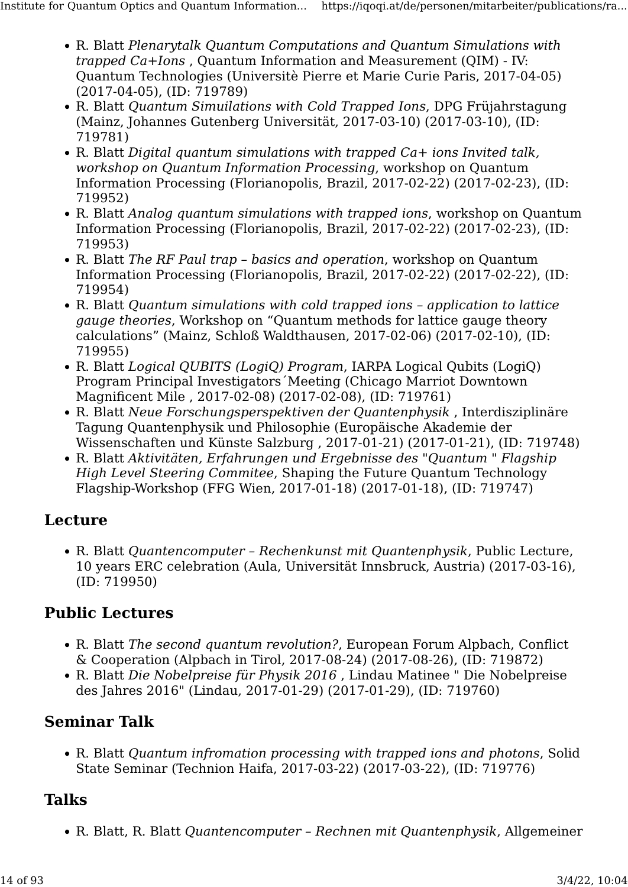- R. Blatt *Plenarytalk Quantum Computations and Quantum Simulations with trapped Ca+Ions* , Quantum Information and Measurement (QIM) - IV: Quantum Technologies (Universitè Pierre et Marie Curie Paris, 2017-04-05) (2017-04-05), (ID: 719789)
- R. Blatt *Quantum Simuilations with Cold Trapped Ions*, DPG Früjahrstagung (Mainz, Johannes Gutenberg Universität, 2017-03-10) (2017-03-10), (ID: 719781)
- R. Blatt *Digital quantum simulations with trapped Ca+ ions Invited talk, workshop on Quantum Information Processing*, workshop on Quantum Information Processing (Florianopolis, Brazil, 2017-02-22) (2017-02-23), (ID: 719952)
- R. Blatt *Analog quantum simulations with trapped ions*, workshop on Quantum Information Processing (Florianopolis, Brazil, 2017-02-22) (2017-02-23), (ID: 719953)
- R. Blatt *The RF Paul trap – basics and operation*, workshop on Quantum Information Processing (Florianopolis, Brazil, 2017-02-22) (2017-02-22), (ID: 719954)
- R. Blatt *Quantum simulations with cold trapped ions – application to lattice gauge theories*, Workshop on “Quantum methods for lattice gauge theory calculations” (Mainz, Schloß Waldthausen, 2017-02-06) (2017-02-10), (ID: 719955)
- R. Blatt *Logical QUBITS (LogiQ) Program*, IARPA Logical Qubits (LogiQ) Program Principal Investigators´Meeting (Chicago Marriot Downtown Magnificent Mile , 2017-02-08) (2017-02-08), (ID: 719761)
- R. Blatt *Neue Forschungsperspektiven der Quantenphysik* , Interdisziplinäre Tagung Quantenphysik und Philosophie (Europäische Akademie der Wissenschaften und Künste Salzburg , 2017-01-21) (2017-01-21), (ID: 719748)
- R. Blatt *Aktivitäten, Erfahrungen und Ergebnisse des "Quantum " Flagship High Level Steering Commitee*, Shaping the Future Quantum Technology Flagship-Workshop (FFG Wien, 2017-01-18) (2017-01-18), (ID: 719747)

## Lecture

- R. Blatt *Quantencomputer – Rechenkunst mit Quantenphysik*, Public Lecture, 10 years ERC celebration (Aula, Universität Innsbruck, Austria) (2017-03-16), (ID: 719950)

## Public Lectures

- R. Blatt *The second quantum revolution?*, European Forum Alpbach, Conflict & Cooperation (Alpbach in Tirol, 2017-08-24) (2017-08-26), (ID: 719872)
- R. Blatt *Die Nobelpreise für Physik 2016* , Lindau Matinee " Die Nobelpreise des Jahres 2016" (Lindau, 2017-01-29) (2017-01-29), (ID: 719760)

## Seminar Talk

- R. Blatt *Quantum infromation processing with trapped ions and photons*, Solid State Seminar (Technion Haifa, 2017-03-22) (2017-03-22), (ID: 719776)

## Talks

- R. Blatt, R. Blatt *Quantencomputer – Rechnen mit Quantenphysik*, Allgemeiner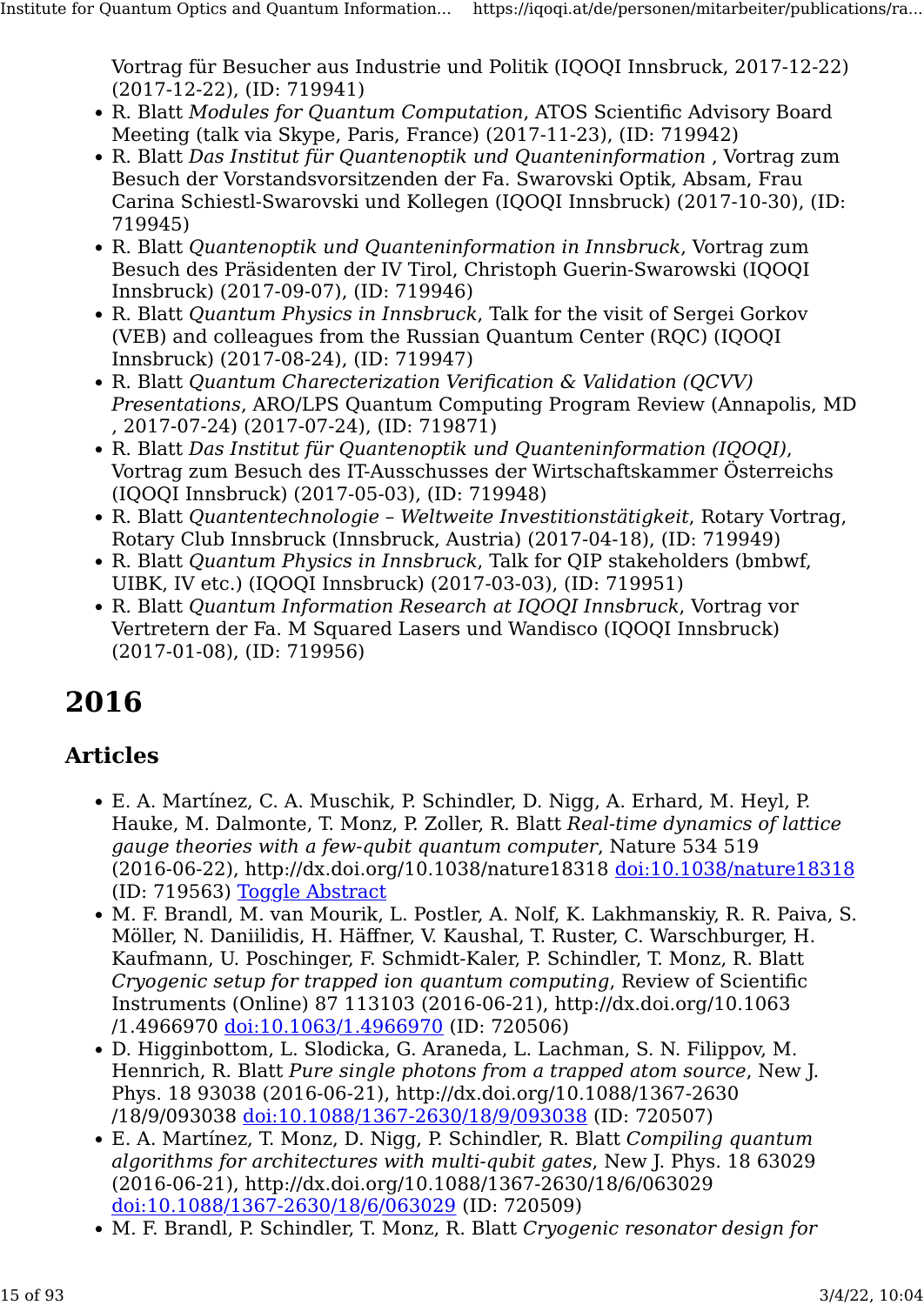Vortrag für Besucher aus Industrie und Politik (IQOQI Innsbruck, 2017-12-22) (2017-12-22), (ID: 719941)

- R. Blatt *Modules for Quantum Computation*, ATOS Scientific Advisory Board Meeting (talk via Skype, Paris, France) (2017-11-23), (ID: 719942)
- R. Blatt *Das Institut für Quantenoptik und Quanteninformation* , Vortrag zum Besuch der Vorstandsvorsitzenden der Fa. Swarovski Optik, Absam, Frau Carina Schiestl-Swarovski und Kollegen (IQOQI Innsbruck) (2017-10-30), (ID: 719945)
- R. Blatt *Quantenoptik und Quanteninformation in Innsbruck*, Vortrag zum Besuch des Präsidenten der IV Tirol, Christoph Guerin-Swarowski (IQOQI Innsbruck) (2017-09-07), (ID: 719946)
- R. Blatt *Quantum Physics in Innsbruck*, Talk for the visit of Sergei Gorkov (VEB) and colleagues from the Russian Quantum Center (RQC) (IQOQI Innsbruck) (2017-08-24), (ID: 719947)
- R. Blatt *Quantum Charecterization Verification & Validation (QCVV) Presentations*, ARO/LPS Quantum Computing Program Review (Annapolis, MD , 2017-07-24) (2017-07-24), (ID: 719871)
- R. Blatt *Das Institut für Quantenoptik und Quanteninformation (IQOQI)*, Vortrag zum Besuch des IT-Ausschusses der Wirtschaftskammer Österreichs (IQOQI Innsbruck) (2017-05-03), (ID: 719948)
- R. Blatt *Quantentechnologie – Weltweite Investitionstätigkeit*, Rotary Vortrag, Rotary Club Innsbruck (Innsbruck, Austria) (2017-04-18), (ID: 719949)
- R. Blatt *Quantum Physics in Innsbruck*, Talk for QIP stakeholders (bmbwf, UIBK, IV etc.) (IQOQI Innsbruck) (2017-03-03), (ID: 719951)
- R. Blatt *Quantum Information Research at IQOQI Innsbruck*, Vortrag vor Vertretern der Fa. M Squared Lasers und Wandisco (IQOQI Innsbruck) (2017-01-08), (ID: 719956)

# 2016

## Articles

- E. A. Martínez, C. A. Muschik, P. Schindler, D. Nigg, A. Erhard, M. Heyl, P. Hauke, M. Dalmonte, T. Monz, P. Zoller, R. Blatt *Real-time dynamics of lattice gauge theories with a few-qubit quantum computer*, Nature 534 519 (2016-06-22), http://dx.doi.org/10.1038/nature18318 doi:10.1038/nature18318 (ID: 719563) Toggle Abstract
- M. F. Brandl, M. van Mourik, L. Postler, A. Nolf, K. Lakhmanskiy, R. R. Paiva, S. Möller, N. Daniilidis, H. Häffner, V. Kaushal, T. Ruster, C. Warschburger, H. Kaufmann, U. Poschinger, F. Schmidt-Kaler, P. Schindler, T. Monz, R. Blatt *Cryogenic setup for trapped ion quantum computing*, Review of Scientific Instruments (Online) 87 113103 (2016-06-21), http://dx.doi.org/10.1063/1.4966970 doi:10.1063/1.4966970 (ID: 720506)
- D. Higginbottom, L. Slodicka, G. Araneda, L. Lachman, S. N. Filippov, M. Hennrich, R. Blatt *Pure single photons from a trapped atom source*, New J. Phys. 18 93038 (2016-06-21), http://dx.doi.org/10.1088/1367-2630/18/9/093038 doi:10.1088/1367-2630/18/9/093038 (ID: 720507)
- E. A. Martínez, T. Monz, D. Nigg, P. Schindler, R. Blatt *Compiling quantum algorithms for architectures with multi-qubit gates*, New J. Phys. 18 63029 (2016-06-21), http://dx.doi.org/10.1088/1367-2630/18/6/063029 doi:10.1088/1367-2630/18/6/063029 (ID: 720509)
- M. F. Brandl, P. Schindler, T. Monz, R. Blatt *Cryogenic resonator design for*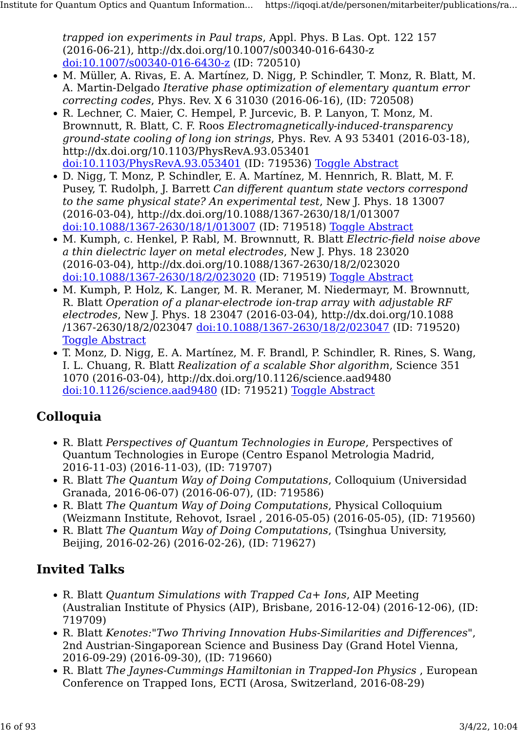*trapped ion experiments in Paul traps*, Appl. Phys. B Las. Opt. 122 157 (2016-06-21), http://dx.doi.org/10.1007/s00340-016-6430-z [doi:10.1007/s00340-016-6430-z](http://dx.doi.org/10.1007/s00340-016-6430-z) (ID: 720510)

- M. Müller, A. Rivas, E. A. Martínez, D. Nigg, P. Schindler, T. Monz, R. Blatt, M. A. Martin-Delgado *Iterative phase optimization of elementary quantum error correcting codes*, Phys. Rev. X 6 31030 (2016-06-16), (ID: 720508)
- R. Lechner, C. Maier, C. Hempel, P. Jurcevic, B. P. Lanyon, T. Monz, M. Brownnutt, R. Blatt, C. F. Roos *Electromagnetically-induced-transparency ground-state cooling of long ion strings*, Phys. Rev. A 93 53401 (2016-03-18), http://dx.doi.org/10.1103/PhysRevA.93.053401 [doi:10.1103/PhysRevA.93.053401](http://dx.doi.org/10.1103/PhysRevA.93.053401) (ID: 719536) Toggle Abstract
- D. Nigg, T. Monz, P. Schindler, E. A. Martínez, M. Hennrich, R. Blatt, M. F. Pusey, T. Rudolph, J. Barrett *Can different quantum state vectors correspond to the same physical state? An experimental test*, New J. Phys. 18 13007 (2016-03-04), http://dx.doi.org/10.1088/1367-2630/18/1/013007 [doi:10.1088/1367-2630/18/1/013007](http://dx.doi.org/10.1088/1367-2630/18/1/013007) (ID: 719518) Toggle Abstract
- M. Kumph, c. Henkel, P. Rabl, M. Brownnutt, R. Blatt *Electric-field noise above a thin dielectric layer on metal electrodes*, New J. Phys. 18 23020 (2016-03-04), http://dx.doi.org/10.1088/1367-2630/18/2/023020 [doi:10.1088/1367-2630/18/2/023020](http://dx.doi.org/10.1088/1367-2630/18/2/023020) (ID: 719519) Toggle Abstract
- M. Kumph, P. Holz, K. Langer, M. R. Meraner, M. Niedermayr, M. Brownnutt, R. Blatt *Operation of a planar-electrode ion-trap array with adjustable RF electrodes*, New J. Phys. 18 23047 (2016-03-04), http://dx.doi.org/10.1088/1367-2630/18/2/023047 [doi:10.1088/1367-2630/18/2/023047](http://dx.doi.org/10.1088/1367-2630/18/2/023047) (ID: 719520) Toggle Abstract
- T. Monz, D. Nigg, E. A. Martínez, M. F. Brandl, P. Schindler, R. Rines, S. Wang, I. L. Chuang, R. Blatt *Realization of a scalable Shor algorithm*, Science 351 1070 (2016-03-04), http://dx.doi.org/10.1126/science.aad9480 [doi:10.1126/science.aad9480](http://dx.doi.org/10.1126/science.aad9480) (ID: 719521) Toggle Abstract

## Colloquia

- R. Blatt *Perspectives of Quantum Technologies in Europe*, Perspectives of Quantum Technologies in Europe (Centro Espanol Metrologia Madrid, 2016-11-03) (2016-11-03), (ID: 719707)
- R. Blatt *The Quantum Way of Doing Computations*, Colloquium (Universidad Granada, 2016-06-07) (2016-06-07), (ID: 719586)
- R. Blatt *The Quantum Way of Doing Computations*, Physical Colloquium (Weizmann Institute, Rehovot, Israel , 2016-05-05) (2016-05-05), (ID: 719560)
- R. Blatt *The Quantum Way of Doing Computations*, (Tsinghua University, Beijing, 2016-02-26) (2016-02-26), (ID: 719627)

## Invited Talks

- R. Blatt *Quantum Simulations with Trapped Ca+ Ions*, AIP Meeting (Australian Institute of Physics (AIP), Brisbane, 2016-12-04) (2016-12-06), (ID: 719709)
- R. Blatt *Kenotes:"Two Thriving Innovation Hubs-Similarities and Differences*", 2nd Austrian-Singaporean Science and Business Day (Grand Hotel Vienna, 2016-09-29) (2016-09-30), (ID: 719660)
- R. Blatt *The Jaynes-Cummings Hamiltonian in Trapped-Ion Physics* , European Conference on Trapped Ions, ECTI (Arosa, Switzerland, 2016-08-29)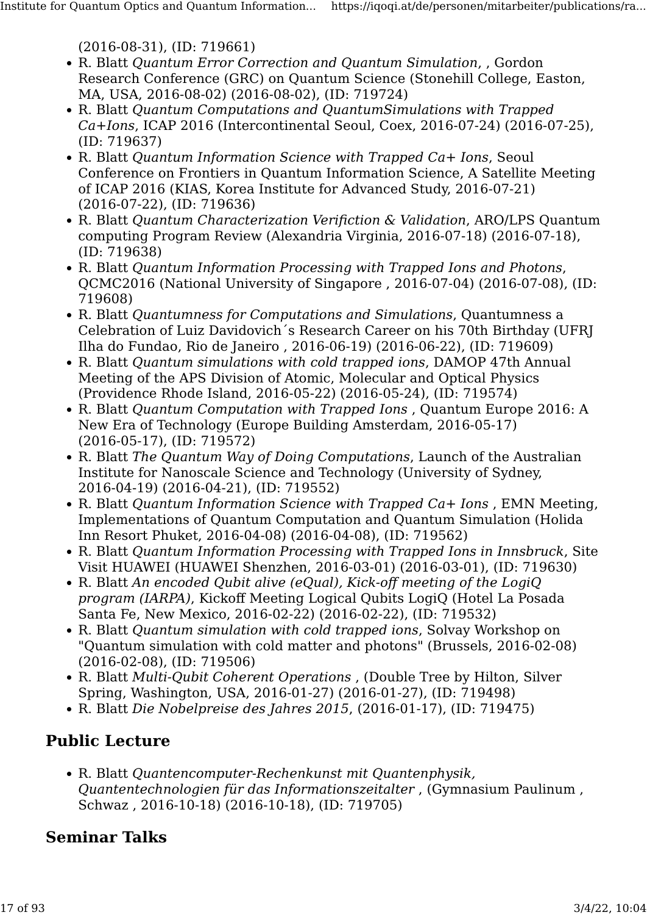(2016-08-31), (ID: 719661)

- R. Blatt *Quantum Error Correction and Quantum Simulation*, , Gordon Research Conference (GRC) on Quantum Science (Stonehill College, Easton, MA, USA, 2016-08-02) (2016-08-02), (ID: 719724)
- R. Blatt *Quantum Computations and QuantumSimulations with Trapped Ca+Ions*, ICAP 2016 (Intercontinental Seoul, Coex, 2016-07-24) (2016-07-25), (ID: 719637)
- R. Blatt *Quantum Information Science with Trapped Ca+ Ions*, Seoul Conference on Frontiers in Quantum Information Science, A Satellite Meeting of ICAP 2016 (KIAS, Korea Institute for Advanced Study, 2016-07-21) (2016-07-22), (ID: 719636)
- R. Blatt *Quantum Characterization Verifiction & Validation*, ARO/LPS Quantum computing Program Review (Alexandria Virginia, 2016-07-18) (2016-07-18), (ID: 719638)
- R. Blatt *Quantum Information Processing with Trapped Ions and Photons*, QCMC2016 (National University of Singapore , 2016-07-04) (2016-07-08), (ID: 719608)
- R. Blatt *Quantumness for Computations and Simulations*, Quantumness a Celebration of Luiz Davidovich´s Research Career on his 70th Birthday (UFRJ Ilha do Fundao, Rio de Janeiro , 2016-06-19) (2016-06-22), (ID: 719609)
- R. Blatt *Quantum simulations with cold trapped ions*, DAMOP 47th Annual Meeting of the APS Division of Atomic, Molecular and Optical Physics (Providence Rhode Island, 2016-05-22) (2016-05-24), (ID: 719574)
- R. Blatt *Quantum Computation with Trapped Ions* , Quantum Europe 2016: A New Era of Technology (Europe Building Amsterdam, 2016-05-17) (2016-05-17), (ID: 719572)
- R. Blatt *The Quantum Way of Doing Computations*, Launch of the Australian Institute for Nanoscale Science and Technology (University of Sydney, 2016-04-19) (2016-04-21), (ID: 719552)
- R. Blatt *Quantum Information Science with Trapped Ca+ Ions* , EMN Meeting, Implementations of Quantum Computation and Quantum Simulation (Holida Inn Resort Phuket, 2016-04-08) (2016-04-08), (ID: 719562)
- R. Blatt *Quantum Information Processing with Trapped Ions in Innsbruck*, Site Visit HUAWEI (HUAWEI Shenzhen, 2016-03-01) (2016-03-01), (ID: 719630)
- R. Blatt *An encoded Qubit alive (eQual), Kick-off meeting of the LogiQ program (IARPA)*, Kickoff Meeting Logical Qubits LogiQ (Hotel La Posada Santa Fe, New Mexico, 2016-02-22) (2016-02-22), (ID: 719532)
- R. Blatt *Quantum simulation with cold trapped ions*, Solvay Workshop on "Quantum simulation with cold matter and photons" (Brussels, 2016-02-08) (2016-02-08), (ID: 719506)
- R. Blatt *Multi-Qubit Coherent Operations* , (Double Tree by Hilton, Silver Spring, Washington, USA, 2016-01-27) (2016-01-27), (ID: 719498)
- R. Blatt *Die Nobelpreise des Jahres 2015*, (2016-01-17), (ID: 719475)

## Public Lecture

- R. Blatt *Quantencomputer-Rechenkunst mit Quantenphysik, Quantentechnologien für das Informationszeitalter* , (Gymnasium Paulinum , Schwaz , 2016-10-18) (2016-10-18), (ID: 719705)

## Seminar Talks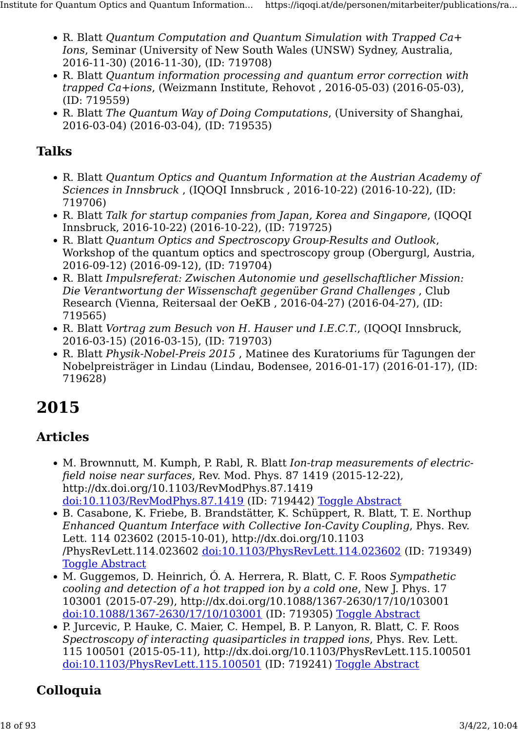- R. Blatt *Quantum Computation and Quantum Simulation with Trapped Ca+ Ions*, Seminar (University of New South Wales (UNSW) Sydney, Australia, 2016-11-30) (2016-11-30), (ID: 719708)
- R. Blatt *Quantum information processing and quantum error correction with trapped Ca+ions*, (Weizmann Institute, Rehovot , 2016-05-03) (2016-05-03), (ID: 719559)
- R. Blatt *The Quantum Way of Doing Computations*, (University of Shanghai, 2016-03-04) (2016-03-04), (ID: 719535)

### Talks

- R. Blatt *Quantum Optics and Quantum Information at the Austrian Academy of Sciences in Innsbruck* , (IQOQI Innsbruck , 2016-10-22) (2016-10-22), (ID: 719706)
- R. Blatt *Talk for startup companies from Japan, Korea and Singapore*, (IQOQI Innsbruck, 2016-10-22) (2016-10-22), (ID: 719725)
- R. Blatt *Quantum Optics and Spectroscopy Group-Results and Outlook*, Workshop of the quantum optics and spectroscopy group (Obergurgl, Austria, 2016-09-12) (2016-09-12), (ID: 719704)
- R. Blatt *Impulsreferat: Zwischen Autonomie und gesellschaftlicher Mission: Die Verantwortung der Wissenschaft gegenüber Grand Challenges* , Club Research (Vienna, Reitersaal der OeKB , 2016-04-27) (2016-04-27), (ID: 719565)
- R. Blatt *Vortrag zum Besuch von H. Hauser und I.E.C.T.*, (IQOQI Innsbruck, 2016-03-15) (2016-03-15), (ID: 719703)
- R. Blatt *Physik-Nobel-Preis 2015* , Matinee des Kuratoriums für Tagungen der Nobelpreisträger in Lindau (Lindau, Bodensee, 2016-01-17) (2016-01-17), (ID: 719628)

# 2015

### Articles

- M. Brownnutt, M. Kumph, P. Rabl, R. Blatt *Ion-trap measurements of electric-field noise near surfaces*, Rev. Mod. Phys. 87 1419 (2015-12-22), http://dx.doi.org/10.1103/RevModPhys.87.1419 doi:10.1103/RevModPhys.87.1419 (ID: 719442) Toggle Abstract
- B. Casabone, K. Friebe, B. Brandstätter, K. Schüppert, R. Blatt, T. E. Northup *Enhanced Quantum Interface with Collective Ion-Cavity Coupling*, Phys. Rev. Lett. 114 023602 (2015-10-01), http://dx.doi.org/10.1103/PhysRevLett.114.023602 doi:10.1103/PhysRevLett.114.023602 (ID: 719349) Toggle Abstract
- M. Guggemos, D. Heinrich, Ó. A. Herrera, R. Blatt, C. F. Roos *Sympathetic cooling and detection of a hot trapped ion by a cold one*, New J. Phys. 17 103001 (2015-07-29), http://dx.doi.org/10.1088/1367-2630/17/10/103001 doi:10.1088/1367-2630/17/10/103001 (ID: 719305) Toggle Abstract
- P. Jurcevic, P. Hauke, C. Maier, C. Hempel, B. P. Lanyon, R. Blatt, C. F. Roos *Spectroscopy of interacting quasiparticles in trapped ions*, Phys. Rev. Lett. 115 100501 (2015-05-11), http://dx.doi.org/10.1103/PhysRevLett.115.100501 doi:10.1103/PhysRevLett.115.100501 (ID: 719241) Toggle Abstract

### Colloquia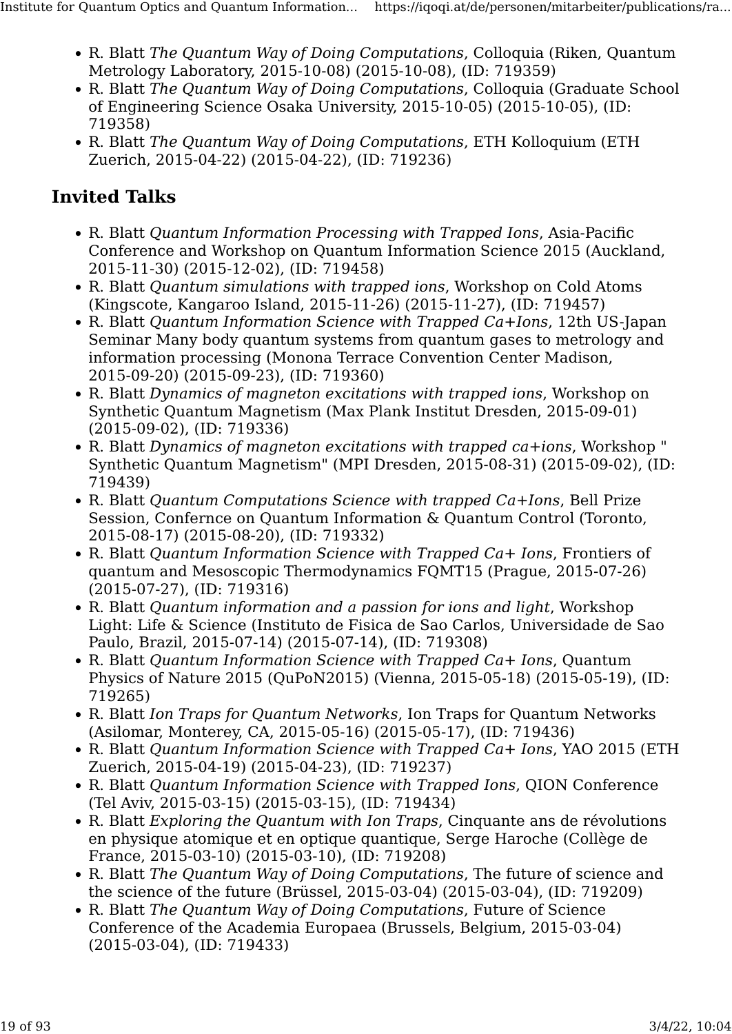- R. Blatt *The Quantum Way of Doing Computations*, Colloquia (Riken, Quantum Metrology Laboratory, 2015-10-08) (2015-10-08), (ID: 719359)
- R. Blatt *The Quantum Way of Doing Computations*, Colloquia (Graduate School of Engineering Science Osaka University, 2015-10-05) (2015-10-05), (ID: 719358)
- R. Blatt *The Quantum Way of Doing Computations*, ETH Kolloquium (ETH Zuerich, 2015-04-22) (2015-04-22), (ID: 719236)

## Invited Talks

- R. Blatt *Quantum Information Processing with Trapped Ions*, Asia-Pacific Conference and Workshop on Quantum Information Science 2015 (Auckland, 2015-11-30) (2015-12-02), (ID: 719458)
- R. Blatt *Quantum simulations with trapped ions*, Workshop on Cold Atoms (Kingscote, Kangaroo Island, 2015-11-26) (2015-11-27), (ID: 719457)
- R. Blatt *Quantum Information Science with Trapped Ca+Ions*, 12th US-Japan Seminar Many body quantum systems from quantum gases to metrology and information processing (Monona Terrace Convention Center Madison, 2015-09-20) (2015-09-23), (ID: 719360)
- R. Blatt *Dynamics of magneton excitations with trapped ions*, Workshop on Synthetic Quantum Magnetism (Max Plank Institut Dresden, 2015-09-01) (2015-09-02), (ID: 719336)
- R. Blatt *Dynamics of magneton excitations with trapped ca+ions*, Workshop " Synthetic Quantum Magnetism" (MPI Dresden, 2015-08-31) (2015-09-02), (ID: 719439)
- R. Blatt *Quantum Computations Science with trapped Ca+Ions*, Bell Prize Session, Confernce on Quantum Information & Quantum Control (Toronto, 2015-08-17) (2015-08-20), (ID: 719332)
- R. Blatt *Quantum Information Science with Trapped Ca+ Ions*, Frontiers of quantum and Mesoscopic Thermodynamics FQMT15 (Prague, 2015-07-26) (2015-07-27), (ID: 719316)
- R. Blatt *Quantum information and a passion for ions and light*, Workshop Light: Life & Science (Instituto de Fisica de Sao Carlos, Universidade de Sao Paulo, Brazil, 2015-07-14) (2015-07-14), (ID: 719308)
- R. Blatt *Quantum Information Science with Trapped Ca+ Ions*, Quantum Physics of Nature 2015 (QuPoN2015) (Vienna, 2015-05-18) (2015-05-19), (ID: 719265)
- R. Blatt *Ion Traps for Quantum Networks*, Ion Traps for Quantum Networks (Asilomar, Monterey, CA, 2015-05-16) (2015-05-17), (ID: 719436)
- R. Blatt *Quantum Information Science with Trapped Ca+ Ions*, YAO 2015 (ETH Zuerich, 2015-04-19) (2015-04-23), (ID: 719237)
- R. Blatt *Quantum Information Science with Trapped Ions*, QION Conference (Tel Aviv, 2015-03-15) (2015-03-15), (ID: 719434)
- R. Blatt *Exploring the Quantum with Ion Traps*, Cinquante ans de révolutions en physique atomique et en optique quantique, Serge Haroche (Collège de France, 2015-03-10) (2015-03-10), (ID: 719208)
- R. Blatt *The Quantum Way of Doing Computations*, The future of science and the science of the future (Brüssel, 2015-03-04) (2015-03-04), (ID: 719209)
- R. Blatt *The Quantum Way of Doing Computations*, Future of Science Conference of the Academia Europaea (Brussels, Belgium, 2015-03-04) (2015-03-04), (ID: 719433)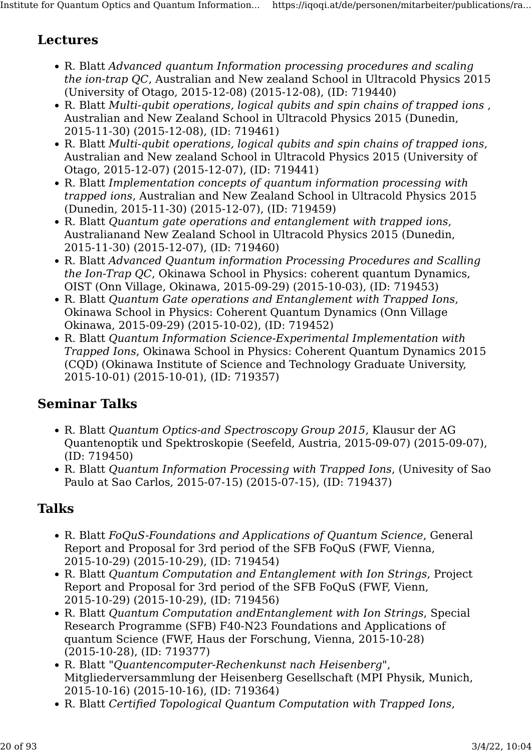## Lectures

- R. Blatt *Advanced quantum Information processing procedures and scaling the ion-trap QC*, Australian and New zealand School in Ultracold Physics 2015 (University of Otago, 2015-12-08) (2015-12-08), (ID: 719440)
- R. Blatt *Multi-qubit operations, logical qubits and spin chains of trapped ions* , Australian and New Zealand School in Ultracold Physics 2015 (Dunedin, 2015-11-30) (2015-12-08), (ID: 719461)
- R. Blatt *Multi-qubit operations, logical qubits and spin chains of trapped ions*, Australian and New zealand School in Ultracold Physics 2015 (University of Otago, 2015-12-07) (2015-12-07), (ID: 719441)
- R. Blatt *Implementation concepts of quantum information processing with trapped ions*, Australian and New Zealand School in Ultracold Physics 2015 (Dunedin, 2015-11-30) (2015-12-07), (ID: 719459)
- R. Blatt *Quantum gate operations and entanglement with trapped ions*, Australianand New Zealand School in Ultracold Physics 2015 (Dunedin, 2015-11-30) (2015-12-07), (ID: 719460)
- R. Blatt *Advanced Quantum information Processing Procedures and Scalling the Ion-Trap QC*, Okinawa School in Physics: coherent quantum Dynamics, OIST (Onn Village, Okinawa, 2015-09-29) (2015-10-03), (ID: 719453)
- R. Blatt *Quantum Gate operations and Entanglement with Trapped Ions*, Okinawa School in Physics: Coherent Quantum Dynamics (Onn Village Okinawa, 2015-09-29) (2015-10-02), (ID: 719452)
- R. Blatt *Quantum Information Science-Experimental Implementation with Trapped Ions*, Okinawa School in Physics: Coherent Quantum Dynamics 2015 (CQD) (Okinawa Institute of Science and Technology Graduate University, 2015-10-01) (2015-10-01), (ID: 719357)

## Seminar Talks

- R. Blatt *Quantum Optics-and Spectroscopy Group 2015*, Klausur der AG Quantenoptik und Spektroskopie (Seefeld, Austria, 2015-09-07) (2015-09-07), (ID: 719450)
- R. Blatt *Quantum Information Processing with Trapped Ions*, (Univesity of Sao Paulo at Sao Carlos, 2015-07-15) (2015-07-15), (ID: 719437)

## Talks

- R. Blatt *FoQuS-Foundations and Applications of Quantum Science*, General Report and Proposal for 3rd period of the SFB FoQuS (FWF, Vienna, 2015-10-29) (2015-10-29), (ID: 719454)
- R. Blatt *Quantum Computation and Entanglement with Ion Strings*, Project Report and Proposal for 3rd period of the SFB FoQuS (FWF, Vienn, 2015-10-29) (2015-10-29), (ID: 719456)
- R. Blatt *Quantum Computation andEntanglement with Ion Strings*, Special Research Programme (SFB) F40-N23 Foundations and Applications of quantum Science (FWF, Haus der Forschung, Vienna, 2015-10-28) (2015-10-28), (ID: 719377)
- R. Blatt "*Quantencomputer-Rechenkunst nach Heisenberg*", Mitgliederversammlung der Heisenberg Gesellschaft (MPI Physik, Munich, 2015-10-16) (2015-10-16), (ID: 719364)
- R. Blatt *Certified Topological Quantum Computation with Trapped Ions*,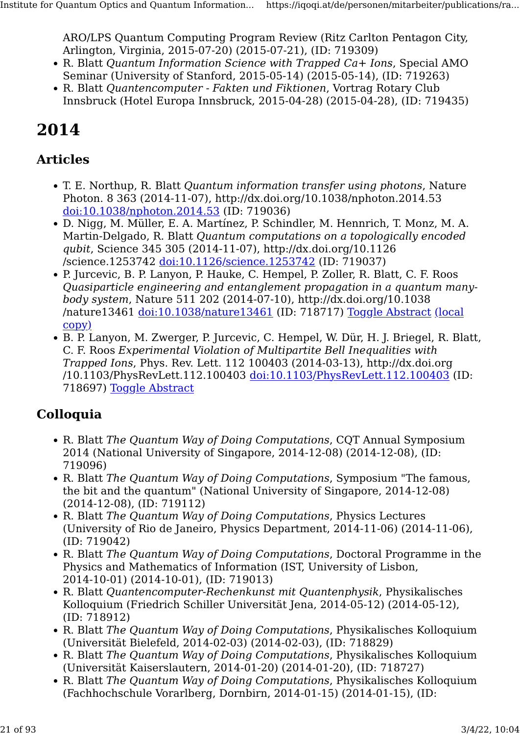ARO/LPS Quantum Computing Program Review (Ritz Carlton Pentagon City, Arlington, Virginia, 2015-07-20) (2015-07-21), (ID: 719309)

- R. Blatt *Quantum Information Science with Trapped Ca+ Ions*, Special AMO Seminar (University of Stanford, 2015-05-14) (2015-05-14), (ID: 719263)
- R. Blatt *Quantencomputer - Fakten und Fiktionen*, Vortrag Rotary Club Innsbruck (Hotel Europa Innsbruck, 2015-04-28) (2015-04-28), (ID: 719435)

# 2014

## Articles

- T. E. Northup, R. Blatt *Quantum information transfer using photons*, Nature Photon. 8 363 (2014-11-07), http://dx.doi.org/10.1038/nphoton.2014.53 [doi:10.1038/nphoton.2014.53](http://dx.doi.org/10.1038/nphoton.2014.53) (ID: 719036)
- D. Nigg, M. Müller, E. A. Martínez, P. Schindler, M. Hennrich, T. Monz, M. A. Martin-Delgado, R. Blatt *Quantum computations on a topologically encoded qubit*, Science 345 305 (2014-11-07), http://dx.doi.org/10.1126/science.1253742 [doi:10.1126/science.1253742](http://dx.doi.org/10.1126/science.1253742) (ID: 719037)
- P. Jurcevic, B. P. Lanyon, P. Hauke, C. Hempel, P. Zoller, R. Blatt, C. F. Roos *Quasiparticle engineering and entanglement propagation in a quantum many-body system*, Nature 511 202 (2014-07-10), http://dx.doi.org/10.1038/nature13461 [doi:10.1038/nature13461](http://dx.doi.org/10.1038/nature13461) (ID: 718717) Toggle Abstract (local copy)
- B. P. Lanyon, M. Zwerger, P. Jurcevic, C. Hempel, W. Dür, H. J. Briegel, R. Blatt, C. F. Roos *Experimental Violation of Multipartite Bell Inequalities with Trapped Ions*, Phys. Rev. Lett. 112 100403 (2014-03-13), http://dx.doi.org/10.1103/PhysRevLett.112.100403 [doi:10.1103/PhysRevLett.112.100403](http://dx.doi.org/10.1103/PhysRevLett.112.100403) (ID: 718697) Toggle Abstract

## Colloquia

- R. Blatt *The Quantum Way of Doing Computations*, CQT Annual Symposium 2014 (National University of Singapore, 2014-12-08) (2014-12-08), (ID: 719096)
- R. Blatt *The Quantum Way of Doing Computations*, Symposium "The famous, the bit and the quantum" (National University of Singapore, 2014-12-08) (2014-12-08), (ID: 719112)
- R. Blatt *The Quantum Way of Doing Computations*, Physics Lectures (University of Rio de Janeiro, Physics Department, 2014-11-06) (2014-11-06), (ID: 719042)
- R. Blatt *The Quantum Way of Doing Computations*, Doctoral Programme in the Physics and Mathematics of Information (IST, University of Lisbon, 2014-10-01) (2014-10-01), (ID: 719013)
- R. Blatt *Quantencomputer-Rechenkunst mit Quantenphysik*, Physikalisches Kolloquium (Friedrich Schiller Universität Jena, 2014-05-12) (2014-05-12), (ID: 718912)
- R. Blatt *The Quantum Way of Doing Computations*, Physikalisches Kolloquium (Universität Bielefeld, 2014-02-03) (2014-02-03), (ID: 718829)
- R. Blatt *The Quantum Way of Doing Computations*, Physikalisches Kolloquium (Universität Kaiserslautern, 2014-01-20) (2014-01-20), (ID: 718727)
- R. Blatt *The Quantum Way of Doing Computations*, Physikalisches Kolloquium (Fachhochschule Vorarlberg, Dornbirn, 2014-01-15) (2014-01-15), (ID: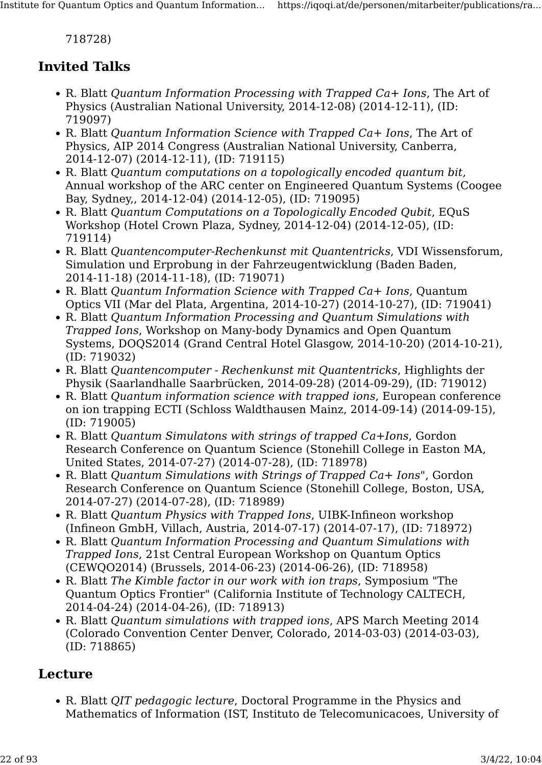718728)

## Invited Talks

- R. Blatt *Quantum Information Processing with Trapped Ca+ Ions*, The Art of Physics (Australian National University, 2014-12-08) (2014-12-11), (ID: 719097)
- R. Blatt *Quantum Information Science with Trapped Ca+ Ions*, The Art of Physics, AIP 2014 Congress (Australian National University, Canberra, 2014-12-07) (2014-12-11), (ID: 719115)
- R. Blatt *Quantum computations on a topologically encoded quantum bit*, Annual workshop of the ARC center on Engineered Quantum Systems (Coogee Bay, Sydney,, 2014-12-04) (2014-12-05), (ID: 719095)
- R. Blatt *Quantum Computations on a Topologically Encoded Qubit*, EQuS Workshop (Hotel Crown Plaza, Sydney, 2014-12-04) (2014-12-05), (ID: 719114)
- R. Blatt *Quantencomputer-Rechenkunst mit Quantentricks*, VDI Wissensforum, Simulation und Erprobung in der Fahrzeugentwicklung (Baden Baden, 2014-11-18) (2014-11-18), (ID: 719071)
- R. Blatt *Quantum Information Science with Trapped Ca+ Ions*, Quantum Optics VII (Mar del Plata, Argentina, 2014-10-27) (2014-10-27), (ID: 719041)
- R. Blatt *Quantum Information Processing and Quantum Simulations with Trapped Ions*, Workshop on Many-body Dynamics and Open Quantum Systems, DOQS2014 (Grand Central Hotel Glasgow, 2014-10-20) (2014-10-21), (ID: 719032)
- R. Blatt *Quantencomputer - Rechenkunst mit Quantentricks*, Highlights der Physik (Saarlandhalle Saarbrücken, 2014-09-28) (2014-09-29), (ID: 719012)
- R. Blatt *Quantum information science with trapped ions*, European conference on ion trapping ECTI (Schloss Waldthausen Mainz, 2014-09-14) (2014-09-15), (ID: 719005)
- R. Blatt *Quantum Simulatons with strings of trapped Ca+Ions*, Gordon Research Conference on Quantum Science (Stonehill College in Easton MA, United States, 2014-07-27) (2014-07-28), (ID: 718978)
- R. Blatt *Quantum Simulations with Strings of Trapped Ca+ Ions*", Gordon Research Conference on Quantum Science (Stonehill College, Boston, USA, 2014-07-27) (2014-07-28), (ID: 718989)
- R. Blatt *Quantum Physics with Trapped Ions*, UIBK-Infineon workshop (Infineon GmbH, Villach, Austria, 2014-07-17) (2014-07-17), (ID: 718972)
- R. Blatt *Quantum Information Processing and Quantum Simulations with Trapped Ions*, 21st Central European Workshop on Quantum Optics (CEWQO2014) (Brussels, 2014-06-23) (2014-06-26), (ID: 718958)
- R. Blatt *The Kimble factor in our work with ion traps*, Symposium "The Quantum Optics Frontier" (California Institute of Technology CALTECH, 2014-04-24) (2014-04-26), (ID: 718913)
- R. Blatt *Quantum simulations with trapped ions*, APS March Meeting 2014 (Colorado Convention Center Denver, Colorado, 2014-03-03) (2014-03-03), (ID: 718865)

## Lecture

- R. Blatt *QIT pedagogic lecture*, Doctoral Programme in the Physics and Mathematics of Information (IST, Instituto de Telecomunicacoes, University of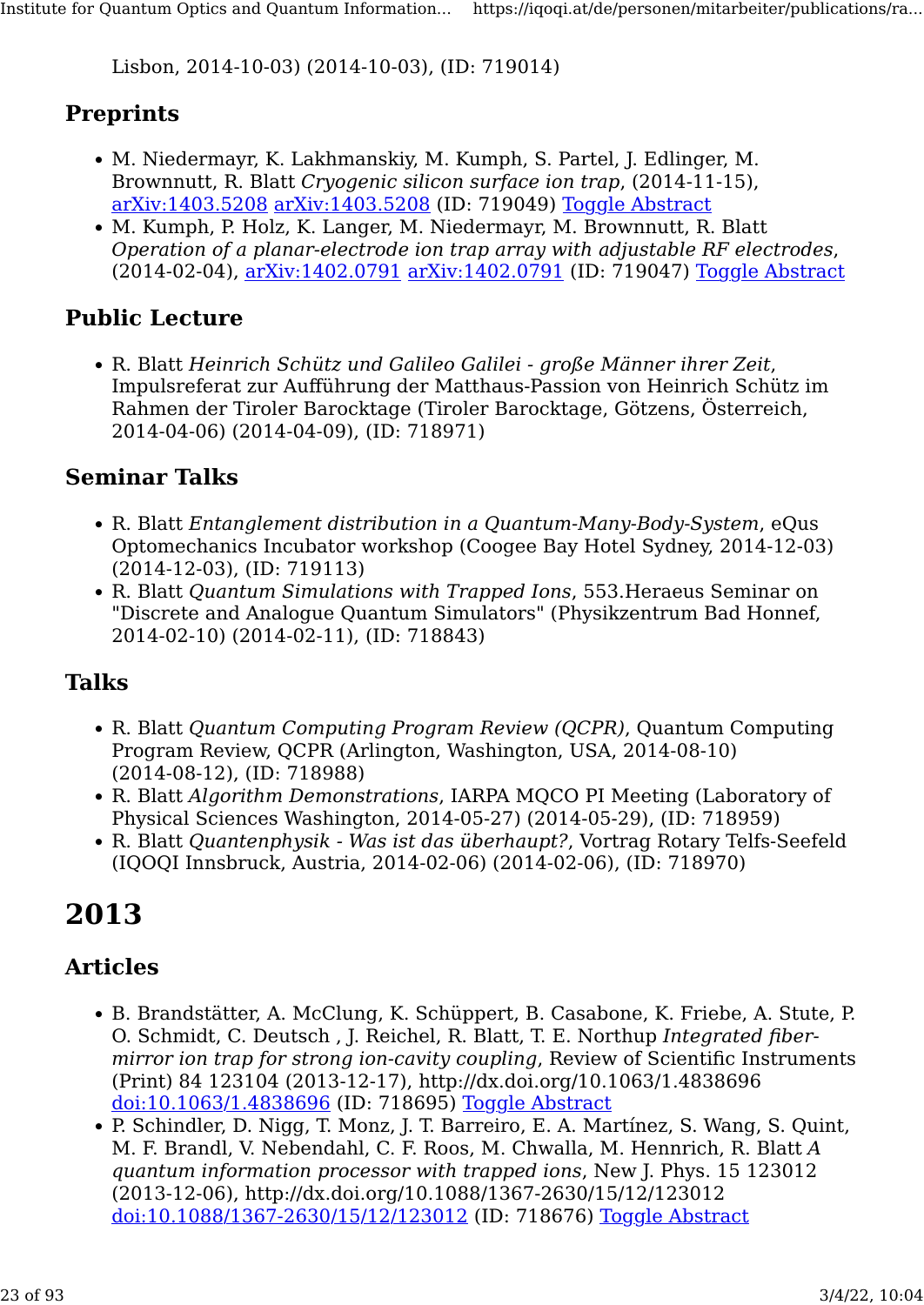Lisbon, 2014-10-03) (2014-10-03), (ID: 719014)

### Preprints

- M. Niedermayr, K. Lakhmanskiy, M. Kumph, S. Partel, J. Edlinger, M. Brownnutt, R. Blatt *Cryogenic silicon surface ion trap*, (2014-11-15), arXiv:1403.5208 arXiv:1403.5208 (ID: 719049) Toggle Abstract
- M. Kumph, P. Holz, K. Langer, M. Niedermayr, M. Brownnutt, R. Blatt *Operation of a planar-electrode ion trap array with adjustable RF electrodes*, (2014-02-04), arXiv:1402.0791 arXiv:1402.0791 (ID: 719047) Toggle Abstract

### Public Lecture

- R. Blatt *Heinrich Schütz und Galileo Galilei - große Männer ihrer Zeit*, Impulsreferat zur Aufführung der Matthaus-Passion von Heinrich Schütz im Rahmen der Tiroler Barocktage (Tiroler Barocktage, Götzens, Österreich, 2014-04-06) (2014-04-09), (ID: 718971)

### Seminar Talks

- R. Blatt *Entanglement distribution in a Quantum-Many-Body-System*, eQus Optomechanics Incubator workshop (Coogee Bay Hotel Sydney, 2014-12-03) (2014-12-03), (ID: 719113)
- R. Blatt *Quantum Simulations with Trapped Ions*, 553.Heraeus Seminar on "Discrete and Analogue Quantum Simulators" (Physikzentrum Bad Honnef, 2014-02-10) (2014-02-11), (ID: 718843)

### Talks

- R. Blatt *Quantum Computing Program Review (QCPR)*, Quantum Computing Program Review, QCPR (Arlington, Washington, USA, 2014-08-10) (2014-08-12), (ID: 718988)
- R. Blatt *Algorithm Demonstrations*, IARPA MQCO PI Meeting (Laboratory of Physical Sciences Washington, 2014-05-27) (2014-05-29), (ID: 718959)
- R. Blatt *Quantenphysik - Was ist das überhaupt?*, Vortrag Rotary Telfs-Seefeld (IQOQI Innsbruck, Austria, 2014-02-06) (2014-02-06), (ID: 718970)

## 2013

### Articles

- B. Brandstätter, A. McClung, K. Schüppert, B. Casabone, K. Friebe, A. Stute, P. O. Schmidt, C. Deutsch , J. Reichel, R. Blatt, T. E. Northup *Integrated fiber-mirror ion trap for strong ion-cavity coupling*, Review of Scientific Instruments (Print) 84 123104 (2013-12-17), http://dx.doi.org/10.1063/1.4838696 doi:10.1063/1.4838696 (ID: 718695) Toggle Abstract
- P. Schindler, D. Nigg, T. Monz, J. T. Barreiro, E. A. Martínez, S. Wang, S. Quint, M. F. Brandl, V. Nebendahl, C. F. Roos, M. Chwalla, M. Hennrich, R. Blatt *A quantum information processor with trapped ions*, New J. Phys. 15 123012 (2013-12-06), http://dx.doi.org/10.1088/1367-2630/15/12/123012 doi:10.1088/1367-2630/15/12/123012 (ID: 718676) Toggle Abstract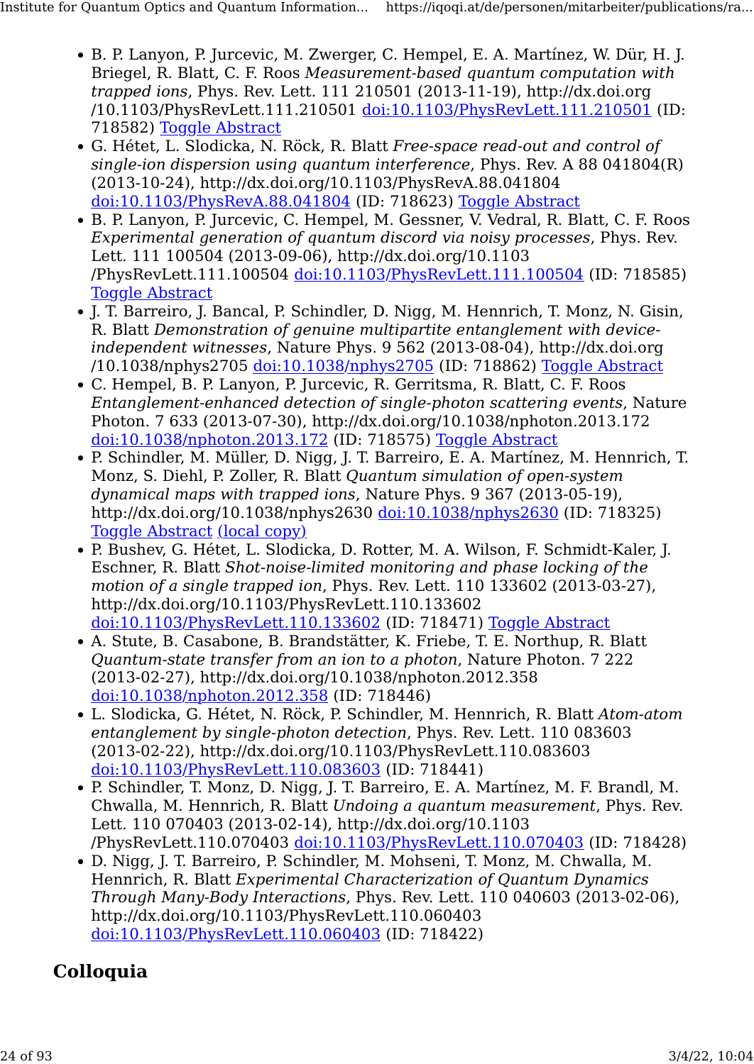- B. P. Lanyon, P. Jurcevic, M. Zwerger, C. Hempel, E. A. Martínez, W. Dür, H. J. Briegel, R. Blatt, C. F. Roos *Measurement-based quantum computation with trapped ions*, Phys. Rev. Lett. 111 210501 (2013-11-19), http://dx.doi.org/10.1103/PhysRevLett.111.210501 [doi:10.1103/PhysRevLett.111.210501](http://dx.doi.org/10.1103/PhysRevLett.111.210501) (ID: 718582) Toggle Abstract
- G. Hétet, L. Slodicka, N. Röck, R. Blatt *Free-space read-out and control of single-ion dispersion using quantum interference*, Phys. Rev. A 88 041804(R) (2013-10-24), http://dx.doi.org/10.1103/PhysRevA.88.041804 [doi:10.1103/PhysRevA.88.041804](http://dx.doi.org/10.1103/PhysRevA.88.041804) (ID: 718623) Toggle Abstract
- B. P. Lanyon, P. Jurcevic, C. Hempel, M. Gessner, V. Vedral, R. Blatt, C. F. Roos *Experimental generation of quantum discord via noisy processes*, Phys. Rev. Lett. 111 100504 (2013-09-06), http://dx.doi.org/10.1103/PhysRevLett.111.100504 [doi:10.1103/PhysRevLett.111.100504](http://dx.doi.org/10.1103/PhysRevLett.111.100504) (ID: 718585) Toggle Abstract
- J. T. Barreiro, J. Bancal, P. Schindler, D. Nigg, M. Hennrich, T. Monz, N. Gisin, R. Blatt *Demonstration of genuine multipartite entanglement with device-independent witnesses*, Nature Phys. 9 562 (2013-08-04), http://dx.doi.org/10.1038/nphys2705 [doi:10.1038/nphys2705](http://dx.doi.org/10.1038/nphys2705) (ID: 718862) Toggle Abstract
- C. Hempel, B. P. Lanyon, P. Jurcevic, R. Gerritsma, R. Blatt, C. F. Roos *Entanglement-enhanced detection of single-photon scattering events*, Nature Photon. 7 633 (2013-07-30), http://dx.doi.org/10.1038/nphoton.2013.172 [doi:10.1038/nphoton.2013.172](http://dx.doi.org/10.1038/nphoton.2013.172) (ID: 718575) Toggle Abstract
- P. Schindler, M. Müller, D. Nigg, J. T. Barreiro, E. A. Martínez, M. Hennrich, T. Monz, S. Diehl, P. Zoller, R. Blatt *Quantum simulation of open-system dynamical maps with trapped ions*, Nature Phys. 9 367 (2013-05-19), http://dx.doi.org/10.1038/nphys2630 [doi:10.1038/nphys2630](http://dx.doi.org/10.1038/nphys2630) (ID: 718325) Toggle Abstract (local copy)
- P. Bushev, G. Hétet, L. Slodicka, D. Rotter, M. A. Wilson, F. Schmidt-Kaler, J. Eschner, R. Blatt *Shot-noise-limited monitoring and phase locking of the motion of a single trapped ion*, Phys. Rev. Lett. 110 133602 (2013-03-27), http://dx.doi.org/10.1103/PhysRevLett.110.133602 [doi:10.1103/PhysRevLett.110.133602](http://dx.doi.org/10.1103/PhysRevLett.110.133602) (ID: 718471) Toggle Abstract
- A. Stute, B. Casabone, B. Brandstätter, K. Friebe, T. E. Northup, R. Blatt *Quantum-state transfer from an ion to a photon*, Nature Photon. 7 222 (2013-02-27), http://dx.doi.org/10.1038/nphoton.2012.358 [doi:10.1038/nphoton.2012.358](http://dx.doi.org/10.1038/nphoton.2012.358) (ID: 718446)
- L. Slodicka, G. Hétet, N. Röck, P. Schindler, M. Hennrich, R. Blatt *Atom-atom entanglement by single-photon detection*, Phys. Rev. Lett. 110 083603 (2013-02-22), http://dx.doi.org/10.1103/PhysRevLett.110.083603 [doi:10.1103/PhysRevLett.110.083603](http://dx.doi.org/10.1103/PhysRevLett.110.083603) (ID: 718441)
- P. Schindler, T. Monz, D. Nigg, J. T. Barreiro, E. A. Martínez, M. F. Brandl, M. Chwalla, M. Hennrich, R. Blatt *Undoing a quantum measurement*, Phys. Rev. Lett. 110 070403 (2013-02-14), http://dx.doi.org/10.1103/PhysRevLett.110.070403 [doi:10.1103/PhysRevLett.110.070403](http://dx.doi.org/10.1103/PhysRevLett.110.070403) (ID: 718428)
- D. Nigg, J. T. Barreiro, P. Schindler, M. Mohseni, T. Monz, M. Chwalla, M. Hennrich, R. Blatt *Experimental Characterization of Quantum Dynamics Through Many-Body Interactions*, Phys. Rev. Lett. 110 040603 (2013-02-06), http://dx.doi.org/10.1103/PhysRevLett.110.060403 [doi:10.1103/PhysRevLett.110.060403](http://dx.doi.org/10.1103/PhysRevLett.110.060403) (ID: 718422)

## Colloquia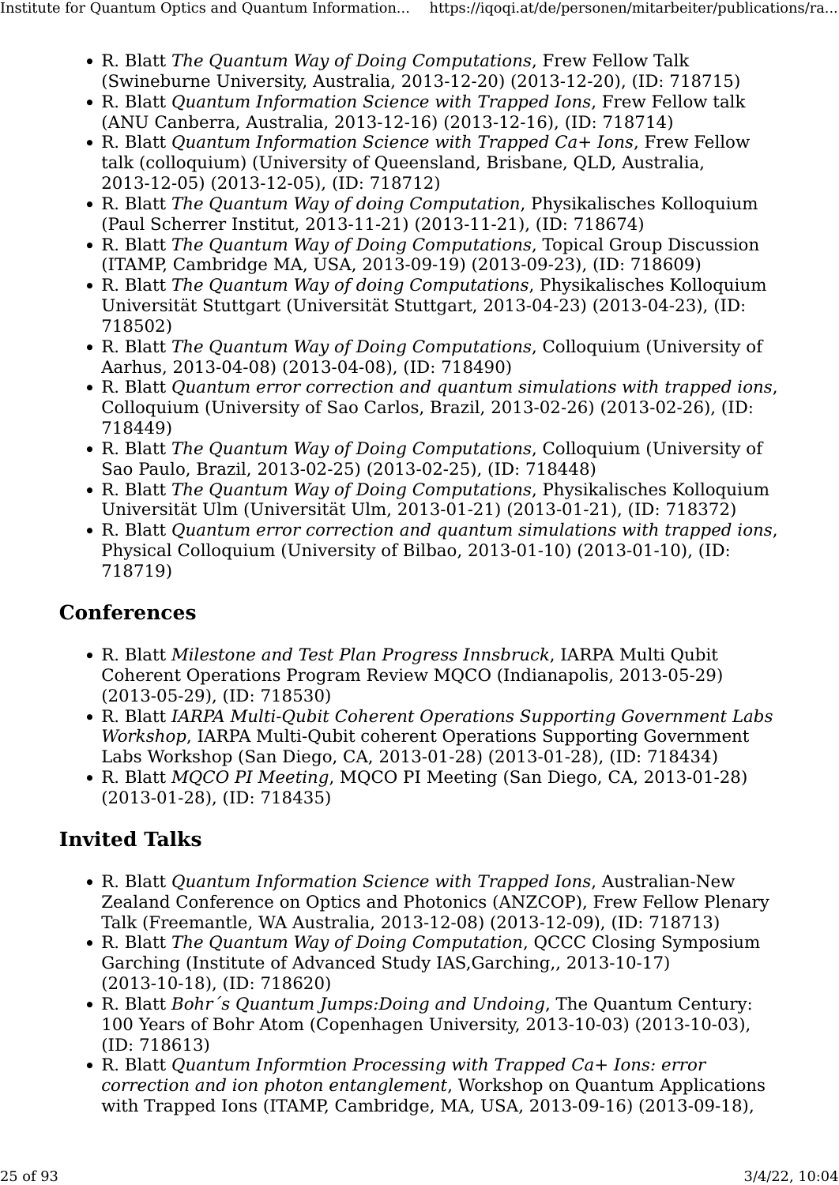- R. Blatt *The Quantum Way of Doing Computations*, Frew Fellow Talk (Swineburne University, Australia, 2013-12-20) (2013-12-20), (ID: 718715)
- R. Blatt *Quantum Information Science with Trapped Ions*, Frew Fellow talk (ANU Canberra, Australia, 2013-12-16) (2013-12-16), (ID: 718714)
- R. Blatt *Quantum Information Science with Trapped Ca+ Ions*, Frew Fellow talk (colloquium) (University of Queensland, Brisbane, QLD, Australia, 2013-12-05) (2013-12-05), (ID: 718712)
- R. Blatt *The Quantum Way of doing Computation*, Physikalisches Kolloquium (Paul Scherrer Institut, 2013-11-21) (2013-11-21), (ID: 718674)
- R. Blatt *The Quantum Way of Doing Computations*, Topical Group Discussion (ITAMP, Cambridge MA, USA, 2013-09-19) (2013-09-23), (ID: 718609)
- R. Blatt *The Quantum Way of doing Computations*, Physikalisches Kolloquium Universität Stuttgart (Universität Stuttgart, 2013-04-23) (2013-04-23), (ID: 718502)
- R. Blatt *The Quantum Way of Doing Computations*, Colloquium (University of Aarhus, 2013-04-08) (2013-04-08), (ID: 718490)
- R. Blatt *Quantum error correction and quantum simulations with trapped ions*, Colloquium (University of Sao Carlos, Brazil, 2013-02-26) (2013-02-26), (ID: 718449)
- R. Blatt *The Quantum Way of Doing Computations*, Colloquium (University of Sao Paulo, Brazil, 2013-02-25) (2013-02-25), (ID: 718448)
- R. Blatt *The Quantum Way of Doing Computations*, Physikalisches Kolloquium Universität Ulm (Universität Ulm, 2013-01-21) (2013-01-21), (ID: 718372)
- R. Blatt *Quantum error correction and quantum simulations with trapped ions*, Physical Colloquium (University of Bilbao, 2013-01-10) (2013-01-10), (ID: 718719)

## Conferences

- R. Blatt *Milestone and Test Plan Progress Innsbruck*, IARPA Multi Qubit Coherent Operations Program Review MQCO (Indianapolis, 2013-05-29) (2013-05-29), (ID: 718530)
- R. Blatt *IARPA Multi-Qubit Coherent Operations Supporting Government Labs Workshop*, IARPA Multi-Qubit coherent Operations Supporting Government Labs Workshop (San Diego, CA, 2013-01-28) (2013-01-28), (ID: 718434)
- R. Blatt *MQCO PI Meeting*, MQCO PI Meeting (San Diego, CA, 2013-01-28) (2013-01-28), (ID: 718435)

## Invited Talks

- R. Blatt *Quantum Information Science with Trapped Ions*, Australian-New Zealand Conference on Optics and Photonics (ANZCOP), Frew Fellow Plenary Talk (Freemantle, WA Australia, 2013-12-08) (2013-12-09), (ID: 718713)
- R. Blatt *The Quantum Way of Doing Computation*, QCCC Closing Symposium Garching (Institute of Advanced Study IAS,Garching,, 2013-10-17) (2013-10-18), (ID: 718620)
- R. Blatt *Bohr´s Quantum Jumps:Doing and Undoing*, The Quantum Century: 100 Years of Bohr Atom (Copenhagen University, 2013-10-03) (2013-10-03), (ID: 718613)
- R. Blatt *Quantum Informtion Processing with Trapped Ca+ Ions: error correction and ion photon entanglement*, Workshop on Quantum Applications with Trapped Ions (ITAMP, Cambridge, MA, USA, 2013-09-16) (2013-09-18),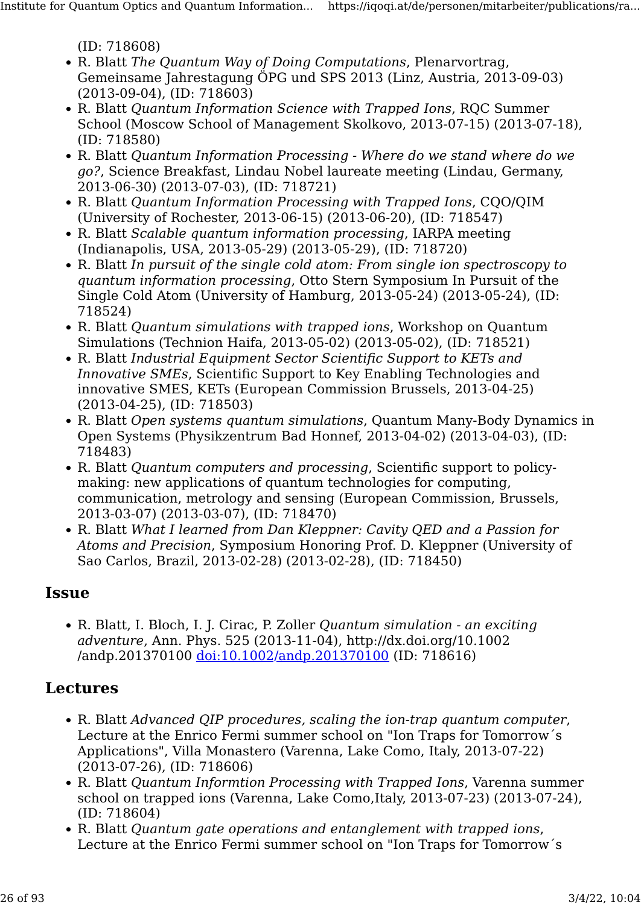(ID: 718608)

- R. Blatt *The Quantum Way of Doing Computations*, Plenarvortrag, Gemeinsame Jahrestagung ÖPG und SPS 2013 (Linz, Austria, 2013-09-03) (2013-09-04), (ID: 718603)
- R. Blatt *Quantum Information Science with Trapped Ions*, RQC Summer School (Moscow School of Management Skolkovo, 2013-07-15) (2013-07-18), (ID: 718580)
- R. Blatt *Quantum Information Processing - Where do we stand where do we go?*, Science Breakfast, Lindau Nobel laureate meeting (Lindau, Germany, 2013-06-30) (2013-07-03), (ID: 718721)
- R. Blatt *Quantum Information Processing with Trapped Ions*, CQO/QIM (University of Rochester, 2013-06-15) (2013-06-20), (ID: 718547)
- R. Blatt *Scalable quantum information processing*, IARPA meeting (Indianapolis, USA, 2013-05-29) (2013-05-29), (ID: 718720)
- R. Blatt *In pursuit of the single cold atom: From single ion spectroscopy to quantum information processing*, Otto Stern Symposium In Pursuit of the Single Cold Atom (University of Hamburg, 2013-05-24) (2013-05-24), (ID: 718524)
- R. Blatt *Quantum simulations with trapped ions*, Workshop on Quantum Simulations (Technion Haifa, 2013-05-02) (2013-05-02), (ID: 718521)
- R. Blatt *Industrial Equipment Sector Scientific Support to KETs and Innovative SMEs*, Scientific Support to Key Enabling Technologies and innovative SMES, KETs (European Commission Brussels, 2013-04-25) (2013-04-25), (ID: 718503)
- R. Blatt *Open systems quantum simulations*, Quantum Many-Body Dynamics in Open Systems (Physikzentrum Bad Honnef, 2013-04-02) (2013-04-03), (ID: 718483)
- R. Blatt *Quantum computers and processing*, Scientific support to policy-making: new applications of quantum technologies for computing, communication, metrology and sensing (European Commission, Brussels, 2013-03-07) (2013-03-07), (ID: 718470)
- R. Blatt *What I learned from Dan Kleppner: Cavity QED and a Passion for Atoms and Precision*, Symposium Honoring Prof. D. Kleppner (University of Sao Carlos, Brazil, 2013-02-28) (2013-02-28), (ID: 718450)

## Issue

- R. Blatt, I. Bloch, I. J. Cirac, P. Zoller *Quantum simulation - an exciting adventure*, Ann. Phys. 525 (2013-11-04), http://dx.doi.org/10.1002/andp.201370100 [doi:10.1002/andp.201370100](http://dx.doi.org/10.1002/andp.201370100) (ID: 718616)

## Lectures

- R. Blatt *Advanced QIP procedures, scaling the ion-trap quantum computer*, Lecture at the Enrico Fermi summer school on "Ion Traps for Tomorrow´s Applications", Villa Monastero (Varenna, Lake Como, Italy, 2013-07-22) (2013-07-26), (ID: 718606)
- R. Blatt *Quantum Informtion Processing with Trapped Ions*, Varenna summer school on trapped ions (Varenna, Lake Como,Italy, 2013-07-23) (2013-07-24), (ID: 718604)
- R. Blatt *Quantum gate operations and entanglement with trapped ions*, Lecture at the Enrico Fermi summer school on "Ion Traps for Tomorrow´s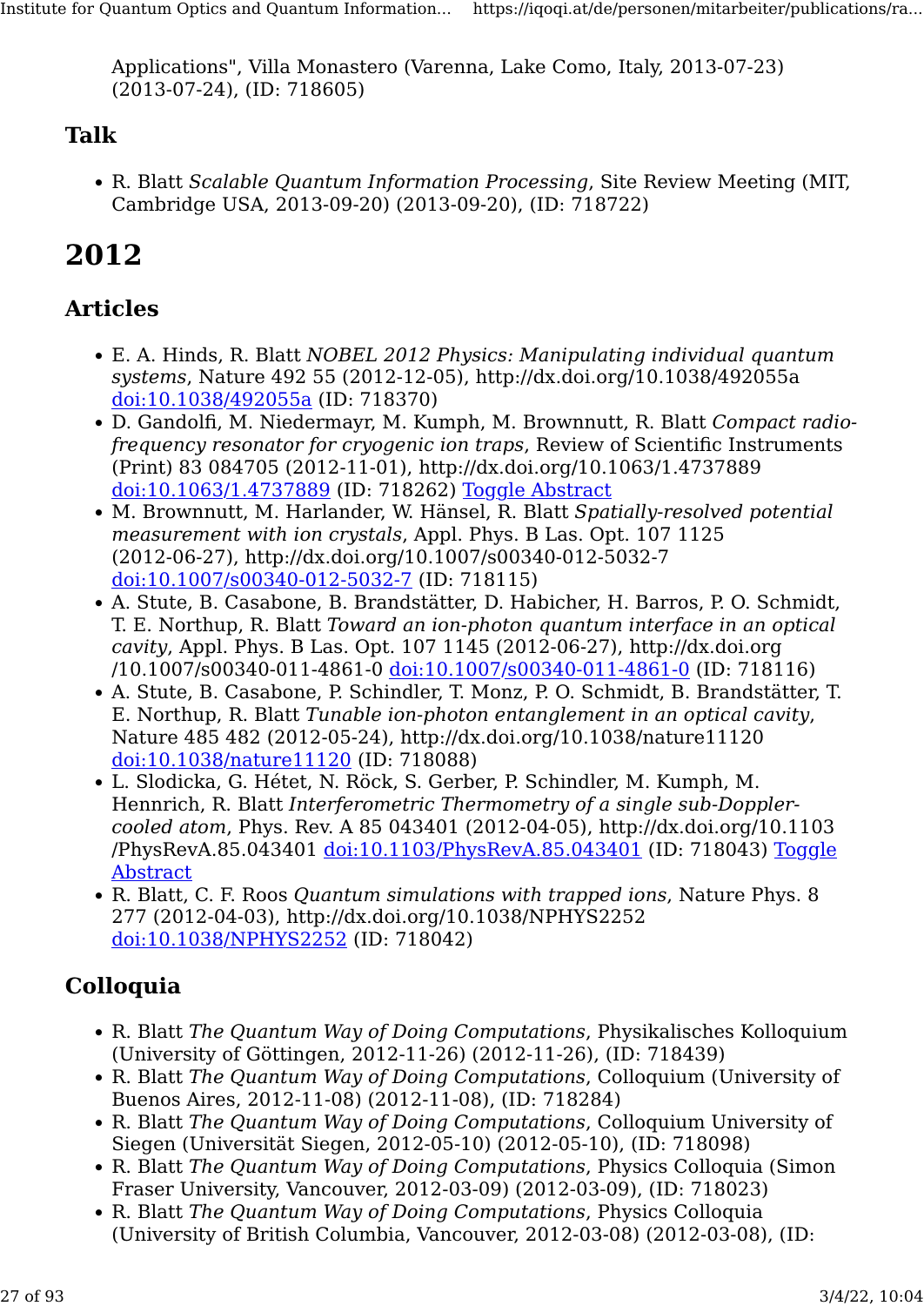Applications", Villa Monastero (Varenna, Lake Como, Italy, 2013-07-23) (2013-07-24), (ID: 718605)

### Talk

- R. Blatt *Scalable Quantum Information Processing*, Site Review Meeting (MIT, Cambridge USA, 2013-09-20) (2013-09-20), (ID: 718722)

## 2012

### Articles

- E. A. Hinds, R. Blatt *NOBEL 2012 Physics: Manipulating individual quantum systems*, Nature 492 55 (2012-12-05), http://dx.doi.org/10.1038/492055a [doi:10.1038/492055a](http://dx.doi.org/10.1038/492055a) (ID: 718370)
- D. Gandolfi, M. Niedermayr, M. Kumph, M. Brownnutt, R. Blatt *Compact radio-frequency resonator for cryogenic ion traps*, Review of Scientific Instruments (Print) 83 084705 (2012-11-01), http://dx.doi.org/10.1063/1.4737889 [doi:10.1063/1.4737889](http://dx.doi.org/10.1063/1.4737889) (ID: 718262) Toggle Abstract
- M. Brownnutt, M. Harlander, W. Hänsel, R. Blatt *Spatially-resolved potential measurement with ion crystals*, Appl. Phys. B Las. Opt. 107 1125 (2012-06-27), http://dx.doi.org/10.1007/s00340-012-5032-7 [doi:10.1007/s00340-012-5032-7](http://dx.doi.org/10.1007/s00340-012-5032-7) (ID: 718115)
- A. Stute, B. Casabone, B. Brandstätter, D. Habicher, H. Barros, P. O. Schmidt, T. E. Northup, R. Blatt *Toward an ion-photon quantum interface in an optical cavity*, Appl. Phys. B Las. Opt. 107 1145 (2012-06-27), http://dx.doi.org/10.1007/s00340-011-4861-0 [doi:10.1007/s00340-011-4861-0](http://dx.doi.org/10.1007/s00340-011-4861-0) (ID: 718116)
- A. Stute, B. Casabone, P. Schindler, T. Monz, P. O. Schmidt, B. Brandstätter, T. E. Northup, R. Blatt *Tunable ion-photon entanglement in an optical cavity*, Nature 485 482 (2012-05-24), http://dx.doi.org/10.1038/nature11120 [doi:10.1038/nature11120](http://dx.doi.org/10.1038/nature11120) (ID: 718088)
- L. Slodicka, G. Hétet, N. Röck, S. Gerber, P. Schindler, M. Kumph, M. Hennrich, R. Blatt *Interferometric Thermometry of a single sub-Doppler-cooled atom*, Phys. Rev. A 85 043401 (2012-04-05), http://dx.doi.org/10.1103/PhysRevA.85.043401 [doi:10.1103/PhysRevA.85.043401](http://dx.doi.org/10.1103/PhysRevA.85.043401) (ID: 718043) Toggle Abstract
- R. Blatt, C. F. Roos *Quantum simulations with trapped ions*, Nature Phys. 8 277 (2012-04-03), http://dx.doi.org/10.1038/NPHYS2252 [doi:10.1038/NPHYS2252](http://dx.doi.org/10.1038/NPHYS2252) (ID: 718042)

### Colloquia

- R. Blatt *The Quantum Way of Doing Computations*, Physikalisches Kolloquium (University of Göttingen, 2012-11-26) (2012-11-26), (ID: 718439)
- R. Blatt *The Quantum Way of Doing Computations*, Colloquium (University of Buenos Aires, 2012-11-08) (2012-11-08), (ID: 718284)
- R. Blatt *The Quantum Way of Doing Computations*, Colloquium University of Siegen (Universität Siegen, 2012-05-10) (2012-05-10), (ID: 718098)
- R. Blatt *The Quantum Way of Doing Computations*, Physics Colloquia (Simon Fraser University, Vancouver, 2012-03-09) (2012-03-09), (ID: 718023)
- R. Blatt *The Quantum Way of Doing Computations*, Physics Colloquia (University of British Columbia, Vancouver, 2012-03-08) (2012-03-08), (ID: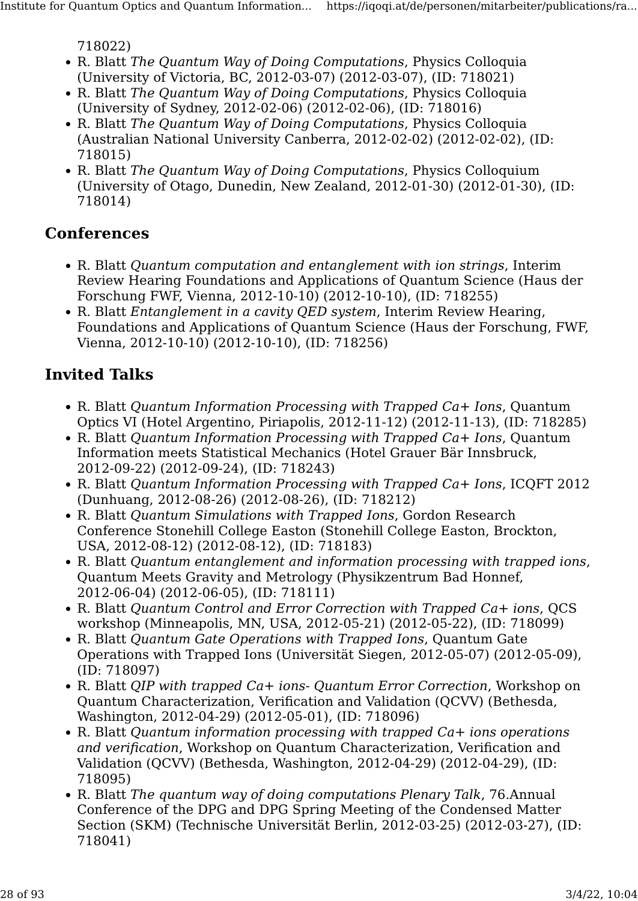718022)

- R. Blatt *The Quantum Way of Doing Computations*, Physics Colloquia (University of Victoria, BC, 2012-03-07) (2012-03-07), (ID: 718021)
- R. Blatt *The Quantum Way of Doing Computations*, Physics Colloquia (University of Sydney, 2012-02-06) (2012-02-06), (ID: 718016)
- R. Blatt *The Quantum Way of Doing Computations*, Physics Colloquia (Australian National University Canberra, 2012-02-02) (2012-02-02), (ID: 718015)
- R. Blatt *The Quantum Way of Doing Computations*, Physics Colloquium (University of Otago, Dunedin, New Zealand, 2012-01-30) (2012-01-30), (ID: 718014)

## Conferences

- R. Blatt *Quantum computation and entanglement with ion strings*, Interim Review Hearing Foundations and Applications of Quantum Science (Haus der Forschung FWF, Vienna, 2012-10-10) (2012-10-10), (ID: 718255)
- R. Blatt *Entanglement in a cavity QED system*, Interim Review Hearing, Foundations and Applications of Quantum Science (Haus der Forschung, FWF, Vienna, 2012-10-10) (2012-10-10), (ID: 718256)

## Invited Talks

- R. Blatt *Quantum Information Processing with Trapped Ca+ Ions*, Quantum Optics VI (Hotel Argentino, Piriapolis, 2012-11-12) (2012-11-13), (ID: 718285)
- R. Blatt *Quantum Information Processing with Trapped Ca+ Ions*, Quantum Information meets Statistical Mechanics (Hotel Grauer Bär Innsbruck, 2012-09-22) (2012-09-24), (ID: 718243)
- R. Blatt *Quantum Information Processing with Trapped Ca+ Ions*, ICQFT 2012 (Dunhuang, 2012-08-26) (2012-08-26), (ID: 718212)
- R. Blatt *Quantum Simulations with Trapped Ions*, Gordon Research Conference Stonehill College Easton (Stonehill College Easton, Brockton, USA, 2012-08-12) (2012-08-12), (ID: 718183)
- R. Blatt *Quantum entanglement and information processing with trapped ions*, Quantum Meets Gravity and Metrology (Physikzentrum Bad Honnef, 2012-06-04) (2012-06-05), (ID: 718111)
- R. Blatt *Quantum Control and Error Correction with Trapped Ca+ ions*, QCS workshop (Minneapolis, MN, USA, 2012-05-21) (2012-05-22), (ID: 718099)
- R. Blatt *Quantum Gate Operations with Trapped Ions*, Quantum Gate Operations with Trapped Ions (Universität Siegen, 2012-05-07) (2012-05-09), (ID: 718097)
- R. Blatt *QIP with trapped Ca+ ions- Quantum Error Correction*, Workshop on Quantum Characterization, Verification and Validation (QCVV) (Bethesda, Washington, 2012-04-29) (2012-05-01), (ID: 718096)
- R. Blatt *Quantum information processing with trapped Ca+ ions operations and verification*, Workshop on Quantum Characterization, Verification and Validation (QCVV) (Bethesda, Washington, 2012-04-29) (2012-04-29), (ID: 718095)
- R. Blatt *The quantum way of doing computations Plenary Talk*, 76.Annual Conference of the DPG and DPG Spring Meeting of the Condensed Matter Section (SKM) (Technische Universität Berlin, 2012-03-25) (2012-03-27), (ID: 718041)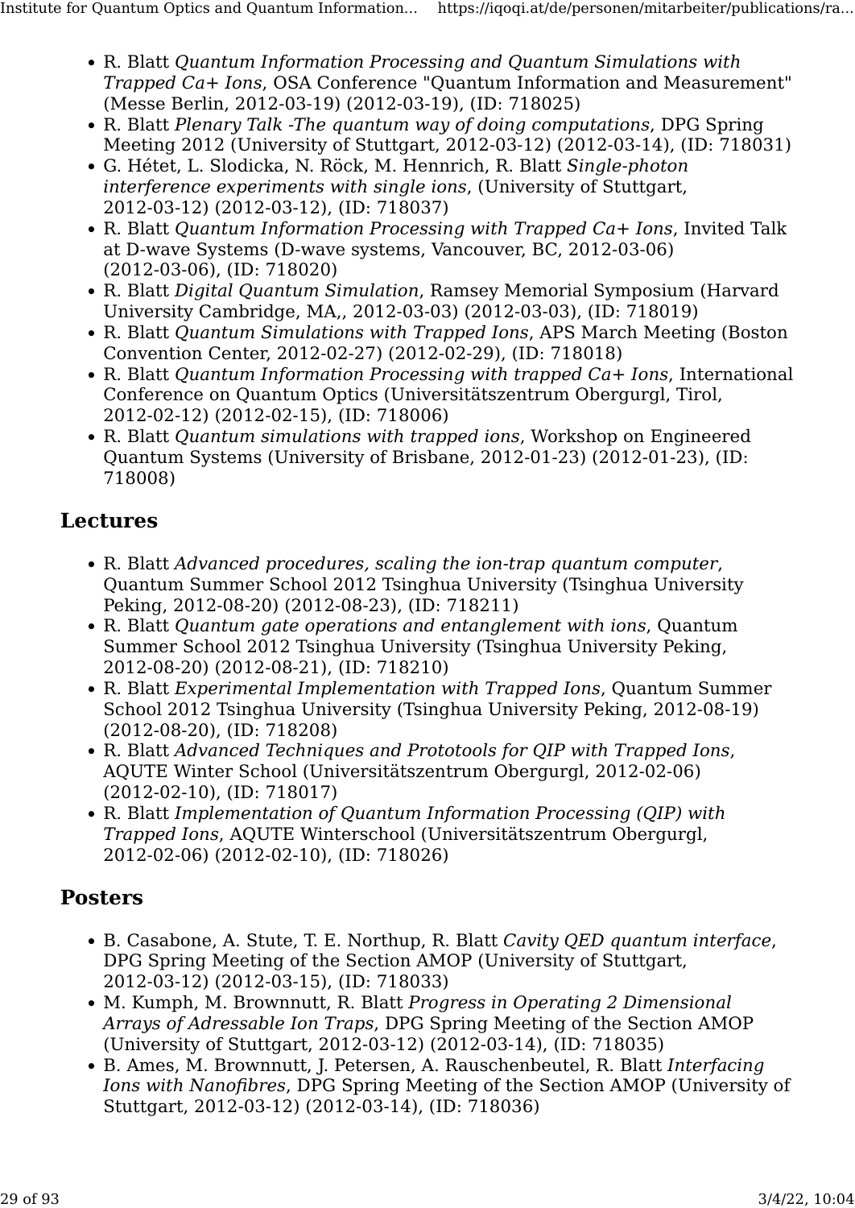- R. Blatt *Quantum Information Processing and Quantum Simulations with Trapped Ca+ Ions*, OSA Conference "Quantum Information and Measurement" (Messe Berlin, 2012-03-19) (2012-03-19), (ID: 718025)
- R. Blatt *Plenary Talk -The quantum way of doing computations*, DPG Spring Meeting 2012 (University of Stuttgart, 2012-03-12) (2012-03-14), (ID: 718031)
- G. Hétet, L. Slodicka, N. Röck, M. Hennrich, R. Blatt *Single-photon interference experiments with single ions*, (University of Stuttgart, 2012-03-12) (2012-03-12), (ID: 718037)
- R. Blatt *Quantum Information Processing with Trapped Ca+ Ions*, Invited Talk at D-wave Systems (D-wave systems, Vancouver, BC, 2012-03-06) (2012-03-06), (ID: 718020)
- R. Blatt *Digital Quantum Simulation*, Ramsey Memorial Symposium (Harvard University Cambridge, MA,, 2012-03-03) (2012-03-03), (ID: 718019)
- R. Blatt *Quantum Simulations with Trapped Ions*, APS March Meeting (Boston Convention Center, 2012-02-27) (2012-02-29), (ID: 718018)
- R. Blatt *Quantum Information Processing with trapped Ca+ Ions*, International Conference on Quantum Optics (Universitätszentrum Obergurgl, Tirol, 2012-02-12) (2012-02-15), (ID: 718006)
- R. Blatt *Quantum simulations with trapped ions*, Workshop on Engineered Quantum Systems (University of Brisbane, 2012-01-23) (2012-01-23), (ID: 718008)

## Lectures

- R. Blatt *Advanced procedures, scaling the ion-trap quantum computer*, Quantum Summer School 2012 Tsinghua University (Tsinghua University Peking, 2012-08-20) (2012-08-23), (ID: 718211)
- R. Blatt *Quantum gate operations and entanglement with ions*, Quantum Summer School 2012 Tsinghua University (Tsinghua University Peking, 2012-08-20) (2012-08-21), (ID: 718210)
- R. Blatt *Experimental Implementation with Trapped Ions*, Quantum Summer School 2012 Tsinghua University (Tsinghua University Peking, 2012-08-19) (2012-08-20), (ID: 718208)
- R. Blatt *Advanced Techniques and Prototools for QIP with Trapped Ions*, AQUTE Winter School (Universitätszentrum Obergurgl, 2012-02-06) (2012-02-10), (ID: 718017)
- R. Blatt *Implementation of Quantum Information Processing (QIP) with Trapped Ions*, AQUTE Winterschool (Universitätszentrum Obergurgl, 2012-02-06) (2012-02-10), (ID: 718026)

## Posters

- B. Casabone, A. Stute, T. E. Northup, R. Blatt *Cavity QED quantum interface*, DPG Spring Meeting of the Section AMOP (University of Stuttgart, 2012-03-12) (2012-03-15), (ID: 718033)
- M. Kumph, M. Brownnutt, R. Blatt *Progress in Operating 2 Dimensional Arrays of Adressable Ion Traps*, DPG Spring Meeting of the Section AMOP (University of Stuttgart, 2012-03-12) (2012-03-14), (ID: 718035)
- B. Ames, M. Brownnutt, J. Petersen, A. Rauschenbeutel, R. Blatt *Interfacing Ions with Nanofibres*, DPG Spring Meeting of the Section AMOP (University of Stuttgart, 2012-03-12) (2012-03-14), (ID: 718036)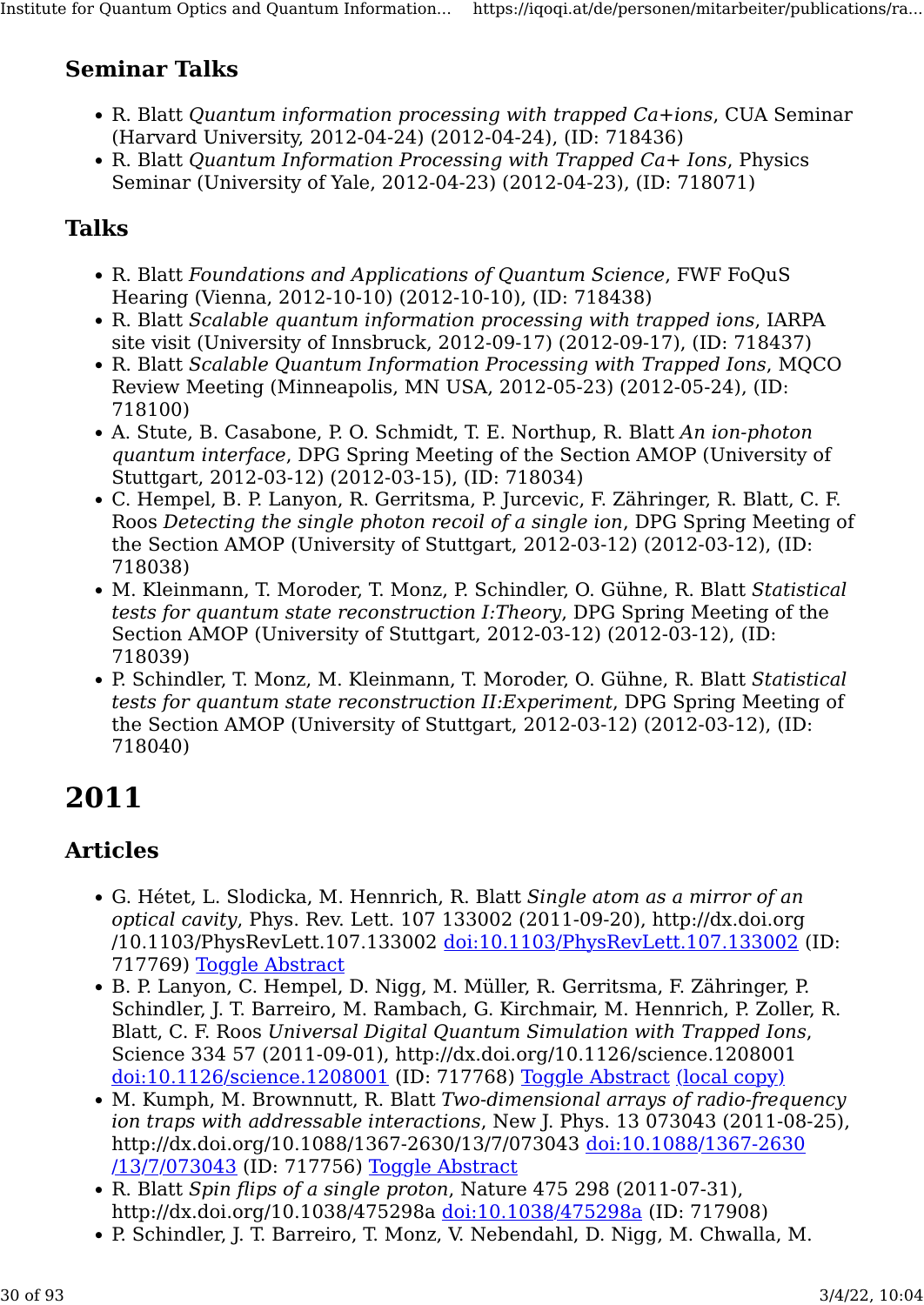### Seminar Talks

- R. Blatt *Quantum information processing with trapped Ca+ions*, CUA Seminar (Harvard University, 2012-04-24) (2012-04-24), (ID: 718436)
- R. Blatt *Quantum Information Processing with Trapped Ca+ Ions*, Physics Seminar (University of Yale, 2012-04-23) (2012-04-23), (ID: 718071)

### Talks

- R. Blatt *Foundations and Applications of Quantum Science*, FWF FoQuS Hearing (Vienna, 2012-10-10) (2012-10-10), (ID: 718438)
- R. Blatt *Scalable quantum information processing with trapped ions*, IARPA site visit (University of Innsbruck, 2012-09-17) (2012-09-17), (ID: 718437)
- R. Blatt *Scalable Quantum Information Processing with Trapped Ions*, MQCO Review Meeting (Minneapolis, MN USA, 2012-05-23) (2012-05-24), (ID: 718100)
- A. Stute, B. Casabone, P. O. Schmidt, T. E. Northup, R. Blatt *An ion-photon quantum interface*, DPG Spring Meeting of the Section AMOP (University of Stuttgart, 2012-03-12) (2012-03-15), (ID: 718034)
- C. Hempel, B. P. Lanyon, R. Gerritsma, P. Jurcevic, F. Zähringer, R. Blatt, C. F. Roos *Detecting the single photon recoil of a single ion*, DPG Spring Meeting of the Section AMOP (University of Stuttgart, 2012-03-12) (2012-03-12), (ID: 718038)
- M. Kleinmann, T. Moroder, T. Monz, P. Schindler, O. Gühne, R. Blatt *Statistical tests for quantum state reconstruction I:Theory*, DPG Spring Meeting of the Section AMOP (University of Stuttgart, 2012-03-12) (2012-03-12), (ID: 718039)
- P. Schindler, T. Monz, M. Kleinmann, T. Moroder, O. Gühne, R. Blatt *Statistical tests for quantum state reconstruction II:Experiment*, DPG Spring Meeting of the Section AMOP (University of Stuttgart, 2012-03-12) (2012-03-12), (ID: 718040)

## 2011

### Articles

- G. Hétet, L. Slodicka, M. Hennrich, R. Blatt *Single atom as a mirror of an optical cavity*, Phys. Rev. Lett. 107 133002 (2011-09-20), http://dx.doi.org/10.1103/PhysRevLett.107.133002 doi:10.1103/PhysRevLett.107.133002 (ID: 717769) Toggle Abstract
- B. P. Lanyon, C. Hempel, D. Nigg, M. Müller, R. Gerritsma, F. Zähringer, P. Schindler, J. T. Barreiro, M. Rambach, G. Kirchmair, M. Hennrich, P. Zoller, R. Blatt, C. F. Roos *Universal Digital Quantum Simulation with Trapped Ions*, Science 334 57 (2011-09-01), http://dx.doi.org/10.1126/science.1208001 doi:10.1126/science.1208001 (ID: 717768) Toggle Abstract (local copy)
- M. Kumph, M. Brownnutt, R. Blatt *Two-dimensional arrays of radio-frequency ion traps with addressable interactions*, New J. Phys. 13 073043 (2011-08-25), http://dx.doi.org/10.1088/1367-2630/13/7/073043 doi:10.1088/1367-2630/13/7/073043 (ID: 717756) Toggle Abstract
- R. Blatt *Spin flips of a single proton*, Nature 475 298 (2011-07-31), http://dx.doi.org/10.1038/475298a doi:10.1038/475298a (ID: 717908)
- P. Schindler, J. T. Barreiro, T. Monz, V. Nebendahl, D. Nigg, M. Chwalla, M.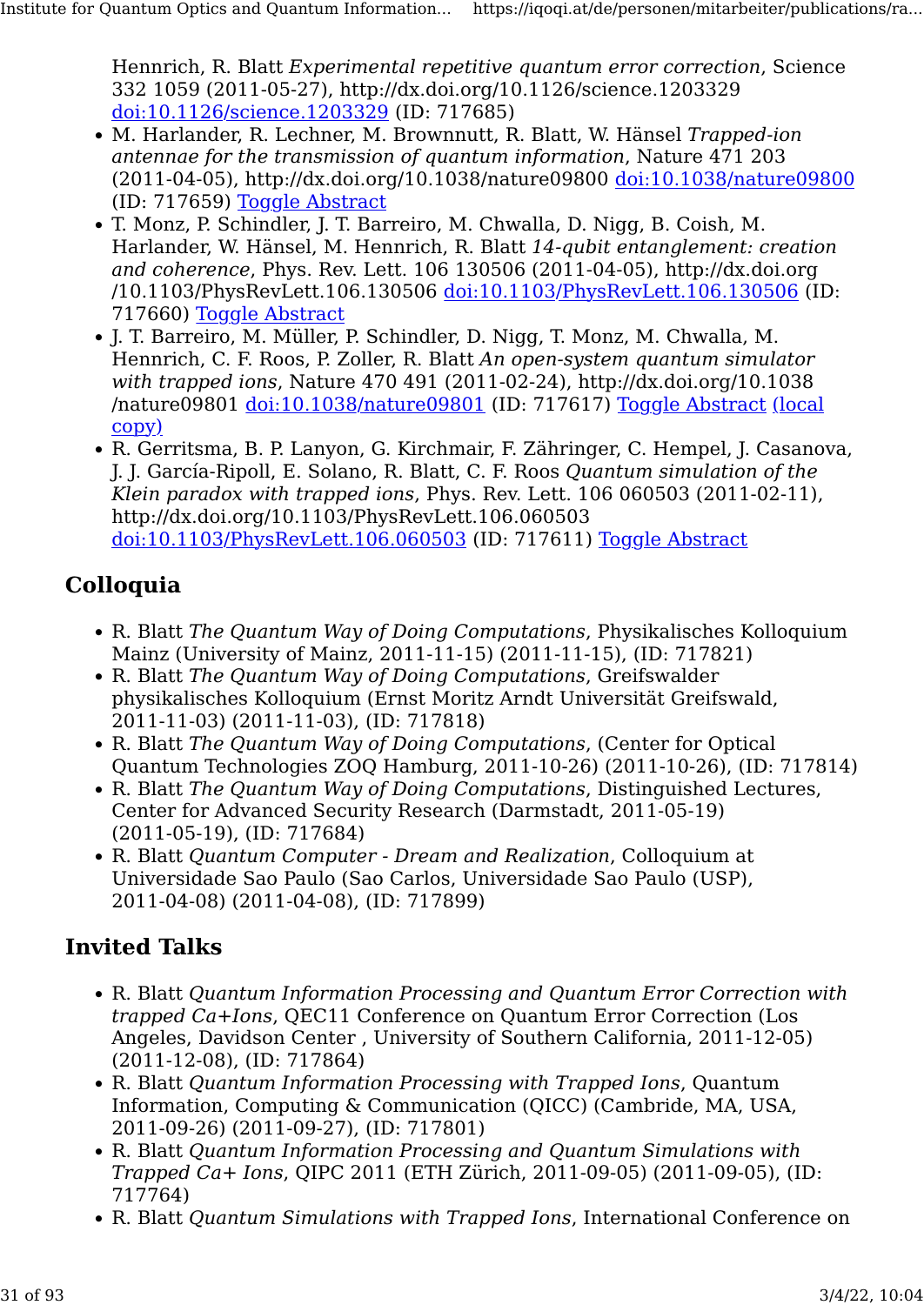Hennrich, R. Blatt *Experimental repetitive quantum error correction*, Science 332 1059 (2011-05-27), http://dx.doi.org/10.1126/science.1203329 doi:10.1126/science.1203329 (ID: 717685)

- M. Harlander, R. Lechner, M. Brownnutt, R. Blatt, W. Hänsel *Trapped-ion antennae for the transmission of quantum information*, Nature 471 203 (2011-04-05), http://dx.doi.org/10.1038/nature09800 doi:10.1038/nature09800 (ID: 717659) Toggle Abstract
- T. Monz, P. Schindler, J. T. Barreiro, M. Chwalla, D. Nigg, B. Coish, M. Harlander, W. Hänsel, M. Hennrich, R. Blatt *14-qubit entanglement: creation and coherence*, Phys. Rev. Lett. 106 130506 (2011-04-05), http://dx.doi.org/10.1103/PhysRevLett.106.130506 doi:10.1103/PhysRevLett.106.130506 (ID: 717660) Toggle Abstract
- J. T. Barreiro, M. Müller, P. Schindler, D. Nigg, T. Monz, M. Chwalla, M. Hennrich, C. F. Roos, P. Zoller, R. Blatt *An open-system quantum simulator with trapped ions*, Nature 470 491 (2011-02-24), http://dx.doi.org/10.1038/nature09801 doi:10.1038/nature09801 (ID: 717617) Toggle Abstract (local copy)
- R. Gerritsma, B. P. Lanyon, G. Kirchmair, F. Zähringer, C. Hempel, J. Casanova, J. J. García-Ripoll, E. Solano, R. Blatt, C. F. Roos *Quantum simulation of the Klein paradox with trapped ions*, Phys. Rev. Lett. 106 060503 (2011-02-11), http://dx.doi.org/10.1103/PhysRevLett.106.060503 doi:10.1103/PhysRevLett.106.060503 (ID: 717611) Toggle Abstract

## Colloquia

- R. Blatt *The Quantum Way of Doing Computations*, Physikalisches Kolloquium Mainz (University of Mainz, 2011-11-15) (2011-11-15), (ID: 717821)
- R. Blatt *The Quantum Way of Doing Computations*, Greifswalder physikalisches Kolloquium (Ernst Moritz Arndt Universität Greifswald, 2011-11-03) (2011-11-03), (ID: 717818)
- R. Blatt *The Quantum Way of Doing Computations*, (Center for Optical Quantum Technologies ZOQ Hamburg, 2011-10-26) (2011-10-26), (ID: 717814)
- R. Blatt *The Quantum Way of Doing Computations*, Distinguished Lectures, Center for Advanced Security Research (Darmstadt, 2011-05-19) (2011-05-19), (ID: 717684)
- R. Blatt *Quantum Computer - Dream and Realization*, Colloquium at Universidade Sao Paulo (Sao Carlos, Universidade Sao Paulo (USP), 2011-04-08) (2011-04-08), (ID: 717899)

## Invited Talks

- R. Blatt *Quantum Information Processing and Quantum Error Correction with trapped Ca+Ions*, QEC11 Conference on Quantum Error Correction (Los Angeles, Davidson Center , University of Southern California, 2011-12-05) (2011-12-08), (ID: 717864)
- R. Blatt *Quantum Information Processing with Trapped Ions*, Quantum Information, Computing & Communication (QICC) (Cambride, MA, USA, 2011-09-26) (2011-09-27), (ID: 717801)
- R. Blatt *Quantum Information Processing and Quantum Simulations with Trapped Ca+ Ions*, QIPC 2011 (ETH Zürich, 2011-09-05) (2011-09-05), (ID: 717764)
- R. Blatt *Quantum Simulations with Trapped Ions*, International Conference on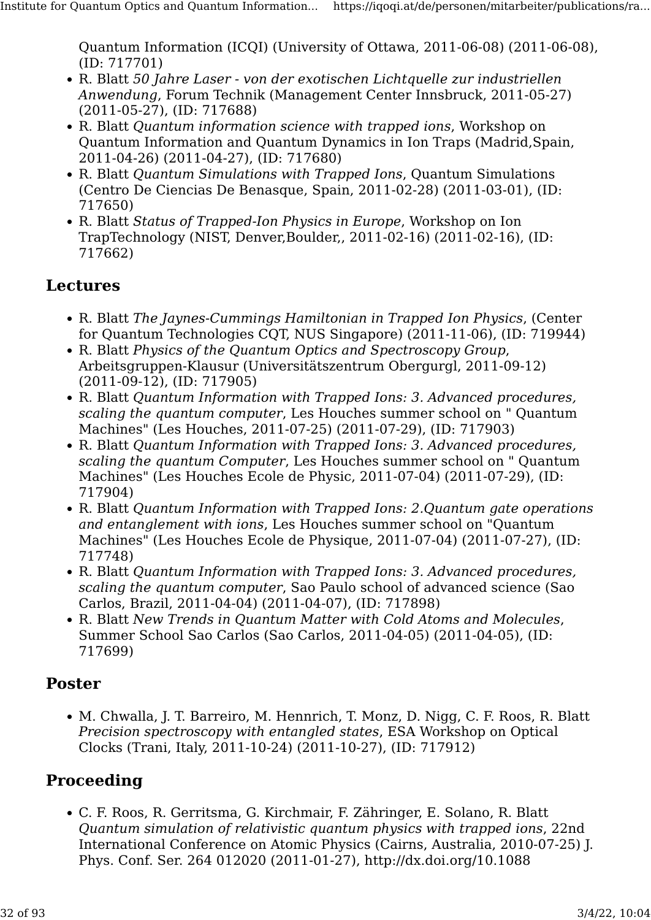Quantum Information (ICQI) (University of Ottawa, 2011-06-08) (2011-06-08), (ID: 717701)

- R. Blatt *50 Jahre Laser - von der exotischen Lichtquelle zur industriellen Anwendung*, Forum Technik (Management Center Innsbruck, 2011-05-27) (2011-05-27), (ID: 717688)
- R. Blatt *Quantum information science with trapped ions*, Workshop on Quantum Information and Quantum Dynamics in Ion Traps (Madrid,Spain, 2011-04-26) (2011-04-27), (ID: 717680)
- R. Blatt *Quantum Simulations with Trapped Ions*, Quantum Simulations (Centro De Ciencias De Benasque, Spain, 2011-02-28) (2011-03-01), (ID: 717650)
- R. Blatt *Status of Trapped-Ion Physics in Europe*, Workshop on Ion TrapTechnology (NIST, Denver,Boulder,, 2011-02-16) (2011-02-16), (ID: 717662)

## Lectures

- R. Blatt *The Jaynes-Cummings Hamiltonian in Trapped Ion Physics*, (Center for Quantum Technologies CQT, NUS Singapore) (2011-11-06), (ID: 719944)
- R. Blatt *Physics of the Quantum Optics and Spectroscopy Group*, Arbeitsgruppen-Klausur (Universitätszentrum Obergurgl, 2011-09-12) (2011-09-12), (ID: 717905)
- R. Blatt *Quantum Information with Trapped Ions: 3. Advanced procedures, scaling the quantum computer*, Les Houches summer school on " Quantum Machines" (Les Houches, 2011-07-25) (2011-07-29), (ID: 717903)
- R. Blatt *Quantum Information with Trapped Ions: 3. Advanced procedures, scaling the quantum Computer*, Les Houches summer school on " Quantum Machines" (Les Houches Ecole de Physic, 2011-07-04) (2011-07-29), (ID: 717904)
- R. Blatt *Quantum Information with Trapped Ions: 2.Quantum gate operations and entanglement with ions*, Les Houches summer school on "Quantum Machines" (Les Houches Ecole de Physique, 2011-07-04) (2011-07-27), (ID: 717748)
- R. Blatt *Quantum Information with Trapped Ions: 3. Advanced procedures, scaling the quantum computer*, Sao Paulo school of advanced science (Sao Carlos, Brazil, 2011-04-04) (2011-04-07), (ID: 717898)
- R. Blatt *New Trends in Quantum Matter with Cold Atoms and Molecules*, Summer School Sao Carlos (Sao Carlos, 2011-04-05) (2011-04-05), (ID: 717699)

## Poster

- M. Chwalla, J. T. Barreiro, M. Hennrich, T. Monz, D. Nigg, C. F. Roos, R. Blatt *Precision spectroscopy with entangled states*, ESA Workshop on Optical Clocks (Trani, Italy, 2011-10-24) (2011-10-27), (ID: 717912)

## Proceeding

- C. F. Roos, R. Gerritsma, G. Kirchmair, F. Zähringer, E. Solano, R. Blatt *Quantum simulation of relativistic quantum physics with trapped ions*, 22nd International Conference on Atomic Physics (Cairns, Australia, 2010-07-25) J. Phys. Conf. Ser. 264 012020 (2011-01-27), http://dx.doi.org/10.1088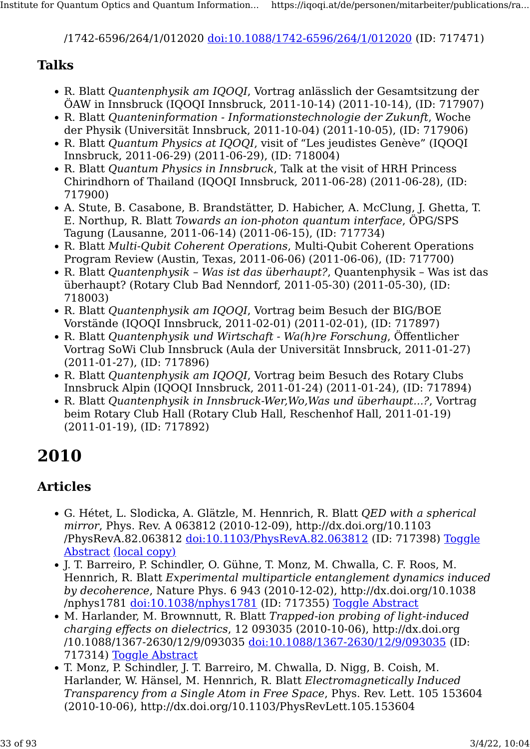/1742-6596/264/1/012020 [doi:10.1088/1742-6596/264/1/012020](https://doi.org/10.1088/1742-6596/264/1/012020) (ID: 717471)

### Talks

- R. Blatt *Quantenphysik am IQOQI*, Vortrag anlässlich der Gesamtsitzung der ÖAW in Innsbruck (IQOQI Innsbruck, 2011-10-14) (2011-10-14), (ID: 717907)
- R. Blatt *Quanteninformation - Informationstechnologie der Zukunft*, Woche der Physik (Universität Innsbruck, 2011-10-04) (2011-10-05), (ID: 717906)
- R. Blatt *Quantum Physics at IQOQI*, visit of “Les jeudistes Genève” (IQOQI Innsbruck, 2011-06-29) (2011-06-29), (ID: 718004)
- R. Blatt *Quantum Physics in Innsbruck*, Talk at the visit of HRH Princess Chirindhorn of Thailand (IQOQI Innsbruck, 2011-06-28) (2011-06-28), (ID: 717900)
- A. Stute, B. Casabone, B. Brandstätter, D. Habicher, A. McClung, J. Ghetta, T. E. Northup, R. Blatt *Towards an ion-photon quantum interface*, ÖPG/SPS Tagung (Lausanne, 2011-06-14) (2011-06-15), (ID: 717734)
- R. Blatt *Multi-Qubit Coherent Operations*, Multi-Qubit Coherent Operations Program Review (Austin, Texas, 2011-06-06) (2011-06-06), (ID: 717700)
- R. Blatt *Quantenphysik – Was ist das überhaupt?*, Quantenphysik – Was ist das überhaupt? (Rotary Club Bad Nenndorf, 2011-05-30) (2011-05-30), (ID: 718003)
- R. Blatt *Quantenphysik am IQOQI*, Vortrag beim Besuch der BIG/BOE Vorstände (IQOQI Innsbruck, 2011-02-01) (2011-02-01), (ID: 717897)
- R. Blatt *Quantenphysik und Wirtschaft - Wa(h)re Forschung*, Öffentlicher Vortrag SoWi Club Innsbruck (Aula der Universität Innsbruck, 2011-01-27) (2011-01-27), (ID: 717896)
- R. Blatt *Quantenphysik am IQOQI*, Vortrag beim Besuch des Rotary Clubs Innsbruck Alpin (IQOQI Innsbruck, 2011-01-24) (2011-01-24), (ID: 717894)
- R. Blatt *Quantenphysik in Innsbruck-Wer,Wo,Was und überhaupt...?*, Vortrag beim Rotary Club Hall (Rotary Club Hall, Reschenhof Hall, 2011-01-19) (2011-01-19), (ID: 717892)

## 2010

### Articles

- G. Hétet, L. Slodicka, A. Glätzle, M. Hennrich, R. Blatt *QED with a spherical mirror*, Phys. Rev. A 063812 (2010-12-09), http://dx.doi.org/10.1103/PhysRevA.82.063812 [doi:10.1103/PhysRevA.82.063812](https://doi.org/10.1103/PhysRevA.82.063812) (ID: 717398) Toggle Abstract (local copy)
- J. T. Barreiro, P. Schindler, O. Gühne, T. Monz, M. Chwalla, C. F. Roos, M. Hennrich, R. Blatt *Experimental multiparticle entanglement dynamics induced by decoherence*, Nature Phys. 6 943 (2010-12-02), http://dx.doi.org/10.1038/nphys1781 [doi:10.1038/nphys1781](https://doi.org/10.1038/nphys1781) (ID: 717355) Toggle Abstract
- M. Harlander, M. Brownnutt, R. Blatt *Trapped-ion probing of light-induced charging effects on dielectrics*, 12 093035 (2010-10-06), http://dx.doi.org/10.1088/1367-2630/12/9/093035 [doi:10.1088/1367-2630/12/9/093035](https://doi.org/10.1088/1367-2630/12/9/093035) (ID: 717314) Toggle Abstract
- T. Monz, P. Schindler, J. T. Barreiro, M. Chwalla, D. Nigg, B. Coish, M. Harlander, W. Hänsel, M. Hennrich, R. Blatt *Electromagnetically Induced Transparency from a Single Atom in Free Space*, Phys. Rev. Lett. 105 153604 (2010-10-06), http://dx.doi.org/10.1103/PhysRevLett.105.153604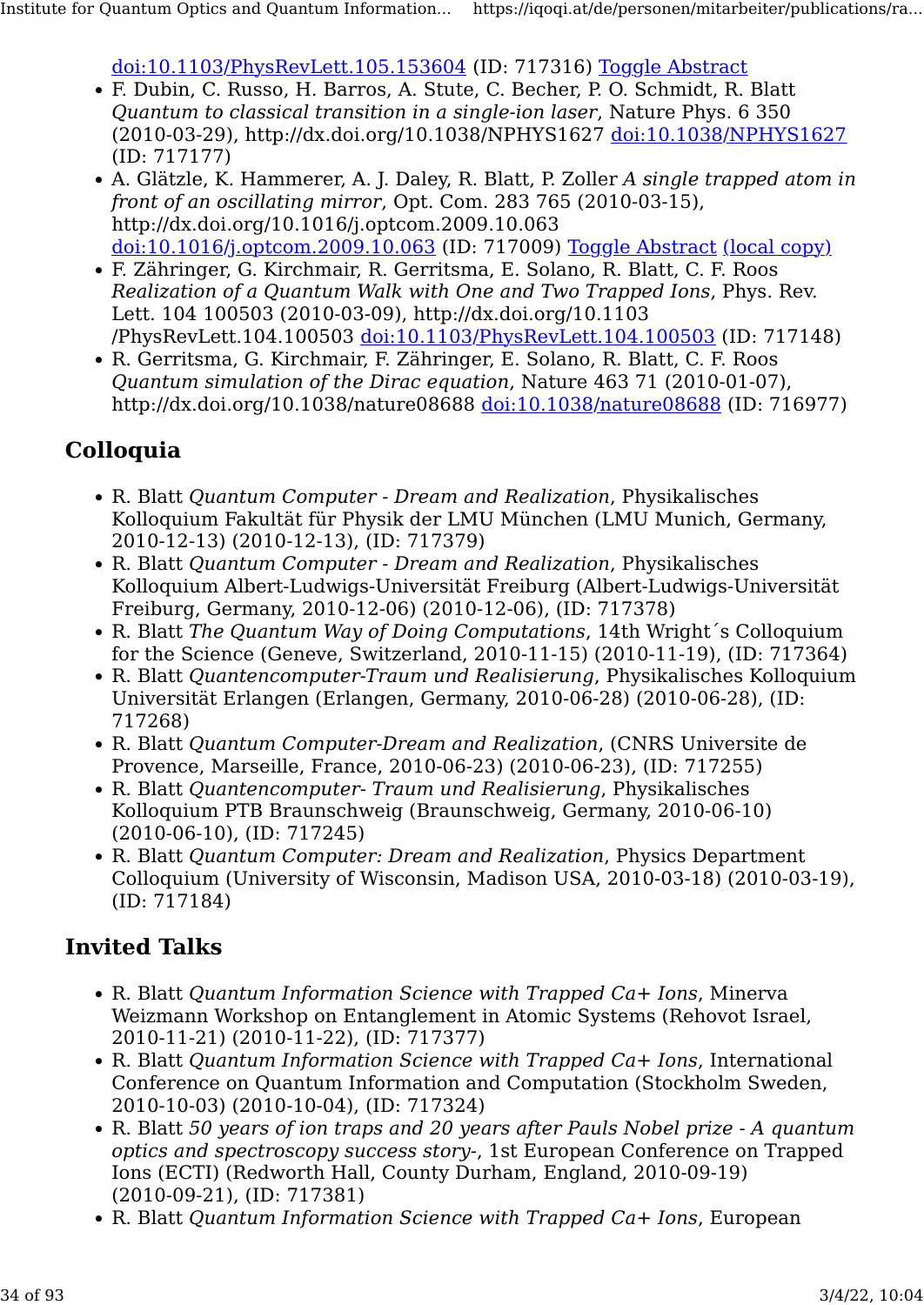doi:10.1103/PhysRevLett.105.153604 (ID: 717316) Toggle Abstract

- F. Dubin, C. Russo, H. Barros, A. Stute, C. Becher, P. O. Schmidt, R. Blatt *Quantum to classical transition in a single-ion laser*, Nature Phys. 6 350 (2010-03-29), http://dx.doi.org/10.1038/NPHYS1627 doi:10.1038/NPHYS1627 (ID: 717177)
- A. Glätzle, K. Hammerer, A. J. Daley, R. Blatt, P. Zoller *A single trapped atom in front of an oscillating mirror*, Opt. Com. 283 765 (2010-03-15), http://dx.doi.org/10.1016/j.optcom.2009.10.063 doi:10.1016/j.optcom.2009.10.063 (ID: 717009) Toggle Abstract (local copy)
- F. Zähringer, G. Kirchmair, R. Gerritsma, E. Solano, R. Blatt, C. F. Roos *Realization of a Quantum Walk with One and Two Trapped Ions*, Phys. Rev. Lett. 104 100503 (2010-03-09), http://dx.doi.org/10.1103/PhysRevLett.104.100503 doi:10.1103/PhysRevLett.104.100503 (ID: 717148)
- R. Gerritsma, G. Kirchmair, F. Zähringer, E. Solano, R. Blatt, C. F. Roos *Quantum simulation of the Dirac equation*, Nature 463 71 (2010-01-07), http://dx.doi.org/10.1038/nature08688 doi:10.1038/nature08688 (ID: 716977)

## Colloquia

- R. Blatt *Quantum Computer - Dream and Realization*, Physikalisches Kolloquium Fakultät für Physik der LMU München (LMU Munich, Germany, 2010-12-13) (2010-12-13), (ID: 717379)
- R. Blatt *Quantum Computer - Dream and Realization*, Physikalisches Kolloquium Albert-Ludwigs-Universität Freiburg (Albert-Ludwigs-Universität Freiburg, Germany, 2010-12-06) (2010-12-06), (ID: 717378)
- R. Blatt *The Quantum Way of Doing Computations*, 14th Wright´s Colloquium for the Science (Geneve, Switzerland, 2010-11-15) (2010-11-19), (ID: 717364)
- R. Blatt *Quantencomputer-Traum und Realisierung*, Physikalisches Kolloquium Universität Erlangen (Erlangen, Germany, 2010-06-28) (2010-06-28), (ID: 717268)
- R. Blatt *Quantum Computer-Dream and Realization*, (CNRS Universite de Provence, Marseille, France, 2010-06-23) (2010-06-23), (ID: 717255)
- R. Blatt *Quantencomputer- Traum und Realisierung*, Physikalisches Kolloquium PTB Braunschweig (Braunschweig, Germany, 2010-06-10) (2010-06-10), (ID: 717245)
- R. Blatt *Quantum Computer: Dream and Realization*, Physics Department Colloquium (University of Wisconsin, Madison USA, 2010-03-18) (2010-03-19), (ID: 717184)

## Invited Talks

- R. Blatt *Quantum Information Science with Trapped Ca+ Ions*, Minerva Weizmann Workshop on Entanglement in Atomic Systems (Rehovot Israel, 2010-11-21) (2010-11-22), (ID: 717377)
- R. Blatt *Quantum Information Science with Trapped Ca+ Ions*, International Conference on Quantum Information and Computation (Stockholm Sweden, 2010-10-03) (2010-10-04), (ID: 717324)
- R. Blatt *50 years of ion traps and 20 years after Pauls Nobel prize - A quantum optics and spectroscopy success story-*, 1st European Conference on Trapped Ions (ECTI) (Redworth Hall, County Durham, England, 2010-09-19) (2010-09-21), (ID: 717381)
- R. Blatt *Quantum Information Science with Trapped Ca+ Ions*, European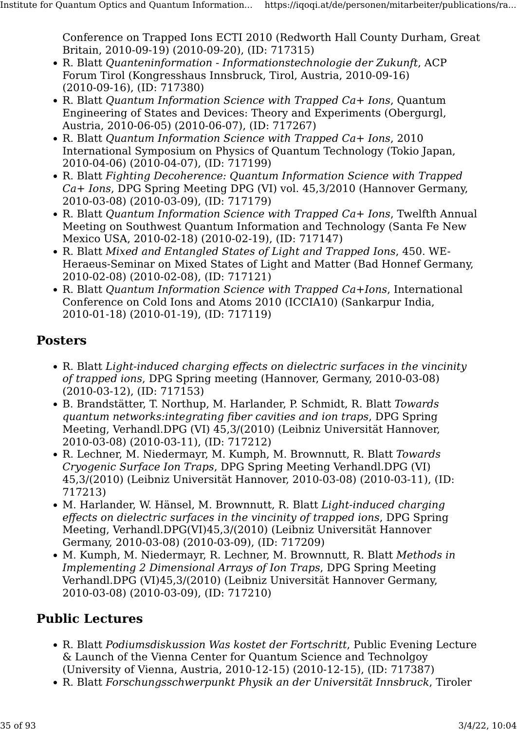Conference on Trapped Ions ECTI 2010 (Redworth Hall County Durham, Great Britain, 2010-09-19) (2010-09-20), (ID: 717315)

- R. Blatt *Quanteninformation - Informationstechnologie der Zukunft*, ACP Forum Tirol (Kongresshaus Innsbruck, Tirol, Austria, 2010-09-16) (2010-09-16), (ID: 717380)
- R. Blatt *Quantum Information Science with Trapped Ca+ Ions*, Quantum Engineering of States and Devices: Theory and Experiments (Obergurgl, Austria, 2010-06-05) (2010-06-07), (ID: 717267)
- R. Blatt *Quantum Information Science with Trapped Ca+ Ions*, 2010 International Symposium on Physics of Quantum Technology (Tokio Japan, 2010-04-06) (2010-04-07), (ID: 717199)
- R. Blatt *Fighting Decoherence: Quantum Information Science with Trapped Ca+ Ions*, DPG Spring Meeting DPG (VI) vol. 45,3/2010 (Hannover Germany, 2010-03-08) (2010-03-09), (ID: 717179)
- R. Blatt *Quantum Information Science with Trapped Ca+ Ions*, Twelfth Annual Meeting on Southwest Quantum Information and Technology (Santa Fe New Mexico USA, 2010-02-18) (2010-02-19), (ID: 717147)
- R. Blatt *Mixed and Entangled States of Light and Trapped Ions*, 450. WE-Heraeus-Seminar on Mixed States of Light and Matter (Bad Honnef Germany, 2010-02-08) (2010-02-08), (ID: 717121)
- R. Blatt *Quantum Information Science with Trapped Ca+Ions*, International Conference on Cold Ions and Atoms 2010 (ICCIA10) (Sankarpur India, 2010-01-18) (2010-01-19), (ID: 717119)

## Posters

- R. Blatt *Light-induced charging effects on dielectric surfaces in the vincinity of trapped ions*, DPG Spring meeting (Hannover, Germany, 2010-03-08) (2010-03-12), (ID: 717153)
- B. Brandstätter, T. Northup, M. Harlander, P. Schmidt, R. Blatt *Towards quantum networks:integrating fiber cavities and ion traps*, DPG Spring Meeting, Verhandl.DPG (VI) 45,3/(2010) (Leibniz Universität Hannover, 2010-03-08) (2010-03-11), (ID: 717212)
- R. Lechner, M. Niedermayr, M. Kumph, M. Brownnutt, R. Blatt *Towards Cryogenic Surface Ion Traps*, DPG Spring Meeting Verhandl.DPG (VI) 45,3/(2010) (Leibniz Universität Hannover, 2010-03-08) (2010-03-11), (ID: 717213)
- M. Harlander, W. Hänsel, M. Brownnutt, R. Blatt *Light-induced charging effects on dielectric surfaces in the vincinity of trapped ions*, DPG Spring Meeting, Verhandl.DPG(VI)45,3/(2010) (Leibniz Universität Hannover Germany, 2010-03-08) (2010-03-09), (ID: 717209)
- M. Kumph, M. Niedermayr, R. Lechner, M. Brownnutt, R. Blatt *Methods in Implementing 2 Dimensional Arrays of Ion Traps*, DPG Spring Meeting Verhandl.DPG (VI)45,3/(2010) (Leibniz Universität Hannover Germany, 2010-03-08) (2010-03-09), (ID: 717210)

## Public Lectures

- R. Blatt *Podiumsdiskussion Was kostet der Fortschritt*, Public Evening Lecture & Launch of the Vienna Center for Quantum Science and Technolgoy (University of Vienna, Austria, 2010-12-15) (2010-12-15), (ID: 717387)
- R. Blatt *Forschungsschwerpunkt Physik an der Universität Innsbruck*, Tiroler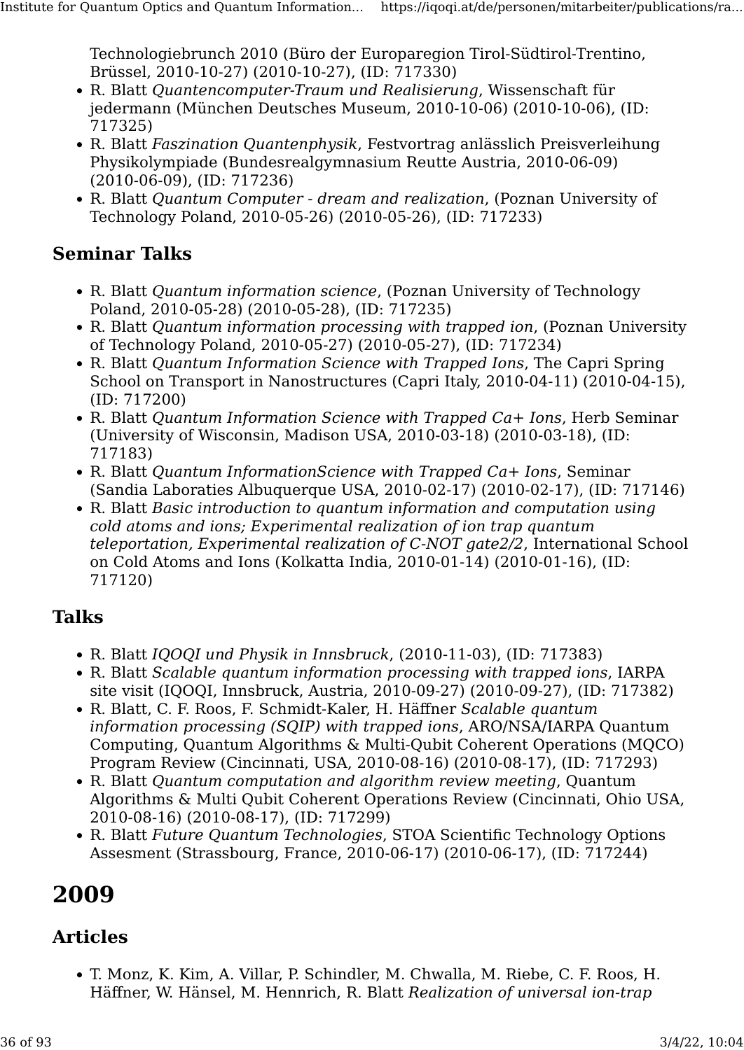Technologiebrunch 2010 (Büro der Europaregion Tirol-Südtirol-Trentino, Brüssel, 2010-10-27) (2010-10-27), (ID: 717330)

- R. Blatt *Quantencomputer-Traum und Realisierung*, Wissenschaft für jedermann (München Deutsches Museum, 2010-10-06) (2010-10-06), (ID: 717325)
- R. Blatt *Faszination Quantenphysik*, Festvortrag anlässlich Preisverleihung Physikolympiade (Bundesrealgymnasium Reutte Austria, 2010-06-09) (2010-06-09), (ID: 717236)
- R. Blatt *Quantum Computer - dream and realization*, (Poznan University of Technology Poland, 2010-05-26) (2010-05-26), (ID: 717233)

### Seminar Talks

- R. Blatt *Quantum information science*, (Poznan University of Technology Poland, 2010-05-28) (2010-05-28), (ID: 717235)
- R. Blatt *Quantum information processing with trapped ion*, (Poznan University of Technology Poland, 2010-05-27) (2010-05-27), (ID: 717234)
- R. Blatt *Quantum Information Science with Trapped Ions*, The Capri Spring School on Transport in Nanostructures (Capri Italy, 2010-04-11) (2010-04-15), (ID: 717200)
- R. Blatt *Quantum Information Science with Trapped Ca+ Ions*, Herb Seminar (University of Wisconsin, Madison USA, 2010-03-18) (2010-03-18), (ID: 717183)
- R. Blatt *Quantum InformationScience with Trapped Ca+ Ions*, Seminar (Sandia Laboraties Albuquerque USA, 2010-02-17) (2010-02-17), (ID: 717146)
- R. Blatt *Basic introduction to quantum information and computation using cold atoms and ions; Experimental realization of ion trap quantum teleportation, Experimental realization of C-NOT gate2/2*, International School on Cold Atoms and Ions (Kolkatta India, 2010-01-14) (2010-01-16), (ID: 717120)

### Talks

- R. Blatt *IQOQI und Physik in Innsbruck*, (2010-11-03), (ID: 717383)
- R. Blatt *Scalable quantum information processing with trapped ions*, IARPA site visit (IQOQI, Innsbruck, Austria, 2010-09-27) (2010-09-27), (ID: 717382)
- R. Blatt, C. F. Roos, F. Schmidt-Kaler, H. Häffner *Scalable quantum information processing (SQIP) with trapped ions*, ARO/NSA/IARPA Quantum Computing, Quantum Algorithms & Multi-Qubit Coherent Operations (MQCO) Program Review (Cincinnati, USA, 2010-08-16) (2010-08-17), (ID: 717293)
- R. Blatt *Quantum computation and algorithm review meeting*, Quantum Algorithms & Multi Qubit Coherent Operations Review (Cincinnati, Ohio USA, 2010-08-16) (2010-08-17), (ID: 717299)
- R. Blatt *Future Quantum Technologies*, STOA Scientific Technology Options Assesment (Strassbourg, France, 2010-06-17) (2010-06-17), (ID: 717244)

# 2009

### Articles

- T. Monz, K. Kim, A. Villar, P. Schindler, M. Chwalla, M. Riebe, C. F. Roos, H. Häffner, W. Hänsel, M. Hennrich, R. Blatt *Realization of universal ion-trap*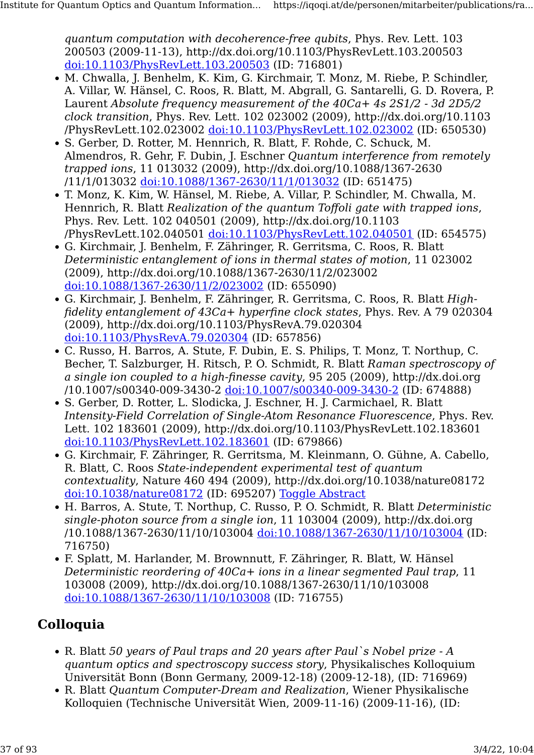*quantum computation with decoherence-free qubits*, Phys. Rev. Lett. 103 200503 (2009-11-13), http://dx.doi.org/10.1103/PhysRevLett.103.200503 doi:10.1103/PhysRevLett.103.200503 (ID: 716801)

- M. Chwalla, J. Benhelm, K. Kim, G. Kirchmair, T. Monz, M. Riebe, P. Schindler, A. Villar, W. Hänsel, C. Roos, R. Blatt, M. Abgrall, G. Santarelli, G. D. Rovera, P. Laurent *Absolute frequency measurement of the 40Ca+ 4s 2S1/2 - 3d 2D5/2 clock transition*, Phys. Rev. Lett. 102 023002 (2009), http://dx.doi.org/10.1103/PhysRevLett.102.023002 doi:10.1103/PhysRevLett.102.023002 (ID: 650530)
- S. Gerber, D. Rotter, M. Hennrich, R. Blatt, F. Rohde, C. Schuck, M. Almendros, R. Gehr, F. Dubin, J. Eschner *Quantum interference from remotely trapped ions*, 11 013032 (2009), http://dx.doi.org/10.1088/1367-2630/11/1/013032 doi:10.1088/1367-2630/11/1/013032 (ID: 651475)
- T. Monz, K. Kim, W. Hänsel, M. Riebe, A. Villar, P. Schindler, M. Chwalla, M. Hennrich, R. Blatt *Realization of the quantum Toffoli gate with trapped ions*, Phys. Rev. Lett. 102 040501 (2009), http://dx.doi.org/10.1103/PhysRevLett.102.040501 doi:10.1103/PhysRevLett.102.040501 (ID: 654575)
- G. Kirchmair, J. Benhelm, F. Zähringer, R. Gerritsma, C. Roos, R. Blatt *Deterministic entanglement of ions in thermal states of motion*, 11 023002 (2009), http://dx.doi.org/10.1088/1367-2630/11/2/023002 doi:10.1088/1367-2630/11/2/023002 (ID: 655090)
- G. Kirchmair, J. Benhelm, F. Zähringer, R. Gerritsma, C. Roos, R. Blatt *High-fidelity entanglement of 43Ca+ hyperfine clock states*, Phys. Rev. A 79 020304 (2009), http://dx.doi.org/10.1103/PhysRevA.79.020304 doi:10.1103/PhysRevA.79.020304 (ID: 657856)
- C. Russo, H. Barros, A. Stute, F. Dubin, E. S. Philips, T. Monz, T. Northup, C. Becher, T. Salzburger, H. Ritsch, P. O. Schmidt, R. Blatt *Raman spectroscopy of a single ion coupled to a high-finesse cavity*, 95 205 (2009), http://dx.doi.org/10.1007/s00340-009-3430-2 doi:10.1007/s00340-009-3430-2 (ID: 674888)
- S. Gerber, D. Rotter, L. Slodicka, J. Eschner, H. J. Carmichael, R. Blatt *Intensity-Field Correlation of Single-Atom Resonance Fluorescence*, Phys. Rev. Lett. 102 183601 (2009), http://dx.doi.org/10.1103/PhysRevLett.102.183601 doi:10.1103/PhysRevLett.102.183601 (ID: 679866)
- G. Kirchmair, F. Zähringer, R. Gerritsma, M. Kleinmann, O. Gühne, A. Cabello, R. Blatt, C. Roos *State-independent experimental test of quantum contextuality*, Nature 460 494 (2009), http://dx.doi.org/10.1038/nature08172 doi:10.1038/nature08172 (ID: 695207) Toggle Abstract
- H. Barros, A. Stute, T. Northup, C. Russo, P. O. Schmidt, R. Blatt *Deterministic single-photon source from a single ion*, 11 103004 (2009), http://dx.doi.org/10.1088/1367-2630/11/10/103004 doi:10.1088/1367-2630/11/10/103004 (ID: 716750)
- F. Splatt, M. Harlander, M. Brownnutt, F. Zähringer, R. Blatt, W. Hänsel *Deterministic reordering of 40Ca+ ions in a linear segmented Paul trap*, 11 103008 (2009), http://dx.doi.org/10.1088/1367-2630/11/10/103008 doi:10.1088/1367-2630/11/10/103008 (ID: 716755)

## Colloquia

- R. Blatt *50 years of Paul traps and 20 years after Paul`s Nobel prize - A quantum optics and spectroscopy success story*, Physikalisches Kolloquium Universität Bonn (Bonn Germany, 2009-12-18) (2009-12-18), (ID: 716969)
- R. Blatt *Quantum Computer-Dream and Realization*, Wiener Physikalische Kolloquien (Technische Universität Wien, 2009-11-16) (2009-11-16), (ID: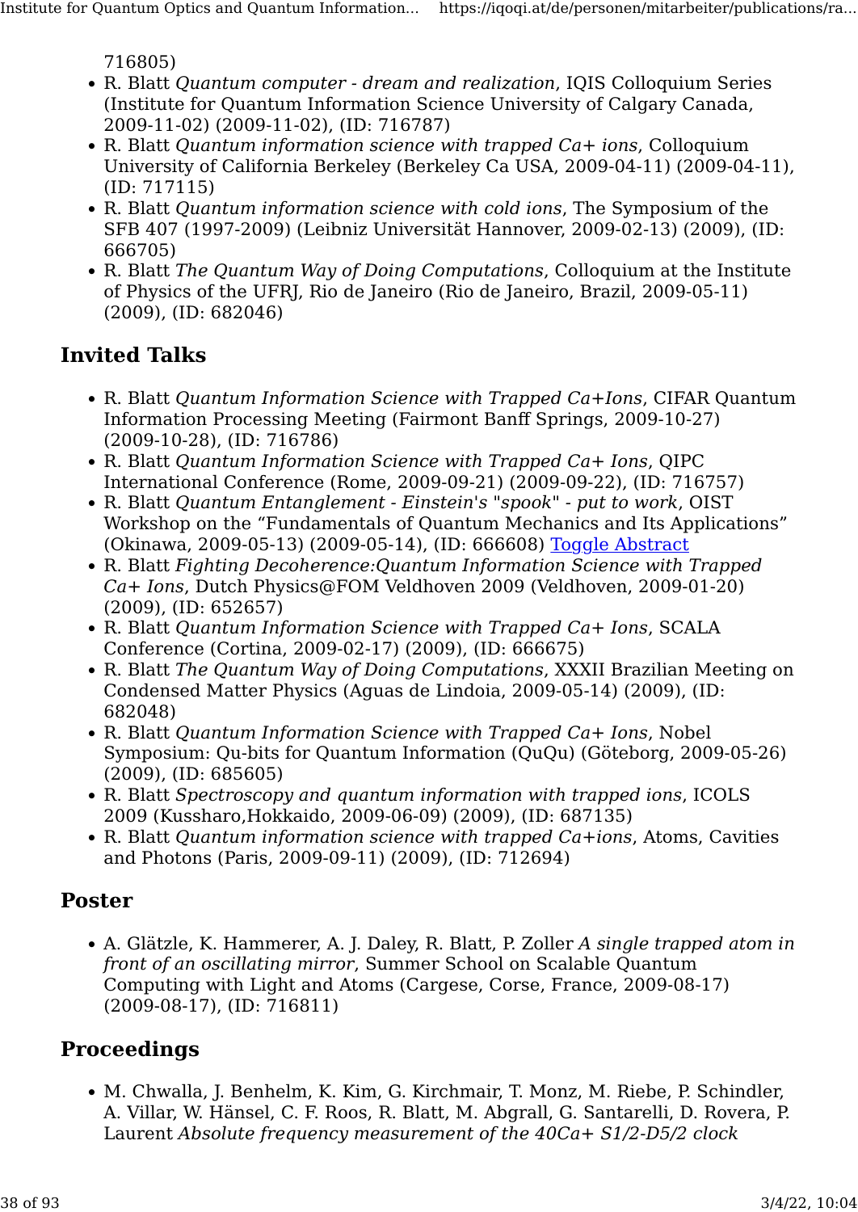716805)

- R. Blatt *Quantum computer - dream and realization*, IQIS Colloquium Series (Institute for Quantum Information Science University of Calgary Canada, 2009-11-02) (2009-11-02), (ID: 716787)
- R. Blatt *Quantum information science with trapped Ca+ ions*, Colloquium University of California Berkeley (Berkeley Ca USA, 2009-04-11) (2009-04-11), (ID: 717115)
- R. Blatt *Quantum information science with cold ions*, The Symposium of the SFB 407 (1997-2009) (Leibniz Universität Hannover, 2009-02-13) (2009), (ID: 666705)
- R. Blatt *The Quantum Way of Doing Computations*, Colloquium at the Institute of Physics of the UFRJ, Rio de Janeiro (Rio de Janeiro, Brazil, 2009-05-11) (2009), (ID: 682046)

## Invited Talks

- R. Blatt *Quantum Information Science with Trapped Ca+Ions*, CIFAR Quantum Information Processing Meeting (Fairmont Banff Springs, 2009-10-27) (2009-10-28), (ID: 716786)
- R. Blatt *Quantum Information Science with Trapped Ca+ Ions*, QIPC International Conference (Rome, 2009-09-21) (2009-09-22), (ID: 716757)
- R. Blatt *Quantum Entanglement - Einstein's "spook" - put to work*, OIST Workshop on the “Fundamentals of Quantum Mechanics and Its Applications” (Okinawa, 2009-05-13) (2009-05-14), (ID: 666608) Toggle Abstract
- R. Blatt *Fighting Decoherence:Quantum Information Science with Trapped Ca+ Ions*, Dutch Physics@FOM Veldhoven 2009 (Veldhoven, 2009-01-20) (2009), (ID: 652657)
- R. Blatt *Quantum Information Science with Trapped Ca+ Ions*, SCALA Conference (Cortina, 2009-02-17) (2009), (ID: 666675)
- R. Blatt *The Quantum Way of Doing Computations*, XXXII Brazilian Meeting on Condensed Matter Physics (Aguas de Lindoia, 2009-05-14) (2009), (ID: 682048)
- R. Blatt *Quantum Information Science with Trapped Ca+ Ions*, Nobel Symposium: Qu-bits for Quantum Information (QuQu) (Göteborg, 2009-05-26) (2009), (ID: 685605)
- R. Blatt *Spectroscopy and quantum information with trapped ions*, ICOLS 2009 (Kussharo,Hokkaido, 2009-06-09) (2009), (ID: 687135)
- R. Blatt *Quantum information science with trapped Ca+ions*, Atoms, Cavities and Photons (Paris, 2009-09-11) (2009), (ID: 712694)

## Poster

- A. Glätzle, K. Hammerer, A. J. Daley, R. Blatt, P. Zoller *A single trapped atom in front of an oscillating mirror*, Summer School on Scalable Quantum Computing with Light and Atoms (Cargese, Corse, France, 2009-08-17) (2009-08-17), (ID: 716811)

## Proceedings

- M. Chwalla, J. Benhelm, K. Kim, G. Kirchmair, T. Monz, M. Riebe, P. Schindler, A. Villar, W. Hänsel, C. F. Roos, R. Blatt, M. Abgrall, G. Santarelli, D. Rovera, P. Laurent *Absolute frequency measurement of the 40Ca+ S1/2-D5/2 clock*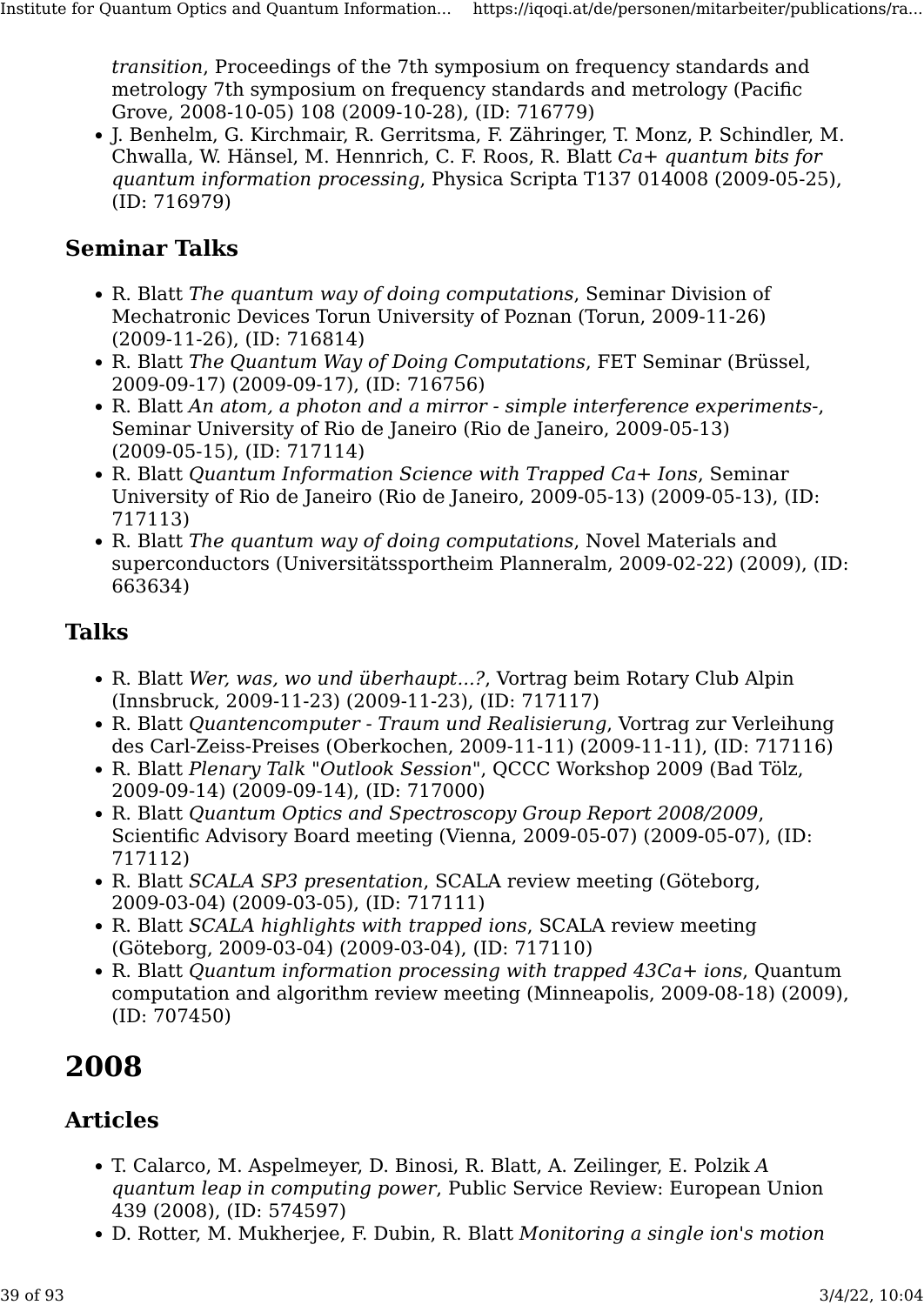*transition*, Proceedings of the 7th symposium on frequency standards and metrology 7th symposium on frequency standards and metrology (Pacific Grove, 2008-10-05) 108 (2009-10-28), (ID: 716779)

- J. Benhelm, G. Kirchmair, R. Gerritsma, F. Zähringer, T. Monz, P. Schindler, M. Chwalla, W. Hänsel, M. Hennrich, C. F. Roos, R. Blatt *Ca+ quantum bits for quantum information processing*, Physica Scripta T137 014008 (2009-05-25), (ID: 716979)

## Seminar Talks

- R. Blatt *The quantum way of doing computations*, Seminar Division of Mechatronic Devices Torun University of Poznan (Torun, 2009-11-26) (2009-11-26), (ID: 716814)
- R. Blatt *The Quantum Way of Doing Computations*, FET Seminar (Brüssel, 2009-09-17) (2009-09-17), (ID: 716756)
- R. Blatt *An atom, a photon and a mirror - simple interference experiments-*, Seminar University of Rio de Janeiro (Rio de Janeiro, 2009-05-13) (2009-05-15), (ID: 717114)
- R. Blatt *Quantum Information Science with Trapped Ca+ Ions*, Seminar University of Rio de Janeiro (Rio de Janeiro, 2009-05-13) (2009-05-13), (ID: 717113)
- R. Blatt *The quantum way of doing computations*, Novel Materials and superconductors (Universitätssportheim Planneralm, 2009-02-22) (2009), (ID: 663634)

## Talks

- R. Blatt *Wer, was, wo und überhaupt...?*, Vortrag beim Rotary Club Alpin (Innsbruck, 2009-11-23) (2009-11-23), (ID: 717117)
- R. Blatt *Quantencomputer - Traum und Realisierung*, Vortrag zur Verleihung des Carl-Zeiss-Preises (Oberkochen, 2009-11-11) (2009-11-11), (ID: 717116)
- R. Blatt *Plenary Talk "Outlook Session"*, QCCC Workshop 2009 (Bad Tölz, 2009-09-14) (2009-09-14), (ID: 717000)
- R. Blatt *Quantum Optics and Spectroscopy Group Report 2008/2009*, Scientific Advisory Board meeting (Vienna, 2009-05-07) (2009-05-07), (ID: 717112)
- R. Blatt *SCALA SP3 presentation*, SCALA review meeting (Göteborg, 2009-03-04) (2009-03-05), (ID: 717111)
- R. Blatt *SCALA highlights with trapped ions*, SCALA review meeting (Göteborg, 2009-03-04) (2009-03-04), (ID: 717110)
- R. Blatt *Quantum information processing with trapped 43Ca+ ions*, Quantum computation and algorithm review meeting (Minneapolis, 2009-08-18) (2009), (ID: 707450)

# 2008

## Articles

- T. Calarco, M. Aspelmeyer, D. Binosi, R. Blatt, A. Zeilinger, E. Polzik *A quantum leap in computing power*, Public Service Review: European Union 439 (2008), (ID: 574597)
- D. Rotter, M. Mukherjee, F. Dubin, R. Blatt *Monitoring a single ion's motion*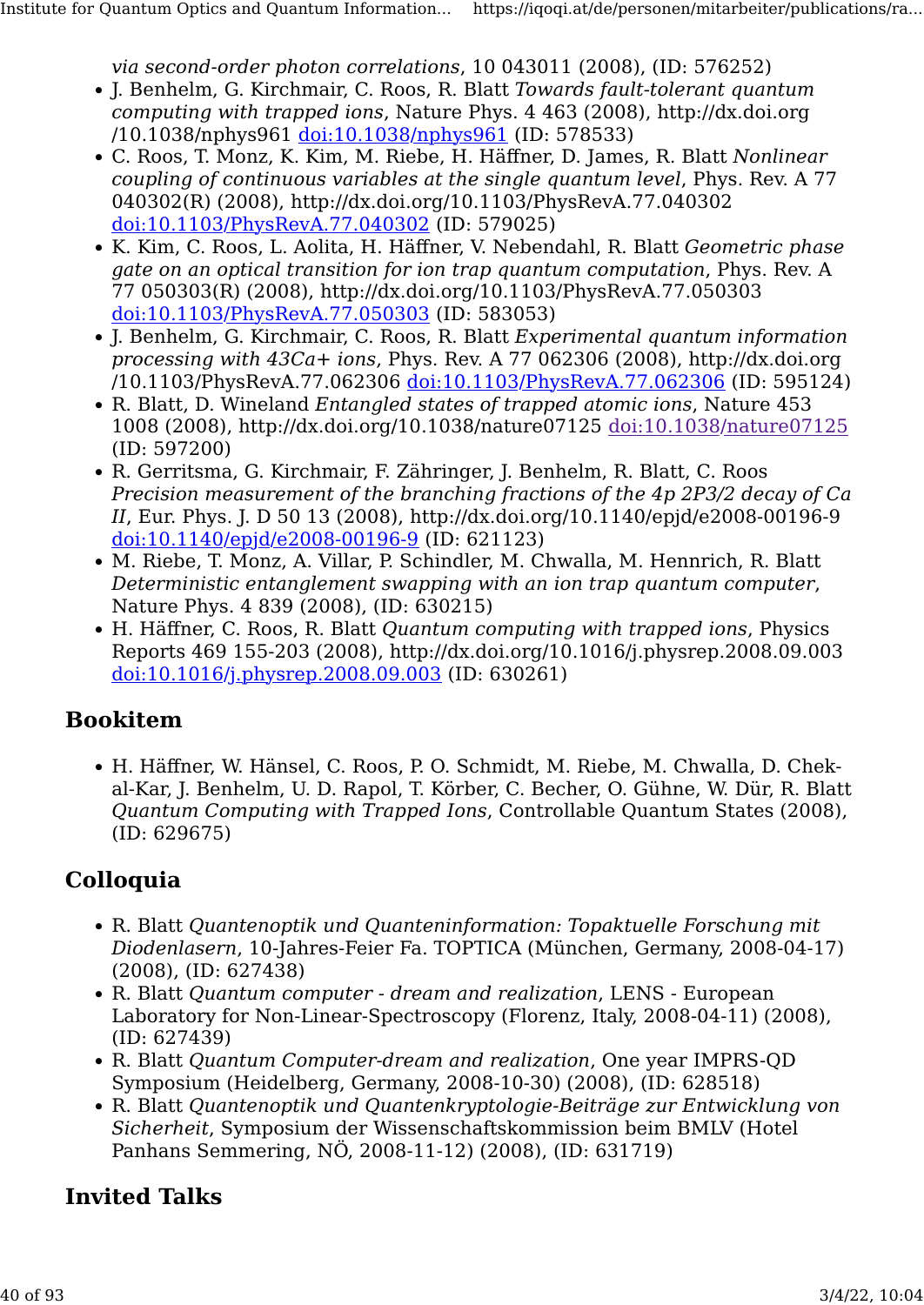*via second-order photon correlations*, 10 043011 (2008), (ID: 576252)

- J. Benhelm, G. Kirchmair, C. Roos, R. Blatt *Towards fault-tolerant quantum computing with trapped ions*, Nature Phys. 4 463 (2008), http://dx.doi.org/10.1038/nphys961 doi:10.1038/nphys961 (ID: 578533)
- C. Roos, T. Monz, K. Kim, M. Riebe, H. Häffner, D. James, R. Blatt *Nonlinear coupling of continuous variables at the single quantum level*, Phys. Rev. A 77 040302(R) (2008), http://dx.doi.org/10.1103/PhysRevA.77.040302 doi:10.1103/PhysRevA.77.040302 (ID: 579025)
- K. Kim, C. Roos, L. Aolita, H. Häffner, V. Nebendahl, R. Blatt *Geometric phase gate on an optical transition for ion trap quantum computation*, Phys. Rev. A 77 050303(R) (2008), http://dx.doi.org/10.1103/PhysRevA.77.050303 doi:10.1103/PhysRevA.77.050303 (ID: 583053)
- J. Benhelm, G. Kirchmair, C. Roos, R. Blatt *Experimental quantum information processing with 43Ca+ ions*, Phys. Rev. A 77 062306 (2008), http://dx.doi.org/10.1103/PhysRevA.77.062306 doi:10.1103/PhysRevA.77.062306 (ID: 595124)
- R. Blatt, D. Wineland *Entangled states of trapped atomic ions*, Nature 453 1008 (2008), http://dx.doi.org/10.1038/nature07125 doi:10.1038/nature07125 (ID: 597200)
- R. Gerritsma, G. Kirchmair, F. Zähringer, J. Benhelm, R. Blatt, C. Roos *Precision measurement of the branching fractions of the 4p 2P3/2 decay of Ca II*, Eur. Phys. J. D 50 13 (2008), http://dx.doi.org/10.1140/epjd/e2008-00196-9 doi:10.1140/epjd/e2008-00196-9 (ID: 621123)
- M. Riebe, T. Monz, A. Villar, P. Schindler, M. Chwalla, M. Hennrich, R. Blatt *Deterministic entanglement swapping with an ion trap quantum computer*, Nature Phys. 4 839 (2008), (ID: 630215)
- H. Häffner, C. Roos, R. Blatt *Quantum computing with trapped ions*, Physics Reports 469 155-203 (2008), http://dx.doi.org/10.1016/j.physrep.2008.09.003 doi:10.1016/j.physrep.2008.09.003 (ID: 630261)

## Bookitem

- H. Häffner, W. Hänsel, C. Roos, P. O. Schmidt, M. Riebe, M. Chwalla, D. Chek-al-Kar, J. Benhelm, U. D. Rapol, T. Körber, C. Becher, O. Gühne, W. Dür, R. Blatt *Quantum Computing with Trapped Ions*, Controllable Quantum States (2008), (ID: 629675)

## Colloquia

- R. Blatt *Quantenoptik und Quanteninformation: Topaktuelle Forschung mit Diodenlasern*, 10-Jahres-Feier Fa. TOPTICA (München, Germany, 2008-04-17) (2008), (ID: 627438)
- R. Blatt *Quantum computer - dream and realization*, LENS - European Laboratory for Non-Linear-Spectroscopy (Florenz, Italy, 2008-04-11) (2008), (ID: 627439)
- R. Blatt *Quantum Computer-dream and realization*, One year IMPRS-QD Symposium (Heidelberg, Germany, 2008-10-30) (2008), (ID: 628518)
- R. Blatt *Quantenoptik und Quantenkryptologie-Beiträge zur Entwicklung von Sicherheit*, Symposium der Wissenschaftskommission beim BMLV (Hotel Panhans Semmering, NÖ, 2008-11-12) (2008), (ID: 631719)

## Invited Talks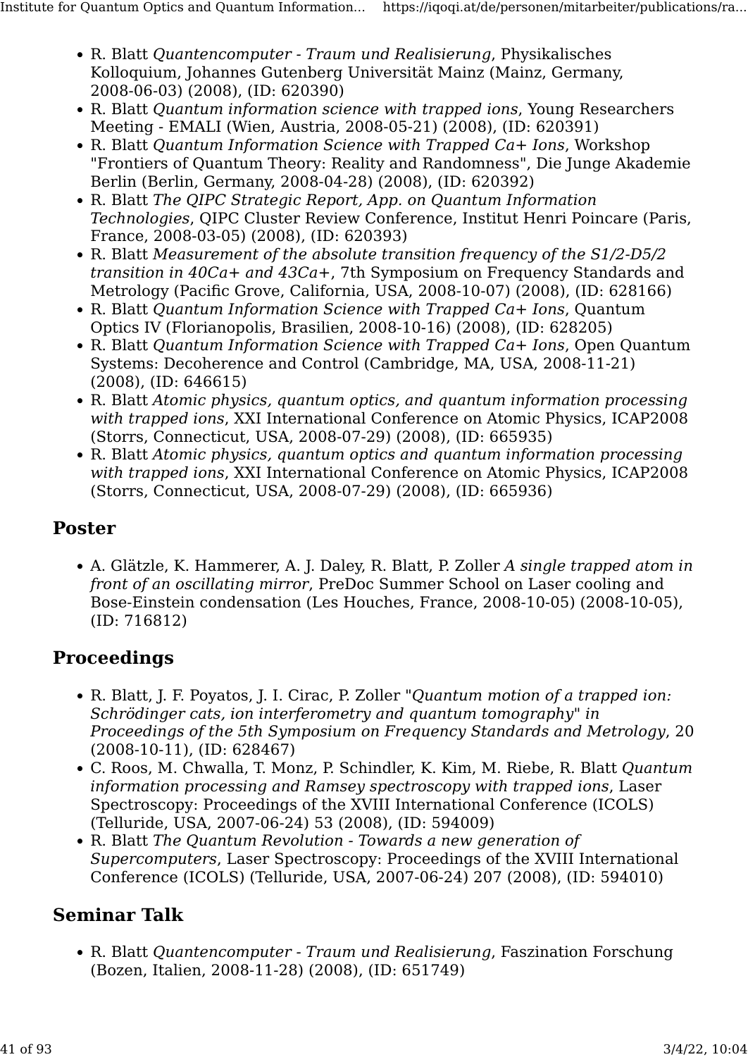- R. Blatt *Quantencomputer - Traum und Realisierung*, Physikalisches Kolloquium, Johannes Gutenberg Universität Mainz (Mainz, Germany, 2008-06-03) (2008), (ID: 620390)
- R. Blatt *Quantum information science with trapped ions*, Young Researchers Meeting - EMALI (Wien, Austria, 2008-05-21) (2008), (ID: 620391)
- R. Blatt *Quantum Information Science with Trapped Ca+ Ions*, Workshop "Frontiers of Quantum Theory: Reality and Randomness", Die Junge Akademie Berlin (Berlin, Germany, 2008-04-28) (2008), (ID: 620392)
- R. Blatt *The QIPC Strategic Report, App. on Quantum Information Technologies*, QIPC Cluster Review Conference, Institut Henri Poincare (Paris, France, 2008-03-05) (2008), (ID: 620393)
- R. Blatt *Measurement of the absolute transition frequency of the S1/2-D5/2 transition in 40Ca+ and 43Ca+*, 7th Symposium on Frequency Standards and Metrology (Pacific Grove, California, USA, 2008-10-07) (2008), (ID: 628166)
- R. Blatt *Quantum Information Science with Trapped Ca+ Ions*, Quantum Optics IV (Florianopolis, Brasilien, 2008-10-16) (2008), (ID: 628205)
- R. Blatt *Quantum Information Science with Trapped Ca+ Ions*, Open Quantum Systems: Decoherence and Control (Cambridge, MA, USA, 2008-11-21) (2008), (ID: 646615)
- R. Blatt *Atomic physics, quantum optics, and quantum information processing with trapped ions*, XXI International Conference on Atomic Physics, ICAP2008 (Storrs, Connecticut, USA, 2008-07-29) (2008), (ID: 665935)
- R. Blatt *Atomic physics, quantum optics and quantum information processing with trapped ions*, XXI International Conference on Atomic Physics, ICAP2008 (Storrs, Connecticut, USA, 2008-07-29) (2008), (ID: 665936)

## Poster

- A. Glätzle, K. Hammerer, A. J. Daley, R. Blatt, P. Zoller *A single trapped atom in front of an oscillating mirror*, PreDoc Summer School on Laser cooling and Bose-Einstein condensation (Les Houches, France, 2008-10-05) (2008-10-05), (ID: 716812)

## Proceedings

- R. Blatt, J. F. Poyatos, J. I. Cirac, P. Zoller "*Quantum motion of a trapped ion: Schrödinger cats, ion interferometry and quantum tomography*" in *Proceedings of the 5th Symposium on Frequency Standards and Metrology*, 20 (2008-10-11), (ID: 628467)
- C. Roos, M. Chwalla, T. Monz, P. Schindler, K. Kim, M. Riebe, R. Blatt *Quantum information processing and Ramsey spectroscopy with trapped ions*, Laser Spectroscopy: Proceedings of the XVIII International Conference (ICOLS) (Telluride, USA, 2007-06-24) 53 (2008), (ID: 594009)
- R. Blatt *The Quantum Revolution - Towards a new generation of Supercomputers*, Laser Spectroscopy: Proceedings of the XVIII International Conference (ICOLS) (Telluride, USA, 2007-06-24) 207 (2008), (ID: 594010)

## Seminar Talk

- R. Blatt *Quantencomputer - Traum und Realisierung*, Faszination Forschung (Bozen, Italien, 2008-11-28) (2008), (ID: 651749)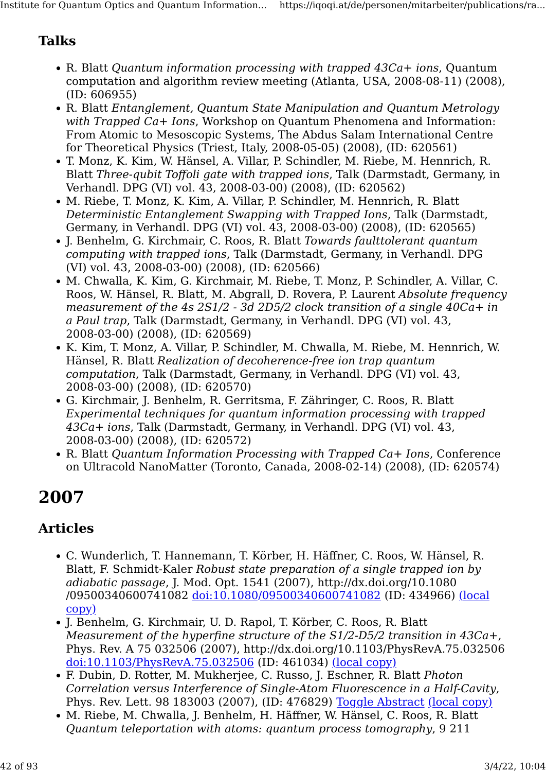### Talks

- R. Blatt *Quantum information processing with trapped 43Ca+ ions*, Quantum computation and algorithm review meeting (Atlanta, USA, 2008-08-11) (2008), (ID: 606955)
- R. Blatt *Entanglement, Quantum State Manipulation and Quantum Metrology with Trapped Ca+ Ions*, Workshop on Quantum Phenomena and Information: From Atomic to Mesoscopic Systems, The Abdus Salam International Centre for Theoretical Physics (Triest, Italy, 2008-05-05) (2008), (ID: 620561)
- T. Monz, K. Kim, W. Hänsel, A. Villar, P. Schindler, M. Riebe, M. Hennrich, R. Blatt *Three-qubit Toffoli gate with trapped ions*, Talk (Darmstadt, Germany, in Verhandl. DPG (VI) vol. 43, 2008-03-00) (2008), (ID: 620562)
- M. Riebe, T. Monz, K. Kim, A. Villar, P. Schindler, M. Hennrich, R. Blatt *Deterministic Entanglement Swapping with Trapped Ions*, Talk (Darmstadt, Germany, in Verhandl. DPG (VI) vol. 43, 2008-03-00) (2008), (ID: 620565)
- J. Benhelm, G. Kirchmair, C. Roos, R. Blatt *Towards faulttolerant quantum computing with trapped ions*, Talk (Darmstadt, Germany, in Verhandl. DPG (VI) vol. 43, 2008-03-00) (2008), (ID: 620566)
- M. Chwalla, K. Kim, G. Kirchmair, M. Riebe, T. Monz, P. Schindler, A. Villar, C. Roos, W. Hänsel, R. Blatt, M. Abgrall, D. Rovera, P. Laurent *Absolute frequency measurement of the 4s 2S1/2 - 3d 2D5/2 clock transition of a single 40Ca+ in a Paul trap*, Talk (Darmstadt, Germany, in Verhandl. DPG (VI) vol. 43, 2008-03-00) (2008), (ID: 620569)
- K. Kim, T. Monz, A. Villar, P. Schindler, M. Chwalla, M. Riebe, M. Hennrich, W. Hänsel, R. Blatt *Realization of decoherence-free ion trap quantum computation*, Talk (Darmstadt, Germany, in Verhandl. DPG (VI) vol. 43, 2008-03-00) (2008), (ID: 620570)
- G. Kirchmair, J. Benhelm, R. Gerritsma, F. Zähringer, C. Roos, R. Blatt *Experimental techniques for quantum information processing with trapped 43Ca+ ions*, Talk (Darmstadt, Germany, in Verhandl. DPG (VI) vol. 43, 2008-03-00) (2008), (ID: 620572)
- R. Blatt *Quantum Information Processing with Trapped Ca+ Ions*, Conference on Ultracold NanoMatter (Toronto, Canada, 2008-02-14) (2008), (ID: 620574)

## 2007

### Articles

- C. Wunderlich, T. Hannemann, T. Körber, H. Häffner, C. Roos, W. Hänsel, R. Blatt, F. Schmidt-Kaler *Robust state preparation of a single trapped ion by adiabatic passage*, J. Mod. Opt. 1541 (2007), http://dx.doi.org/10.1080/09500340600741082 [doi:10.1080/09500340600741082](http://dx.doi.org/10.1080/09500340600741082) (ID: 434966) [(local copy)]()
- J. Benhelm, G. Kirchmair, U. D. Rapol, T. Körber, C. Roos, R. Blatt *Measurement of the hyperfine structure of the S1/2-D5/2 transition in 43Ca+*, Phys. Rev. A 75 032506 (2007), http://dx.doi.org/10.1103/PhysRevA.75.032506 [doi:10.1103/PhysRevA.75.032506](http://dx.doi.org/10.1103/PhysRevA.75.032506) (ID: 461034) [(local copy)]()
- F. Dubin, D. Rotter, M. Mukherjee, C. Russo, J. Eschner, R. Blatt *Photon Correlation versus Interference of Single-Atom Fluorescence in a Half-Cavity*, Phys. Rev. Lett. 98 183003 (2007), (ID: 476829) [Toggle Abstract]() [(local copy)]()
- M. Riebe, M. Chwalla, J. Benhelm, H. Häffner, W. Hänsel, C. Roos, R. Blatt *Quantum teleportation with atoms: quantum process tomography*, 9 211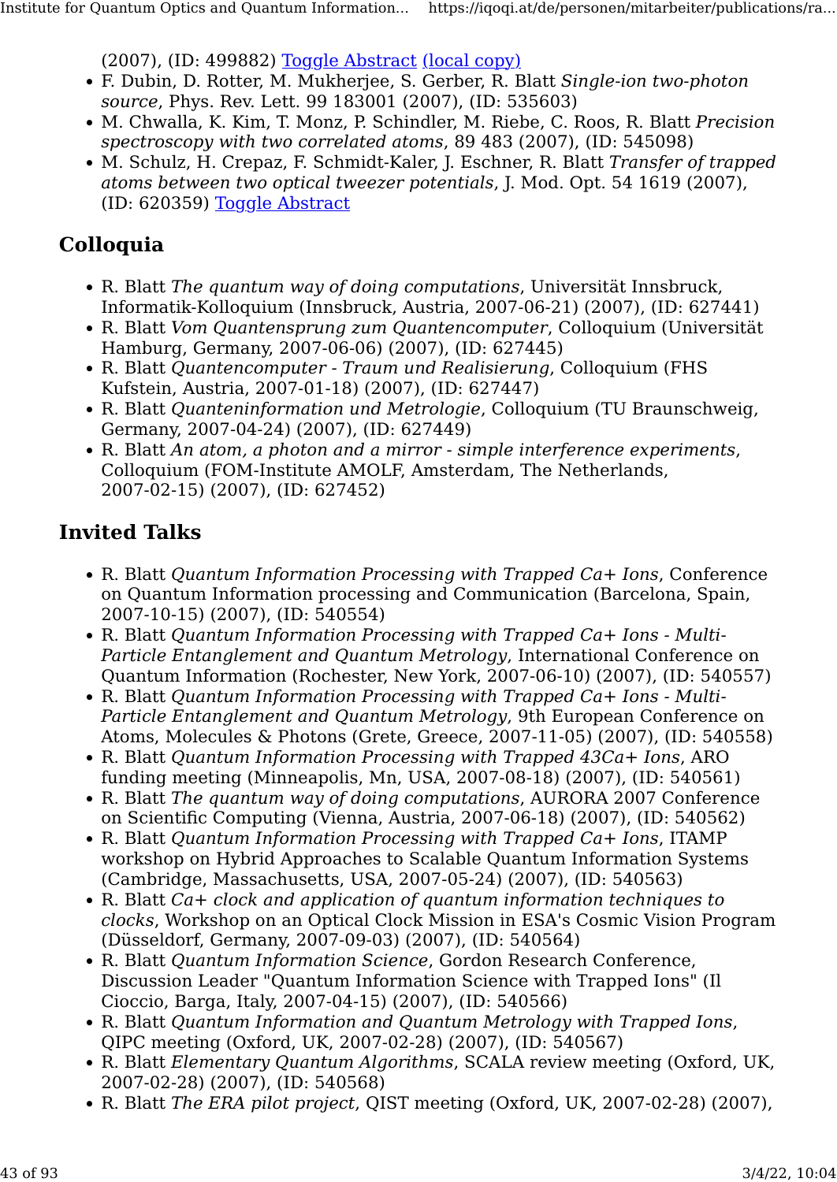(2007), (ID: 499882) Toggle Abstract (local copy)

- F. Dubin, D. Rotter, M. Mukherjee, S. Gerber, R. Blatt *Single-ion two-photon source*, Phys. Rev. Lett. 99 183001 (2007), (ID: 535603)
- M. Chwalla, K. Kim, T. Monz, P. Schindler, M. Riebe, C. Roos, R. Blatt *Precision spectroscopy with two correlated atoms*, 89 483 (2007), (ID: 545098)
- M. Schulz, H. Crepaz, F. Schmidt-Kaler, J. Eschner, R. Blatt *Transfer of trapped atoms between two optical tweezer potentials*, J. Mod. Opt. 54 1619 (2007), (ID: 620359) Toggle Abstract

## Colloquia

- R. Blatt *The quantum way of doing computations*, Universität Innsbruck, Informatik-Kolloquium (Innsbruck, Austria, 2007-06-21) (2007), (ID: 627441)
- R. Blatt *Vom Quantensprung zum Quantencomputer*, Colloquium (Universität Hamburg, Germany, 2007-06-06) (2007), (ID: 627445)
- R. Blatt *Quantencomputer - Traum und Realisierung*, Colloquium (FHS Kufstein, Austria, 2007-01-18) (2007), (ID: 627447)
- R. Blatt *Quanteninformation und Metrologie*, Colloquium (TU Braunschweig, Germany, 2007-04-24) (2007), (ID: 627449)
- R. Blatt *An atom, a photon and a mirror - simple interference experiments*, Colloquium (FOM-Institute AMOLF, Amsterdam, The Netherlands, 2007-02-15) (2007), (ID: 627452)

## Invited Talks

- R. Blatt *Quantum Information Processing with Trapped Ca+ Ions*, Conference on Quantum Information processing and Communication (Barcelona, Spain, 2007-10-15) (2007), (ID: 540554)
- R. Blatt *Quantum Information Processing with Trapped Ca+ Ions - Multi-Particle Entanglement and Quantum Metrology*, International Conference on Quantum Information (Rochester, New York, 2007-06-10) (2007), (ID: 540557)
- R. Blatt *Quantum Information Processing with Trapped Ca+ Ions - Multi-Particle Entanglement and Quantum Metrology*, 9th European Conference on Atoms, Molecules & Photons (Grete, Greece, 2007-11-05) (2007), (ID: 540558)
- R. Blatt *Quantum Information Processing with Trapped 43Ca+ Ions*, ARO funding meeting (Minneapolis, Mn, USA, 2007-08-18) (2007), (ID: 540561)
- R. Blatt *The quantum way of doing computations*, AURORA 2007 Conference on Scientific Computing (Vienna, Austria, 2007-06-18) (2007), (ID: 540562)
- R. Blatt *Quantum Information Processing with Trapped Ca+ Ions*, ITAMP workshop on Hybrid Approaches to Scalable Quantum Information Systems (Cambridge, Massachusetts, USA, 2007-05-24) (2007), (ID: 540563)
- R. Blatt *Ca+ clock and application of quantum information techniques to clocks*, Workshop on an Optical Clock Mission in ESA's Cosmic Vision Program (Düsseldorf, Germany, 2007-09-03) (2007), (ID: 540564)
- R. Blatt *Quantum Information Science*, Gordon Research Conference, Discussion Leader "Quantum Information Science with Trapped Ions" (Il Cioccio, Barga, Italy, 2007-04-15) (2007), (ID: 540566)
- R. Blatt *Quantum Information and Quantum Metrology with Trapped Ions*, QIPC meeting (Oxford, UK, 2007-02-28) (2007), (ID: 540567)
- R. Blatt *Elementary Quantum Algorithms*, SCALA review meeting (Oxford, UK, 2007-02-28) (2007), (ID: 540568)
- R. Blatt *The ERA pilot project*, QIST meeting (Oxford, UK, 2007-02-28) (2007),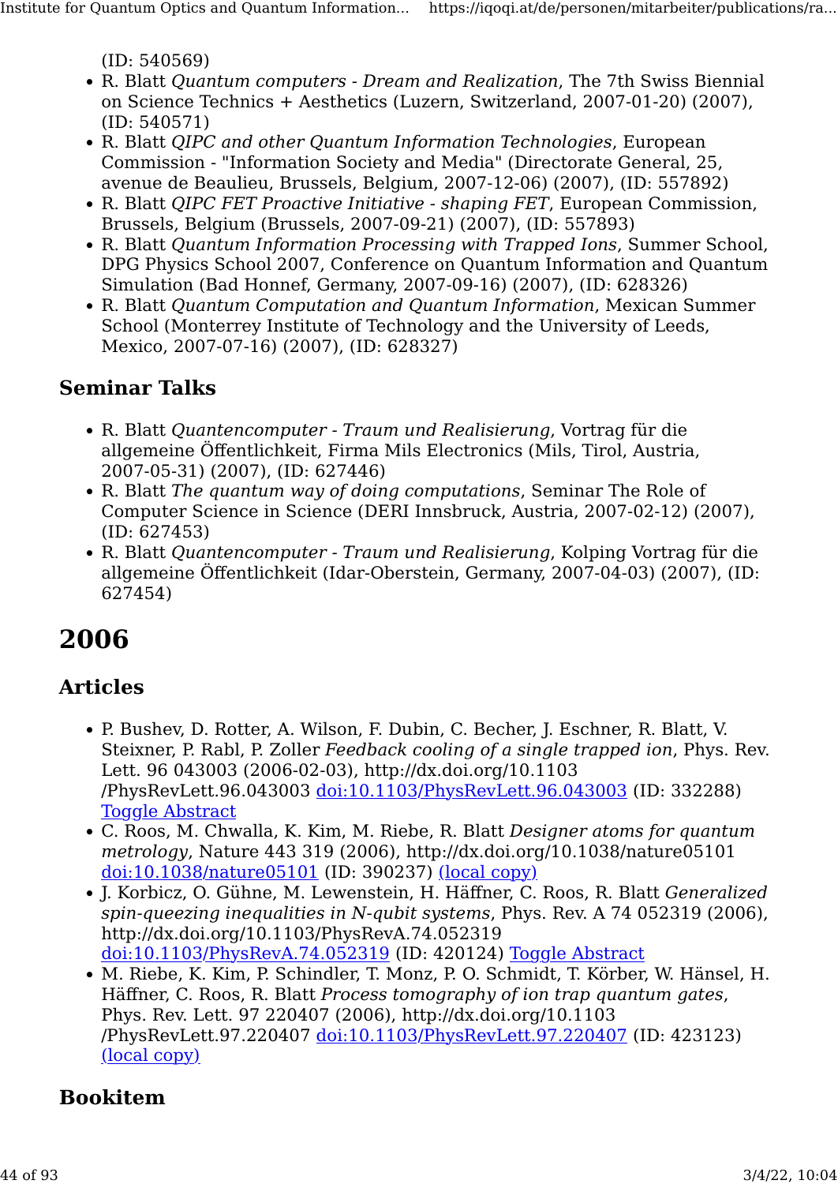(ID: 540569)

- R. Blatt *Quantum computers - Dream and Realization*, The 7th Swiss Biennial on Science Technics + Aesthetics (Luzern, Switzerland, 2007-01-20) (2007), (ID: 540571)
- R. Blatt *QIPC and other Quantum Information Technologies*, European Commission - "Information Society and Media" (Directorate General, 25, avenue de Beaulieu, Brussels, Belgium, 2007-12-06) (2007), (ID: 557892)
- R. Blatt *QIPC FET Proactive Initiative - shaping FET*, European Commission, Brussels, Belgium (Brussels, 2007-09-21) (2007), (ID: 557893)
- R. Blatt *Quantum Information Processing with Trapped Ions*, Summer School, DPG Physics School 2007, Conference on Quantum Information and Quantum Simulation (Bad Honnef, Germany, 2007-09-16) (2007), (ID: 628326)
- R. Blatt *Quantum Computation and Quantum Information*, Mexican Summer School (Monterrey Institute of Technology and the University of Leeds, Mexico, 2007-07-16) (2007), (ID: 628327)

### Seminar Talks

- R. Blatt *Quantencomputer - Traum und Realisierung*, Vortrag für die allgemeine Öffentlichkeit, Firma Mils Electronics (Mils, Tirol, Austria, 2007-05-31) (2007), (ID: 627446)
- R. Blatt *The quantum way of doing computations*, Seminar The Role of Computer Science in Science (DERI Innsbruck, Austria, 2007-02-12) (2007), (ID: 627453)
- R. Blatt *Quantencomputer - Traum und Realisierung*, Kolping Vortrag für die allgemeine Öffentlichkeit (Idar-Oberstein, Germany, 2007-04-03) (2007), (ID: 627454)

## 2006

### Articles

- P. Bushev, D. Rotter, A. Wilson, F. Dubin, C. Becher, J. Eschner, R. Blatt, V. Steixner, P. Rabl, P. Zoller *Feedback cooling of a single trapped ion*, Phys. Rev. Lett. 96 043003 (2006-02-03), http://dx.doi.org/10.1103/PhysRevLett.96.043003 doi:10.1103/PhysRevLett.96.043003 (ID: 332288) Toggle Abstract
- C. Roos, M. Chwalla, K. Kim, M. Riebe, R. Blatt *Designer atoms for quantum metrology*, Nature 443 319 (2006), http://dx.doi.org/10.1038/nature05101 doi:10.1038/nature05101 (ID: 390237) (local copy)
- J. Korbicz, O. Gühne, M. Lewenstein, H. Häffner, C. Roos, R. Blatt *Generalized spin-queezing inequalities in N-qubit systems*, Phys. Rev. A 74 052319 (2006), http://dx.doi.org/10.1103/PhysRevA.74.052319 doi:10.1103/PhysRevA.74.052319 (ID: 420124) Toggle Abstract
- M. Riebe, K. Kim, P. Schindler, T. Monz, P. O. Schmidt, T. Körber, W. Hänsel, H. Häffner, C. Roos, R. Blatt *Process tomography of ion trap quantum gates*, Phys. Rev. Lett. 97 220407 (2006), http://dx.doi.org/10.1103/PhysRevLett.97.220407 doi:10.1103/PhysRevLett.97.220407 (ID: 423123) (local copy)

### Bookitem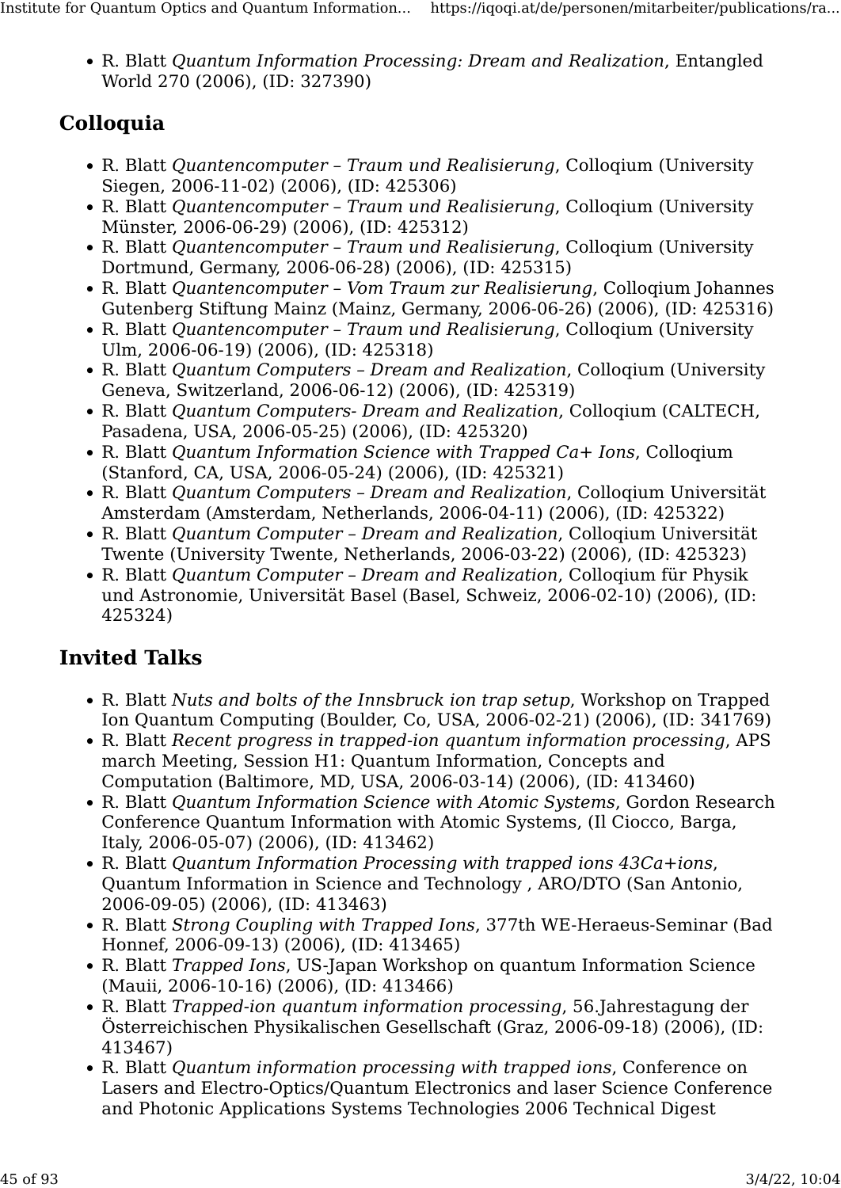- R. Blatt *Quantum Information Processing: Dream and Realization*, Entangled World 270 (2006), (ID: 327390)

## Colloquia

- R. Blatt *Quantencomputer – Traum und Realisierung*, Colloqium (University Siegen, 2006-11-02) (2006), (ID: 425306)
- R. Blatt *Quantencomputer – Traum und Realisierung*, Colloqium (University Münster, 2006-06-29) (2006), (ID: 425312)
- R. Blatt *Quantencomputer – Traum und Realisierung*, Colloqium (University Dortmund, Germany, 2006-06-28) (2006), (ID: 425315)
- R. Blatt *Quantencomputer – Vom Traum zur Realisierung*, Colloqium Johannes Gutenberg Stiftung Mainz (Mainz, Germany, 2006-06-26) (2006), (ID: 425316)
- R. Blatt *Quantencomputer – Traum und Realisierung*, Colloqium (University Ulm, 2006-06-19) (2006), (ID: 425318)
- R. Blatt *Quantum Computers – Dream and Realization*, Colloqium (University Geneva, Switzerland, 2006-06-12) (2006), (ID: 425319)
- R. Blatt *Quantum Computers- Dream and Realization*, Colloqium (CALTECH, Pasadena, USA, 2006-05-25) (2006), (ID: 425320)
- R. Blatt *Quantum Information Science with Trapped Ca+ Ions*, Colloqium (Stanford, CA, USA, 2006-05-24) (2006), (ID: 425321)
- R. Blatt *Quantum Computers – Dream and Realization*, Colloqium Universität Amsterdam (Amsterdam, Netherlands, 2006-04-11) (2006), (ID: 425322)
- R. Blatt *Quantum Computer – Dream and Realization*, Colloqium Universität Twente (University Twente, Netherlands, 2006-03-22) (2006), (ID: 425323)
- R. Blatt *Quantum Computer – Dream and Realization*, Colloqium für Physik und Astronomie, Universität Basel (Basel, Schweiz, 2006-02-10) (2006), (ID: 425324)

## Invited Talks

- R. Blatt *Nuts and bolts of the Innsbruck ion trap setup*, Workshop on Trapped Ion Quantum Computing (Boulder, Co, USA, 2006-02-21) (2006), (ID: 341769)
- R. Blatt *Recent progress in trapped-ion quantum information processing*, APS march Meeting, Session H1: Quantum Information, Concepts and Computation (Baltimore, MD, USA, 2006-03-14) (2006), (ID: 413460)
- R. Blatt *Quantum Information Science with Atomic Systems*, Gordon Research Conference Quantum Information with Atomic Systems, (Il Ciocco, Barga, Italy, 2006-05-07) (2006), (ID: 413462)
- R. Blatt *Quantum Information Processing with trapped ions 43Ca+ions*, Quantum Information in Science and Technology , ARO/DTO (San Antonio, 2006-09-05) (2006), (ID: 413463)
- R. Blatt *Strong Coupling with Trapped Ions*, 377th WE-Heraeus-Seminar (Bad Honnef, 2006-09-13) (2006), (ID: 413465)
- R. Blatt *Trapped Ions*, US-Japan Workshop on quantum Information Science (Mauii, 2006-10-16) (2006), (ID: 413466)
- R. Blatt *Trapped-ion quantum information processing*, 56.Jahrestagung der Österreichischen Physikalischen Gesellschaft (Graz, 2006-09-18) (2006), (ID: 413467)
- R. Blatt *Quantum information processing with trapped ions*, Conference on Lasers and Electro-Optics/Quantum Electronics and laser Science Conference and Photonic Applications Systems Technologies 2006 Technical Digest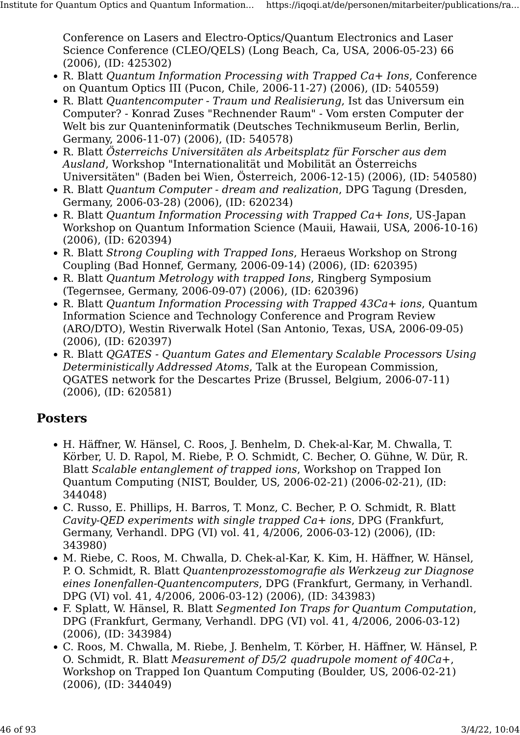Conference on Lasers and Electro-Optics/Quantum Electronics and Laser Science Conference (CLEO/QELS) (Long Beach, Ca, USA, 2006-05-23) 66 (2006), (ID: 425302)

- R. Blatt *Quantum Information Processing with Trapped Ca+ Ions*, Conference on Quantum Optics III (Pucon, Chile, 2006-11-27) (2006), (ID: 540559)
- R. Blatt *Quantencomputer - Traum und Realisierung*, Ist das Universum ein Computer? - Konrad Zuses "Rechnender Raum" - Vom ersten Computer der Welt bis zur Quanteninformatik (Deutsches Technikmuseum Berlin, Berlin, Germany, 2006-11-07) (2006), (ID: 540578)
- R. Blatt *Österreichs Universitäten als Arbeitsplatz für Forscher aus dem Ausland*, Workshop "Internationalität und Mobilität an Österreichs Universitäten" (Baden bei Wien, Österreich, 2006-12-15) (2006), (ID: 540580)
- R. Blatt *Quantum Computer - dream and realization*, DPG Tagung (Dresden, Germany, 2006-03-28) (2006), (ID: 620234)
- R. Blatt *Quantum Information Processing with Trapped Ca+ Ions*, US-Japan Workshop on Quantum Information Science (Mauii, Hawaii, USA, 2006-10-16) (2006), (ID: 620394)
- R. Blatt *Strong Coupling with Trapped Ions*, Heraeus Workshop on Strong Coupling (Bad Honnef, Germany, 2006-09-14) (2006), (ID: 620395)
- R. Blatt *Quantum Metrology with trapped Ions*, Ringberg Symposium (Tegernsee, Germany, 2006-09-07) (2006), (ID: 620396)
- R. Blatt *Quantum Information Processing with Trapped 43Ca+ ions*, Quantum Information Science and Technology Conference and Program Review (ARO/DTO), Westin Riverwalk Hotel (San Antonio, Texas, USA, 2006-09-05) (2006), (ID: 620397)
- R. Blatt *QGATES - Quantum Gates and Elementary Scalable Processors Using Deterministically Addressed Atoms*, Talk at the European Commission, QGATES network for the Descartes Prize (Brussel, Belgium, 2006-07-11) (2006), (ID: 620581)

## Posters

- H. Häffner, W. Hänsel, C. Roos, J. Benhelm, D. Chek-al-Kar, M. Chwalla, T. Körber, U. D. Rapol, M. Riebe, P. O. Schmidt, C. Becher, O. Gühne, W. Dür, R. Blatt *Scalable entanglement of trapped ions*, Workshop on Trapped Ion Quantum Computing (NIST, Boulder, US, 2006-02-21) (2006-02-21), (ID: 344048)
- C. Russo, E. Phillips, H. Barros, T. Monz, C. Becher, P. O. Schmidt, R. Blatt *Cavity-QED experiments with single trapped Ca+ ions*, DPG (Frankfurt, Germany, Verhandl. DPG (VI) vol. 41, 4/2006, 2006-03-12) (2006), (ID: 343980)
- M. Riebe, C. Roos, M. Chwalla, D. Chek-al-Kar, K. Kim, H. Häffner, W. Hänsel, P. O. Schmidt, R. Blatt *Quantenprozesstomografie als Werkzeug zur Diagnose eines Ionenfallen-Quantencomputers*, DPG (Frankfurt, Germany, in Verhandl. DPG (VI) vol. 41, 4/2006, 2006-03-12) (2006), (ID: 343983)
- F. Splatt, W. Hänsel, R. Blatt *Segmented Ion Traps for Quantum Computation*, DPG (Frankfurt, Germany, Verhandl. DPG (VI) vol. 41, 4/2006, 2006-03-12) (2006), (ID: 343984)
- C. Roos, M. Chwalla, M. Riebe, J. Benhelm, T. Körber, H. Häffner, W. Hänsel, P. O. Schmidt, R. Blatt *Measurement of D5/2 quadrupole moment of 40Ca+*, Workshop on Trapped Ion Quantum Computing (Boulder, US, 2006-02-21) (2006), (ID: 344049)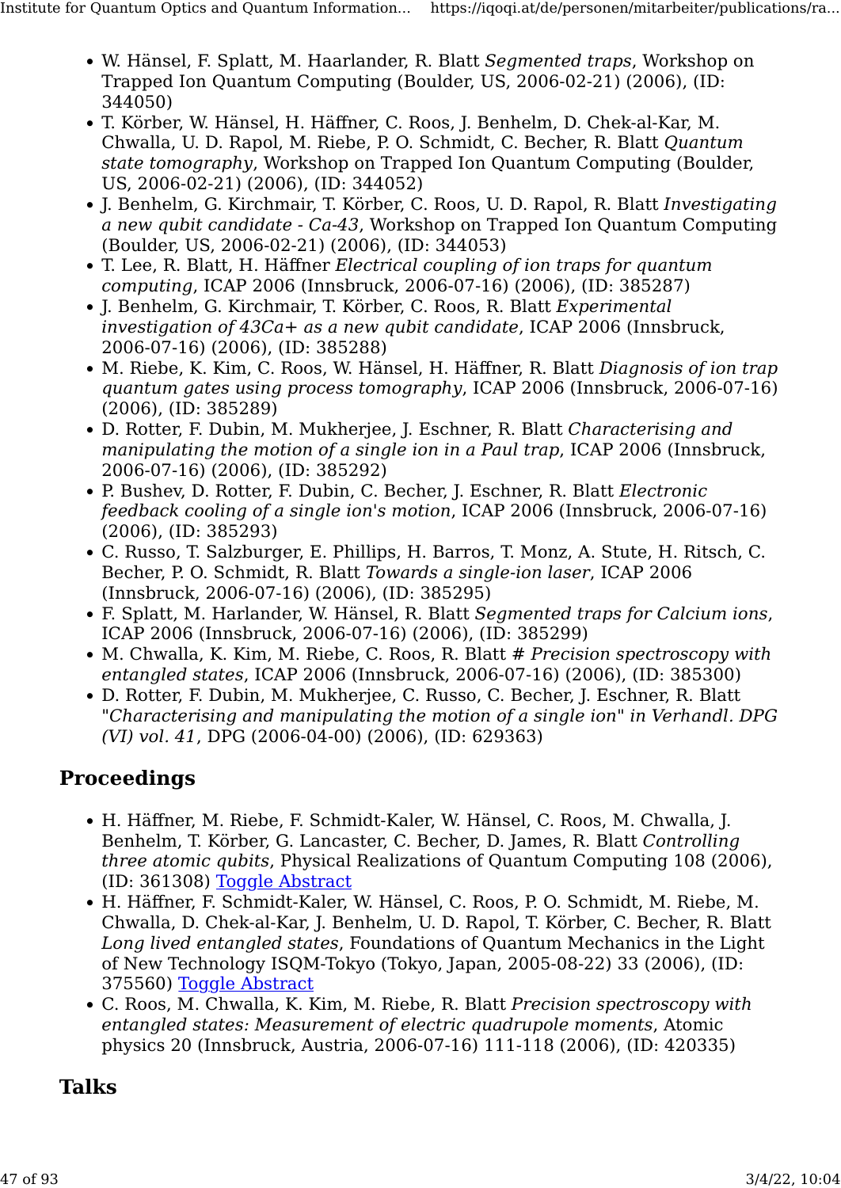- W. Hänsel, F. Splatt, M. Haarlander, R. Blatt *Segmented traps*, Workshop on Trapped Ion Quantum Computing (Boulder, US, 2006-02-21) (2006), (ID: 344050)
- T. Körber, W. Hänsel, H. Häffner, C. Roos, J. Benhelm, D. Chek-al-Kar, M. Chwalla, U. D. Rapol, M. Riebe, P. O. Schmidt, C. Becher, R. Blatt *Quantum state tomography*, Workshop on Trapped Ion Quantum Computing (Boulder, US, 2006-02-21) (2006), (ID: 344052)
- J. Benhelm, G. Kirchmair, T. Körber, C. Roos, U. D. Rapol, R. Blatt *Investigating a new qubit candidate - Ca-43*, Workshop on Trapped Ion Quantum Computing (Boulder, US, 2006-02-21) (2006), (ID: 344053)
- T. Lee, R. Blatt, H. Häffner *Electrical coupling of ion traps for quantum computing*, ICAP 2006 (Innsbruck, 2006-07-16) (2006), (ID: 385287)
- J. Benhelm, G. Kirchmair, T. Körber, C. Roos, R. Blatt *Experimental investigation of 43Ca+ as a new qubit candidate*, ICAP 2006 (Innsbruck, 2006-07-16) (2006), (ID: 385288)
- M. Riebe, K. Kim, C. Roos, W. Hänsel, H. Häffner, R. Blatt *Diagnosis of ion trap quantum gates using process tomography*, ICAP 2006 (Innsbruck, 2006-07-16) (2006), (ID: 385289)
- D. Rotter, F. Dubin, M. Mukherjee, J. Eschner, R. Blatt *Characterising and manipulating the motion of a single ion in a Paul trap*, ICAP 2006 (Innsbruck, 2006-07-16) (2006), (ID: 385292)
- P. Bushev, D. Rotter, F. Dubin, C. Becher, J. Eschner, R. Blatt *Electronic feedback cooling of a single ion's motion*, ICAP 2006 (Innsbruck, 2006-07-16) (2006), (ID: 385293)
- C. Russo, T. Salzburger, E. Phillips, H. Barros, T. Monz, A. Stute, H. Ritsch, C. Becher, P. O. Schmidt, R. Blatt *Towards a single-ion laser*, ICAP 2006 (Innsbruck, 2006-07-16) (2006), (ID: 385295)
- F. Splatt, M. Harlander, W. Hänsel, R. Blatt *Segmented traps for Calcium ions*, ICAP 2006 (Innsbruck, 2006-07-16) (2006), (ID: 385299)
- M. Chwalla, K. Kim, M. Riebe, C. Roos, R. Blatt # *Precision spectroscopy with entangled states*, ICAP 2006 (Innsbruck, 2006-07-16) (2006), (ID: 385300)
- D. Rotter, F. Dubin, M. Mukherjee, C. Russo, C. Becher, J. Eschner, R. Blatt "*Characterising and manipulating the motion of a single ion" in Verhandl. DPG (VI) vol. 41*, DPG (2006-04-00) (2006), (ID: 629363)

## Proceedings

- H. Häffner, M. Riebe, F. Schmidt-Kaler, W. Hänsel, C. Roos, M. Chwalla, J. Benhelm, T. Körber, G. Lancaster, C. Becher, D. James, R. Blatt *Controlling three atomic qubits*, Physical Realizations of Quantum Computing 108 (2006), (ID: 361308) Toggle Abstract
- H. Häffner, F. Schmidt-Kaler, W. Hänsel, C. Roos, P. O. Schmidt, M. Riebe, M. Chwalla, D. Chek-al-Kar, J. Benhelm, U. D. Rapol, T. Körber, C. Becher, R. Blatt *Long lived entangled states*, Foundations of Quantum Mechanics in the Light of New Technology ISQM-Tokyo (Tokyo, Japan, 2005-08-22) 33 (2006), (ID: 375560) Toggle Abstract
- C. Roos, M. Chwalla, K. Kim, M. Riebe, R. Blatt *Precision spectroscopy with entangled states: Measurement of electric quadrupole moments*, Atomic physics 20 (Innsbruck, Austria, 2006-07-16) 111-118 (2006), (ID: 420335)

## Talks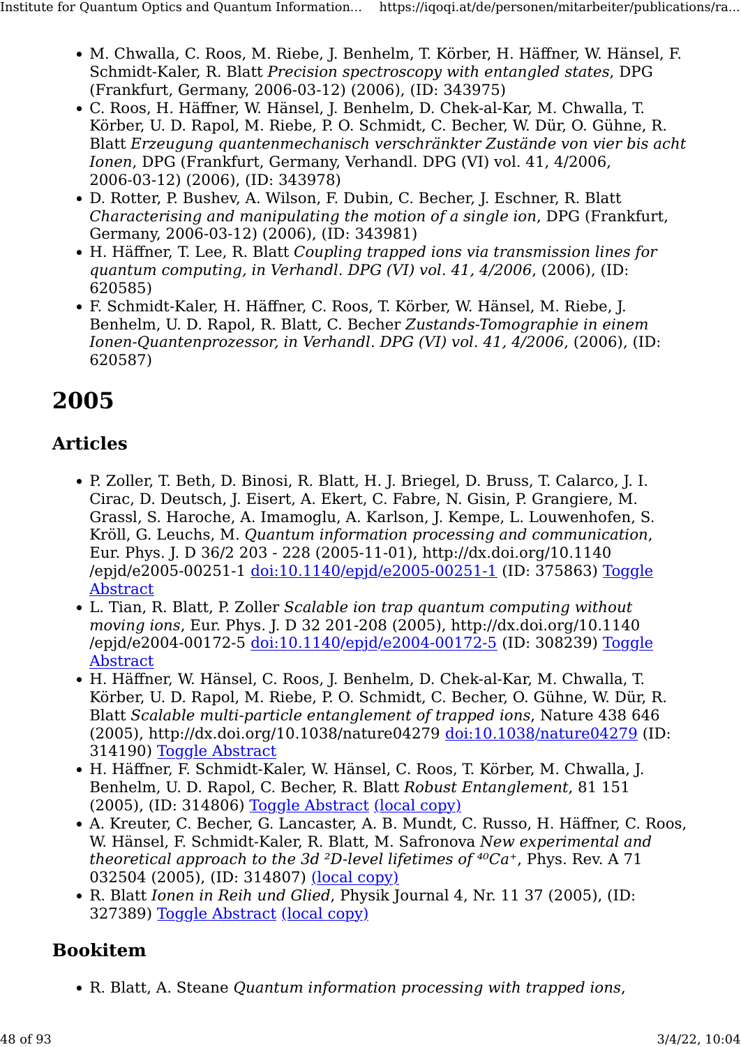- M. Chwalla, C. Roos, M. Riebe, J. Benhelm, T. Körber, H. Häffner, W. Hänsel, F. Schmidt-Kaler, R. Blatt *Precision spectroscopy with entangled states*, DPG (Frankfurt, Germany, 2006-03-12) (2006), (ID: 343975)
- C. Roos, H. Häffner, W. Hänsel, J. Benhelm, D. Chek-al-Kar, M. Chwalla, T. Körber, U. D. Rapol, M. Riebe, P. O. Schmidt, C. Becher, W. Dür, O. Gühne, R. Blatt *Erzeugung quantenmechanisch verschränkter Zustände von vier bis acht Ionen*, DPG (Frankfurt, Germany, Verhandl. DPG (VI) vol. 41, 4/2006, 2006-03-12) (2006), (ID: 343978)
- D. Rotter, P. Bushev, A. Wilson, F. Dubin, C. Becher, J. Eschner, R. Blatt *Characterising and manipulating the motion of a single ion*, DPG (Frankfurt, Germany, 2006-03-12) (2006), (ID: 343981)
- H. Häffner, T. Lee, R. Blatt *Coupling trapped ions via transmission lines for quantum computing, in Verhandl. DPG (VI) vol. 41, 4/2006*, (2006), (ID: 620585)
- F. Schmidt-Kaler, H. Häffner, C. Roos, T. Körber, W. Hänsel, M. Riebe, J. Benhelm, U. D. Rapol, R. Blatt, C. Becher *Zustands-Tomographie in einem Ionen-Quantenprozessor, in Verhandl. DPG (VI) vol. 41, 4/2006*, (2006), (ID: 620587)

# 2005

## Articles

- P. Zoller, T. Beth, D. Binosi, R. Blatt, H. J. Briegel, D. Bruss, T. Calarco, J. I. Cirac, D. Deutsch, J. Eisert, A. Ekert, C. Fabre, N. Gisin, P. Grangiere, M. Grassl, S. Haroche, A. Imamoglu, A. Karlson, J. Kempe, L. Louwenhofen, S. Kröll, G. Leuchs, M. *Quantum information processing and communication*, Eur. Phys. J. D 36/2 203 - 228 (2005-11-01), http://dx.doi.org/10.1140/epjd/e2005-00251-1 doi:10.1140/epjd/e2005-00251-1 (ID: 375863) Toggle Abstract
- L. Tian, R. Blatt, P. Zoller *Scalable ion trap quantum computing without moving ions*, Eur. Phys. J. D 32 201-208 (2005), http://dx.doi.org/10.1140/epjd/e2004-00172-5 doi:10.1140/epjd/e2004-00172-5 (ID: 308239) Toggle Abstract
- H. Häffner, W. Hänsel, C. Roos, J. Benhelm, D. Chek-al-Kar, M. Chwalla, T. Körber, U. D. Rapol, M. Riebe, P. O. Schmidt, C. Becher, O. Gühne, W. Dür, R. Blatt *Scalable multi-particle entanglement of trapped ions*, Nature 438 646 (2005), http://dx.doi.org/10.1038/nature04279 doi:10.1038/nature04279 (ID: 314190) Toggle Abstract
- H. Häffner, F. Schmidt-Kaler, W. Hänsel, C. Roos, T. Körber, M. Chwalla, J. Benhelm, U. D. Rapol, C. Becher, R. Blatt *Robust Entanglement*, 81 151 (2005), (ID: 314806) Toggle Abstract (local copy)
- A. Kreuter, C. Becher, G. Lancaster, A. B. Mundt, C. Russo, H. Häffner, C. Roos, W. Hänsel, F. Schmidt-Kaler, R. Blatt, M. Safronova *New experimental and theoretical approach to the 3d $^2D$-level lifetimes of $^{40}Ca^+$*, Phys. Rev. A 71 032504 (2005), (ID: 314807) (local copy)
- R. Blatt *Ionen in Reih und Glied*, Physik Journal 4, Nr. 11 37 (2005), (ID: 327389) Toggle Abstract (local copy)

## Bookitem

- R. Blatt, A. Steane *Quantum information processing with trapped ions*,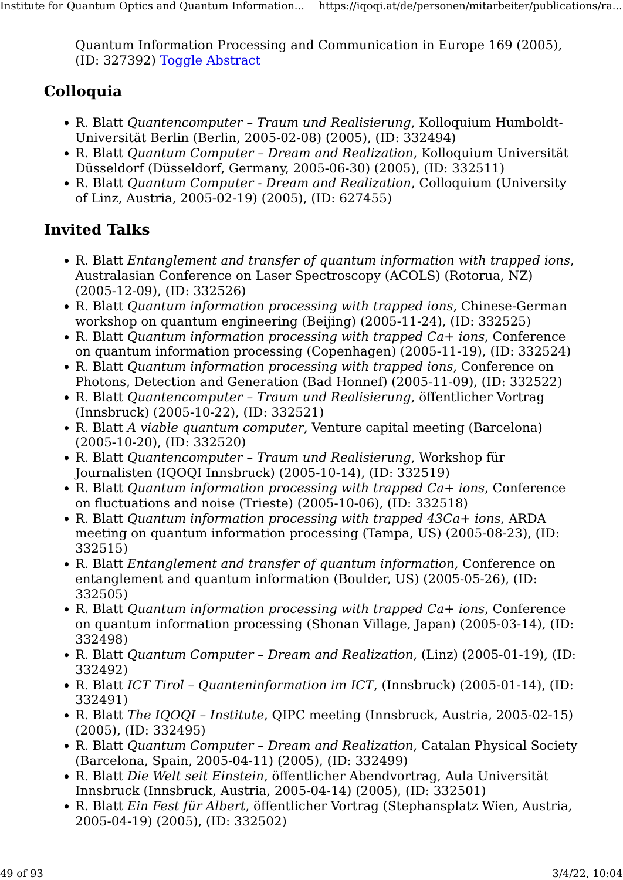Quantum Information Processing and Communication in Europe 169 (2005), (ID: 327392) Toggle Abstract

## Colloquia

- R. Blatt *Quantencomputer – Traum und Realisierung*, Kolloquium Humboldt-Universität Berlin (Berlin, 2005-02-08) (2005), (ID: 332494)
- R. Blatt *Quantum Computer – Dream and Realization*, Kolloquium Universität Düsseldorf (Düsseldorf, Germany, 2005-06-30) (2005), (ID: 332511)
- R. Blatt *Quantum Computer - Dream and Realization*, Colloquium (University of Linz, Austria, 2005-02-19) (2005), (ID: 627455)

## Invited Talks

- R. Blatt *Entanglement and transfer of quantum information with trapped ions*, Australasian Conference on Laser Spectroscopy (ACOLS) (Rotorua, NZ) (2005-12-09), (ID: 332526)
- R. Blatt *Quantum information processing with trapped ions*, Chinese-German workshop on quantum engineering (Beijing) (2005-11-24), (ID: 332525)
- R. Blatt *Quantum information processing with trapped Ca+ ions*, Conference on quantum information processing (Copenhagen) (2005-11-19), (ID: 332524)
- R. Blatt *Quantum information processing with trapped ions*, Conference on Photons, Detection and Generation (Bad Honnef) (2005-11-09), (ID: 332522)
- R. Blatt *Quantencomputer – Traum und Realisierung*, öffentlicher Vortrag (Innsbruck) (2005-10-22), (ID: 332521)
- R. Blatt *A viable quantum computer*, Venture capital meeting (Barcelona) (2005-10-20), (ID: 332520)
- R. Blatt *Quantencomputer – Traum und Realisierung*, Workshop für Journalisten (IQOQI Innsbruck) (2005-10-14), (ID: 332519)
- R. Blatt *Quantum information processing with trapped Ca+ ions*, Conference on fluctuations and noise (Trieste) (2005-10-06), (ID: 332518)
- R. Blatt *Quantum information processing with trapped 43Ca+ ions*, ARDA meeting on quantum information processing (Tampa, US) (2005-08-23), (ID: 332515)
- R. Blatt *Entanglement and transfer of quantum information*, Conference on entanglement and quantum information (Boulder, US) (2005-05-26), (ID: 332505)
- R. Blatt *Quantum information processing with trapped Ca+ ions*, Conference on quantum information processing (Shonan Village, Japan) (2005-03-14), (ID: 332498)
- R. Blatt *Quantum Computer – Dream and Realization*, (Linz) (2005-01-19), (ID: 332492)
- R. Blatt *ICT Tirol – Quanteninformation im ICT*, (Innsbruck) (2005-01-14), (ID: 332491)
- R. Blatt *The IQOQI – Institute*, QIPC meeting (Innsbruck, Austria, 2005-02-15) (2005), (ID: 332495)
- R. Blatt *Quantum Computer – Dream and Realization*, Catalan Physical Society (Barcelona, Spain, 2005-04-11) (2005), (ID: 332499)
- R. Blatt *Die Welt seit Einstein*, öffentlicher Abendvortrag, Aula Universität Innsbruck (Innsbruck, Austria, 2005-04-14) (2005), (ID: 332501)
- R. Blatt *Ein Fest für Albert*, öffentlicher Vortrag (Stephansplatz Wien, Austria, 2005-04-19) (2005), (ID: 332502)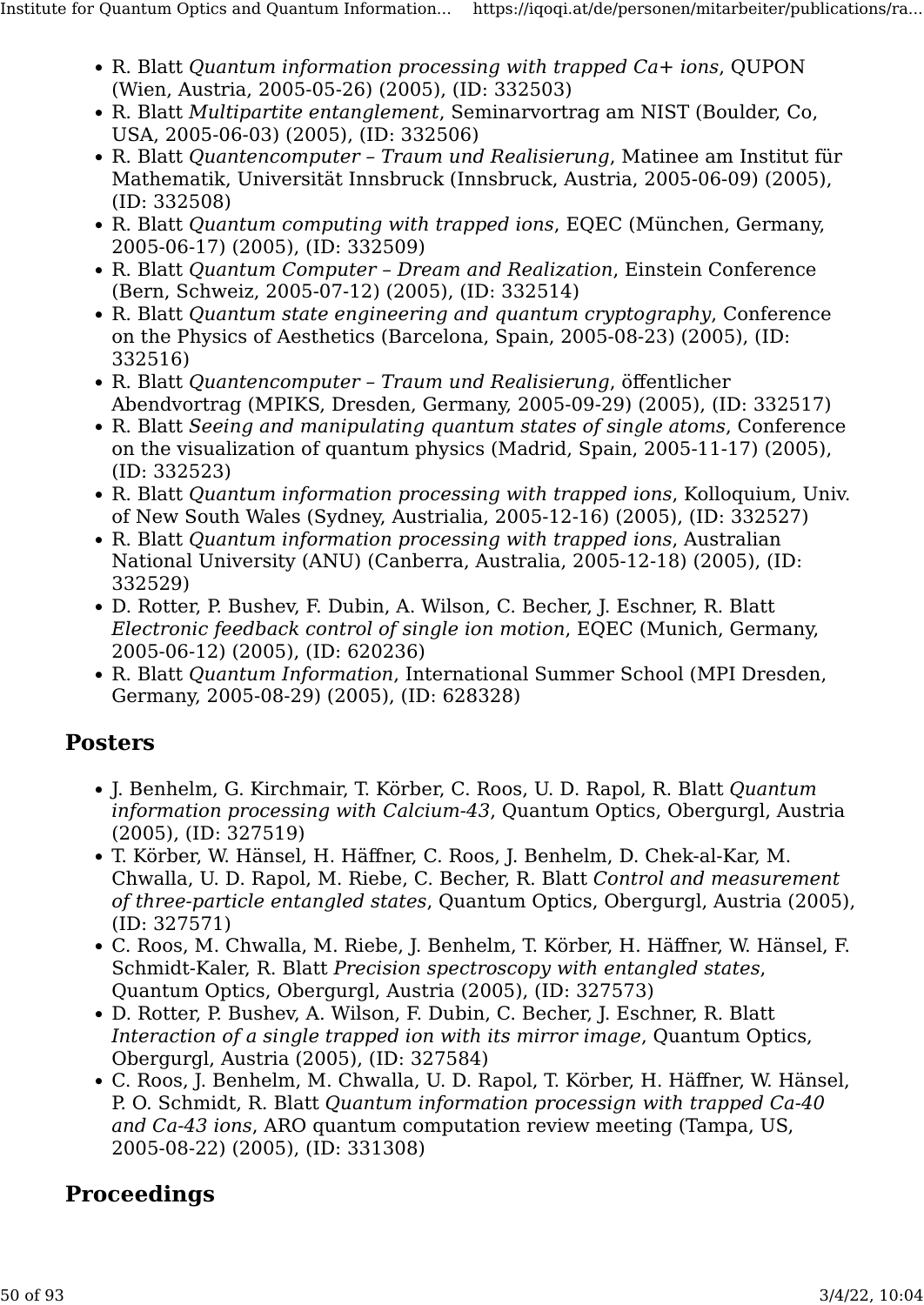- R. Blatt *Quantum information processing with trapped Ca+ ions*, QUPON (Wien, Austria, 2005-05-26) (2005), (ID: 332503)
- R. Blatt *Multipartite entanglement*, Seminarvortrag am NIST (Boulder, Co, USA, 2005-06-03) (2005), (ID: 332506)
- R. Blatt *Quantencomputer – Traum und Realisierung*, Matinee am Institut für Mathematik, Universität Innsbruck (Innsbruck, Austria, 2005-06-09) (2005), (ID: 332508)
- R. Blatt *Quantum computing with trapped ions*, EQEC (München, Germany, 2005-06-17) (2005), (ID: 332509)
- R. Blatt *Quantum Computer – Dream and Realization*, Einstein Conference (Bern, Schweiz, 2005-07-12) (2005), (ID: 332514)
- R. Blatt *Quantum state engineering and quantum cryptography*, Conference on the Physics of Aesthetics (Barcelona, Spain, 2005-08-23) (2005), (ID: 332516)
- R. Blatt *Quantencomputer – Traum und Realisierung*, öffentlicher Abendvortrag (MPIKS, Dresden, Germany, 2005-09-29) (2005), (ID: 332517)
- R. Blatt *Seeing and manipulating quantum states of single atoms*, Conference on the visualization of quantum physics (Madrid, Spain, 2005-11-17) (2005), (ID: 332523)
- R. Blatt *Quantum information processing with trapped ions*, Kolloquium, Univ. of New South Wales (Sydney, Austrialia, 2005-12-16) (2005), (ID: 332527)
- R. Blatt *Quantum information processing with trapped ions*, Australian National University (ANU) (Canberra, Australia, 2005-12-18) (2005), (ID: 332529)
- D. Rotter, P. Bushev, F. Dubin, A. Wilson, C. Becher, J. Eschner, R. Blatt *Electronic feedback control of single ion motion*, EQEC (Munich, Germany, 2005-06-12) (2005), (ID: 620236)
- R. Blatt *Quantum Information*, International Summer School (MPI Dresden, Germany, 2005-08-29) (2005), (ID: 628328)

## Posters

- J. Benhelm, G. Kirchmair, T. Körber, C. Roos, U. D. Rapol, R. Blatt *Quantum information processing with Calcium-43*, Quantum Optics, Obergurgl, Austria (2005), (ID: 327519)
- T. Körber, W. Hänsel, H. Häffner, C. Roos, J. Benhelm, D. Chek-al-Kar, M. Chwalla, U. D. Rapol, M. Riebe, C. Becher, R. Blatt *Control and measurement of three-particle entangled states*, Quantum Optics, Obergurgl, Austria (2005), (ID: 327571)
- C. Roos, M. Chwalla, M. Riebe, J. Benhelm, T. Körber, H. Häffner, W. Hänsel, F. Schmidt-Kaler, R. Blatt *Precision spectroscopy with entangled states*, Quantum Optics, Obergurgl, Austria (2005), (ID: 327573)
- D. Rotter, P. Bushev, A. Wilson, F. Dubin, C. Becher, J. Eschner, R. Blatt *Interaction of a single trapped ion with its mirror image*, Quantum Optics, Obergurgl, Austria (2005), (ID: 327584)
- C. Roos, J. Benhelm, M. Chwalla, U. D. Rapol, T. Körber, H. Häffner, W. Hänsel, P. O. Schmidt, R. Blatt *Quantum information processign with trapped Ca-40 and Ca-43 ions*, ARO quantum computation review meeting (Tampa, US, 2005-08-22) (2005), (ID: 331308)

## Proceedings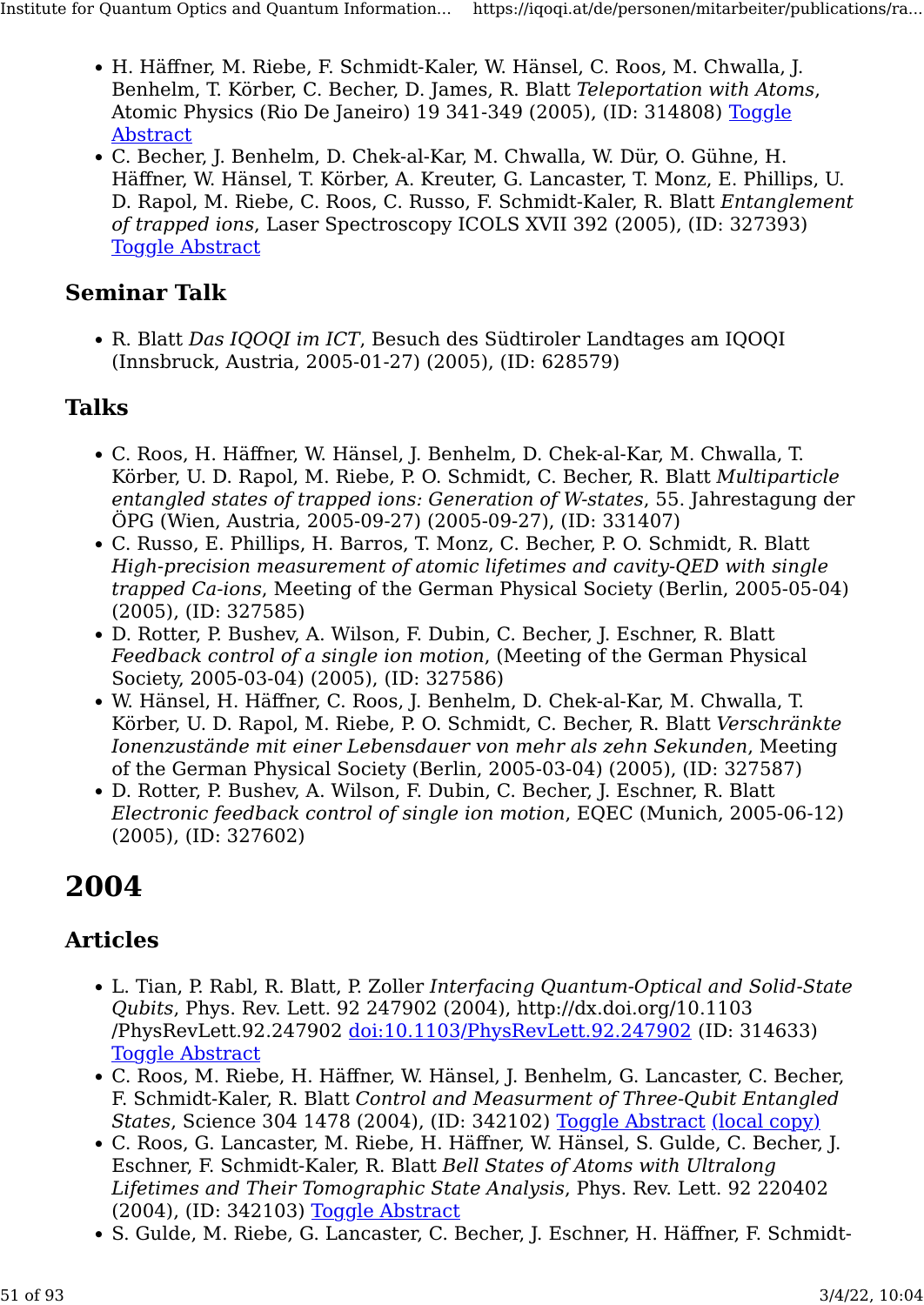- H. Häffner, M. Riebe, F. Schmidt-Kaler, W. Hänsel, C. Roos, M. Chwalla, J. Benhelm, T. Körber, C. Becher, D. James, R. Blatt *Teleportation with Atoms*, Atomic Physics (Rio De Janeiro) 19 341-349 (2005), (ID: 314808) Toggle Abstract
- C. Becher, J. Benhelm, D. Chek-al-Kar, M. Chwalla, W. Dür, O. Gühne, H. Häffner, W. Hänsel, T. Körber, A. Kreuter, G. Lancaster, T. Monz, E. Phillips, U. D. Rapol, M. Riebe, C. Roos, C. Russo, F. Schmidt-Kaler, R. Blatt *Entanglement of trapped ions*, Laser Spectroscopy ICOLS XVII 392 (2005), (ID: 327393) Toggle Abstract

### Seminar Talk

- R. Blatt *Das IQOQI im ICT*, Besuch des Südtiroler Landtages am IQOQI (Innsbruck, Austria, 2005-01-27) (2005), (ID: 628579)

### Talks

- C. Roos, H. Häffner, W. Hänsel, J. Benhelm, D. Chek-al-Kar, M. Chwalla, T. Körber, U. D. Rapol, M. Riebe, P. O. Schmidt, C. Becher, R. Blatt *Multiparticle entangled states of trapped ions: Generation of W-states*, 55. Jahrestagung der ÖPG (Wien, Austria, 2005-09-27) (2005-09-27), (ID: 331407)
- C. Russo, E. Phillips, H. Barros, T. Monz, C. Becher, P. O. Schmidt, R. Blatt *High-precision measurement of atomic lifetimes and cavity-QED with single trapped Ca-ions*, Meeting of the German Physical Society (Berlin, 2005-05-04) (2005), (ID: 327585)
- D. Rotter, P. Bushev, A. Wilson, F. Dubin, C. Becher, J. Eschner, R. Blatt *Feedback control of a single ion motion*, (Meeting of the German Physical Society, 2005-03-04) (2005), (ID: 327586)
- W. Hänsel, H. Häffner, C. Roos, J. Benhelm, D. Chek-al-Kar, M. Chwalla, T. Körber, U. D. Rapol, M. Riebe, P. O. Schmidt, C. Becher, R. Blatt *Verschränkte Ionenzustände mit einer Lebensdauer von mehr als zehn Sekunden*, Meeting of the German Physical Society (Berlin, 2005-03-04) (2005), (ID: 327587)
- D. Rotter, P. Bushev, A. Wilson, F. Dubin, C. Becher, J. Eschner, R. Blatt *Electronic feedback control of single ion motion*, EQEC (Munich, 2005-06-12) (2005), (ID: 327602)

# 2004

### Articles

- L. Tian, P. Rabl, R. Blatt, P. Zoller *Interfacing Quantum-Optical and Solid-State Qubits*, Phys. Rev. Lett. 92 247902 (2004), http://dx.doi.org/10.1103/PhysRevLett.92.247902 doi:10.1103/PhysRevLett.92.247902 (ID: 314633) Toggle Abstract
- C. Roos, M. Riebe, H. Häffner, W. Hänsel, J. Benhelm, G. Lancaster, C. Becher, F. Schmidt-Kaler, R. Blatt *Control and Measurment of Three-Qubit Entangled States*, Science 304 1478 (2004), (ID: 342102) Toggle Abstract (local copy)
- C. Roos, G. Lancaster, M. Riebe, H. Häffner, W. Hänsel, S. Gulde, C. Becher, J. Eschner, F. Schmidt-Kaler, R. Blatt *Bell States of Atoms with Ultralong Lifetimes and Their Tomographic State Analysis*, Phys. Rev. Lett. 92 220402 (2004), (ID: 342103) Toggle Abstract
- S. Gulde, M. Riebe, G. Lancaster, C. Becher, J. Eschner, H. Häffner, F. Schmidt-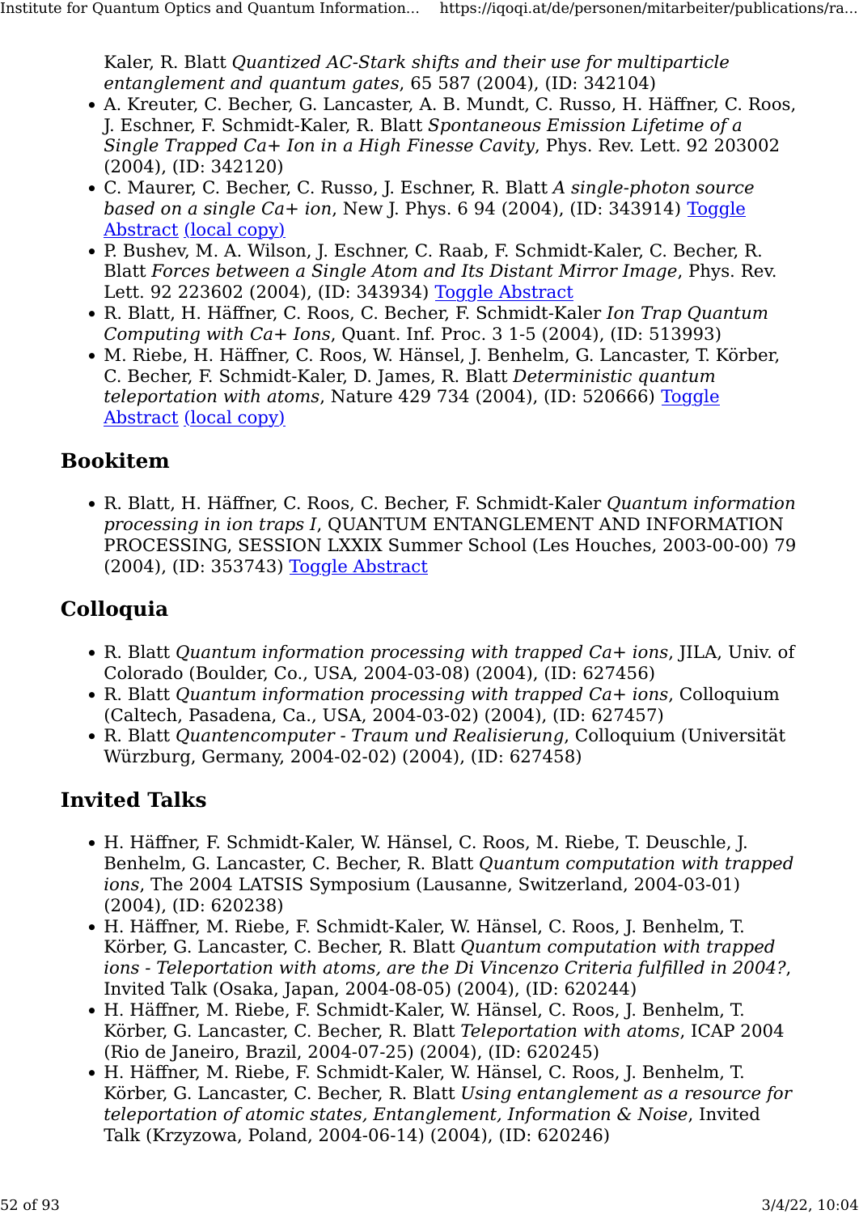Kaler, R. Blatt *Quantized AC-Stark shifts and their use for multiparticle entanglement and quantum gates*, 65 587 (2004), (ID: 342104)

- A. Kreuter, C. Becher, G. Lancaster, A. B. Mundt, C. Russo, H. Häffner, C. Roos, J. Eschner, F. Schmidt-Kaler, R. Blatt *Spontaneous Emission Lifetime of a Single Trapped Ca+ Ion in a High Finesse Cavity*, Phys. Rev. Lett. 92 203002 (2004), (ID: 342120)
- C. Maurer, C. Becher, C. Russo, J. Eschner, R. Blatt *A single-photon source based on a single Ca+ ion*, New J. Phys. 6 94 (2004), (ID: 343914) Toggle Abstract (local copy)
- P. Bushev, M. A. Wilson, J. Eschner, C. Raab, F. Schmidt-Kaler, C. Becher, R. Blatt *Forces between a Single Atom and Its Distant Mirror Image*, Phys. Rev. Lett. 92 223602 (2004), (ID: 343934) Toggle Abstract
- R. Blatt, H. Häffner, C. Roos, C. Becher, F. Schmidt-Kaler *Ion Trap Quantum Computing with Ca+ Ions*, Quant. Inf. Proc. 3 1-5 (2004), (ID: 513993)
- M. Riebe, H. Häffner, C. Roos, W. Hänsel, J. Benhelm, G. Lancaster, T. Körber, C. Becher, F. Schmidt-Kaler, D. James, R. Blatt *Deterministic quantum teleportation with atoms*, Nature 429 734 (2004), (ID: 520666) Toggle Abstract (local copy)

## Bookitem

- R. Blatt, H. Häffner, C. Roos, C. Becher, F. Schmidt-Kaler *Quantum information processing in ion traps I*, QUANTUM ENTANGLEMENT AND INFORMATION PROCESSING, SESSION LXXIX Summer School (Les Houches, 2003-00-00) 79 (2004), (ID: 353743) Toggle Abstract

## Colloquia

- R. Blatt *Quantum information processing with trapped Ca+ ions*, JILA, Univ. of Colorado (Boulder, Co., USA, 2004-03-08) (2004), (ID: 627456)
- R. Blatt *Quantum information processing with trapped Ca+ ions*, Colloquium (Caltech, Pasadena, Ca., USA, 2004-03-02) (2004), (ID: 627457)
- R. Blatt *Quantencomputer - Traum und Realisierung*, Colloquium (Universität Würzburg, Germany, 2004-02-02) (2004), (ID: 627458)

## Invited Talks

- H. Häffner, F. Schmidt-Kaler, W. Hänsel, C. Roos, M. Riebe, T. Deuschle, J. Benhelm, G. Lancaster, C. Becher, R. Blatt *Quantum computation with trapped ions*, The 2004 LATSIS Symposium (Lausanne, Switzerland, 2004-03-01) (2004), (ID: 620238)
- H. Häffner, M. Riebe, F. Schmidt-Kaler, W. Hänsel, C. Roos, J. Benhelm, T. Körber, G. Lancaster, C. Becher, R. Blatt *Quantum computation with trapped ions - Teleportation with atoms, are the Di Vincenzo Criteria fulfilled in 2004?*, Invited Talk (Osaka, Japan, 2004-08-05) (2004), (ID: 620244)
- H. Häffner, M. Riebe, F. Schmidt-Kaler, W. Hänsel, C. Roos, J. Benhelm, T. Körber, G. Lancaster, C. Becher, R. Blatt *Teleportation with atoms*, ICAP 2004 (Rio de Janeiro, Brazil, 2004-07-25) (2004), (ID: 620245)
- H. Häffner, M. Riebe, F. Schmidt-Kaler, W. Hänsel, C. Roos, J. Benhelm, T. Körber, G. Lancaster, C. Becher, R. Blatt *Using entanglement as a resource for teleportation of atomic states, Entanglement, Information & Noise*, Invited Talk (Krzyzowa, Poland, 2004-06-14) (2004), (ID: 620246)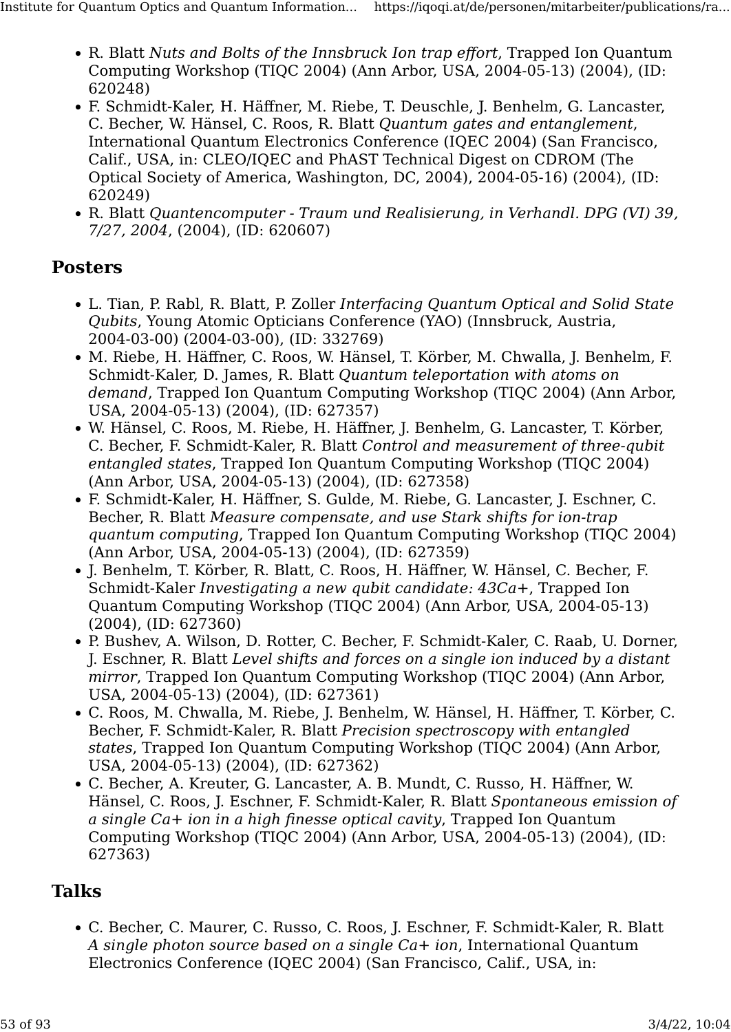- R. Blatt *Nuts and Bolts of the Innsbruck Ion trap effort*, Trapped Ion Quantum Computing Workshop (TIQC 2004) (Ann Arbor, USA, 2004-05-13) (2004), (ID: 620248)
- F. Schmidt-Kaler, H. Häffner, M. Riebe, T. Deuschle, J. Benhelm, G. Lancaster, C. Becher, W. Hänsel, C. Roos, R. Blatt *Quantum gates and entanglement*, International Quantum Electronics Conference (IQEC 2004) (San Francisco, Calif., USA, in: CLEO/IQEC and PhAST Technical Digest on CDROM (The Optical Society of America, Washington, DC, 2004), 2004-05-16) (2004), (ID: 620249)
- R. Blatt *Quantencomputer - Traum und Realisierung, in Verhandl. DPG (VI) 39, 7/27, 2004*, (2004), (ID: 620607)

## Posters

- L. Tian, P. Rabl, R. Blatt, P. Zoller *Interfacing Quantum Optical and Solid State Qubits*, Young Atomic Opticians Conference (YAO) (Innsbruck, Austria, 2004-03-00) (2004-03-00), (ID: 332769)
- M. Riebe, H. Häffner, C. Roos, W. Hänsel, T. Körber, M. Chwalla, J. Benhelm, F. Schmidt-Kaler, D. James, R. Blatt *Quantum teleportation with atoms on demand*, Trapped Ion Quantum Computing Workshop (TIQC 2004) (Ann Arbor, USA, 2004-05-13) (2004), (ID: 627357)
- W. Hänsel, C. Roos, M. Riebe, H. Häffner, J. Benhelm, G. Lancaster, T. Körber, C. Becher, F. Schmidt-Kaler, R. Blatt *Control and measurement of three-qubit entangled states*, Trapped Ion Quantum Computing Workshop (TIQC 2004) (Ann Arbor, USA, 2004-05-13) (2004), (ID: 627358)
- F. Schmidt-Kaler, H. Häffner, S. Gulde, M. Riebe, G. Lancaster, J. Eschner, C. Becher, R. Blatt *Measure compensate, and use Stark shifts for ion-trap quantum computing*, Trapped Ion Quantum Computing Workshop (TIQC 2004) (Ann Arbor, USA, 2004-05-13) (2004), (ID: 627359)
- J. Benhelm, T. Körber, R. Blatt, C. Roos, H. Häffner, W. Hänsel, C. Becher, F. Schmidt-Kaler *Investigating a new qubit candidate: 43Ca+*, Trapped Ion Quantum Computing Workshop (TIQC 2004) (Ann Arbor, USA, 2004-05-13) (2004), (ID: 627360)
- P. Bushev, A. Wilson, D. Rotter, C. Becher, F. Schmidt-Kaler, C. Raab, U. Dorner, J. Eschner, R. Blatt *Level shifts and forces on a single ion induced by a distant mirror*, Trapped Ion Quantum Computing Workshop (TIQC 2004) (Ann Arbor, USA, 2004-05-13) (2004), (ID: 627361)
- C. Roos, M. Chwalla, M. Riebe, J. Benhelm, W. Hänsel, H. Häffner, T. Körber, C. Becher, F. Schmidt-Kaler, R. Blatt *Precision spectroscopy with entangled states*, Trapped Ion Quantum Computing Workshop (TIQC 2004) (Ann Arbor, USA, 2004-05-13) (2004), (ID: 627362)
- C. Becher, A. Kreuter, G. Lancaster, A. B. Mundt, C. Russo, H. Häffner, W. Hänsel, C. Roos, J. Eschner, F. Schmidt-Kaler, R. Blatt *Spontaneous emission of a single Ca+ ion in a high finesse optical cavity*, Trapped Ion Quantum Computing Workshop (TIQC 2004) (Ann Arbor, USA, 2004-05-13) (2004), (ID: 627363)

## Talks

- C. Becher, C. Maurer, C. Russo, C. Roos, J. Eschner, F. Schmidt-Kaler, R. Blatt *A single photon source based on a single Ca+ ion*, International Quantum Electronics Conference (IQEC 2004) (San Francisco, Calif., USA, in: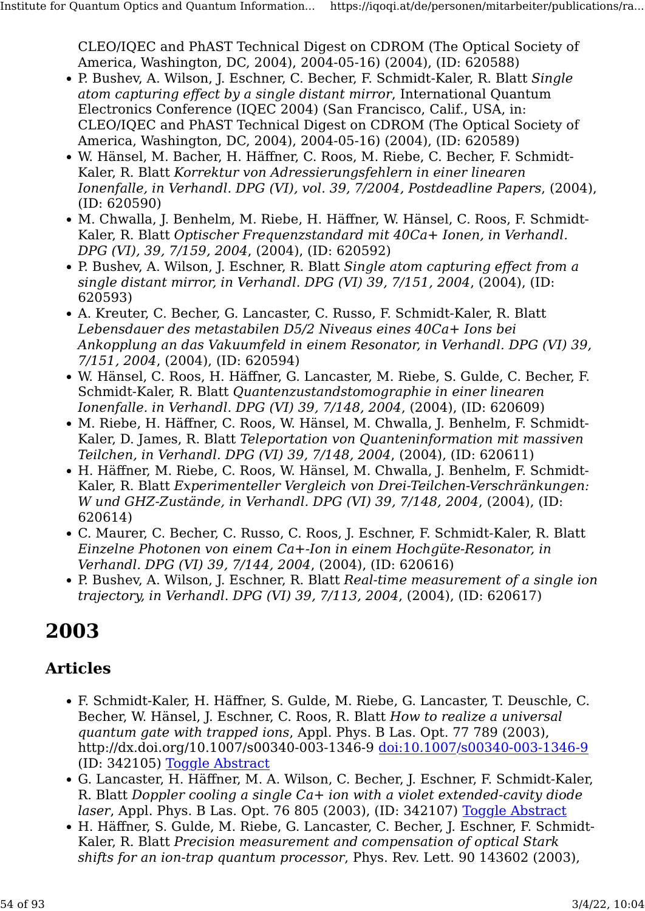CLEO/IQEC and PhAST Technical Digest on CDROM (The Optical Society of America, Washington, DC, 2004), 2004-05-16) (2004), (ID: 620588)

- P. Bushev, A. Wilson, J. Eschner, C. Becher, F. Schmidt-Kaler, R. Blatt *Single atom capturing effect by a single distant mirror*, International Quantum Electronics Conference (IQEC 2004) (San Francisco, Calif., USA, in: CLEO/IQEC and PhAST Technical Digest on CDROM (The Optical Society of America, Washington, DC, 2004), 2004-05-16) (2004), (ID: 620589)
- W. Hänsel, M. Bacher, H. Häffner, C. Roos, M. Riebe, C. Becher, F. Schmidt-Kaler, R. Blatt *Korrektur von Adressierungsfehlern in einer linearen Ionenfalle, in Verhandl. DPG (VI), vol. 39, 7/2004, Postdeadline Papers*, (2004), (ID: 620590)
- M. Chwalla, J. Benhelm, M. Riebe, H. Häffner, W. Hänsel, C. Roos, F. Schmidt-Kaler, R. Blatt *Optischer Frequenzstandard mit 40Ca+ Ionen, in Verhandl. DPG (VI), 39, 7/159, 2004*, (2004), (ID: 620592)
- P. Bushev, A. Wilson, J. Eschner, R. Blatt *Single atom capturing effect from a single distant mirror, in Verhandl. DPG (VI) 39, 7/151, 2004*, (2004), (ID: 620593)
- A. Kreuter, C. Becher, G. Lancaster, C. Russo, F. Schmidt-Kaler, R. Blatt *Lebensdauer des metastabilen D5/2 Niveaus eines 40Ca+ Ions bei Ankopplung an das Vakuumfeld in einem Resonator, in Verhandl. DPG (VI) 39, 7/151, 2004*, (2004), (ID: 620594)
- W. Hänsel, C. Roos, H. Häffner, G. Lancaster, M. Riebe, S. Gulde, C. Becher, F. Schmidt-Kaler, R. Blatt *Quantenzustandstomographie in einer linearen Ionenfalle. in Verhandl. DPG (VI) 39, 7/148, 2004*, (2004), (ID: 620609)
- M. Riebe, H. Häffner, C. Roos, W. Hänsel, M. Chwalla, J. Benhelm, F. Schmidt-Kaler, D. James, R. Blatt *Teleportation von Quanteninformation mit massiven Teilchen, in Verhandl. DPG (VI) 39, 7/148, 2004*, (2004), (ID: 620611)
- H. Häffner, M. Riebe, C. Roos, W. Hänsel, M. Chwalla, J. Benhelm, F. Schmidt-Kaler, R. Blatt *Experimenteller Vergleich von Drei-Teilchen-Verschränkungen: W und GHZ-Zustände, in Verhandl. DPG (VI) 39, 7/148, 2004*, (2004), (ID: 620614)
- C. Maurer, C. Becher, C. Russo, C. Roos, J. Eschner, F. Schmidt-Kaler, R. Blatt *Einzelne Photonen von einem Ca+-Ion in einem Hochgüte-Resonator, in Verhandl. DPG (VI) 39, 7/144, 2004*, (2004), (ID: 620616)
- P. Bushev, A. Wilson, J. Eschner, R. Blatt *Real-time measurement of a single ion trajectory, in Verhandl. DPG (VI) 39, 7/113, 2004*, (2004), (ID: 620617)

# 2003

## Articles

- F. Schmidt-Kaler, H. Häffner, S. Gulde, M. Riebe, G. Lancaster, T. Deuschle, C. Becher, W. Hänsel, J. Eschner, C. Roos, R. Blatt *How to realize a universal quantum gate with trapped ions*, Appl. Phys. B Las. Opt. 77 789 (2003), http://dx.doi.org/10.1007/s00340-003-1346-9 [doi:10.1007/s00340-003-1346-9](http://dx.doi.org/10.1007/s00340-003-1346-9) (ID: 342105) Toggle Abstract
- G. Lancaster, H. Häffner, M. A. Wilson, C. Becher, J. Eschner, F. Schmidt-Kaler, R. Blatt *Doppler cooling a single Ca+ ion with a violet extended-cavity diode laser*, Appl. Phys. B Las. Opt. 76 805 (2003), (ID: 342107) Toggle Abstract
- H. Häffner, S. Gulde, M. Riebe, G. Lancaster, C. Becher, J. Eschner, F. Schmidt-Kaler, R. Blatt *Precision measurement and compensation of optical Stark shifts for an ion-trap quantum processor*, Phys. Rev. Lett. 90 143602 (2003),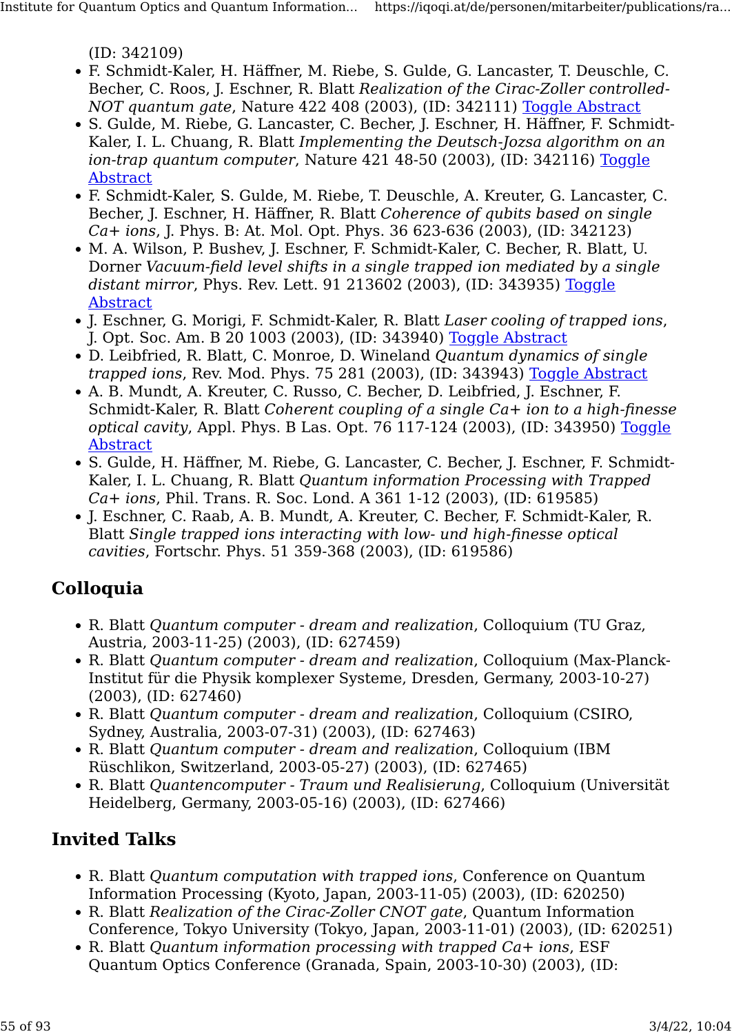(ID: 342109)

- F. Schmidt-Kaler, H. Häffner, M. Riebe, S. Gulde, G. Lancaster, T. Deuschle, C. Becher, C. Roos, J. Eschner, R. Blatt *Realization of the Cirac-Zoller controlled-NOT quantum gate*, Nature 422 408 (2003), (ID: 342111) Toggle Abstract
- S. Gulde, M. Riebe, G. Lancaster, C. Becher, J. Eschner, H. Häffner, F. Schmidt-Kaler, I. L. Chuang, R. Blatt *Implementing the Deutsch-Jozsa algorithm on an ion-trap quantum computer*, Nature 421 48-50 (2003), (ID: 342116) Toggle Abstract
- F. Schmidt-Kaler, S. Gulde, M. Riebe, T. Deuschle, A. Kreuter, G. Lancaster, C. Becher, J. Eschner, H. Häffner, R. Blatt *Coherence of qubits based on single Ca+ ions*, J. Phys. B: At. Mol. Opt. Phys. 36 623-636 (2003), (ID: 342123)
- M. A. Wilson, P. Bushev, J. Eschner, F. Schmidt-Kaler, C. Becher, R. Blatt, U. Dorner *Vacuum-field level shifts in a single trapped ion mediated by a single distant mirror*, Phys. Rev. Lett. 91 213602 (2003), (ID: 343935) Toggle Abstract
- J. Eschner, G. Morigi, F. Schmidt-Kaler, R. Blatt *Laser cooling of trapped ions*, J. Opt. Soc. Am. B 20 1003 (2003), (ID: 343940) Toggle Abstract
- D. Leibfried, R. Blatt, C. Monroe, D. Wineland *Quantum dynamics of single trapped ions*, Rev. Mod. Phys. 75 281 (2003), (ID: 343943) Toggle Abstract
- A. B. Mundt, A. Kreuter, C. Russo, C. Becher, D. Leibfried, J. Eschner, F. Schmidt-Kaler, R. Blatt *Coherent coupling of a single Ca+ ion to a high-finesse optical cavity*, Appl. Phys. B Las. Opt. 76 117-124 (2003), (ID: 343950) Toggle Abstract
- S. Gulde, H. Häffner, M. Riebe, G. Lancaster, C. Becher, J. Eschner, F. Schmidt-Kaler, I. L. Chuang, R. Blatt *Quantum information Processing with Trapped Ca+ ions*, Phil. Trans. R. Soc. Lond. A 361 1-12 (2003), (ID: 619585)
- J. Eschner, C. Raab, A. B. Mundt, A. Kreuter, C. Becher, F. Schmidt-Kaler, R. Blatt *Single trapped ions interacting with low- und high-finesse optical cavities*, Fortschr. Phys. 51 359-368 (2003), (ID: 619586)

## Colloquia

- R. Blatt *Quantum computer - dream and realization*, Colloquium (TU Graz, Austria, 2003-11-25) (2003), (ID: 627459)
- R. Blatt *Quantum computer - dream and realization*, Colloquium (Max-Planck-Institut für die Physik komplexer Systeme, Dresden, Germany, 2003-10-27) (2003), (ID: 627460)
- R. Blatt *Quantum computer - dream and realization*, Colloquium (CSIRO, Sydney, Australia, 2003-07-31) (2003), (ID: 627463)
- R. Blatt *Quantum computer - dream and realization*, Colloquium (IBM Rüschlikon, Switzerland, 2003-05-27) (2003), (ID: 627465)
- R. Blatt *Quantencomputer - Traum und Realisierung*, Colloquium (Universität Heidelberg, Germany, 2003-05-16) (2003), (ID: 627466)

## Invited Talks

- R. Blatt *Quantum computation with trapped ions*, Conference on Quantum Information Processing (Kyoto, Japan, 2003-11-05) (2003), (ID: 620250)
- R. Blatt *Realization of the Cirac-Zoller CNOT gate*, Quantum Information Conference, Tokyo University (Tokyo, Japan, 2003-11-01) (2003), (ID: 620251)
- R. Blatt *Quantum information processing with trapped Ca+ ions*, ESF Quantum Optics Conference (Granada, Spain, 2003-10-30) (2003), (ID: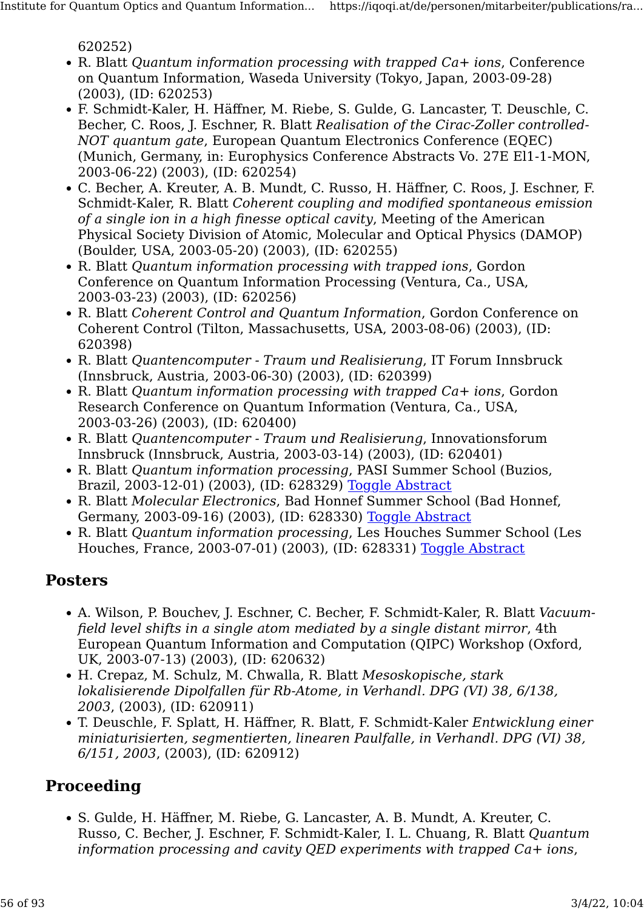620252)

- R. Blatt *Quantum information processing with trapped Ca+ ions*, Conference on Quantum Information, Waseda University (Tokyo, Japan, 2003-09-28) (2003), (ID: 620253)
- F. Schmidt-Kaler, H. Häffner, M. Riebe, S. Gulde, G. Lancaster, T. Deuschle, C. Becher, C. Roos, J. Eschner, R. Blatt *Realisation of the Cirac-Zoller controlled-NOT quantum gate*, European Quantum Electronics Conference (EQEC) (Munich, Germany, in: Europhysics Conference Abstracts Vo. 27E El1-1-MON, 2003-06-22) (2003), (ID: 620254)
- C. Becher, A. Kreuter, A. B. Mundt, C. Russo, H. Häffner, C. Roos, J. Eschner, F. Schmidt-Kaler, R. Blatt *Coherent coupling and modified spontaneous emission of a single ion in a high finesse optical cavity*, Meeting of the American Physical Society Division of Atomic, Molecular and Optical Physics (DAMOP) (Boulder, USA, 2003-05-20) (2003), (ID: 620255)
- R. Blatt *Quantum information processing with trapped ions*, Gordon Conference on Quantum Information Processing (Ventura, Ca., USA, 2003-03-23) (2003), (ID: 620256)
- R. Blatt *Coherent Control and Quantum Information*, Gordon Conference on Coherent Control (Tilton, Massachusetts, USA, 2003-08-06) (2003), (ID: 620398)
- R. Blatt *Quantencomputer - Traum und Realisierung*, IT Forum Innsbruck (Innsbruck, Austria, 2003-06-30) (2003), (ID: 620399)
- R. Blatt *Quantum information processing with trapped Ca+ ions*, Gordon Research Conference on Quantum Information (Ventura, Ca., USA, 2003-03-26) (2003), (ID: 620400)
- R. Blatt *Quantencomputer - Traum und Realisierung*, Innovationsforum Innsbruck (Innsbruck, Austria, 2003-03-14) (2003), (ID: 620401)
- R. Blatt *Quantum information processing*, PASI Summer School (Buzios, Brazil, 2003-12-01) (2003), (ID: 628329) Toggle Abstract
- R. Blatt *Molecular Electronics*, Bad Honnef Summer School (Bad Honnef, Germany, 2003-09-16) (2003), (ID: 628330) Toggle Abstract
- R. Blatt *Quantum information processing*, Les Houches Summer School (Les Houches, France, 2003-07-01) (2003), (ID: 628331) Toggle Abstract

## Posters

- A. Wilson, P. Bouchev, J. Eschner, C. Becher, F. Schmidt-Kaler, R. Blatt *Vacuum-field level shifts in a single atom mediated by a single distant mirror*, 4th European Quantum Information and Computation (QIPC) Workshop (Oxford, UK, 2003-07-13) (2003), (ID: 620632)
- H. Crepaz, M. Schulz, M. Chwalla, R. Blatt *Mesoskopische, stark lokalisierende Dipolfallen für Rb-Atome, in Verhandl. DPG (VI) 38, 6/138, 2003*, (2003), (ID: 620911)
- T. Deuschle, F. Splatt, H. Häffner, R. Blatt, F. Schmidt-Kaler *Entwicklung einer miniaturisierten, segmentierten, linearen Paulfalle, in Verhandl. DPG (VI) 38, 6/151, 2003*, (2003), (ID: 620912)

## Proceeding

- S. Gulde, H. Häffner, M. Riebe, G. Lancaster, A. B. Mundt, A. Kreuter, C. Russo, C. Becher, J. Eschner, F. Schmidt-Kaler, I. L. Chuang, R. Blatt *Quantum information processing and cavity QED experiments with trapped Ca+ ions*,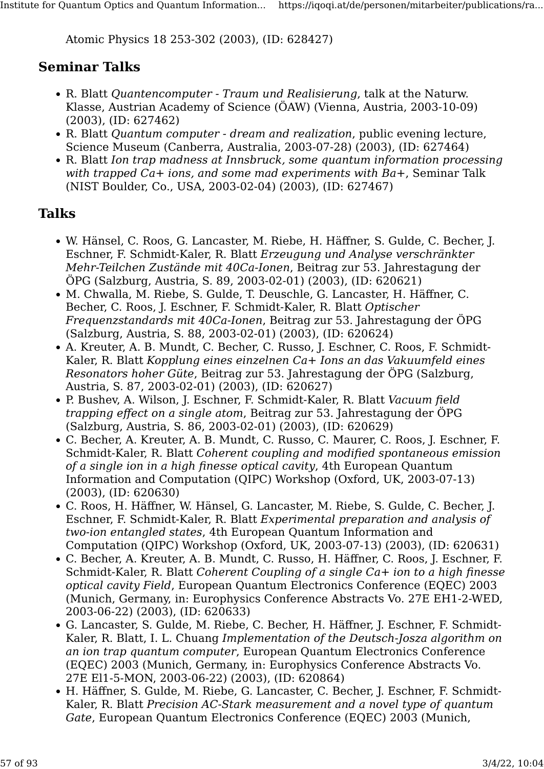Atomic Physics 18 253-302 (2003), (ID: 628427)

## Seminar Talks

- R. Blatt *Quantencomputer - Traum und Realisierung*, talk at the Naturw. Klasse, Austrian Academy of Science (ÖAW) (Vienna, Austria, 2003-10-09) (2003), (ID: 627462)
- R. Blatt *Quantum computer - dream and realization*, public evening lecture, Science Museum (Canberra, Australia, 2003-07-28) (2003), (ID: 627464)
- R. Blatt *Ion trap madness at Innsbruck, some quantum information processing with trapped Ca+ ions, and some mad experiments with Ba+*, Seminar Talk (NIST Boulder, Co., USA, 2003-02-04) (2003), (ID: 627467)

## Talks

- W. Hänsel, C. Roos, G. Lancaster, M. Riebe, H. Häffner, S. Gulde, C. Becher, J. Eschner, F. Schmidt-Kaler, R. Blatt *Erzeugung und Analyse verschränkter Mehr-Teilchen Zustände mit 40Ca-Ionen*, Beitrag zur 53. Jahrestagung der ÖPG (Salzburg, Austria, S. 89, 2003-02-01) (2003), (ID: 620621)
- M. Chwalla, M. Riebe, S. Gulde, T. Deuschle, G. Lancaster, H. Häffner, C. Becher, C. Roos, J. Eschner, F. Schmidt-Kaler, R. Blatt *Optischer Frequenzstandards mit 40Ca-Ionen*, Beitrag zur 53. Jahrestagung der ÖPG (Salzburg, Austria, S. 88, 2003-02-01) (2003), (ID: 620624)
- A. Kreuter, A. B. Mundt, C. Becher, C. Russo, J. Eschner, C. Roos, F. Schmidt-Kaler, R. Blatt *Kopplung eines einzelnen Ca+ Ions an das Vakuumfeld eines Resonators hoher Güte*, Beitrag zur 53. Jahrestagung der ÖPG (Salzburg, Austria, S. 87, 2003-02-01) (2003), (ID: 620627)
- P. Bushev, A. Wilson, J. Eschner, F. Schmidt-Kaler, R. Blatt *Vacuum field trapping effect on a single atom*, Beitrag zur 53. Jahrestagung der ÖPG (Salzburg, Austria, S. 86, 2003-02-01) (2003), (ID: 620629)
- C. Becher, A. Kreuter, A. B. Mundt, C. Russo, C. Maurer, C. Roos, J. Eschner, F. Schmidt-Kaler, R. Blatt *Coherent coupling and modified spontaneous emission of a single ion in a high finesse optical cavity*, 4th European Quantum Information and Computation (QIPC) Workshop (Oxford, UK, 2003-07-13) (2003), (ID: 620630)
- C. Roos, H. Häffner, W. Hänsel, G. Lancaster, M. Riebe, S. Gulde, C. Becher, J. Eschner, F. Schmidt-Kaler, R. Blatt *Experimental preparation and analysis of two-ion entangled states*, 4th European Quantum Information and Computation (QIPC) Workshop (Oxford, UK, 2003-07-13) (2003), (ID: 620631)
- C. Becher, A. Kreuter, A. B. Mundt, C. Russo, H. Häffner, C. Roos, J. Eschner, F. Schmidt-Kaler, R. Blatt *Coherent Coupling of a single Ca+ ion to a high finesse optical cavity Field*, European Quantum Electronics Conference (EQEC) 2003 (Munich, Germany, in: Europhysics Conference Abstracts Vo. 27E EH1-2-WED, 2003-06-22) (2003), (ID: 620633)
- G. Lancaster, S. Gulde, M. Riebe, C. Becher, H. Häffner, J. Eschner, F. Schmidt-Kaler, R. Blatt, I. L. Chuang *Implementation of the Deutsch-Josza algorithm on an ion trap quantum computer*, European Quantum Electronics Conference (EQEC) 2003 (Munich, Germany, in: Europhysics Conference Abstracts Vo. 27E El1-5-MON, 2003-06-22) (2003), (ID: 620864)
- H. Häffner, S. Gulde, M. Riebe, G. Lancaster, C. Becher, J. Eschner, F. Schmidt-Kaler, R. Blatt *Precision AC-Stark measurement and a novel type of quantum Gate*, European Quantum Electronics Conference (EQEC) 2003 (Munich,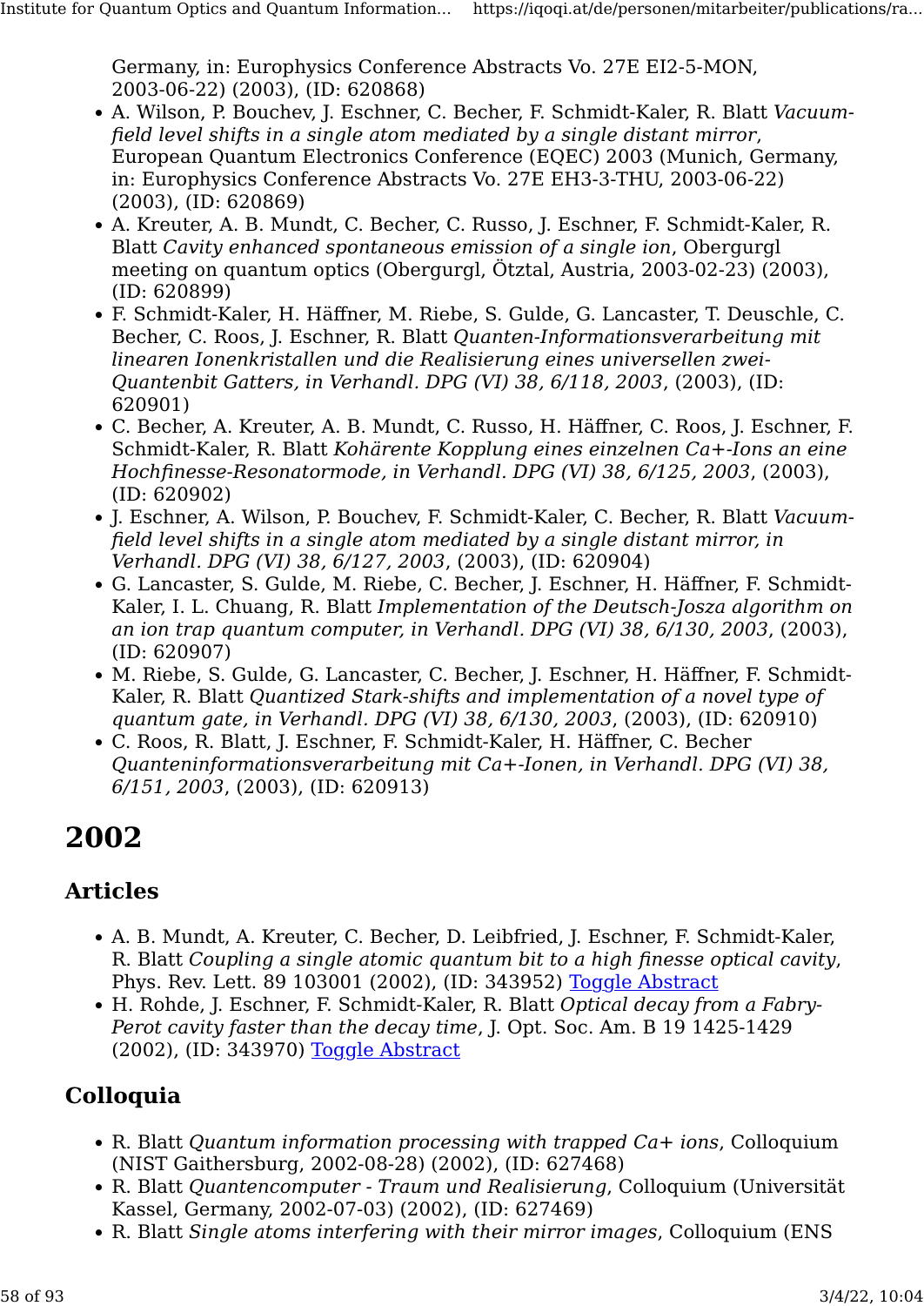Germany, in: Europhysics Conference Abstracts Vo. 27E EI2-5-MON, 2003-06-22) (2003), (ID: 620868)

- A. Wilson, P. Bouchev, J. Eschner, C. Becher, F. Schmidt-Kaler, R. Blatt *Vacuum-field level shifts in a single atom mediated by a single distant mirror*, European Quantum Electronics Conference (EQEC) 2003 (Munich, Germany, in: Europhysics Conference Abstracts Vo. 27E EH3-3-THU, 2003-06-22) (2003), (ID: 620869)
- A. Kreuter, A. B. Mundt, C. Becher, C. Russo, J. Eschner, F. Schmidt-Kaler, R. Blatt *Cavity enhanced spontaneous emission of a single ion*, Obergurgl meeting on quantum optics (Obergurgl, Ötztal, Austria, 2003-02-23) (2003), (ID: 620899)
- F. Schmidt-Kaler, H. Häffner, M. Riebe, S. Gulde, G. Lancaster, T. Deuschle, C. Becher, C. Roos, J. Eschner, R. Blatt *Quanten-Informationsverarbeitung mit linearen Ionenkristallen und die Realisierung eines universellen zwei-Quantenbit Gatters, in Verhandl. DPG (VI) 38, 6/118, 2003*, (2003), (ID: 620901)
- C. Becher, A. Kreuter, A. B. Mundt, C. Russo, H. Häffner, C. Roos, J. Eschner, F. Schmidt-Kaler, R. Blatt *Kohärente Kopplung eines einzelnen Ca+-Ions an eine Hochfinesse-Resonatormode, in Verhandl. DPG (VI) 38, 6/125, 2003*, (2003), (ID: 620902)
- J. Eschner, A. Wilson, P. Bouchev, F. Schmidt-Kaler, C. Becher, R. Blatt *Vacuum-field level shifts in a single atom mediated by a single distant mirror, in Verhandl. DPG (VI) 38, 6/127, 2003*, (2003), (ID: 620904)
- G. Lancaster, S. Gulde, M. Riebe, C. Becher, J. Eschner, H. Häffner, F. Schmidt-Kaler, I. L. Chuang, R. Blatt *Implementation of the Deutsch-Josza algorithm on an ion trap quantum computer, in Verhandl. DPG (VI) 38, 6/130, 2003*, (2003), (ID: 620907)
- M. Riebe, S. Gulde, G. Lancaster, C. Becher, J. Eschner, H. Häffner, F. Schmidt-Kaler, R. Blatt *Quantized Stark-shifts and implementation of a novel type of quantum gate, in Verhandl. DPG (VI) 38, 6/130, 2003*, (2003), (ID: 620910)
- C. Roos, R. Blatt, J. Eschner, F. Schmidt-Kaler, H. Häffner, C. Becher *Quanteninformationsverarbeitung mit Ca+-Ionen, in Verhandl. DPG (VI) 38, 6/151, 2003*, (2003), (ID: 620913)

# 2002

## Articles

- A. B. Mundt, A. Kreuter, C. Becher, D. Leibfried, J. Eschner, F. Schmidt-Kaler, R. Blatt *Coupling a single atomic quantum bit to a high finesse optical cavity*, Phys. Rev. Lett. 89 103001 (2002), (ID: 343952) Toggle Abstract
- H. Rohde, J. Eschner, F. Schmidt-Kaler, R. Blatt *Optical decay from a Fabry-Perot cavity faster than the decay time*, J. Opt. Soc. Am. B 19 1425-1429 (2002), (ID: 343970) Toggle Abstract

## Colloquia

- R. Blatt *Quantum information processing with trapped Ca+ ions*, Colloquium (NIST Gaithersburg, 2002-08-28) (2002), (ID: 627468)
- R. Blatt *Quantencomputer - Traum und Realisierung*, Colloquium (Universität Kassel, Germany, 2002-07-03) (2002), (ID: 627469)
- R. Blatt *Single atoms interfering with their mirror images*, Colloquium (ENS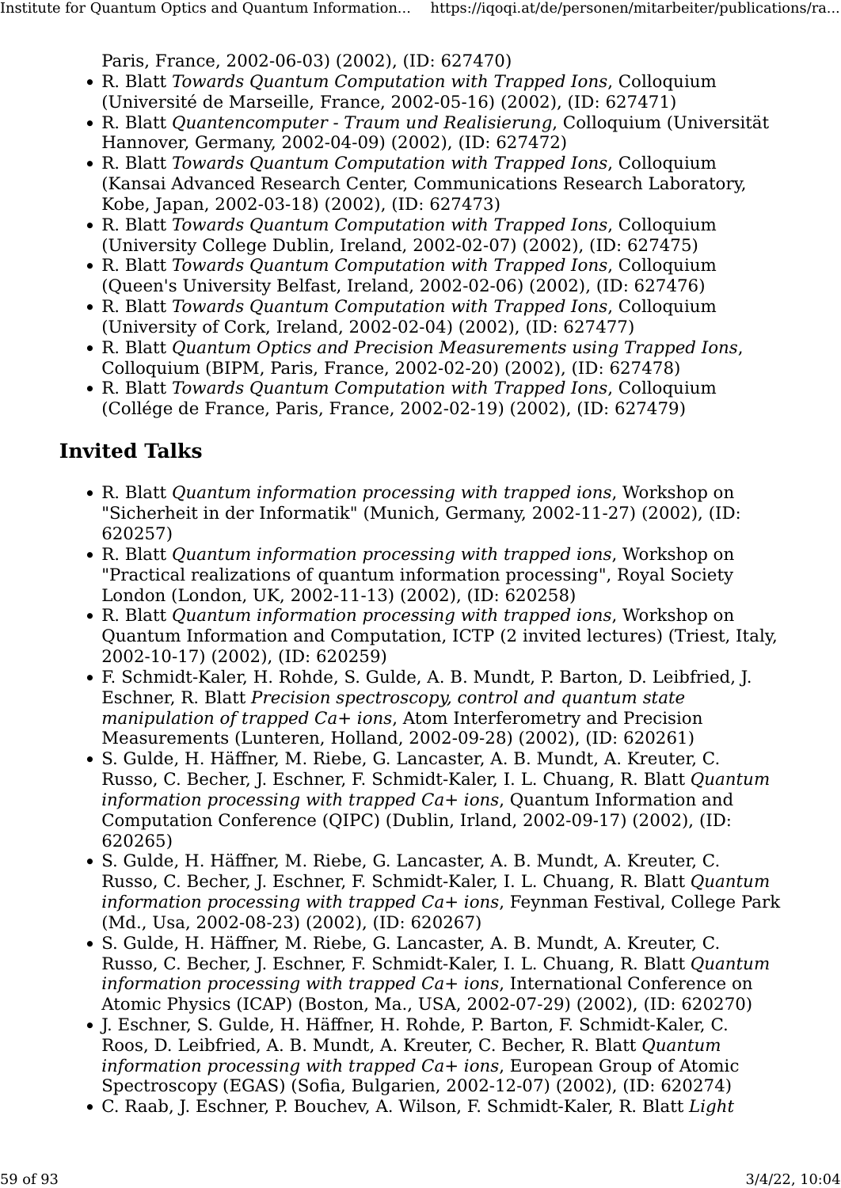Paris, France, 2002-06-03) (2002), (ID: 627470)

- R. Blatt *Towards Quantum Computation with Trapped Ions*, Colloquium (Université de Marseille, France, 2002-05-16) (2002), (ID: 627471)
- R. Blatt *Quantencomputer - Traum und Realisierung*, Colloquium (Universität Hannover, Germany, 2002-04-09) (2002), (ID: 627472)
- R. Blatt *Towards Quantum Computation with Trapped Ions*, Colloquium (Kansai Advanced Research Center, Communications Research Laboratory, Kobe, Japan, 2002-03-18) (2002), (ID: 627473)
- R. Blatt *Towards Quantum Computation with Trapped Ions*, Colloquium (University College Dublin, Ireland, 2002-02-07) (2002), (ID: 627475)
- R. Blatt *Towards Quantum Computation with Trapped Ions*, Colloquium (Queen's University Belfast, Ireland, 2002-02-06) (2002), (ID: 627476)
- R. Blatt *Towards Quantum Computation with Trapped Ions*, Colloquium (University of Cork, Ireland, 2002-02-04) (2002), (ID: 627477)
- R. Blatt *Quantum Optics and Precision Measurements using Trapped Ions*, Colloquium (BIPM, Paris, France, 2002-02-20) (2002), (ID: 627478)
- R. Blatt *Towards Quantum Computation with Trapped Ions*, Colloquium (Collége de France, Paris, France, 2002-02-19) (2002), (ID: 627479)

## Invited Talks

- R. Blatt *Quantum information processing with trapped ions*, Workshop on "Sicherheit in der Informatik" (Munich, Germany, 2002-11-27) (2002), (ID: 620257)
- R. Blatt *Quantum information processing with trapped ions*, Workshop on "Practical realizations of quantum information processing", Royal Society London (London, UK, 2002-11-13) (2002), (ID: 620258)
- R. Blatt *Quantum information processing with trapped ions*, Workshop on Quantum Information and Computation, ICTP (2 invited lectures) (Triest, Italy, 2002-10-17) (2002), (ID: 620259)
- F. Schmidt-Kaler, H. Rohde, S. Gulde, A. B. Mundt, P. Barton, D. Leibfried, J. Eschner, R. Blatt *Precision spectroscopy, control and quantum state manipulation of trapped Ca+ ions*, Atom Interferometry and Precision Measurements (Lunteren, Holland, 2002-09-28) (2002), (ID: 620261)
- S. Gulde, H. Häffner, M. Riebe, G. Lancaster, A. B. Mundt, A. Kreuter, C. Russo, C. Becher, J. Eschner, F. Schmidt-Kaler, I. L. Chuang, R. Blatt *Quantum information processing with trapped Ca+ ions*, Quantum Information and Computation Conference (QIPC) (Dublin, Irland, 2002-09-17) (2002), (ID: 620265)
- S. Gulde, H. Häffner, M. Riebe, G. Lancaster, A. B. Mundt, A. Kreuter, C. Russo, C. Becher, J. Eschner, F. Schmidt-Kaler, I. L. Chuang, R. Blatt *Quantum information processing with trapped Ca+ ions*, Feynman Festival, College Park (Md., Usa, 2002-08-23) (2002), (ID: 620267)
- S. Gulde, H. Häffner, M. Riebe, G. Lancaster, A. B. Mundt, A. Kreuter, C. Russo, C. Becher, J. Eschner, F. Schmidt-Kaler, I. L. Chuang, R. Blatt *Quantum information processing with trapped Ca+ ions*, International Conference on Atomic Physics (ICAP) (Boston, Ma., USA, 2002-07-29) (2002), (ID: 620270)
- J. Eschner, S. Gulde, H. Häffner, H. Rohde, P. Barton, F. Schmidt-Kaler, C. Roos, D. Leibfried, A. B. Mundt, A. Kreuter, C. Becher, R. Blatt *Quantum information processing with trapped Ca+ ions*, European Group of Atomic Spectroscopy (EGAS) (Sofia, Bulgarien, 2002-12-07) (2002), (ID: 620274)
- C. Raab, J. Eschner, P. Bouchev, A. Wilson, F. Schmidt-Kaler, R. Blatt *Light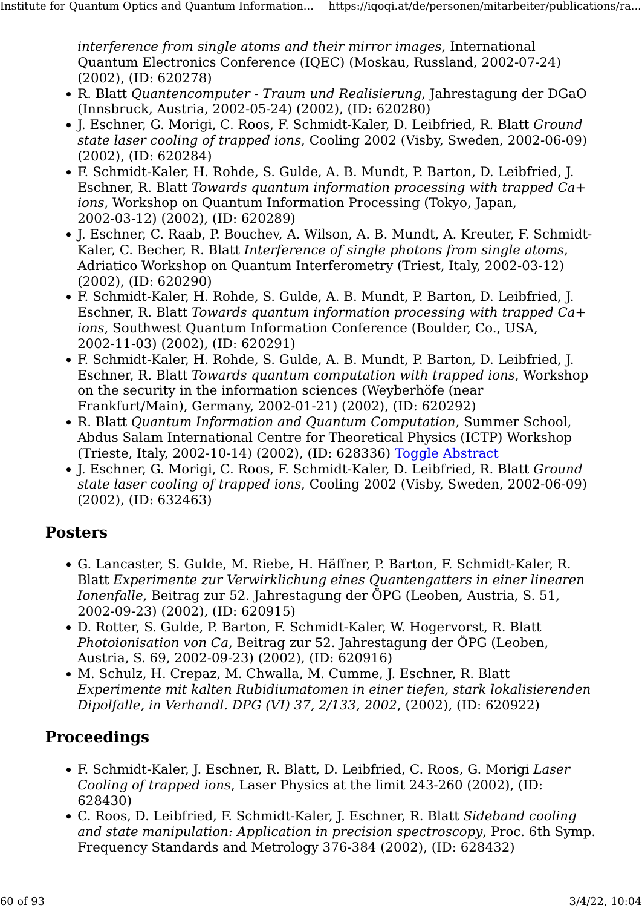*interference from single atoms and their mirror images*, International Quantum Electronics Conference (IQEC) (Moskau, Russland, 2002-07-24) (2002), (ID: 620278)

- R. Blatt *Quantencomputer - Traum und Realisierung*, Jahrestagung der DGaO (Innsbruck, Austria, 2002-05-24) (2002), (ID: 620280)
- J. Eschner, G. Morigi, C. Roos, F. Schmidt-Kaler, D. Leibfried, R. Blatt *Ground state laser cooling of trapped ions*, Cooling 2002 (Visby, Sweden, 2002-06-09) (2002), (ID: 620284)
- F. Schmidt-Kaler, H. Rohde, S. Gulde, A. B. Mundt, P. Barton, D. Leibfried, J. Eschner, R. Blatt *Towards quantum information processing with trapped Ca+ ions*, Workshop on Quantum Information Processing (Tokyo, Japan, 2002-03-12) (2002), (ID: 620289)
- J. Eschner, C. Raab, P. Bouchev, A. Wilson, A. B. Mundt, A. Kreuter, F. Schmidt-Kaler, C. Becher, R. Blatt *Interference of single photons from single atoms*, Adriatico Workshop on Quantum Interferometry (Triest, Italy, 2002-03-12) (2002), (ID: 620290)
- F. Schmidt-Kaler, H. Rohde, S. Gulde, A. B. Mundt, P. Barton, D. Leibfried, J. Eschner, R. Blatt *Towards quantum information processing with trapped Ca+ ions*, Southwest Quantum Information Conference (Boulder, Co., USA, 2002-11-03) (2002), (ID: 620291)
- F. Schmidt-Kaler, H. Rohde, S. Gulde, A. B. Mundt, P. Barton, D. Leibfried, J. Eschner, R. Blatt *Towards quantum computation with trapped ions*, Workshop on the security in the information sciences (Weyberhöfe (near Frankfurt/Main), Germany, 2002-01-21) (2002), (ID: 620292)
- R. Blatt *Quantum Information and Quantum Computation*, Summer School, Abdus Salam International Centre for Theoretical Physics (ICTP) Workshop (Trieste, Italy, 2002-10-14) (2002), (ID: 628336) Toggle Abstract
- J. Eschner, G. Morigi, C. Roos, F. Schmidt-Kaler, D. Leibfried, R. Blatt *Ground state laser cooling of trapped ions*, Cooling 2002 (Visby, Sweden, 2002-06-09) (2002), (ID: 632463)

## Posters

- G. Lancaster, S. Gulde, M. Riebe, H. Häffner, P. Barton, F. Schmidt-Kaler, R. Blatt *Experimente zur Verwirklichung eines Quantengatters in einer linearen Ionenfalle*, Beitrag zur 52. Jahrestagung der ÖPG (Leoben, Austria, S. 51, 2002-09-23) (2002), (ID: 620915)
- D. Rotter, S. Gulde, P. Barton, F. Schmidt-Kaler, W. Hogervorst, R. Blatt *Photoionisation von Ca*, Beitrag zur 52. Jahrestagung der ÖPG (Leoben, Austria, S. 69, 2002-09-23) (2002), (ID: 620916)
- M. Schulz, H. Crepaz, M. Chwalla, M. Cumme, J. Eschner, R. Blatt *Experimente mit kalten Rubidiumatomen in einer tiefen, stark lokalisierenden Dipolfalle, in Verhandl. DPG (VI) 37, 2/133, 2002*, (2002), (ID: 620922)

## Proceedings

- F. Schmidt-Kaler, J. Eschner, R. Blatt, D. Leibfried, C. Roos, G. Morigi *Laser Cooling of trapped ions*, Laser Physics at the limit 243-260 (2002), (ID: 628430)
- C. Roos, D. Leibfried, F. Schmidt-Kaler, J. Eschner, R. Blatt *Sideband cooling and state manipulation: Application in precision spectroscopy*, Proc. 6th Symp. Frequency Standards and Metrology 376-384 (2002), (ID: 628432)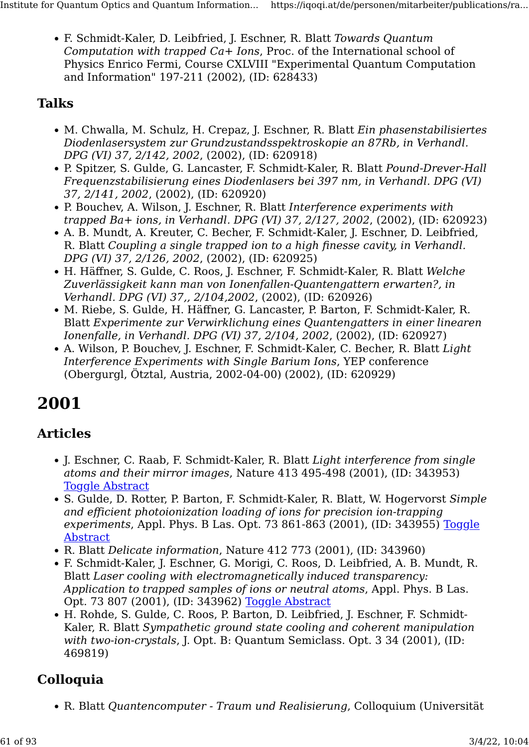- F. Schmidt-Kaler, D. Leibfried, J. Eschner, R. Blatt *Towards Quantum Computation with trapped Ca+ Ions*, Proc. of the International school of Physics Enrico Fermi, Course CXLVIII "Experimental Quantum Computation and Information" 197-211 (2002), (ID: 628433)

### Talks

- M. Chwalla, M. Schulz, H. Crepaz, J. Eschner, R. Blatt *Ein phasenstabilisiertes Diodenlasersystem zur Grundzustandsspektroskopie an 87Rb, in Verhandl. DPG (VI) 37, 2/142, 2002*, (2002), (ID: 620918)
- P. Spitzer, S. Gulde, G. Lancaster, F. Schmidt-Kaler, R. Blatt *Pound-Drever-Hall Frequenzstabilisierung eines Diodenlasers bei 397 nm, in Verhandl. DPG (VI) 37, 2/141, 2002*, (2002), (ID: 620920)
- P. Bouchev, A. Wilson, J. Eschner, R. Blatt *Interference experiments with trapped Ba+ ions, in Verhandl. DPG (VI) 37, 2/127, 2002*, (2002), (ID: 620923)
- A. B. Mundt, A. Kreuter, C. Becher, F. Schmidt-Kaler, J. Eschner, D. Leibfried, R. Blatt *Coupling a single trapped ion to a high finesse cavity, in Verhandl. DPG (VI) 37, 2/126, 2002*, (2002), (ID: 620925)
- H. Häffner, S. Gulde, C. Roos, J. Eschner, F. Schmidt-Kaler, R. Blatt *Welche Zuverlässigkeit kann man von Ionenfallen-Quantengattern erwarten?, in Verhandl. DPG (VI) 37,, 2/104,2002*, (2002), (ID: 620926)
- M. Riebe, S. Gulde, H. Häffner, G. Lancaster, P. Barton, F. Schmidt-Kaler, R. Blatt *Experimente zur Verwirklichung eines Quantengatters in einer linearen Ionenfalle, in Verhandl. DPG (VI) 37, 2/104, 2002*, (2002), (ID: 620927)
- A. Wilson, P. Bouchev, J. Eschner, F. Schmidt-Kaler, C. Becher, R. Blatt *Light Interference Experiments with Single Barium Ions*, YEP conference (Obergurgl, Ötztal, Austria, 2002-04-00) (2002), (ID: 620929)

# 2001

### Articles

- J. Eschner, C. Raab, F. Schmidt-Kaler, R. Blatt *Light interference from single atoms and their mirror images*, Nature 413 495-498 (2001), (ID: 343953) Toggle Abstract
- S. Gulde, D. Rotter, P. Barton, F. Schmidt-Kaler, R. Blatt, W. Hogervorst *Simple and efficient photoionization loading of ions for precision ion-trapping experiments*, Appl. Phys. B Las. Opt. 73 861-863 (2001), (ID: 343955) Toggle Abstract
- R. Blatt *Delicate information*, Nature 412 773 (2001), (ID: 343960)
- F. Schmidt-Kaler, J. Eschner, G. Morigi, C. Roos, D. Leibfried, A. B. Mundt, R. Blatt *Laser cooling with electromagnetically induced transparency: Application to trapped samples of ions or neutral atoms*, Appl. Phys. B Las. Opt. 73 807 (2001), (ID: 343962) Toggle Abstract
- H. Rohde, S. Gulde, C. Roos, P. Barton, D. Leibfried, J. Eschner, F. Schmidt-Kaler, R. Blatt *Sympathetic ground state cooling and coherent manipulation with two-ion-crystals*, J. Opt. B: Quantum Semiclass. Opt. 3 34 (2001), (ID: 469819)

### Colloquia

- R. Blatt *Quantencomputer - Traum und Realisierung*, Colloquium (Universität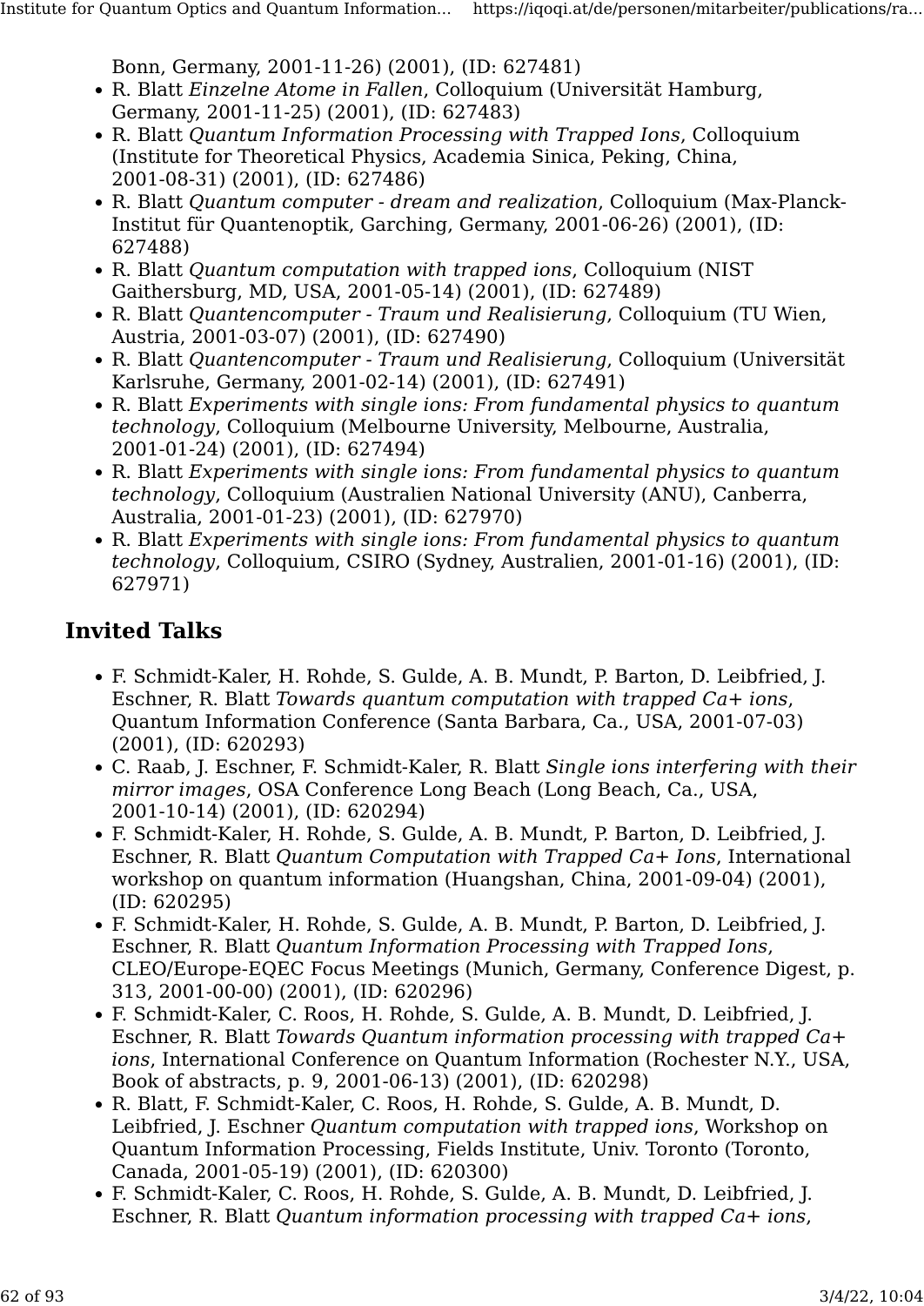Bonn, Germany, 2001-11-26) (2001), (ID: 627481)

- R. Blatt *Einzelne Atome in Fallen*, Colloquium (Universität Hamburg, Germany, 2001-11-25) (2001), (ID: 627483)
- R. Blatt *Quantum Information Processing with Trapped Ions*, Colloquium (Institute for Theoretical Physics, Academia Sinica, Peking, China, 2001-08-31) (2001), (ID: 627486)
- R. Blatt *Quantum computer - dream and realization*, Colloquium (Max-Planck-Institut für Quantenoptik, Garching, Germany, 2001-06-26) (2001), (ID: 627488)
- R. Blatt *Quantum computation with trapped ions*, Colloquium (NIST Gaithersburg, MD, USA, 2001-05-14) (2001), (ID: 627489)
- R. Blatt *Quantencomputer - Traum und Realisierung*, Colloquium (TU Wien, Austria, 2001-03-07) (2001), (ID: 627490)
- R. Blatt *Quantencomputer - Traum und Realisierung*, Colloquium (Universität Karlsruhe, Germany, 2001-02-14) (2001), (ID: 627491)
- R. Blatt *Experiments with single ions: From fundamental physics to quantum technology*, Colloquium (Melbourne University, Melbourne, Australia, 2001-01-24) (2001), (ID: 627494)
- R. Blatt *Experiments with single ions: From fundamental physics to quantum technology*, Colloquium (Australien National University (ANU), Canberra, Australia, 2001-01-23) (2001), (ID: 627970)
- R. Blatt *Experiments with single ions: From fundamental physics to quantum technology*, Colloquium, CSIRO (Sydney, Australien, 2001-01-16) (2001), (ID: 627971)

## Invited Talks

- F. Schmidt-Kaler, H. Rohde, S. Gulde, A. B. Mundt, P. Barton, D. Leibfried, J. Eschner, R. Blatt *Towards quantum computation with trapped Ca+ ions*, Quantum Information Conference (Santa Barbara, Ca., USA, 2001-07-03) (2001), (ID: 620293)
- C. Raab, J. Eschner, F. Schmidt-Kaler, R. Blatt *Single ions interfering with their mirror images*, OSA Conference Long Beach (Long Beach, Ca., USA, 2001-10-14) (2001), (ID: 620294)
- F. Schmidt-Kaler, H. Rohde, S. Gulde, A. B. Mundt, P. Barton, D. Leibfried, J. Eschner, R. Blatt *Quantum Computation with Trapped Ca+ Ions*, International workshop on quantum information (Huangshan, China, 2001-09-04) (2001), (ID: 620295)
- F. Schmidt-Kaler, H. Rohde, S. Gulde, A. B. Mundt, P. Barton, D. Leibfried, J. Eschner, R. Blatt *Quantum Information Processing with Trapped Ions*, CLEO/Europe-EQEC Focus Meetings (Munich, Germany, Conference Digest, p. 313, 2001-00-00) (2001), (ID: 620296)
- F. Schmidt-Kaler, C. Roos, H. Rohde, S. Gulde, A. B. Mundt, D. Leibfried, J. Eschner, R. Blatt *Towards Quantum information processing with trapped Ca+ ions*, International Conference on Quantum Information (Rochester N.Y., USA, Book of abstracts, p. 9, 2001-06-13) (2001), (ID: 620298)
- R. Blatt, F. Schmidt-Kaler, C. Roos, H. Rohde, S. Gulde, A. B. Mundt, D. Leibfried, J. Eschner *Quantum computation with trapped ions*, Workshop on Quantum Information Processing, Fields Institute, Univ. Toronto (Toronto, Canada, 2001-05-19) (2001), (ID: 620300)
- F. Schmidt-Kaler, C. Roos, H. Rohde, S. Gulde, A. B. Mundt, D. Leibfried, J. Eschner, R. Blatt *Quantum information processing with trapped Ca+ ions*,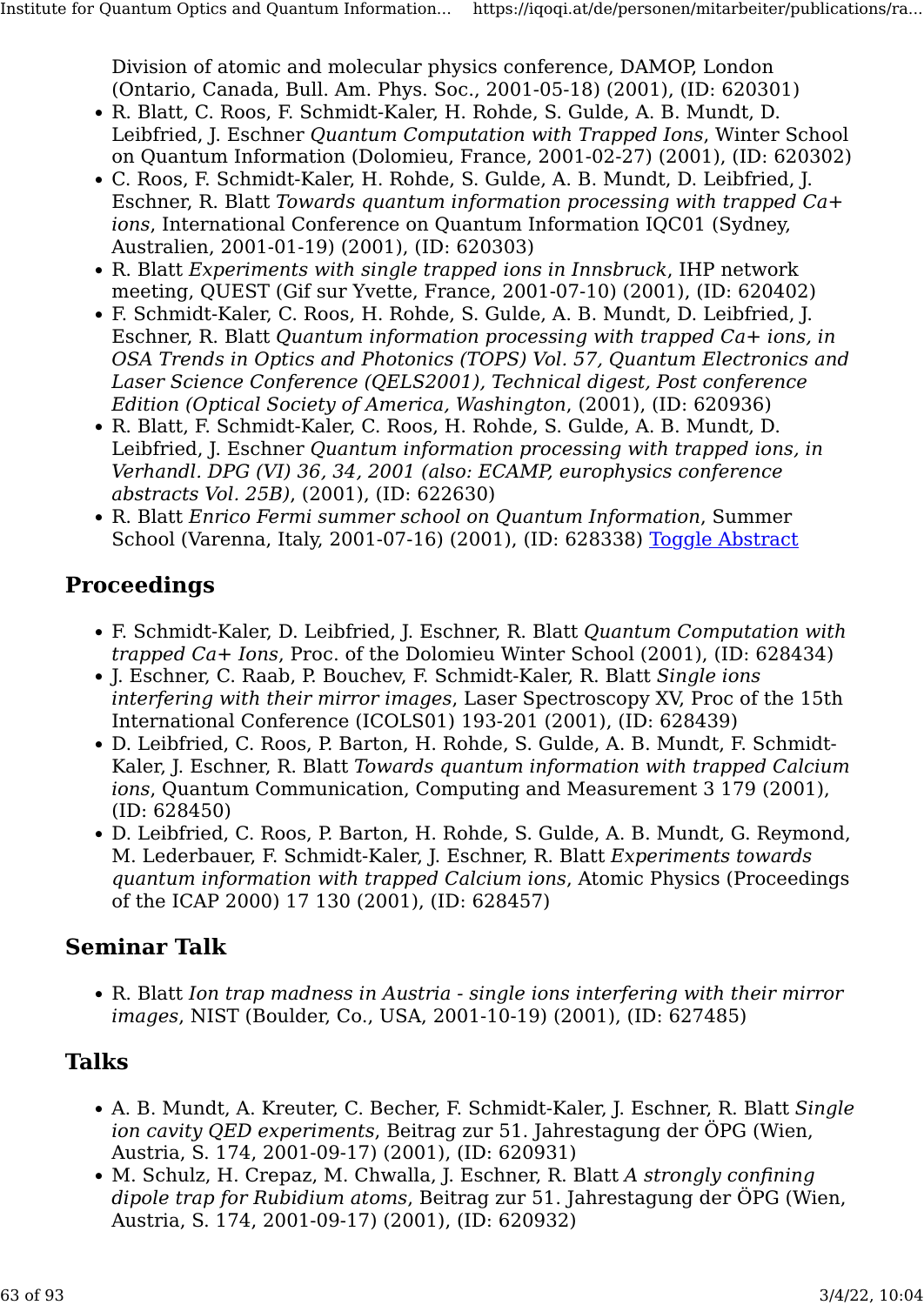Division of atomic and molecular physics conference, DAMOP, London (Ontario, Canada, Bull. Am. Phys. Soc., 2001-05-18) (2001), (ID: 620301)

- R. Blatt, C. Roos, F. Schmidt-Kaler, H. Rohde, S. Gulde, A. B. Mundt, D. Leibfried, J. Eschner *Quantum Computation with Trapped Ions*, Winter School on Quantum Information (Dolomieu, France, 2001-02-27) (2001), (ID: 620302)
- C. Roos, F. Schmidt-Kaler, H. Rohde, S. Gulde, A. B. Mundt, D. Leibfried, J. Eschner, R. Blatt *Towards quantum information processing with trapped Ca+ ions*, International Conference on Quantum Information IQC01 (Sydney, Australien, 2001-01-19) (2001), (ID: 620303)
- R. Blatt *Experiments with single trapped ions in Innsbruck*, IHP network meeting, QUEST (Gif sur Yvette, France, 2001-07-10) (2001), (ID: 620402)
- F. Schmidt-Kaler, C. Roos, H. Rohde, S. Gulde, A. B. Mundt, D. Leibfried, J. Eschner, R. Blatt *Quantum information processing with trapped Ca+ ions, in OSA Trends in Optics and Photonics (TOPS) Vol. 57, Quantum Electronics and Laser Science Conference (QELS2001), Technical digest, Post conference Edition (Optical Society of America, Washington*, (2001), (ID: 620936)
- R. Blatt, F. Schmidt-Kaler, C. Roos, H. Rohde, S. Gulde, A. B. Mundt, D. Leibfried, J. Eschner *Quantum information processing with trapped ions, in Verhandl. DPG (VI) 36, 34, 2001 (also: ECAMP, europhysics conference abstracts Vol. 25B)*, (2001), (ID: 622630)
- R. Blatt *Enrico Fermi summer school on Quantum Information*, Summer School (Varenna, Italy, 2001-07-16) (2001), (ID: 628338) Toggle Abstract

## Proceedings

- F. Schmidt-Kaler, D. Leibfried, J. Eschner, R. Blatt *Quantum Computation with trapped Ca+ Ions*, Proc. of the Dolomieu Winter School (2001), (ID: 628434)
- J. Eschner, C. Raab, P. Bouchev, F. Schmidt-Kaler, R. Blatt *Single ions interfering with their mirror images*, Laser Spectroscopy XV, Proc of the 15th International Conference (ICOLS01) 193-201 (2001), (ID: 628439)
- D. Leibfried, C. Roos, P. Barton, H. Rohde, S. Gulde, A. B. Mundt, F. Schmidt-Kaler, J. Eschner, R. Blatt *Towards quantum information with trapped Calcium ions*, Quantum Communication, Computing and Measurement 3 179 (2001), (ID: 628450)
- D. Leibfried, C. Roos, P. Barton, H. Rohde, S. Gulde, A. B. Mundt, G. Reymond, M. Lederbauer, F. Schmidt-Kaler, J. Eschner, R. Blatt *Experiments towards quantum information with trapped Calcium ions*, Atomic Physics (Proceedings of the ICAP 2000) 17 130 (2001), (ID: 628457)

## Seminar Talk

- R. Blatt *Ion trap madness in Austria - single ions interfering with their mirror images*, NIST (Boulder, Co., USA, 2001-10-19) (2001), (ID: 627485)

## Talks

- A. B. Mundt, A. Kreuter, C. Becher, F. Schmidt-Kaler, J. Eschner, R. Blatt *Single ion cavity QED experiments*, Beitrag zur 51. Jahrestagung der ÖPG (Wien, Austria, S. 174, 2001-09-17) (2001), (ID: 620931)
- M. Schulz, H. Crepaz, M. Chwalla, J. Eschner, R. Blatt *A strongly confining dipole trap for Rubidium atoms*, Beitrag zur 51. Jahrestagung der ÖPG (Wien, Austria, S. 174, 2001-09-17) (2001), (ID: 620932)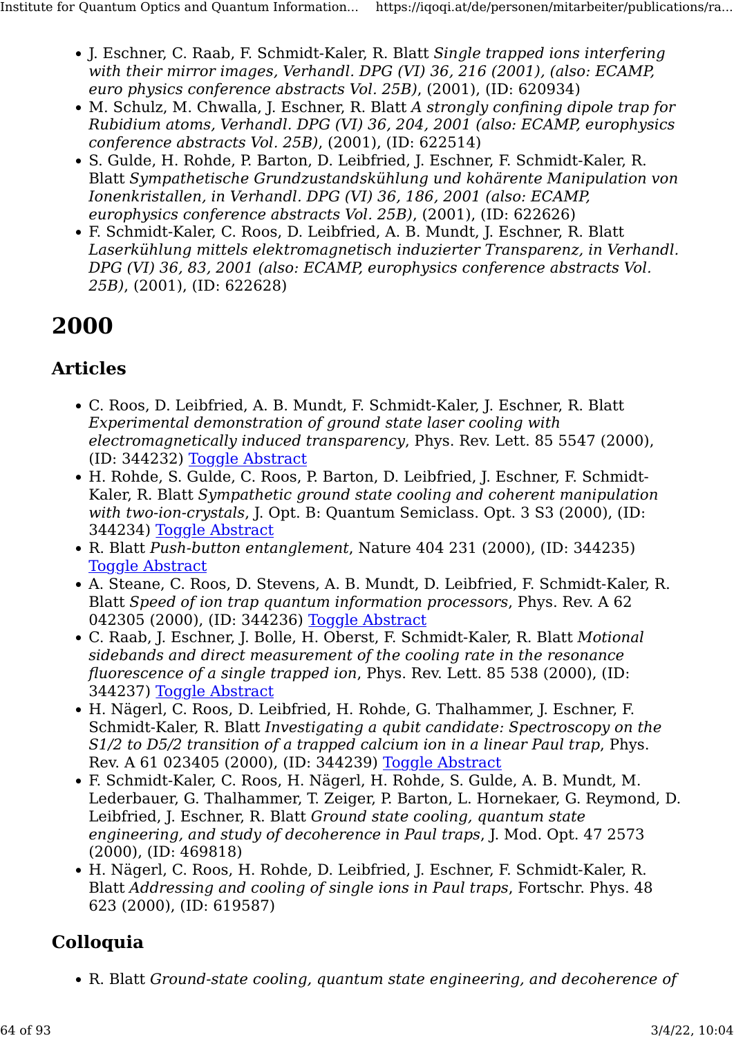- J. Eschner, C. Raab, F. Schmidt-Kaler, R. Blatt *Single trapped ions interfering with their mirror images, Verhandl. DPG (VI) 36, 216 (2001), (also: ECAMP, euro physics conference abstracts Vol. 25B)*, (2001), (ID: 620934)
- M. Schulz, M. Chwalla, J. Eschner, R. Blatt *A strongly confining dipole trap for Rubidium atoms, Verhandl. DPG (VI) 36, 204, 2001 (also: ECAMP, europhysics conference abstracts Vol. 25B)*, (2001), (ID: 622514)
- S. Gulde, H. Rohde, P. Barton, D. Leibfried, J. Eschner, F. Schmidt-Kaler, R. Blatt *Sympathetische Grundzustandskühlung und kohärente Manipulation von Ionenkristallen, in Verhandl. DPG (VI) 36, 186, 2001 (also: ECAMP, europhysics conference abstracts Vol. 25B)*, (2001), (ID: 622626)
- F. Schmidt-Kaler, C. Roos, D. Leibfried, A. B. Mundt, J. Eschner, R. Blatt *Laserkühlung mittels elektromagnetisch induzierter Transparenz, in Verhandl. DPG (VI) 36, 83, 2001 (also: ECAMP, europhysics conference abstracts Vol. 25B)*, (2001), (ID: 622628)

# 2000

## Articles

- C. Roos, D. Leibfried, A. B. Mundt, F. Schmidt-Kaler, J. Eschner, R. Blatt *Experimental demonstration of ground state laser cooling with electromagnetically induced transparency*, Phys. Rev. Lett. 85 5547 (2000), (ID: 344232) Toggle Abstract
- H. Rohde, S. Gulde, C. Roos, P. Barton, D. Leibfried, J. Eschner, F. Schmidt-Kaler, R. Blatt *Sympathetic ground state cooling and coherent manipulation with two-ion-crystals*, J. Opt. B: Quantum Semiclass. Opt. 3 S3 (2000), (ID: 344234) Toggle Abstract
- R. Blatt *Push-button entanglement*, Nature 404 231 (2000), (ID: 344235) Toggle Abstract
- A. Steane, C. Roos, D. Stevens, A. B. Mundt, D. Leibfried, F. Schmidt-Kaler, R. Blatt *Speed of ion trap quantum information processors*, Phys. Rev. A 62 042305 (2000), (ID: 344236) Toggle Abstract
- C. Raab, J. Eschner, J. Bolle, H. Oberst, F. Schmidt-Kaler, R. Blatt *Motional sidebands and direct measurement of the cooling rate in the resonance fluorescence of a single trapped ion*, Phys. Rev. Lett. 85 538 (2000), (ID: 344237) Toggle Abstract
- H. Nägerl, C. Roos, D. Leibfried, H. Rohde, G. Thalhammer, J. Eschner, F. Schmidt-Kaler, R. Blatt *Investigating a qubit candidate: Spectroscopy on the S1/2 to D5/2 transition of a trapped calcium ion in a linear Paul trap*, Phys. Rev. A 61 023405 (2000), (ID: 344239) Toggle Abstract
- F. Schmidt-Kaler, C. Roos, H. Nägerl, H. Rohde, S. Gulde, A. B. Mundt, M. Lederbauer, G. Thalhammer, T. Zeiger, P. Barton, L. Hornekaer, G. Reymond, D. Leibfried, J. Eschner, R. Blatt *Ground state cooling, quantum state engineering, and study of decoherence in Paul traps*, J. Mod. Opt. 47 2573 (2000), (ID: 469818)
- H. Nägerl, C. Roos, H. Rohde, D. Leibfried, J. Eschner, F. Schmidt-Kaler, R. Blatt *Addressing and cooling of single ions in Paul traps*, Fortschr. Phys. 48 623 (2000), (ID: 619587)

## Colloquia

- R. Blatt *Ground-state cooling, quantum state engineering, and decoherence of*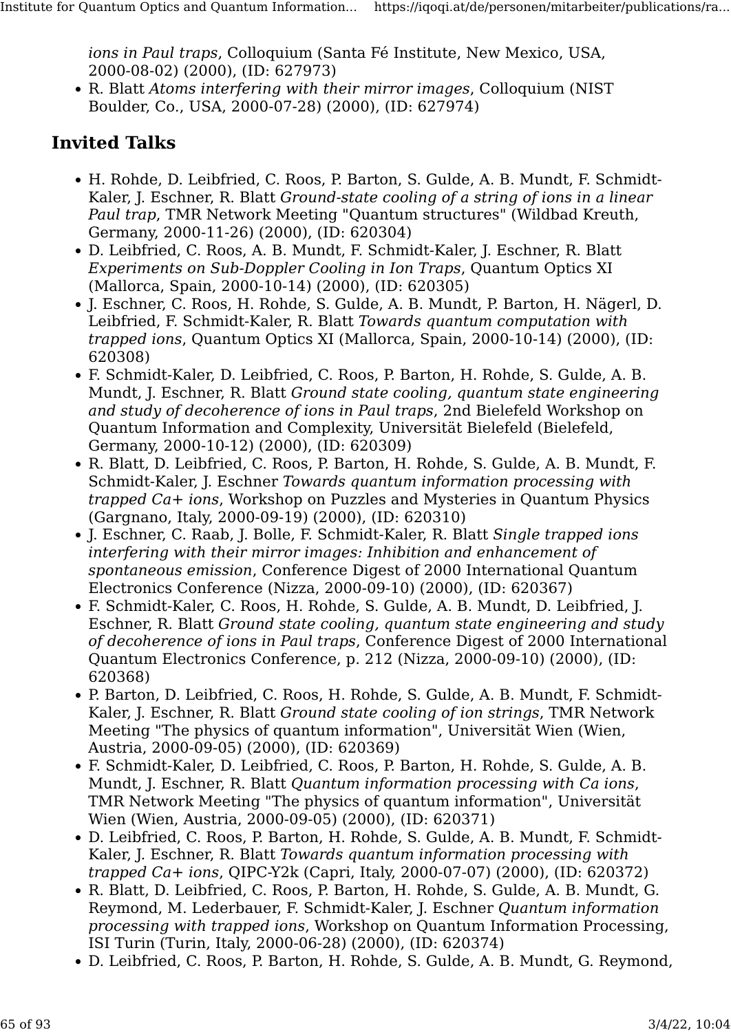*ions in Paul traps*, Colloquium (Santa Fé Institute, New Mexico, USA, 2000-08-02) (2000), (ID: 627973)
- R. Blatt *Atoms interfering with their mirror images*, Colloquium (NIST Boulder, Co., USA, 2000-07-28) (2000), (ID: 627974)

## Invited Talks

- H. Rohde, D. Leibfried, C. Roos, P. Barton, S. Gulde, A. B. Mundt, F. Schmidt-Kaler, J. Eschner, R. Blatt *Ground-state cooling of a string of ions in a linear Paul trap*, TMR Network Meeting "Quantum structures" (Wildbad Kreuth, Germany, 2000-11-26) (2000), (ID: 620304)
- D. Leibfried, C. Roos, A. B. Mundt, F. Schmidt-Kaler, J. Eschner, R. Blatt *Experiments on Sub-Doppler Cooling in Ion Traps*, Quantum Optics XI (Mallorca, Spain, 2000-10-14) (2000), (ID: 620305)
- J. Eschner, C. Roos, H. Rohde, S. Gulde, A. B. Mundt, P. Barton, H. Nägerl, D. Leibfried, F. Schmidt-Kaler, R. Blatt *Towards quantum computation with trapped ions*, Quantum Optics XI (Mallorca, Spain, 2000-10-14) (2000), (ID: 620308)
- F. Schmidt-Kaler, D. Leibfried, C. Roos, P. Barton, H. Rohde, S. Gulde, A. B. Mundt, J. Eschner, R. Blatt *Ground state cooling, quantum state engineering and study of decoherence of ions in Paul traps*, 2nd Bielefeld Workshop on Quantum Information and Complexity, Universität Bielefeld (Bielefeld, Germany, 2000-10-12) (2000), (ID: 620309)
- R. Blatt, D. Leibfried, C. Roos, P. Barton, H. Rohde, S. Gulde, A. B. Mundt, F. Schmidt-Kaler, J. Eschner *Towards quantum information processing with trapped Ca+ ions*, Workshop on Puzzles and Mysteries in Quantum Physics (Gargnano, Italy, 2000-09-19) (2000), (ID: 620310)
- J. Eschner, C. Raab, J. Bolle, F. Schmidt-Kaler, R. Blatt *Single trapped ions interfering with their mirror images: Inhibition and enhancement of spontaneous emission*, Conference Digest of 2000 International Quantum Electronics Conference (Nizza, 2000-09-10) (2000), (ID: 620367)
- F. Schmidt-Kaler, C. Roos, H. Rohde, S. Gulde, A. B. Mundt, D. Leibfried, J. Eschner, R. Blatt *Ground state cooling, quantum state engineering and study of decoherence of ions in Paul traps*, Conference Digest of 2000 International Quantum Electronics Conference, p. 212 (Nizza, 2000-09-10) (2000), (ID: 620368)
- P. Barton, D. Leibfried, C. Roos, H. Rohde, S. Gulde, A. B. Mundt, F. Schmidt-Kaler, J. Eschner, R. Blatt *Ground state cooling of ion strings*, TMR Network Meeting "The physics of quantum information", Universität Wien (Wien, Austria, 2000-09-05) (2000), (ID: 620369)
- F. Schmidt-Kaler, D. Leibfried, C. Roos, P. Barton, H. Rohde, S. Gulde, A. B. Mundt, J. Eschner, R. Blatt *Quantum information processing with Ca ions*, TMR Network Meeting "The physics of quantum information", Universität Wien (Wien, Austria, 2000-09-05) (2000), (ID: 620371)
- D. Leibfried, C. Roos, P. Barton, H. Rohde, S. Gulde, A. B. Mundt, F. Schmidt-Kaler, J. Eschner, R. Blatt *Towards quantum information processing with trapped Ca+ ions*, QIPC-Y2k (Capri, Italy, 2000-07-07) (2000), (ID: 620372)
- R. Blatt, D. Leibfried, C. Roos, P. Barton, H. Rohde, S. Gulde, A. B. Mundt, G. Reymond, M. Lederbauer, F. Schmidt-Kaler, J. Eschner *Quantum information processing with trapped ions*, Workshop on Quantum Information Processing, ISI Turin (Turin, Italy, 2000-06-28) (2000), (ID: 620374)
- D. Leibfried, C. Roos, P. Barton, H. Rohde, S. Gulde, A. B. Mundt, G. Reymond,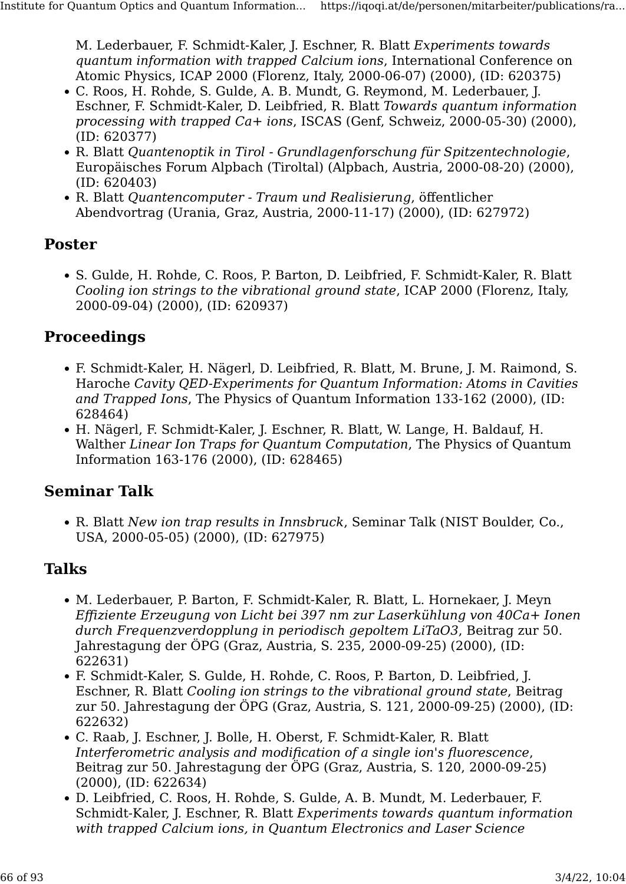M. Lederbauer, F. Schmidt-Kaler, J. Eschner, R. Blatt *Experiments towards quantum information with trapped Calcium ions*, International Conference on Atomic Physics, ICAP 2000 (Florenz, Italy, 2000-06-07) (2000), (ID: 620375)

- C. Roos, H. Rohde, S. Gulde, A. B. Mundt, G. Reymond, M. Lederbauer, J. Eschner, F. Schmidt-Kaler, D. Leibfried, R. Blatt *Towards quantum information processing with trapped Ca+ ions*, ISCAS (Genf, Schweiz, 2000-05-30) (2000), (ID: 620377)
- R. Blatt *Quantenoptik in Tirol - Grundlagenforschung für Spitzentechnologie*, Europäisches Forum Alpbach (Tiroltal) (Alpbach, Austria, 2000-08-20) (2000), (ID: 620403)
- R. Blatt *Quantencomputer - Traum und Realisierung*, öffentlicher Abendvortrag (Urania, Graz, Austria, 2000-11-17) (2000), (ID: 627972)

## Poster

- S. Gulde, H. Rohde, C. Roos, P. Barton, D. Leibfried, F. Schmidt-Kaler, R. Blatt *Cooling ion strings to the vibrational ground state*, ICAP 2000 (Florenz, Italy, 2000-09-04) (2000), (ID: 620937)

## Proceedings

- F. Schmidt-Kaler, H. Nägerl, D. Leibfried, R. Blatt, M. Brune, J. M. Raimond, S. Haroche *Cavity QED-Experiments for Quantum Information: Atoms in Cavities and Trapped Ions*, The Physics of Quantum Information 133-162 (2000), (ID: 628464)
- H. Nägerl, F. Schmidt-Kaler, J. Eschner, R. Blatt, W. Lange, H. Baldauf, H. Walther *Linear Ion Traps for Quantum Computation*, The Physics of Quantum Information 163-176 (2000), (ID: 628465)

## Seminar Talk

- R. Blatt *New ion trap results in Innsbruck*, Seminar Talk (NIST Boulder, Co., USA, 2000-05-05) (2000), (ID: 627975)

## Talks

- M. Lederbauer, P. Barton, F. Schmidt-Kaler, R. Blatt, L. Hornekaer, J. Meyn *Effiziente Erzeugung von Licht bei 397 nm zur Laserkühlung von 40Ca+ Ionen durch Frequenzverdopplung in periodisch gepoltem LiTaO3*, Beitrag zur 50. Jahrestagung der ÖPG (Graz, Austria, S. 235, 2000-09-25) (2000), (ID: 622631)
- F. Schmidt-Kaler, S. Gulde, H. Rohde, C. Roos, P. Barton, D. Leibfried, J. Eschner, R. Blatt *Cooling ion strings to the vibrational ground state*, Beitrag zur 50. Jahrestagung der ÖPG (Graz, Austria, S. 121, 2000-09-25) (2000), (ID: 622632)
- C. Raab, J. Eschner, J. Bolle, H. Oberst, F. Schmidt-Kaler, R. Blatt *Interferometric analysis and modification of a single ion's fluorescence*, Beitrag zur 50. Jahrestagung der ÖPG (Graz, Austria, S. 120, 2000-09-25) (2000), (ID: 622634)
- D. Leibfried, C. Roos, H. Rohde, S. Gulde, A. B. Mundt, M. Lederbauer, F. Schmidt-Kaler, J. Eschner, R. Blatt *Experiments towards quantum information with trapped Calcium ions, in Quantum Electronics and Laser Science*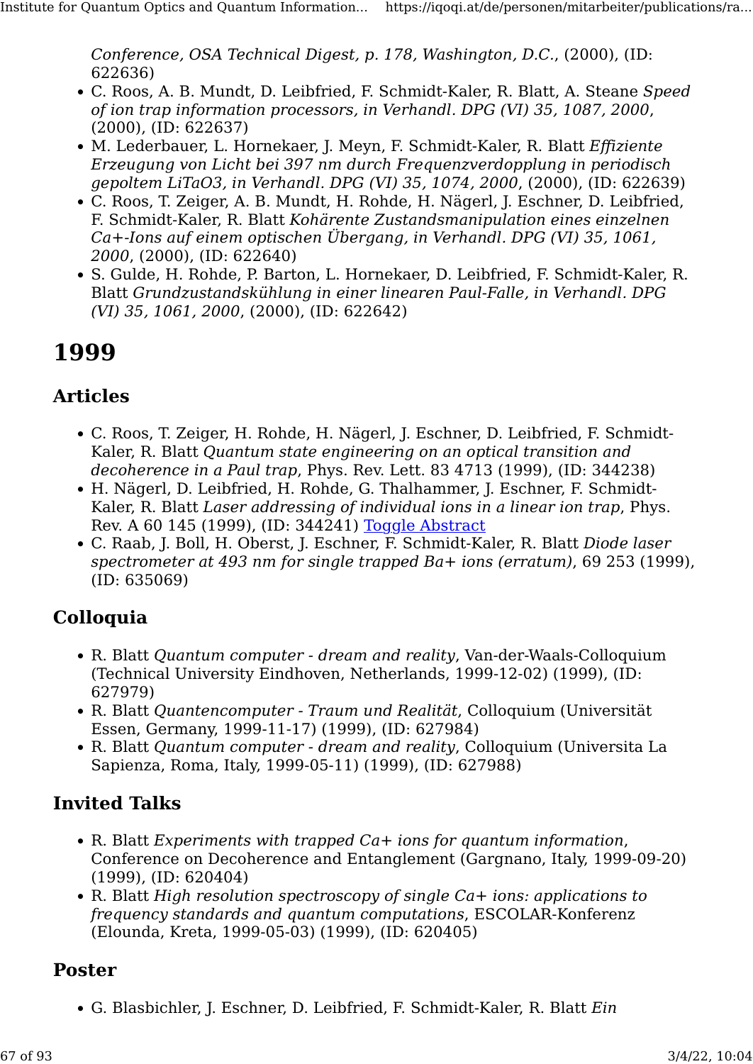*Conference, OSA Technical Digest, p. 178, Washington, D.C.*, (2000), (ID: 622636)

- C. Roos, A. B. Mundt, D. Leibfried, F. Schmidt-Kaler, R. Blatt, A. Steane *Speed of ion trap information processors, in Verhandl. DPG (VI) 35, 1087, 2000*, (2000), (ID: 622637)
- M. Lederbauer, L. Hornekaer, J. Meyn, F. Schmidt-Kaler, R. Blatt *Effiziente Erzeugung von Licht bei 397 nm durch Frequenzverdopplung in periodisch gepoltem LiTaO3, in Verhandl. DPG (VI) 35, 1074, 2000*, (2000), (ID: 622639)
- C. Roos, T. Zeiger, A. B. Mundt, H. Rohde, H. Nägerl, J. Eschner, D. Leibfried, F. Schmidt-Kaler, R. Blatt *Kohärente Zustandsmanipulation eines einzelnen Ca+-Ions auf einem optischen Übergang, in Verhandl. DPG (VI) 35, 1061, 2000*, (2000), (ID: 622640)
- S. Gulde, H. Rohde, P. Barton, L. Hornekaer, D. Leibfried, F. Schmidt-Kaler, R. Blatt *Grundzustandskühlung in einer linearen Paul-Falle, in Verhandl. DPG (VI) 35, 1061, 2000*, (2000), (ID: 622642)

# 1999

## Articles

- C. Roos, T. Zeiger, H. Rohde, H. Nägerl, J. Eschner, D. Leibfried, F. Schmidt-Kaler, R. Blatt *Quantum state engineering on an optical transition and decoherence in a Paul trap*, Phys. Rev. Lett. 83 4713 (1999), (ID: 344238)
- H. Nägerl, D. Leibfried, H. Rohde, G. Thalhammer, J. Eschner, F. Schmidt-Kaler, R. Blatt *Laser addressing of individual ions in a linear ion trap*, Phys. Rev. A 60 145 (1999), (ID: 344241) Toggle Abstract
- C. Raab, J. Boll, H. Oberst, J. Eschner, F. Schmidt-Kaler, R. Blatt *Diode laser spectrometer at 493 nm for single trapped Ba+ ions (erratum)*, 69 253 (1999), (ID: 635069)

## Colloquia

- R. Blatt *Quantum computer - dream and reality*, Van-der-Waals-Colloquium (Technical University Eindhoven, Netherlands, 1999-12-02) (1999), (ID: 627979)
- R. Blatt *Quantencomputer - Traum und Realität*, Colloquium (Universität Essen, Germany, 1999-11-17) (1999), (ID: 627984)
- R. Blatt *Quantum computer - dream and reality*, Colloquium (Universita La Sapienza, Roma, Italy, 1999-05-11) (1999), (ID: 627988)

## Invited Talks

- R. Blatt *Experiments with trapped Ca+ ions for quantum information*, Conference on Decoherence and Entanglement (Gargnano, Italy, 1999-09-20) (1999), (ID: 620404)
- R. Blatt *High resolution spectroscopy of single Ca+ ions: applications to frequency standards and quantum computations*, ESCOLAR-Konferenz (Elounda, Kreta, 1999-05-03) (1999), (ID: 620405)

## Poster

- G. Blasbichler, J. Eschner, D. Leibfried, F. Schmidt-Kaler, R. Blatt *Ein*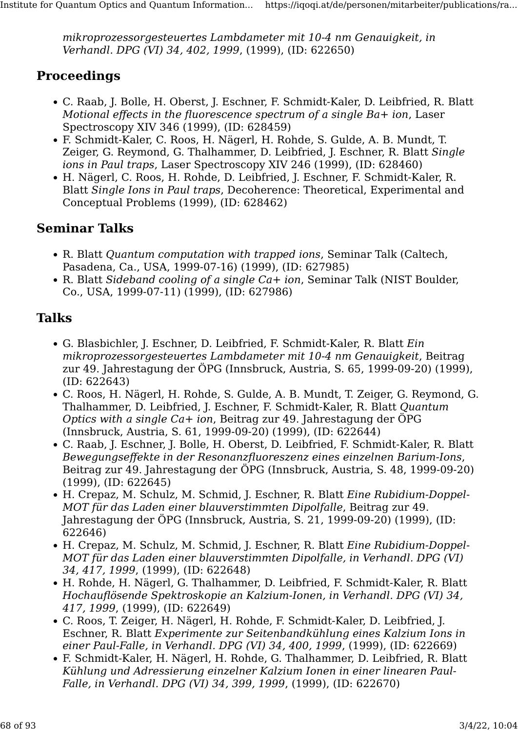*mikroprozessorgesteuertes Lambdameter mit 10-4 nm Genauigkeit, in Verhandl. DPG (VI) 34, 402, 1999*, (1999), (ID: 622650)

## Proceedings

- C. Raab, J. Bolle, H. Oberst, J. Eschner, F. Schmidt-Kaler, D. Leibfried, R. Blatt *Motional effects in the fluorescence spectrum of a single Ba+ ion*, Laser Spectroscopy XIV 346 (1999), (ID: 628459)
- F. Schmidt-Kaler, C. Roos, H. Nägerl, H. Rohde, S. Gulde, A. B. Mundt, T. Zeiger, G. Reymond, G. Thalhammer, D. Leibfried, J. Eschner, R. Blatt *Single ions in Paul traps*, Laser Spectroscopy XIV 246 (1999), (ID: 628460)
- H. Nägerl, C. Roos, H. Rohde, D. Leibfried, J. Eschner, F. Schmidt-Kaler, R. Blatt *Single Ions in Paul traps*, Decoherence: Theoretical, Experimental and Conceptual Problems (1999), (ID: 628462)

## Seminar Talks

- R. Blatt *Quantum computation with trapped ions*, Seminar Talk (Caltech, Pasadena, Ca., USA, 1999-07-16) (1999), (ID: 627985)
- R. Blatt *Sideband cooling of a single Ca+ ion*, Seminar Talk (NIST Boulder, Co., USA, 1999-07-11) (1999), (ID: 627986)

## Talks

- G. Blasbichler, J. Eschner, D. Leibfried, F. Schmidt-Kaler, R. Blatt *Ein mikroprozessorgesteuertes Lambdameter mit 10-4 nm Genauigkeit*, Beitrag zur 49. Jahrestagung der ÖPG (Innsbruck, Austria, S. 65, 1999-09-20) (1999), (ID: 622643)
- C. Roos, H. Nägerl, H. Rohde, S. Gulde, A. B. Mundt, T. Zeiger, G. Reymond, G. Thalhammer, D. Leibfried, J. Eschner, F. Schmidt-Kaler, R. Blatt *Quantum Optics with a single Ca+ ion*, Beitrag zur 49. Jahrestagung der ÖPG (Innsbruck, Austria, S. 61, 1999-09-20) (1999), (ID: 622644)
- C. Raab, J. Eschner, J. Bolle, H. Oberst, D. Leibfried, F. Schmidt-Kaler, R. Blatt *Bewegungseffekte in der Resonanzfluoreszenz eines einzelnen Barium-Ions*, Beitrag zur 49. Jahrestagung der ÖPG (Innsbruck, Austria, S. 48, 1999-09-20) (1999), (ID: 622645)
- H. Crepaz, M. Schulz, M. Schmid, J. Eschner, R. Blatt *Eine Rubidium-Doppel-MOT für das Laden einer blauverstimmten Dipolfalle*, Beitrag zur 49. Jahrestagung der ÖPG (Innsbruck, Austria, S. 21, 1999-09-20) (1999), (ID: 622646)
- H. Crepaz, M. Schulz, M. Schmid, J. Eschner, R. Blatt *Eine Rubidium-Doppel-MOT für das Laden einer blauverstimmten Dipolfalle, in Verhandl. DPG (VI) 34, 417, 1999*, (1999), (ID: 622648)
- H. Rohde, H. Nägerl, G. Thalhammer, D. Leibfried, F. Schmidt-Kaler, R. Blatt *Hochauflösende Spektroskopie an Kalzium-Ionen, in Verhandl. DPG (VI) 34, 417, 1999*, (1999), (ID: 622649)
- C. Roos, T. Zeiger, H. Nägerl, H. Rohde, F. Schmidt-Kaler, D. Leibfried, J. Eschner, R. Blatt *Experimente zur Seitenbandkühlung eines Kalzium Ions in einer Paul-Falle, in Verhandl. DPG (VI) 34, 400, 1999*, (1999), (ID: 622669)
- F. Schmidt-Kaler, H. Nägerl, H. Rohde, G. Thalhammer, D. Leibfried, R. Blatt *Kühlung und Adressierung einzelner Kalzium Ionen in einer linearen Paul-Falle, in Verhandl. DPG (VI) 34, 399, 1999*, (1999), (ID: 622670)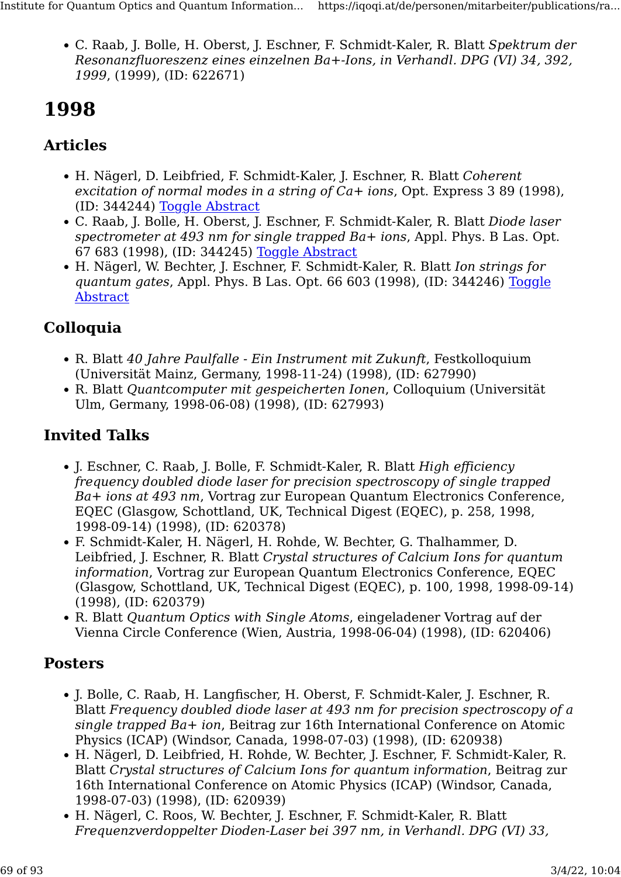- C. Raab, J. Bolle, H. Oberst, J. Eschner, F. Schmidt-Kaler, R. Blatt *Spektrum der Resonanzfluoreszenz eines einzelnen Ba+-Ions, in Verhandl. DPG (VI) 34, 392, 1999*, (1999), (ID: 622671)

# 1998

## Articles

- H. Nägerl, D. Leibfried, F. Schmidt-Kaler, J. Eschner, R. Blatt *Coherent excitation of normal modes in a string of Ca+ ions*, Opt. Express 3 89 (1998), (ID: 344244) Toggle Abstract
- C. Raab, J. Bolle, H. Oberst, J. Eschner, F. Schmidt-Kaler, R. Blatt *Diode laser spectrometer at 493 nm for single trapped Ba+ ions*, Appl. Phys. B Las. Opt. 67 683 (1998), (ID: 344245) Toggle Abstract
- H. Nägerl, W. Bechter, J. Eschner, F. Schmidt-Kaler, R. Blatt *Ion strings for quantum gates*, Appl. Phys. B Las. Opt. 66 603 (1998), (ID: 344246) Toggle Abstract

## Colloquia

- R. Blatt *40 Jahre Paulfalle - Ein Instrument mit Zukunft*, Festkolloquium (Universität Mainz, Germany, 1998-11-24) (1998), (ID: 627990)
- R. Blatt *Quantcomputer mit gespeicherten Ionen*, Colloquium (Universität Ulm, Germany, 1998-06-08) (1998), (ID: 627993)

## Invited Talks

- J. Eschner, C. Raab, J. Bolle, F. Schmidt-Kaler, R. Blatt *High efficiency frequency doubled diode laser for precision spectroscopy of single trapped Ba+ ions at 493 nm*, Vortrag zur European Quantum Electronics Conference, EQEC (Glasgow, Schottland, UK, Technical Digest (EQEC), p. 258, 1998, 1998-09-14) (1998), (ID: 620378)
- F. Schmidt-Kaler, H. Nägerl, H. Rohde, W. Bechter, G. Thalhammer, D. Leibfried, J. Eschner, R. Blatt *Crystal structures of Calcium Ions for quantum information*, Vortrag zur European Quantum Electronics Conference, EQEC (Glasgow, Schottland, UK, Technical Digest (EQEC), p. 100, 1998, 1998-09-14) (1998), (ID: 620379)
- R. Blatt *Quantum Optics with Single Atoms*, eingeladener Vortrag auf der Vienna Circle Conference (Wien, Austria, 1998-06-04) (1998), (ID: 620406)

## Posters

- J. Bolle, C. Raab, H. Langfischer, H. Oberst, F. Schmidt-Kaler, J. Eschner, R. Blatt *Frequency doubled diode laser at 493 nm for precision spectroscopy of a single trapped Ba+ ion*, Beitrag zur 16th International Conference on Atomic Physics (ICAP) (Windsor, Canada, 1998-07-03) (1998), (ID: 620938)
- H. Nägerl, D. Leibfried, H. Rohde, W. Bechter, J. Eschner, F. Schmidt-Kaler, R. Blatt *Crystal structures of Calcium Ions for quantum information*, Beitrag zur 16th International Conference on Atomic Physics (ICAP) (Windsor, Canada, 1998-07-03) (1998), (ID: 620939)
- H. Nägerl, C. Roos, W. Bechter, J. Eschner, F. Schmidt-Kaler, R. Blatt *Frequenzverdoppelter Dioden-Laser bei 397 nm, in Verhandl. DPG (VI) 33,*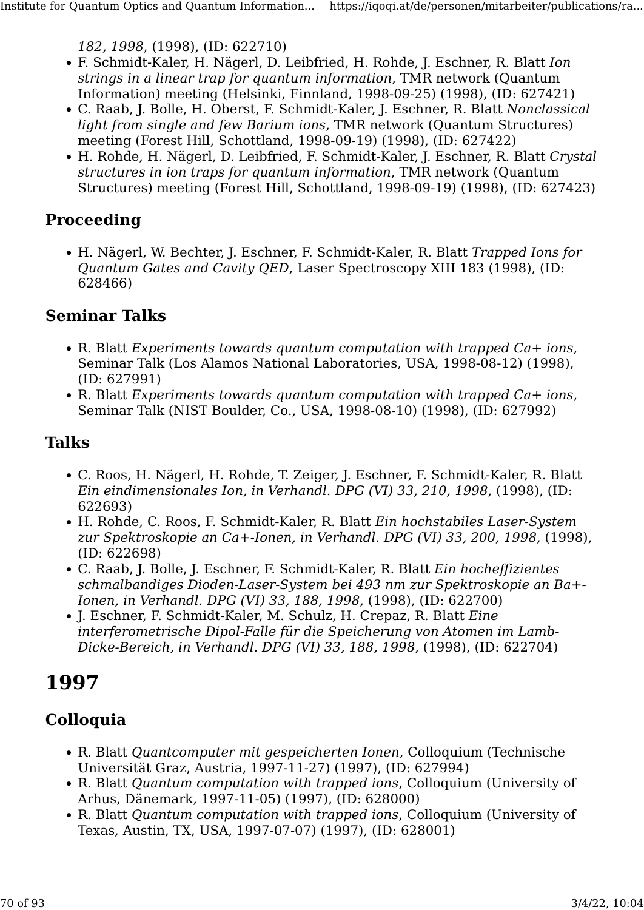*182, 1998*, (1998), (ID: 622710)

- F. Schmidt-Kaler, H. Nägerl, D. Leibfried, H. Rohde, J. Eschner, R. Blatt *Ion strings in a linear trap for quantum information*, TMR network (Quantum Information) meeting (Helsinki, Finnland, 1998-09-25) (1998), (ID: 627421)
- C. Raab, J. Bolle, H. Oberst, F. Schmidt-Kaler, J. Eschner, R. Blatt *Nonclassical light from single and few Barium ions*, TMR network (Quantum Structures) meeting (Forest Hill, Schottland, 1998-09-19) (1998), (ID: 627422)
- H. Rohde, H. Nägerl, D. Leibfried, F. Schmidt-Kaler, J. Eschner, R. Blatt *Crystal structures in ion traps for quantum information*, TMR network (Quantum Structures) meeting (Forest Hill, Schottland, 1998-09-19) (1998), (ID: 627423)

### Proceeding

- H. Nägerl, W. Bechter, J. Eschner, F. Schmidt-Kaler, R. Blatt *Trapped Ions for Quantum Gates and Cavity QED*, Laser Spectroscopy XIII 183 (1998), (ID: 628466)

### Seminar Talks

- R. Blatt *Experiments towards quantum computation with trapped Ca+ ions*, Seminar Talk (Los Alamos National Laboratories, USA, 1998-08-12) (1998), (ID: 627991)
- R. Blatt *Experiments towards quantum computation with trapped Ca+ ions*, Seminar Talk (NIST Boulder, Co., USA, 1998-08-10) (1998), (ID: 627992)

### Talks

- C. Roos, H. Nägerl, H. Rohde, T. Zeiger, J. Eschner, F. Schmidt-Kaler, R. Blatt *Ein eindimensionales Ion, in Verhandl. DPG (VI) 33, 210, 1998*, (1998), (ID: 622693)
- H. Rohde, C. Roos, F. Schmidt-Kaler, R. Blatt *Ein hochstabiles Laser-System zur Spektroskopie an Ca+-Ionen, in Verhandl. DPG (VI) 33, 200, 1998*, (1998), (ID: 622698)
- C. Raab, J. Bolle, J. Eschner, F. Schmidt-Kaler, R. Blatt *Ein hocheffizientes schmalbandiges Dioden-Laser-System bei 493 nm zur Spektroskopie an Ba+-Ionen, in Verhandl. DPG (VI) 33, 188, 1998*, (1998), (ID: 622700)
- J. Eschner, F. Schmidt-Kaler, M. Schulz, H. Crepaz, R. Blatt *Eine interferometrische Dipol-Falle für die Speicherung von Atomen im Lamb-Dicke-Bereich, in Verhandl. DPG (VI) 33, 188, 1998*, (1998), (ID: 622704)

# 1997

### Colloquia

- R. Blatt *Quantcomputer mit gespeicherten Ionen*, Colloquium (Technische Universität Graz, Austria, 1997-11-27) (1997), (ID: 627994)
- R. Blatt *Quantum computation with trapped ions*, Colloquium (University of Arhus, Dänemark, 1997-11-05) (1997), (ID: 628000)
- R. Blatt *Quantum computation with trapped ions*, Colloquium (University of Texas, Austin, TX, USA, 1997-07-07) (1997), (ID: 628001)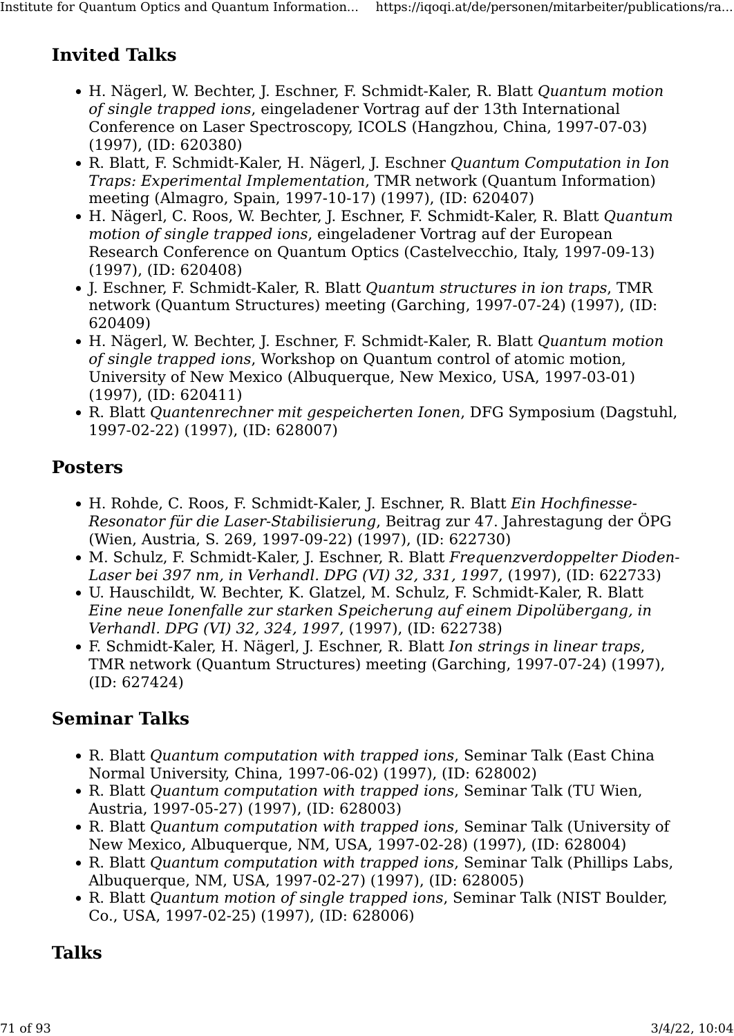## Invited Talks

- H. Nägerl, W. Bechter, J. Eschner, F. Schmidt-Kaler, R. Blatt *Quantum motion of single trapped ions*, eingeladener Vortrag auf der 13th International Conference on Laser Spectroscopy, ICOLS (Hangzhou, China, 1997-07-03) (1997), (ID: 620380)
- R. Blatt, F. Schmidt-Kaler, H. Nägerl, J. Eschner *Quantum Computation in Ion Traps: Experimental Implementation*, TMR network (Quantum Information) meeting (Almagro, Spain, 1997-10-17) (1997), (ID: 620407)
- H. Nägerl, C. Roos, W. Bechter, J. Eschner, F. Schmidt-Kaler, R. Blatt *Quantum motion of single trapped ions*, eingeladener Vortrag auf der European Research Conference on Quantum Optics (Castelvecchio, Italy, 1997-09-13) (1997), (ID: 620408)
- J. Eschner, F. Schmidt-Kaler, R. Blatt *Quantum structures in ion traps*, TMR network (Quantum Structures) meeting (Garching, 1997-07-24) (1997), (ID: 620409)
- H. Nägerl, W. Bechter, J. Eschner, F. Schmidt-Kaler, R. Blatt *Quantum motion of single trapped ions*, Workshop on Quantum control of atomic motion, University of New Mexico (Albuquerque, New Mexico, USA, 1997-03-01) (1997), (ID: 620411)
- R. Blatt *Quantenrechner mit gespeicherten Ionen*, DFG Symposium (Dagstuhl, 1997-02-22) (1997), (ID: 628007)

## Posters

- H. Rohde, C. Roos, F. Schmidt-Kaler, J. Eschner, R. Blatt *Ein Hochfinesse-Resonator für die Laser-Stabilisierung*, Beitrag zur 47. Jahrestagung der ÖPG (Wien, Austria, S. 269, 1997-09-22) (1997), (ID: 622730)
- M. Schulz, F. Schmidt-Kaler, J. Eschner, R. Blatt *Frequenzverdoppelter Dioden-Laser bei 397 nm, in Verhandl. DPG (VI) 32, 331, 1997*, (1997), (ID: 622733)
- U. Hauschildt, W. Bechter, K. Glatzel, M. Schulz, F. Schmidt-Kaler, R. Blatt *Eine neue Ionenfalle zur starken Speicherung auf einem Dipolübergang, in Verhandl. DPG (VI) 32, 324, 1997*, (1997), (ID: 622738)
- F. Schmidt-Kaler, H. Nägerl, J. Eschner, R. Blatt *Ion strings in linear traps*, TMR network (Quantum Structures) meeting (Garching, 1997-07-24) (1997), (ID: 627424)

## Seminar Talks

- R. Blatt *Quantum computation with trapped ions*, Seminar Talk (East China Normal University, China, 1997-06-02) (1997), (ID: 628002)
- R. Blatt *Quantum computation with trapped ions*, Seminar Talk (TU Wien, Austria, 1997-05-27) (1997), (ID: 628003)
- R. Blatt *Quantum computation with trapped ions*, Seminar Talk (University of New Mexico, Albuquerque, NM, USA, 1997-02-28) (1997), (ID: 628004)
- R. Blatt *Quantum computation with trapped ions*, Seminar Talk (Phillips Labs, Albuquerque, NM, USA, 1997-02-27) (1997), (ID: 628005)
- R. Blatt *Quantum motion of single trapped ions*, Seminar Talk (NIST Boulder, Co., USA, 1997-02-25) (1997), (ID: 628006)

## Talks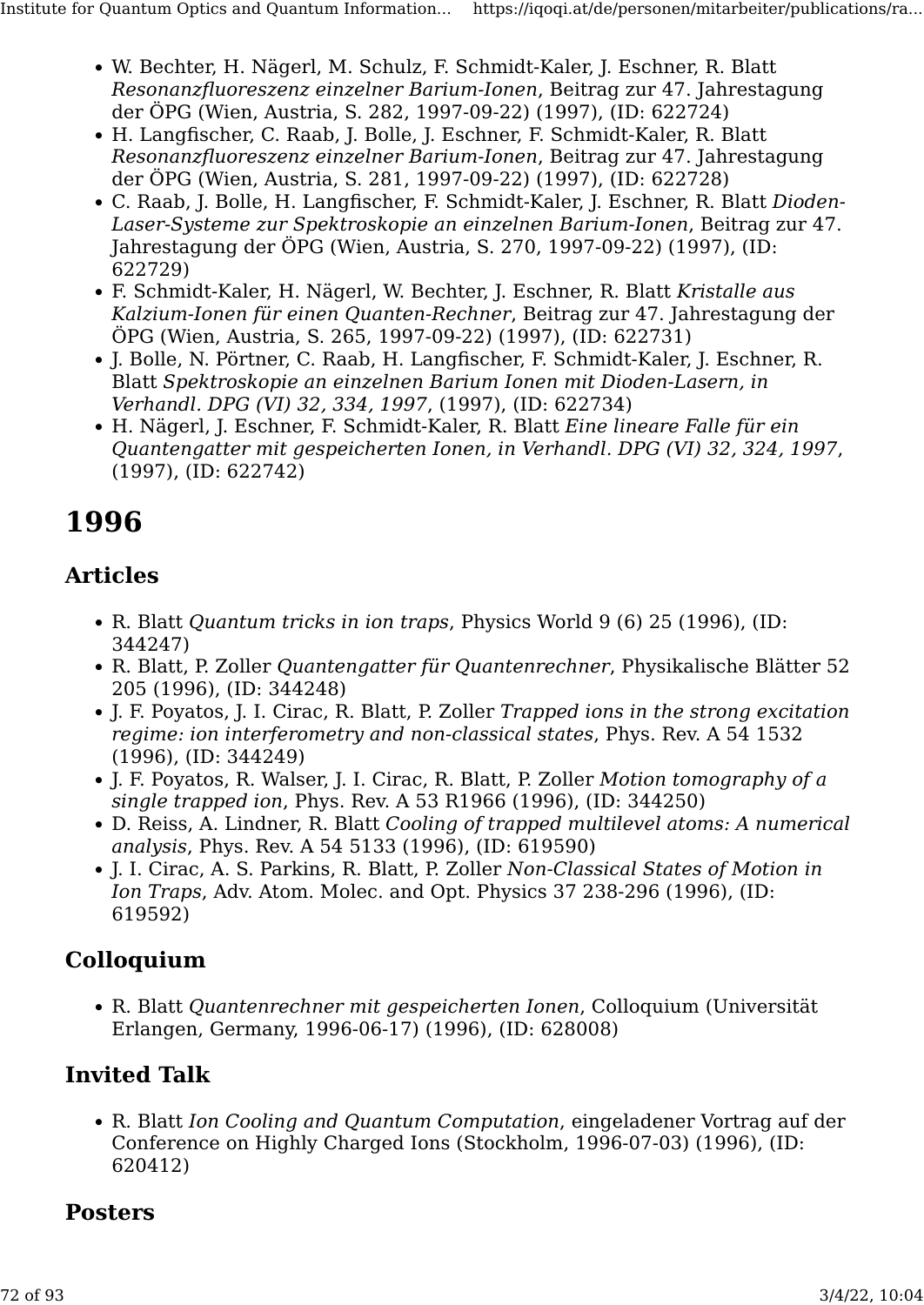- W. Bechter, H. Nägerl, M. Schulz, F. Schmidt-Kaler, J. Eschner, R. Blatt *Resonanzfluoreszenz einzelner Barium-Ionen*, Beitrag zur 47. Jahrestagung der ÖPG (Wien, Austria, S. 282, 1997-09-22) (1997), (ID: 622724)
- H. Langfischer, C. Raab, J. Bolle, J. Eschner, F. Schmidt-Kaler, R. Blatt *Resonanzfluoreszenz einzelner Barium-Ionen*, Beitrag zur 47. Jahrestagung der ÖPG (Wien, Austria, S. 281, 1997-09-22) (1997), (ID: 622728)
- C. Raab, J. Bolle, H. Langfischer, F. Schmidt-Kaler, J. Eschner, R. Blatt *Dioden-Laser-Systeme zur Spektroskopie an einzelnen Barium-Ionen*, Beitrag zur 47. Jahrestagung der ÖPG (Wien, Austria, S. 270, 1997-09-22) (1997), (ID: 622729)
- F. Schmidt-Kaler, H. Nägerl, W. Bechter, J. Eschner, R. Blatt *Kristalle aus Kalzium-Ionen für einen Quanten-Rechner*, Beitrag zur 47. Jahrestagung der ÖPG (Wien, Austria, S. 265, 1997-09-22) (1997), (ID: 622731)
- J. Bolle, N. Pörtner, C. Raab, H. Langfischer, F. Schmidt-Kaler, J. Eschner, R. Blatt *Spektroskopie an einzelnen Barium Ionen mit Dioden-Lasern, in Verhandl. DPG (VI) 32, 334, 1997*, (1997), (ID: 622734)
- H. Nägerl, J. Eschner, F. Schmidt-Kaler, R. Blatt *Eine lineare Falle für ein Quantengatter mit gespeicherten Ionen, in Verhandl. DPG (VI) 32, 324, 1997*, (1997), (ID: 622742)

# 1996

## Articles

- R. Blatt *Quantum tricks in ion traps*, Physics World 9 (6) 25 (1996), (ID: 344247)
- R. Blatt, P. Zoller *Quantengatter für Quantenrechner*, Physikalische Blätter 52 205 (1996), (ID: 344248)
- J. F. Poyatos, J. I. Cirac, R. Blatt, P. Zoller *Trapped ions in the strong excitation regime: ion interferometry and non-classical states*, Phys. Rev. A 54 1532 (1996), (ID: 344249)
- J. F. Poyatos, R. Walser, J. I. Cirac, R. Blatt, P. Zoller *Motion tomography of a single trapped ion*, Phys. Rev. A 53 R1966 (1996), (ID: 344250)
- D. Reiss, A. Lindner, R. Blatt *Cooling of trapped multilevel atoms: A numerical analysis*, Phys. Rev. A 54 5133 (1996), (ID: 619590)
- J. I. Cirac, A. S. Parkins, R. Blatt, P. Zoller *Non-Classical States of Motion in Ion Traps*, Adv. Atom. Molec. and Opt. Physics 37 238-296 (1996), (ID: 619592)

## Colloquium

- R. Blatt *Quantenrechner mit gespeicherten Ionen*, Colloquium (Universität Erlangen, Germany, 1996-06-17) (1996), (ID: 628008)

## Invited Talk

- R. Blatt *Ion Cooling and Quantum Computation*, eingeladener Vortrag auf der Conference on Highly Charged Ions (Stockholm, 1996-07-03) (1996), (ID: 620412)

## Posters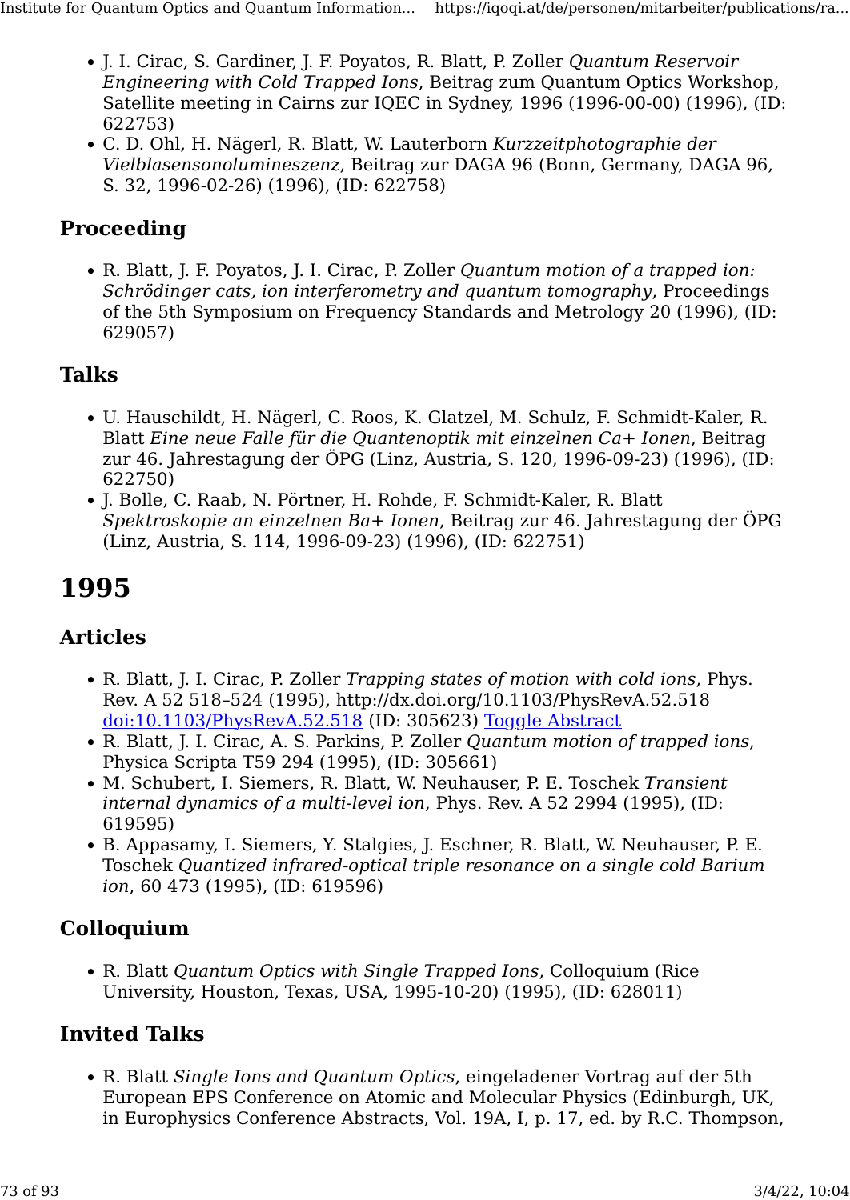- J. I. Cirac, S. Gardiner, J. F. Poyatos, R. Blatt, P. Zoller *Quantum Reservoir Engineering with Cold Trapped Ions*, Beitrag zum Quantum Optics Workshop, Satellite meeting in Cairns zur IQEC in Sydney, 1996 (1996-00-00) (1996), (ID: 622753)
- C. D. Ohl, H. Nägerl, R. Blatt, W. Lauterborn *Kurzzeitphotographie der Vielblasensonolumineszenz*, Beitrag zur DAGA 96 (Bonn, Germany, DAGA 96, S. 32, 1996-02-26) (1996), (ID: 622758)

### Proceeding

- R. Blatt, J. F. Poyatos, J. I. Cirac, P. Zoller *Quantum motion of a trapped ion: Schrödinger cats, ion interferometry and quantum tomography*, Proceedings of the 5th Symposium on Frequency Standards and Metrology 20 (1996), (ID: 629057)

### Talks

- U. Hauschildt, H. Nägerl, C. Roos, K. Glatzel, M. Schulz, F. Schmidt-Kaler, R. Blatt *Eine neue Falle für die Quantenoptik mit einzelnen Ca+ Ionen*, Beitrag zur 46. Jahrestagung der ÖPG (Linz, Austria, S. 120, 1996-09-23) (1996), (ID: 622750)
- J. Bolle, C. Raab, N. Pörtner, H. Rohde, F. Schmidt-Kaler, R. Blatt *Spektroskopie an einzelnen Ba+ Ionen*, Beitrag zur 46. Jahrestagung der ÖPG (Linz, Austria, S. 114, 1996-09-23) (1996), (ID: 622751)

## 1995

### Articles

- R. Blatt, J. I. Cirac, P. Zoller *Trapping states of motion with cold ions*, Phys. Rev. A 52 518–524 (1995), http://dx.doi.org/10.1103/PhysRevA.52.518 doi:10.1103/PhysRevA.52.518 (ID: 305623) Toggle Abstract
- R. Blatt, J. I. Cirac, A. S. Parkins, P. Zoller *Quantum motion of trapped ions*, Physica Scripta T59 294 (1995), (ID: 305661)
- M. Schubert, I. Siemers, R. Blatt, W. Neuhauser, P. E. Toschek *Transient internal dynamics of a multi-level ion*, Phys. Rev. A 52 2994 (1995), (ID: 619595)
- B. Appasamy, I. Siemers, Y. Stalgies, J. Eschner, R. Blatt, W. Neuhauser, P. E. Toschek *Quantized infrared-optical triple resonance on a single cold Barium ion*, 60 473 (1995), (ID: 619596)

### Colloquium

- R. Blatt *Quantum Optics with Single Trapped Ions*, Colloquium (Rice University, Houston, Texas, USA, 1995-10-20) (1995), (ID: 628011)

### Invited Talks

- R. Blatt *Single Ions and Quantum Optics*, eingeladener Vortrag auf der 5th European EPS Conference on Atomic and Molecular Physics (Edinburgh, UK, in Europhysics Conference Abstracts, Vol. 19A, I, p. 17, ed. by R.C. Thompson,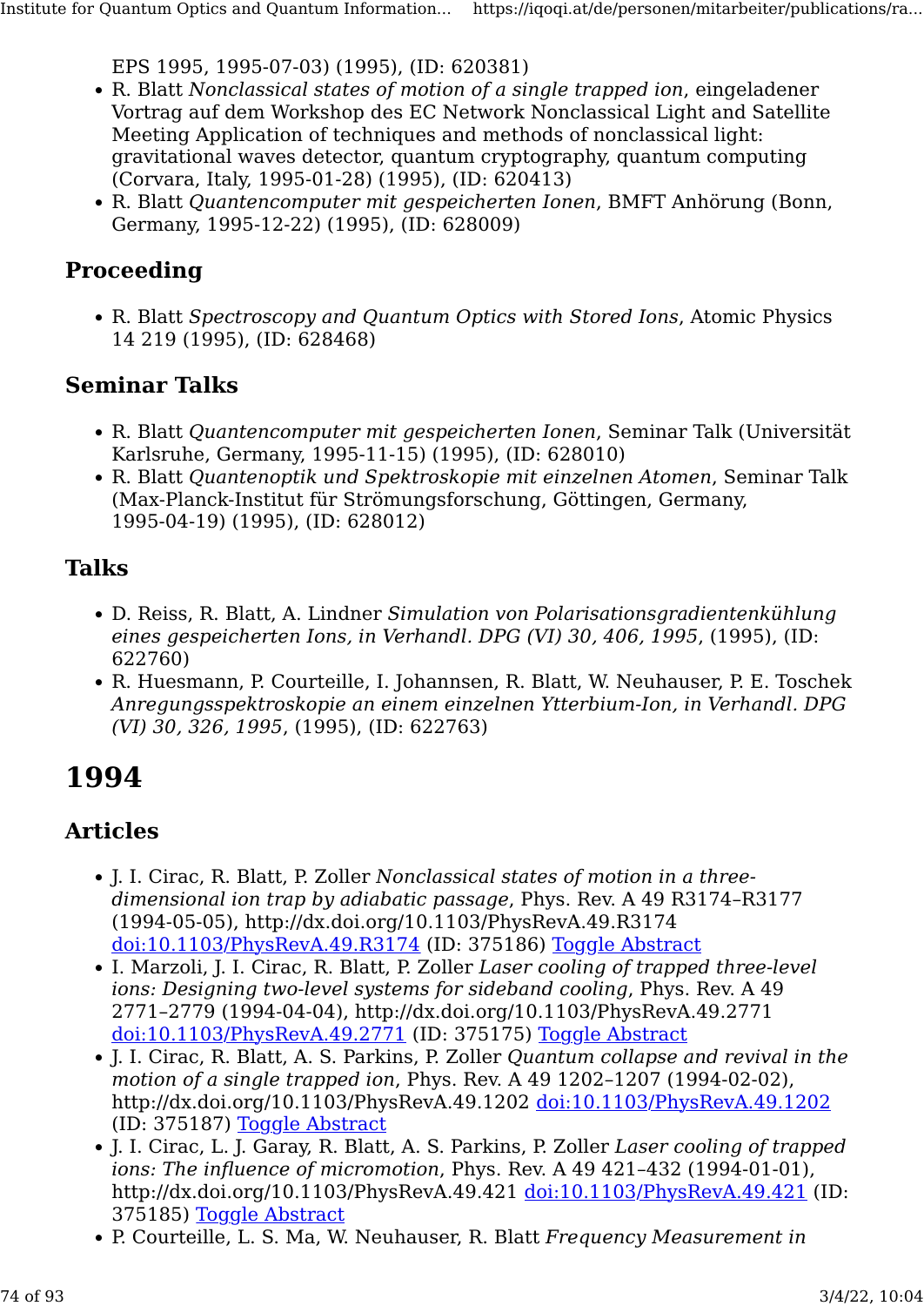EPS 1995, 1995-07-03) (1995), (ID: 620381)

- R. Blatt *Nonclassical states of motion of a single trapped ion*, eingeladener Vortrag auf dem Workshop des EC Network Nonclassical Light and Satellite Meeting Application of techniques and methods of nonclassical light: gravitational waves detector, quantum cryptography, quantum computing (Corvara, Italy, 1995-01-28) (1995), (ID: 620413)
- R. Blatt *Quantencomputer mit gespeicherten Ionen*, BMFT Anhörung (Bonn, Germany, 1995-12-22) (1995), (ID: 628009)

### Proceeding

- R. Blatt *Spectroscopy and Quantum Optics with Stored Ions*, Atomic Physics 14 219 (1995), (ID: 628468)

### Seminar Talks

- R. Blatt *Quantencomputer mit gespeicherten Ionen*, Seminar Talk (Universität Karlsruhe, Germany, 1995-11-15) (1995), (ID: 628010)
- R. Blatt *Quantenoptik und Spektroskopie mit einzelnen Atomen*, Seminar Talk (Max-Planck-Institut für Strömungsforschung, Göttingen, Germany, 1995-04-19) (1995), (ID: 628012)

### Talks

- D. Reiss, R. Blatt, A. Lindner *Simulation von Polarisationsgradientenkühlung eines gespeicherten Ions, in Verhandl. DPG (VI) 30, 406, 1995*, (1995), (ID: 622760)
- R. Huesmann, P. Courteille, I. Johannsen, R. Blatt, W. Neuhauser, P. E. Toschek *Anregungsspektroskopie an einem einzelnen Ytterbium-Ion, in Verhandl. DPG (VI) 30, 326, 1995*, (1995), (ID: 622763)

# 1994

### Articles

- J. I. Cirac, R. Blatt, P. Zoller *Nonclassical states of motion in a three-dimensional ion trap by adiabatic passage*, Phys. Rev. A 49 R3174–R3177 (1994-05-05), http://dx.doi.org/10.1103/PhysRevA.49.R3174 doi:10.1103/PhysRevA.49.R3174 (ID: 375186) Toggle Abstract
- I. Marzoli, J. I. Cirac, R. Blatt, P. Zoller *Laser cooling of trapped three-level ions: Designing two-level systems for sideband cooling*, Phys. Rev. A 49 2771–2779 (1994-04-04), http://dx.doi.org/10.1103/PhysRevA.49.2771 doi:10.1103/PhysRevA.49.2771 (ID: 375175) Toggle Abstract
- J. I. Cirac, R. Blatt, A. S. Parkins, P. Zoller *Quantum collapse and revival in the motion of a single trapped ion*, Phys. Rev. A 49 1202–1207 (1994-02-02), http://dx.doi.org/10.1103/PhysRevA.49.1202 doi:10.1103/PhysRevA.49.1202 (ID: 375187) Toggle Abstract
- J. I. Cirac, L. J. Garay, R. Blatt, A. S. Parkins, P. Zoller *Laser cooling of trapped ions: The influence of micromotion*, Phys. Rev. A 49 421–432 (1994-01-01), http://dx.doi.org/10.1103/PhysRevA.49.421 doi:10.1103/PhysRevA.49.421 (ID: 375185) Toggle Abstract
- P. Courteille, L. S. Ma, W. Neuhauser, R. Blatt *Frequency Measurement in*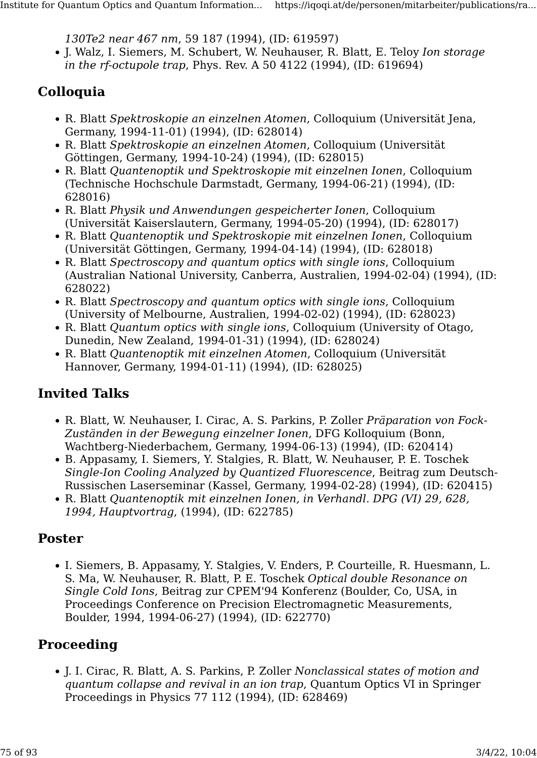*130Te2 near 467 nm*, 59 187 (1994), (ID: 619597)
- J. Walz, I. Siemers, M. Schubert, W. Neuhauser, R. Blatt, E. Teloy *Ion storage in the rf-octupole trap*, Phys. Rev. A 50 4122 (1994), (ID: 619694)

## Colloquia

- R. Blatt *Spektroskopie an einzelnen Atomen*, Colloquium (Universität Jena, Germany, 1994-11-01) (1994), (ID: 628014)
- R. Blatt *Spektroskopie an einzelnen Atomen*, Colloquium (Universität Göttingen, Germany, 1994-10-24) (1994), (ID: 628015)
- R. Blatt *Quantenoptik und Spektroskopie mit einzelnen Ionen*, Colloquium (Technische Hochschule Darmstadt, Germany, 1994-06-21) (1994), (ID: 628016)
- R. Blatt *Physik und Anwendungen gespeicherter Ionen*, Colloquium (Universität Kaiserslautern, Germany, 1994-05-20) (1994), (ID: 628017)
- R. Blatt *Quantenoptik und Spektroskopie mit einzelnen Ionen*, Colloquium (Universität Göttingen, Germany, 1994-04-14) (1994), (ID: 628018)
- R. Blatt *Spectroscopy and quantum optics with single ions*, Colloquium (Australian National University, Canberra, Australien, 1994-02-04) (1994), (ID: 628022)
- R. Blatt *Spectroscopy and quantum optics with single ions*, Colloquium (University of Melbourne, Australien, 1994-02-02) (1994), (ID: 628023)
- R. Blatt *Quantum optics with single ions*, Colloquium (University of Otago, Dunedin, New Zealand, 1994-01-31) (1994), (ID: 628024)
- R. Blatt *Quantenoptik mit einzelnen Atomen*, Colloquium (Universität Hannover, Germany, 1994-01-11) (1994), (ID: 628025)

## Invited Talks

- R. Blatt, W. Neuhauser, I. Cirac, A. S. Parkins, P. Zoller *Präparation von Fock-Zuständen in der Bewegung einzelner Ionen*, DFG Kolloquium (Bonn, Wachtberg-Niederbachem, Germany, 1994-06-13) (1994), (ID: 620414)
- B. Appasamy, I. Siemers, Y. Stalgies, R. Blatt, W. Neuhauser, P. E. Toschek *Single-Ion Cooling Analyzed by Quantized Fluorescence*, Beitrag zum Deutsch-Russischen Laserseminar (Kassel, Germany, 1994-02-28) (1994), (ID: 620415)
- R. Blatt *Quantenoptik mit einzelnen Ionen, in Verhandl. DPG (VI) 29, 628, 1994, Hauptvortrag*, (1994), (ID: 622785)

## Poster

- I. Siemers, B. Appasamy, Y. Stalgies, V. Enders, P. Courteille, R. Huesmann, L. S. Ma, W. Neuhauser, R. Blatt, P. E. Toschek *Optical double Resonance on Single Cold Ions*, Beitrag zur CPEM'94 Konferenz (Boulder, Co, USA, in Proceedings Conference on Precision Electromagnetic Measurements, Boulder, 1994, 1994-06-27) (1994), (ID: 622770)

## Proceeding

- J. I. Cirac, R. Blatt, A. S. Parkins, P. Zoller *Nonclassical states of motion and quantum collapse and revival in an ion trap*, Quantum Optics VI in Springer Proceedings in Physics 77 112 (1994), (ID: 628469)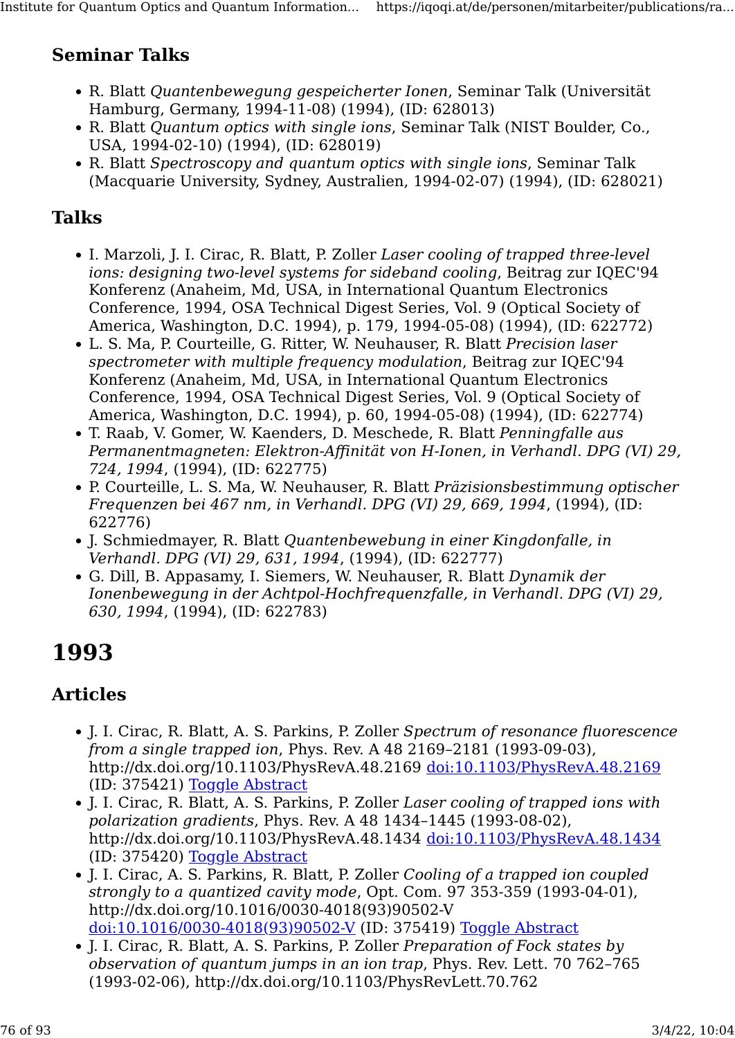### Seminar Talks

- R. Blatt *Quantenbewegung gespeicherter Ionen*, Seminar Talk (Universität Hamburg, Germany, 1994-11-08) (1994), (ID: 628013)
- R. Blatt *Quantum optics with single ions*, Seminar Talk (NIST Boulder, Co., USA, 1994-02-10) (1994), (ID: 628019)
- R. Blatt *Spectroscopy and quantum optics with single ions*, Seminar Talk (Macquarie University, Sydney, Australien, 1994-02-07) (1994), (ID: 628021)

### Talks

- I. Marzoli, J. I. Cirac, R. Blatt, P. Zoller *Laser cooling of trapped three-level ions: designing two-level systems for sideband cooling*, Beitrag zur IQEC'94 Konferenz (Anaheim, Md, USA, in International Quantum Electronics Conference, 1994, OSA Technical Digest Series, Vol. 9 (Optical Society of America, Washington, D.C. 1994), p. 179, 1994-05-08) (1994), (ID: 622772)
- L. S. Ma, P. Courteille, G. Ritter, W. Neuhauser, R. Blatt *Precision laser spectrometer with multiple frequency modulation*, Beitrag zur IQEC'94 Konferenz (Anaheim, Md, USA, in International Quantum Electronics Conference, 1994, OSA Technical Digest Series, Vol. 9 (Optical Society of America, Washington, D.C. 1994), p. 60, 1994-05-08) (1994), (ID: 622774)
- T. Raab, V. Gomer, W. Kaenders, D. Meschede, R. Blatt *Penningfalle aus Permanentmagneten: Elektron-Affinität von H-Ionen, in Verhandl. DPG (VI) 29, 724, 1994*, (1994), (ID: 622775)
- P. Courteille, L. S. Ma, W. Neuhauser, R. Blatt *Präzisionsbestimmung optischer Frequenzen bei 467 nm, in Verhandl. DPG (VI) 29, 669, 1994*, (1994), (ID: 622776)
- J. Schmiedmayer, R. Blatt *Quantenbewebung in einer Kingdonfalle, in Verhandl. DPG (VI) 29, 631, 1994*, (1994), (ID: 622777)
- G. Dill, B. Appasamy, I. Siemers, W. Neuhauser, R. Blatt *Dynamik der Ionenbewegung in der Achtpol-Hochfrequenzfalle, in Verhandl. DPG (VI) 29, 630, 1994*, (1994), (ID: 622783)

# 1993

### Articles

- J. I. Cirac, R. Blatt, A. S. Parkins, P. Zoller *Spectrum of resonance fluorescence from a single trapped ion*, Phys. Rev. A 48 2169–2181 (1993-09-03), http://dx.doi.org/10.1103/PhysRevA.48.2169 doi:10.1103/PhysRevA.48.2169 (ID: 375421) Toggle Abstract
- J. I. Cirac, R. Blatt, A. S. Parkins, P. Zoller *Laser cooling of trapped ions with polarization gradients*, Phys. Rev. A 48 1434–1445 (1993-08-02), http://dx.doi.org/10.1103/PhysRevA.48.1434 doi:10.1103/PhysRevA.48.1434 (ID: 375420) Toggle Abstract
- J. I. Cirac, A. S. Parkins, R. Blatt, P. Zoller *Cooling of a trapped ion coupled strongly to a quantized cavity mode*, Opt. Com. 97 353-359 (1993-04-01), http://dx.doi.org/10.1016/0030-4018(93)90502-V doi:10.1016/0030-4018(93)90502-V (ID: 375419) Toggle Abstract
- J. I. Cirac, R. Blatt, A. S. Parkins, P. Zoller *Preparation of Fock states by observation of quantum jumps in an ion trap*, Phys. Rev. Lett. 70 762–765 (1993-02-06), http://dx.doi.org/10.1103/PhysRevLett.70.762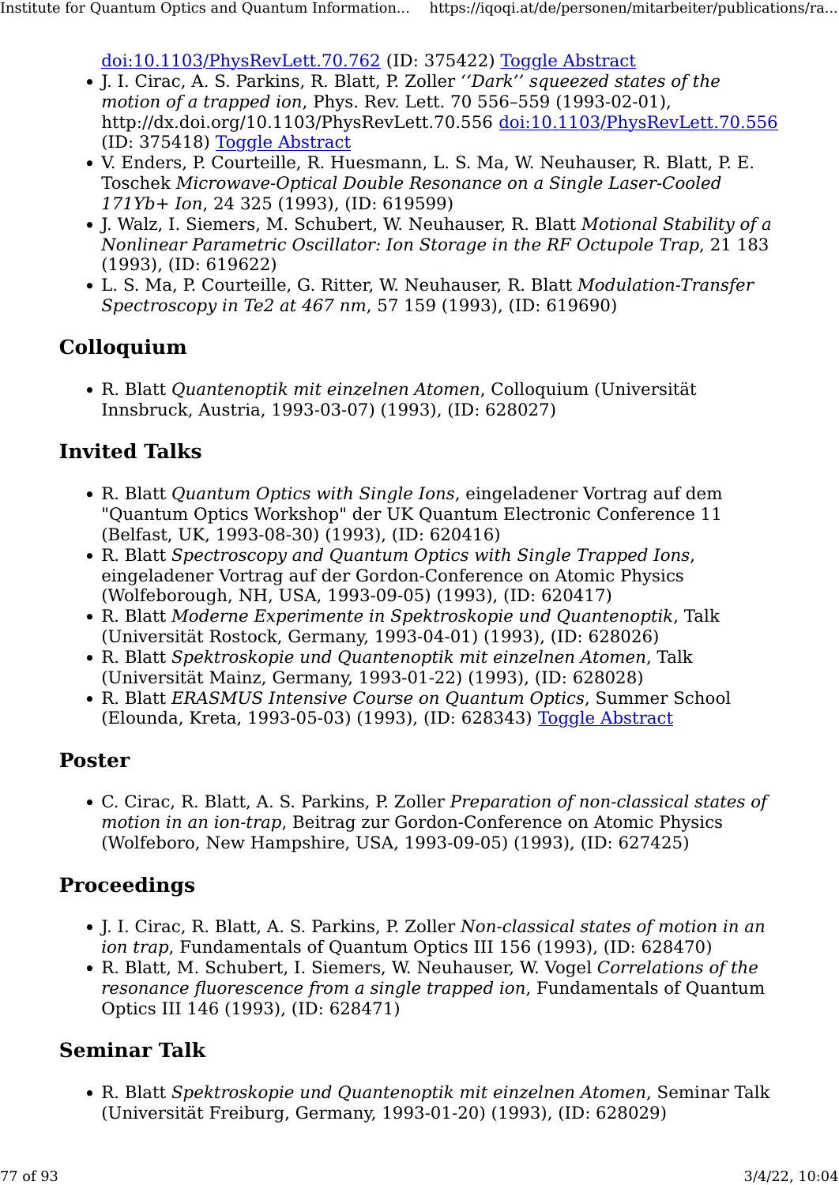[doi:10.1103/PhysRevLett.70.762](http://dx.doi.org/10.1103/PhysRevLett.70.762) (ID: 375422) Toggle Abstract

- J. I. Cirac, A. S. Parkins, R. Blatt, P. Zoller *''Dark'' squeezed states of the motion of a trapped ion*, Phys. Rev. Lett. 70 556–559 (1993-02-01), http://dx.doi.org/10.1103/PhysRevLett.70.556 [doi:10.1103/PhysRevLett.70.556](http://dx.doi.org/10.1103/PhysRevLett.70.556) (ID: 375418) Toggle Abstract
- V. Enders, P. Courteille, R. Huesmann, L. S. Ma, W. Neuhauser, R. Blatt, P. E. Toschek *Microwave-Optical Double Resonance on a Single Laser-Cooled 171Yb+ Ion*, 24 325 (1993), (ID: 619599)
- J. Walz, I. Siemers, M. Schubert, W. Neuhauser, R. Blatt *Motional Stability of a Nonlinear Parametric Oscillator: Ion Storage in the RF Octupole Trap*, 21 183 (1993), (ID: 619622)
- L. S. Ma, P. Courteille, G. Ritter, W. Neuhauser, R. Blatt *Modulation-Transfer Spectroscopy in Te2 at 467 nm*, 57 159 (1993), (ID: 619690)

## Colloquium

- R. Blatt *Quantenoptik mit einzelnen Atomen*, Colloquium (Universität Innsbruck, Austria, 1993-03-07) (1993), (ID: 628027)

## Invited Talks

- R. Blatt *Quantum Optics with Single Ions*, eingeladener Vortrag auf dem "Quantum Optics Workshop" der UK Quantum Electronic Conference 11 (Belfast, UK, 1993-08-30) (1993), (ID: 620416)
- R. Blatt *Spectroscopy and Quantum Optics with Single Trapped Ions*, eingeladener Vortrag auf der Gordon-Conference on Atomic Physics (Wolfeborough, NH, USA, 1993-09-05) (1993), (ID: 620417)
- R. Blatt *Moderne Experimente in Spektroskopie und Quantenoptik*, Talk (Universität Rostock, Germany, 1993-04-01) (1993), (ID: 628026)
- R. Blatt *Spektroskopie und Quantenoptik mit einzelnen Atomen*, Talk (Universität Mainz, Germany, 1993-01-22) (1993), (ID: 628028)
- R. Blatt *ERASMUS Intensive Course on Quantum Optics*, Summer School (Elounda, Kreta, 1993-05-03) (1993), (ID: 628343) Toggle Abstract

## Poster

- C. Cirac, R. Blatt, A. S. Parkins, P. Zoller *Preparation of non-classical states of motion in an ion-trap*, Beitrag zur Gordon-Conference on Atomic Physics (Wolfeboro, New Hampshire, USA, 1993-09-05) (1993), (ID: 627425)

## Proceedings

- J. I. Cirac, R. Blatt, A. S. Parkins, P. Zoller *Non-classical states of motion in an ion trap*, Fundamentals of Quantum Optics III 156 (1993), (ID: 628470)
- R. Blatt, M. Schubert, I. Siemers, W. Neuhauser, W. Vogel *Correlations of the resonance fluorescence from a single trapped ion*, Fundamentals of Quantum Optics III 146 (1993), (ID: 628471)

## Seminar Talk

- R. Blatt *Spektroskopie und Quantenoptik mit einzelnen Atomen*, Seminar Talk (Universität Freiburg, Germany, 1993-01-20) (1993), (ID: 628029)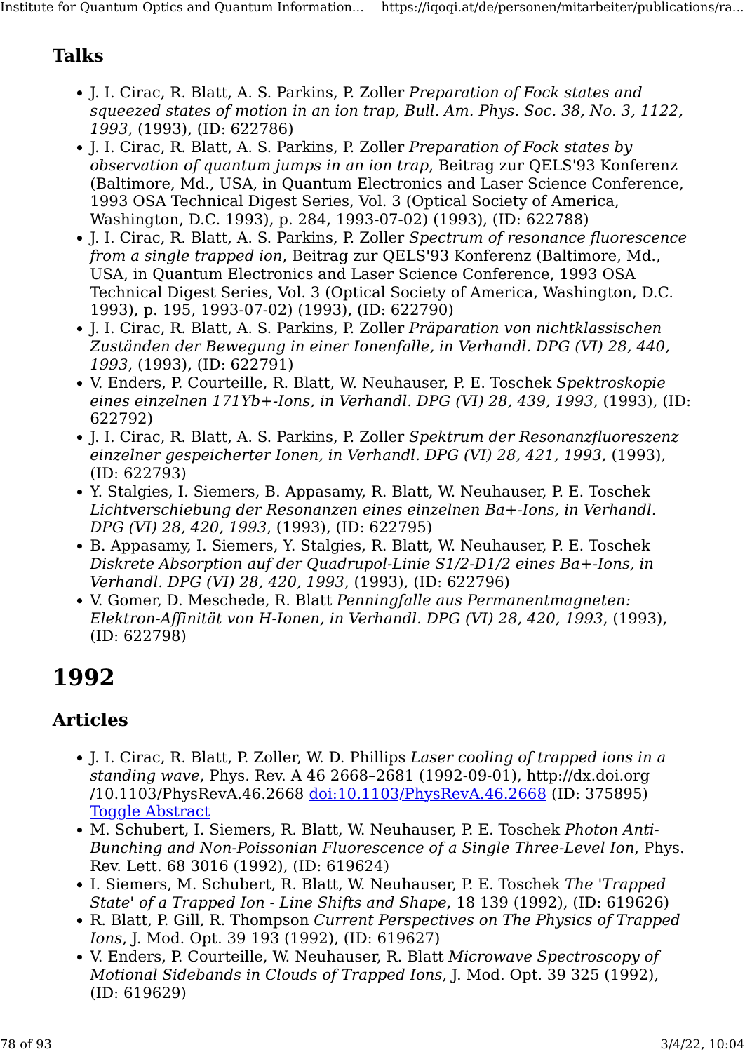### Talks

- J. I. Cirac, R. Blatt, A. S. Parkins, P. Zoller *Preparation of Fock states and squeezed states of motion in an ion trap, Bull. Am. Phys. Soc. 38, No. 3, 1122, 1993*, (1993), (ID: 622786)
- J. I. Cirac, R. Blatt, A. S. Parkins, P. Zoller *Preparation of Fock states by observation of quantum jumps in an ion trap*, Beitrag zur QELS'93 Konferenz (Baltimore, Md., USA, in Quantum Electronics and Laser Science Conference, 1993 OSA Technical Digest Series, Vol. 3 (Optical Society of America, Washington, D.C. 1993), p. 284, 1993-07-02) (1993), (ID: 622788)
- J. I. Cirac, R. Blatt, A. S. Parkins, P. Zoller *Spectrum of resonance fluorescence from a single trapped ion*, Beitrag zur QELS'93 Konferenz (Baltimore, Md., USA, in Quantum Electronics and Laser Science Conference, 1993 OSA Technical Digest Series, Vol. 3 (Optical Society of America, Washington, D.C. 1993), p. 195, 1993-07-02) (1993), (ID: 622790)
- J. I. Cirac, R. Blatt, A. S. Parkins, P. Zoller *Präparation von nichtklassischen Zuständen der Bewegung in einer Ionenfalle, in Verhandl. DPG (VI) 28, 440, 1993*, (1993), (ID: 622791)
- V. Enders, P. Courteille, R. Blatt, W. Neuhauser, P. E. Toschek *Spektroskopie eines einzelnen 171Yb+-Ions, in Verhandl. DPG (VI) 28, 439, 1993*, (1993), (ID: 622792)
- J. I. Cirac, R. Blatt, A. S. Parkins, P. Zoller *Spektrum der Resonanzfluoreszenz einzelner gespeicherter Ionen, in Verhandl. DPG (VI) 28, 421, 1993*, (1993), (ID: 622793)
- Y. Stalgies, I. Siemers, B. Appasamy, R. Blatt, W. Neuhauser, P. E. Toschek *Lichtverschiebung der Resonanzen eines einzelnen Ba+-Ions, in Verhandl. DPG (VI) 28, 420, 1993*, (1993), (ID: 622795)
- B. Appasamy, I. Siemers, Y. Stalgies, R. Blatt, W. Neuhauser, P. E. Toschek *Diskrete Absorption auf der Quadrupol-Linie S1/2-D1/2 eines Ba+-Ions, in Verhandl. DPG (VI) 28, 420, 1993*, (1993), (ID: 622796)
- V. Gomer, D. Meschede, R. Blatt *Penningfalle aus Permanentmagneten: Elektron-Affinität von H-Ionen, in Verhandl. DPG (VI) 28, 420, 1993*, (1993), (ID: 622798)

## 1992

### Articles

- J. I. Cirac, R. Blatt, P. Zoller, W. D. Phillips *Laser cooling of trapped ions in a standing wave*, Phys. Rev. A 46 2668–2681 (1992-09-01), http://dx.doi.org/10.1103/PhysRevA.46.2668 doi:10.1103/PhysRevA.46.2668 (ID: 375895) Toggle Abstract
- M. Schubert, I. Siemers, R. Blatt, W. Neuhauser, P. E. Toschek *Photon Anti-Bunching and Non-Poissonian Fluorescence of a Single Three-Level Ion*, Phys. Rev. Lett. 68 3016 (1992), (ID: 619624)
- I. Siemers, M. Schubert, R. Blatt, W. Neuhauser, P. E. Toschek *The 'Trapped State' of a Trapped Ion - Line Shifts and Shape*, 18 139 (1992), (ID: 619626)
- R. Blatt, P. Gill, R. Thompson *Current Perspectives on The Physics of Trapped Ions*, J. Mod. Opt. 39 193 (1992), (ID: 619627)
- V. Enders, P. Courteille, W. Neuhauser, R. Blatt *Microwave Spectroscopy of Motional Sidebands in Clouds of Trapped Ions*, J. Mod. Opt. 39 325 (1992), (ID: 619629)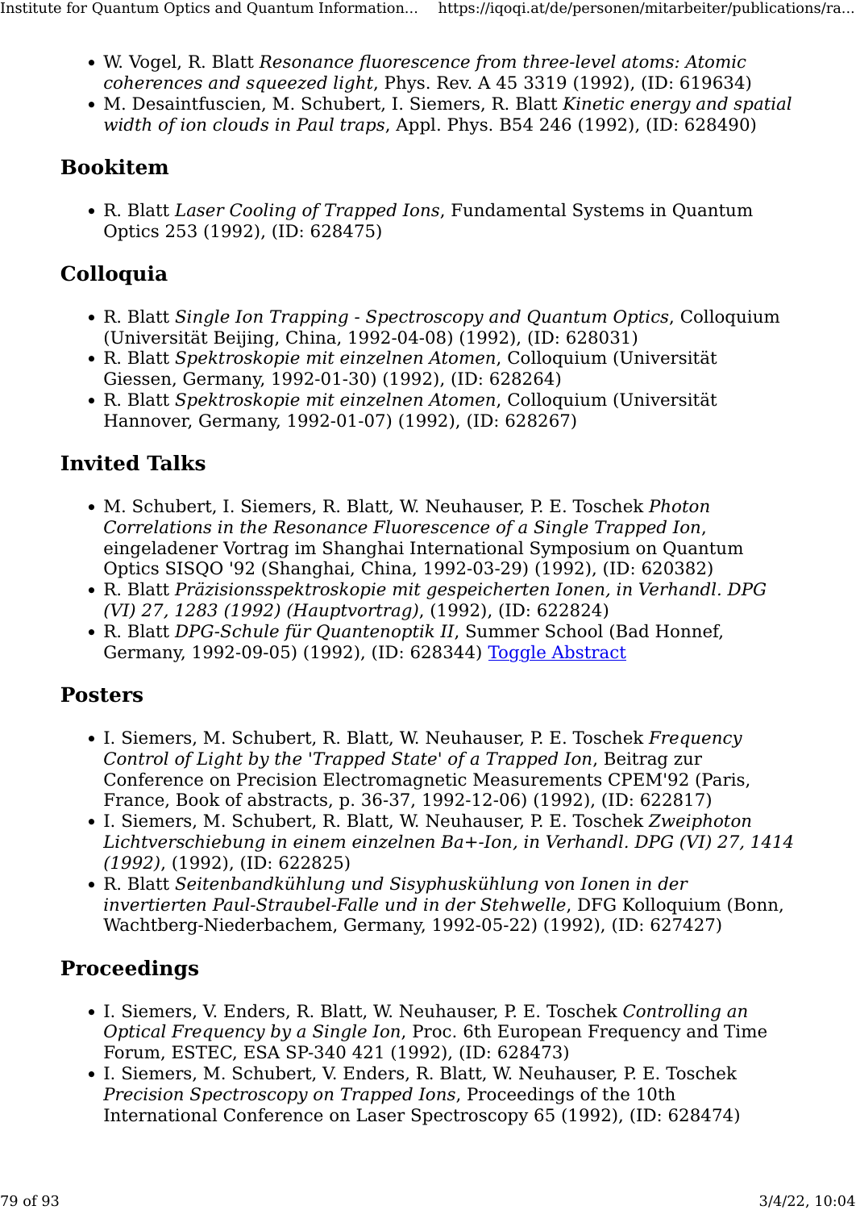- W. Vogel, R. Blatt *Resonance fluorescence from three-level atoms: Atomic coherences and squeezed light*, Phys. Rev. A 45 3319 (1992), (ID: 619634)
- M. Desaintfuscien, M. Schubert, I. Siemers, R. Blatt *Kinetic energy and spatial width of ion clouds in Paul traps*, Appl. Phys. B54 246 (1992), (ID: 628490)

## Bookitem

- R. Blatt *Laser Cooling of Trapped Ions*, Fundamental Systems in Quantum Optics 253 (1992), (ID: 628475)

## Colloquia

- R. Blatt *Single Ion Trapping - Spectroscopy and Quantum Optics*, Colloquium (Universität Beijing, China, 1992-04-08) (1992), (ID: 628031)
- R. Blatt *Spektroskopie mit einzelnen Atomen*, Colloquium (Universität Giessen, Germany, 1992-01-30) (1992), (ID: 628264)
- R. Blatt *Spektroskopie mit einzelnen Atomen*, Colloquium (Universität Hannover, Germany, 1992-01-07) (1992), (ID: 628267)

## Invited Talks

- M. Schubert, I. Siemers, R. Blatt, W. Neuhauser, P. E. Toschek *Photon Correlations in the Resonance Fluorescence of a Single Trapped Ion*, eingeladener Vortrag im Shanghai International Symposium on Quantum Optics SISQO '92 (Shanghai, China, 1992-03-29) (1992), (ID: 620382)
- R. Blatt *Präzisionsspektroskopie mit gespeicherten Ionen, in Verhandl. DPG (VI) 27, 1283 (1992) (Hauptvortrag)*, (1992), (ID: 622824)
- R. Blatt *DPG-Schule für Quantenoptik II*, Summer School (Bad Honnef, Germany, 1992-09-05) (1992), (ID: 628344) Toggle Abstract

## Posters

- I. Siemers, M. Schubert, R. Blatt, W. Neuhauser, P. E. Toschek *Frequency Control of Light by the 'Trapped State' of a Trapped Ion*, Beitrag zur Conference on Precision Electromagnetic Measurements CPEM'92 (Paris, France, Book of abstracts, p. 36-37, 1992-12-06) (1992), (ID: 622817)
- I. Siemers, M. Schubert, R. Blatt, W. Neuhauser, P. E. Toschek *Zweiphoton Lichtverschiebung in einem einzelnen Ba+-Ion, in Verhandl. DPG (VI) 27, 1414 (1992)*, (1992), (ID: 622825)
- R. Blatt *Seitenbandkühlung und Sisyphuskühlung von Ionen in der invertierten Paul-Straubel-Falle und in der Stehwelle*, DFG Kolloquium (Bonn, Wachtberg-Niederbachem, Germany, 1992-05-22) (1992), (ID: 627427)

## Proceedings

- I. Siemers, V. Enders, R. Blatt, W. Neuhauser, P. E. Toschek *Controlling an Optical Frequency by a Single Ion*, Proc. 6th European Frequency and Time Forum, ESTEC, ESA SP-340 421 (1992), (ID: 628473)
- I. Siemers, M. Schubert, V. Enders, R. Blatt, W. Neuhauser, P. E. Toschek *Precision Spectroscopy on Trapped Ions*, Proceedings of the 10th International Conference on Laser Spectroscopy 65 (1992), (ID: 628474)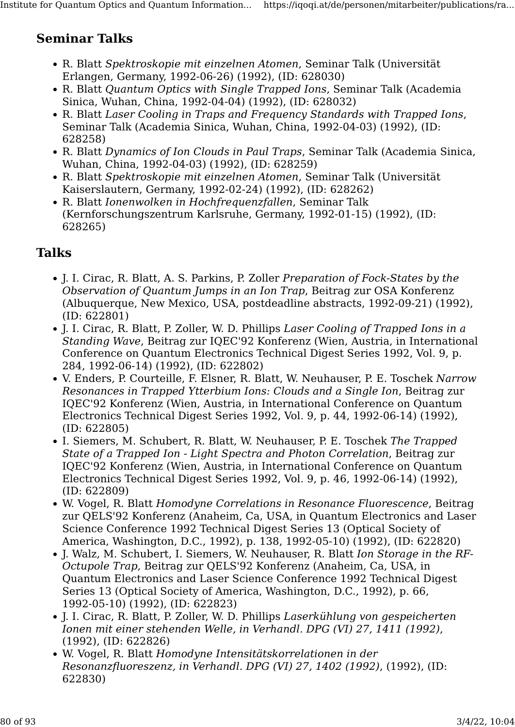## Seminar Talks

- R. Blatt *Spektroskopie mit einzelnen Atomen*, Seminar Talk (Universität Erlangen, Germany, 1992-06-26) (1992), (ID: 628030)
- R. Blatt *Quantum Optics with Single Trapped Ions*, Seminar Talk (Academia Sinica, Wuhan, China, 1992-04-04) (1992), (ID: 628032)
- R. Blatt *Laser Cooling in Traps and Frequency Standards with Trapped Ions*, Seminar Talk (Academia Sinica, Wuhan, China, 1992-04-03) (1992), (ID: 628258)
- R. Blatt *Dynamics of Ion Clouds in Paul Traps*, Seminar Talk (Academia Sinica, Wuhan, China, 1992-04-03) (1992), (ID: 628259)
- R. Blatt *Spektroskopie mit einzelnen Atomen*, Seminar Talk (Universität Kaiserslautern, Germany, 1992-02-24) (1992), (ID: 628262)
- R. Blatt *Ionenwolken in Hochfrequenzfallen*, Seminar Talk (Kernforschungszentrum Karlsruhe, Germany, 1992-01-15) (1992), (ID: 628265)

## Talks

- J. I. Cirac, R. Blatt, A. S. Parkins, P. Zoller *Preparation of Fock-States by the Observation of Quantum Jumps in an Ion Trap*, Beitrag zur OSA Konferenz (Albuquerque, New Mexico, USA, postdeadline abstracts, 1992-09-21) (1992), (ID: 622801)
- J. I. Cirac, R. Blatt, P. Zoller, W. D. Phillips *Laser Cooling of Trapped Ions in a Standing Wave*, Beitrag zur IQEC'92 Konferenz (Wien, Austria, in International Conference on Quantum Electronics Technical Digest Series 1992, Vol. 9, p. 284, 1992-06-14) (1992), (ID: 622802)
- V. Enders, P. Courteille, F. Elsner, R. Blatt, W. Neuhauser, P. E. Toschek *Narrow Resonances in Trapped Ytterbium Ions: Clouds and a Single Ion*, Beitrag zur IQEC'92 Konferenz (Wien, Austria, in International Conference on Quantum Electronics Technical Digest Series 1992, Vol. 9, p. 44, 1992-06-14) (1992), (ID: 622805)
- I. Siemers, M. Schubert, R. Blatt, W. Neuhauser, P. E. Toschek *The Trapped State of a Trapped Ion - Light Spectra and Photon Correlation*, Beitrag zur IQEC'92 Konferenz (Wien, Austria, in International Conference on Quantum Electronics Technical Digest Series 1992, Vol. 9, p. 46, 1992-06-14) (1992), (ID: 622809)
- W. Vogel, R. Blatt *Homodyne Correlations in Resonance Fluorescence*, Beitrag zur QELS'92 Konferenz (Anaheim, Ca, USA, in Quantum Electronics and Laser Science Conference 1992 Technical Digest Series 13 (Optical Society of America, Washington, D.C., 1992), p. 138, 1992-05-10) (1992), (ID: 622820)
- J. Walz, M. Schubert, I. Siemers, W. Neuhauser, R. Blatt *Ion Storage in the RF-Octupole Trap*, Beitrag zur QELS'92 Konferenz (Anaheim, Ca, USA, in Quantum Electronics and Laser Science Conference 1992 Technical Digest Series 13 (Optical Society of America, Washington, D.C., 1992), p. 66, 1992-05-10) (1992), (ID: 622823)
- J. I. Cirac, R. Blatt, P. Zoller, W. D. Phillips *Laserkühlung von gespeicherten Ionen mit einer stehenden Welle, in Verhandl. DPG (VI) 27, 1411 (1992)*, (1992), (ID: 622826)
- W. Vogel, R. Blatt *Homodyne Intensitätskorrelationen in der Resonanzfluoreszenz, in Verhandl. DPG (VI) 27, 1402 (1992)*, (1992), (ID: 622830)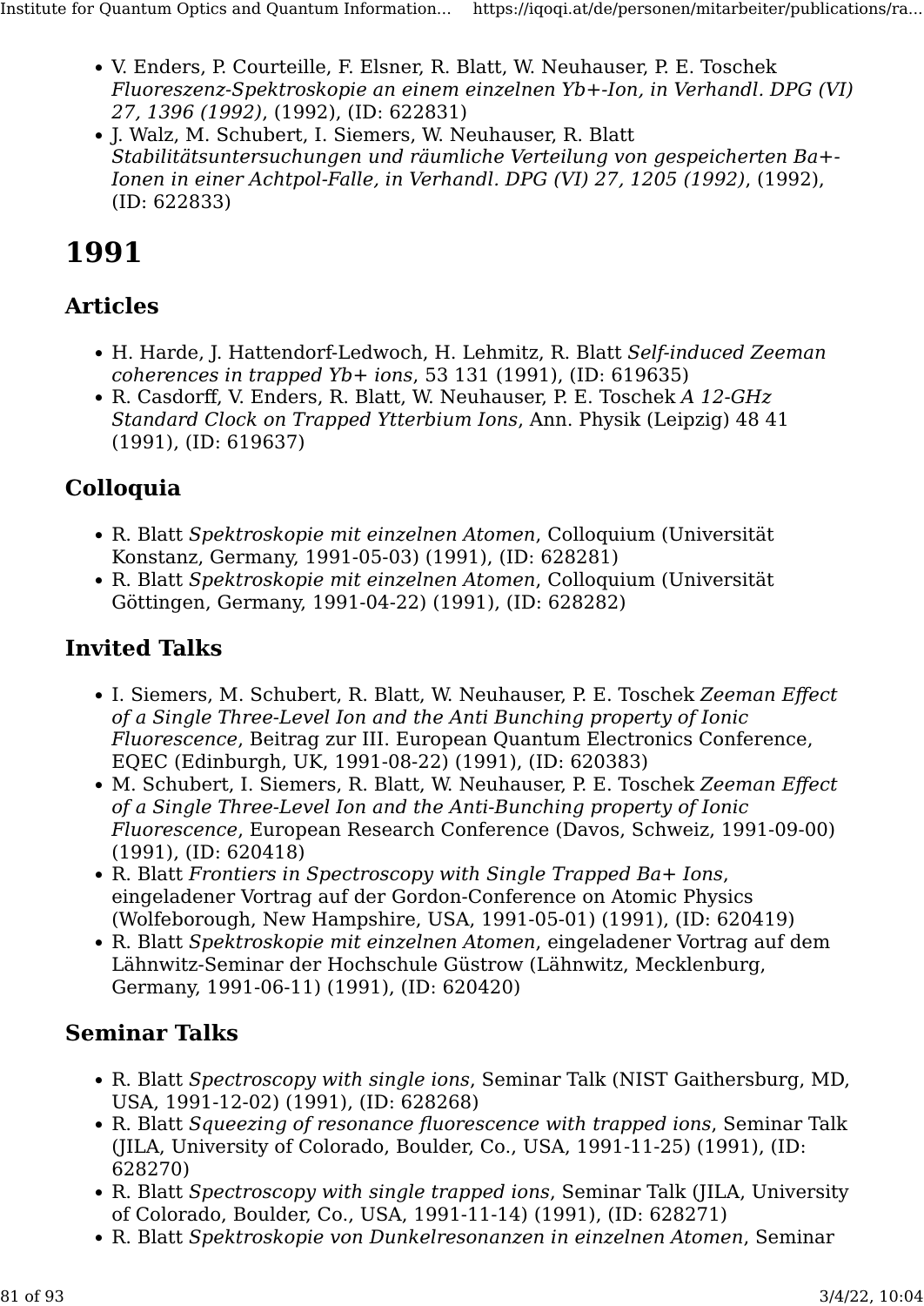- V. Enders, P. Courteille, F. Elsner, R. Blatt, W. Neuhauser, P. E. Toschek *Fluoreszenz-Spektroskopie an einem einzelnen Yb+-Ion, in Verhandl. DPG (VI) 27, 1396 (1992)*, (1992), (ID: 622831)
- J. Walz, M. Schubert, I. Siemers, W. Neuhauser, R. Blatt *Stabilitätsuntersuchungen und räumliche Verteilung von gespeicherten Ba+-Ionen in einer Achtpol-Falle, in Verhandl. DPG (VI) 27, 1205 (1992)*, (1992), (ID: 622833)

# 1991

## Articles

- H. Harde, J. Hattendorf-Ledwoch, H. Lehmitz, R. Blatt *Self-induced Zeeman coherences in trapped Yb+ ions*, 53 131 (1991), (ID: 619635)
- R. Casdorff, V. Enders, R. Blatt, W. Neuhauser, P. E. Toschek *A 12-GHz Standard Clock on Trapped Ytterbium Ions*, Ann. Physik (Leipzig) 48 41 (1991), (ID: 619637)

## Colloquia

- R. Blatt *Spektroskopie mit einzelnen Atomen*, Colloquium (Universität Konstanz, Germany, 1991-05-03) (1991), (ID: 628281)
- R. Blatt *Spektroskopie mit einzelnen Atomen*, Colloquium (Universität Göttingen, Germany, 1991-04-22) (1991), (ID: 628282)

## Invited Talks

- I. Siemers, M. Schubert, R. Blatt, W. Neuhauser, P. E. Toschek *Zeeman Effect of a Single Three-Level Ion and the Anti Bunching property of Ionic Fluorescence*, Beitrag zur III. European Quantum Electronics Conference, EQEC (Edinburgh, UK, 1991-08-22) (1991), (ID: 620383)
- M. Schubert, I. Siemers, R. Blatt, W. Neuhauser, P. E. Toschek *Zeeman Effect of a Single Three-Level Ion and the Anti-Bunching property of Ionic Fluorescence*, European Research Conference (Davos, Schweiz, 1991-09-00) (1991), (ID: 620418)
- R. Blatt *Frontiers in Spectroscopy with Single Trapped Ba+ Ions*, eingeladener Vortrag auf der Gordon-Conference on Atomic Physics (Wolfeborough, New Hampshire, USA, 1991-05-01) (1991), (ID: 620419)
- R. Blatt *Spektroskopie mit einzelnen Atomen*, eingeladener Vortrag auf dem Lähnwitz-Seminar der Hochschule Güstrow (Lähnwitz, Mecklenburg, Germany, 1991-06-11) (1991), (ID: 620420)

## Seminar Talks

- R. Blatt *Spectroscopy with single ions*, Seminar Talk (NIST Gaithersburg, MD, USA, 1991-12-02) (1991), (ID: 628268)
- R. Blatt *Squeezing of resonance fluorescence with trapped ions*, Seminar Talk (JILA, University of Colorado, Boulder, Co., USA, 1991-11-25) (1991), (ID: 628270)
- R. Blatt *Spectroscopy with single trapped ions*, Seminar Talk (JILA, University of Colorado, Boulder, Co., USA, 1991-11-14) (1991), (ID: 628271)
- R. Blatt *Spektroskopie von Dunkelresonanzen in einzelnen Atomen*, Seminar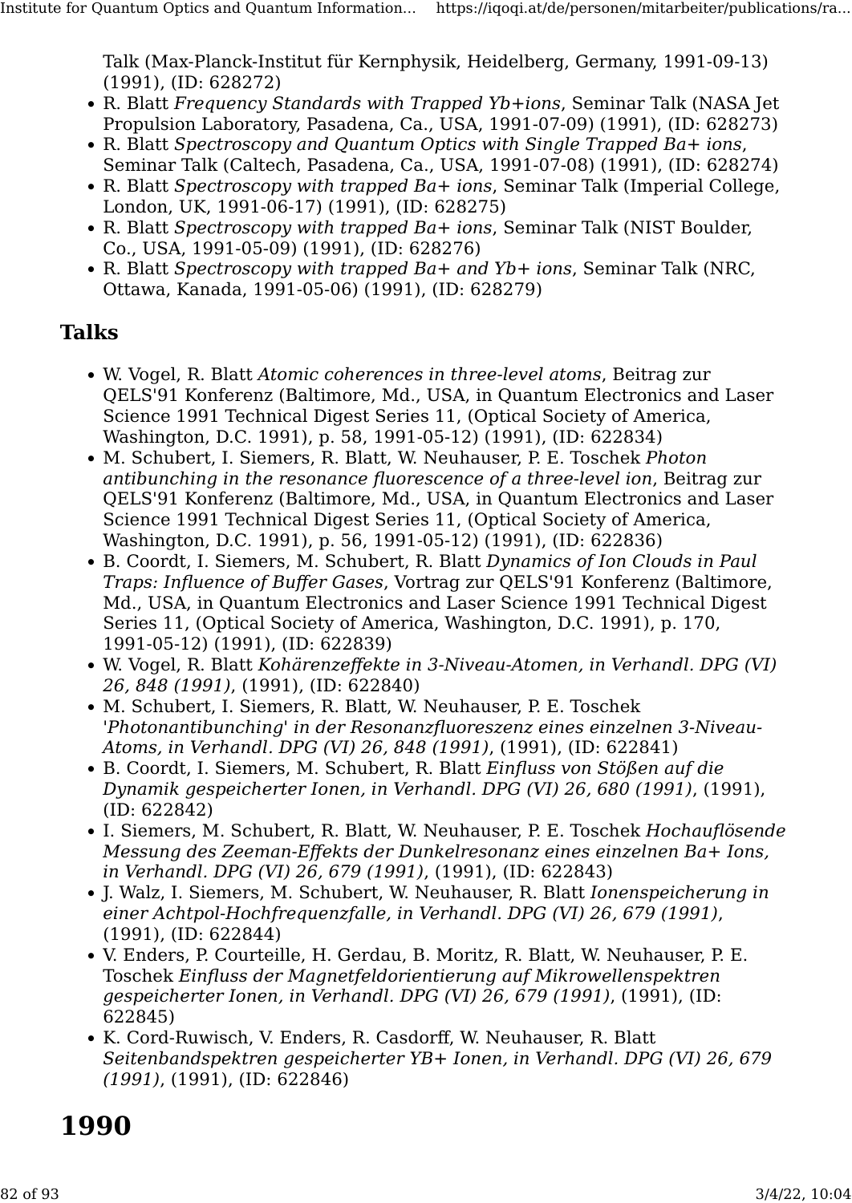Talk (Max-Planck-Institut für Kernphysik, Heidelberg, Germany, 1991-09-13) (1991), (ID: 628272)

- R. Blatt *Frequency Standards with Trapped Yb+ions*, Seminar Talk (NASA Jet Propulsion Laboratory, Pasadena, Ca., USA, 1991-07-09) (1991), (ID: 628273)
- R. Blatt *Spectroscopy and Quantum Optics with Single Trapped Ba+ ions*, Seminar Talk (Caltech, Pasadena, Ca., USA, 1991-07-08) (1991), (ID: 628274)
- R. Blatt *Spectroscopy with trapped Ba+ ions*, Seminar Talk (Imperial College, London, UK, 1991-06-17) (1991), (ID: 628275)
- R. Blatt *Spectroscopy with trapped Ba+ ions*, Seminar Talk (NIST Boulder, Co., USA, 1991-05-09) (1991), (ID: 628276)
- R. Blatt *Spectroscopy with trapped Ba+ and Yb+ ions*, Seminar Talk (NRC, Ottawa, Kanada, 1991-05-06) (1991), (ID: 628279)

## Talks

- W. Vogel, R. Blatt *Atomic coherences in three-level atoms*, Beitrag zur QELS'91 Konferenz (Baltimore, Md., USA, in Quantum Electronics and Laser Science 1991 Technical Digest Series 11, (Optical Society of America, Washington, D.C. 1991), p. 58, 1991-05-12) (1991), (ID: 622834)
- M. Schubert, I. Siemers, R. Blatt, W. Neuhauser, P. E. Toschek *Photon antibunching in the resonance fluorescence of a three-level ion*, Beitrag zur QELS'91 Konferenz (Baltimore, Md., USA, in Quantum Electronics and Laser Science 1991 Technical Digest Series 11, (Optical Society of America, Washington, D.C. 1991), p. 56, 1991-05-12) (1991), (ID: 622836)
- B. Coordt, I. Siemers, M. Schubert, R. Blatt *Dynamics of Ion Clouds in Paul Traps: Influence of Buffer Gases*, Vortrag zur QELS'91 Konferenz (Baltimore, Md., USA, in Quantum Electronics and Laser Science 1991 Technical Digest Series 11, (Optical Society of America, Washington, D.C. 1991), p. 170, 1991-05-12) (1991), (ID: 622839)
- W. Vogel, R. Blatt *Kohärenzeffekte in 3-Niveau-Atomen, in Verhandl. DPG (VI) 26, 848 (1991)*, (1991), (ID: 622840)
- M. Schubert, I. Siemers, R. Blatt, W. Neuhauser, P. E. Toschek *'Photonantibunching' in der Resonanzfluoreszenz eines einzelnen 3-Niveau-Atoms, in Verhandl. DPG (VI) 26, 848 (1991)*, (1991), (ID: 622841)
- B. Coordt, I. Siemers, M. Schubert, R. Blatt *Einfluss von Stößen auf die Dynamik gespeicherter Ionen, in Verhandl. DPG (VI) 26, 680 (1991)*, (1991), (ID: 622842)
- I. Siemers, M. Schubert, R. Blatt, W. Neuhauser, P. E. Toschek *Hochauflösende Messung des Zeeman-Effekts der Dunkelresonanz eines einzelnen Ba+ Ions, in Verhandl. DPG (VI) 26, 679 (1991)*, (1991), (ID: 622843)
- J. Walz, I. Siemers, M. Schubert, W. Neuhauser, R. Blatt *Ionenspeicherung in einer Achtpol-Hochfrequenzfalle, in Verhandl. DPG (VI) 26, 679 (1991)*, (1991), (ID: 622844)
- V. Enders, P. Courteille, H. Gerdau, B. Moritz, R. Blatt, W. Neuhauser, P. E. Toschek *Einfluss der Magnetfeldorientierung auf Mikrowellenspektren gespeicherter Ionen, in Verhandl. DPG (VI) 26, 679 (1991)*, (1991), (ID: 622845)
- K. Cord-Ruwisch, V. Enders, R. Casdorff, W. Neuhauser, R. Blatt *Seitenbandspektren gespeicherter YB+ Ionen, in Verhandl. DPG (VI) 26, 679 (1991)*, (1991), (ID: 622846)

# 1990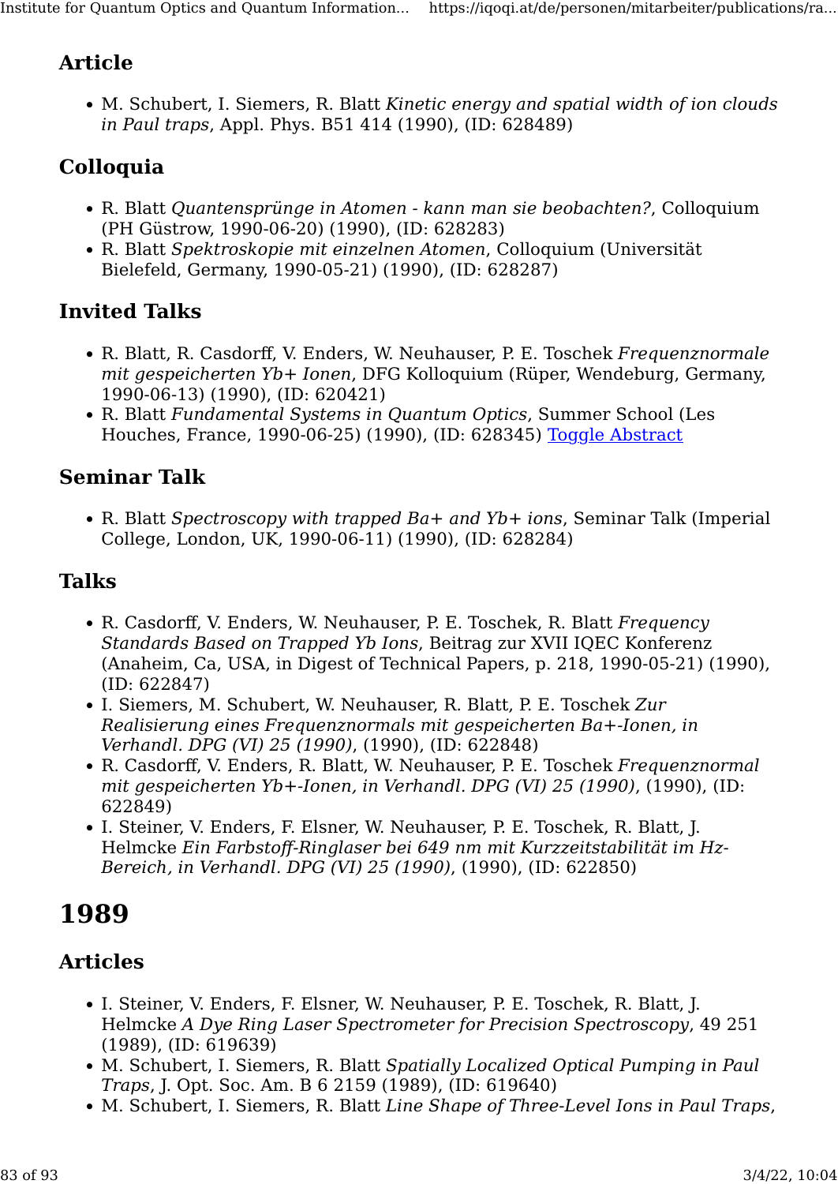### Article

- M. Schubert, I. Siemers, R. Blatt *Kinetic energy and spatial width of ion clouds in Paul traps*, Appl. Phys. B51 414 (1990), (ID: 628489)

### Colloquia

- R. Blatt *Quantensprünge in Atomen - kann man sie beobachten?*, Colloquium (PH Güstrow, 1990-06-20) (1990), (ID: 628283)
- R. Blatt *Spektroskopie mit einzelnen Atomen*, Colloquium (Universität Bielefeld, Germany, 1990-05-21) (1990), (ID: 628287)

### Invited Talks

- R. Blatt, R. Casdorff, V. Enders, W. Neuhauser, P. E. Toschek *Frequenznormale mit gespeicherten Yb+ Ionen*, DFG Kolloquium (Rüper, Wendeburg, Germany, 1990-06-13) (1990), (ID: 620421)
- R. Blatt *Fundamental Systems in Quantum Optics*, Summer School (Les Houches, France, 1990-06-25) (1990), (ID: 628345) Toggle Abstract

### Seminar Talk

- R. Blatt *Spectroscopy with trapped Ba+ and Yb+ ions*, Seminar Talk (Imperial College, London, UK, 1990-06-11) (1990), (ID: 628284)

### Talks

- R. Casdorff, V. Enders, W. Neuhauser, P. E. Toschek, R. Blatt *Frequency Standards Based on Trapped Yb Ions*, Beitrag zur XVII IQEC Konferenz (Anaheim, Ca, USA, in Digest of Technical Papers, p. 218, 1990-05-21) (1990), (ID: 622847)
- I. Siemers, M. Schubert, W. Neuhauser, R. Blatt, P. E. Toschek *Zur Realisierung eines Frequenznormals mit gespeicherten Ba+-Ionen, in Verhandl. DPG (VI) 25 (1990)*, (1990), (ID: 622848)
- R. Casdorff, V. Enders, R. Blatt, W. Neuhauser, P. E. Toschek *Frequenznormal mit gespeicherten Yb+-Ionen, in Verhandl. DPG (VI) 25 (1990)*, (1990), (ID: 622849)
- I. Steiner, V. Enders, F. Elsner, W. Neuhauser, P. E. Toschek, R. Blatt, J. Helmcke *Ein Farbstoff-Ringlaser bei 649 nm mit Kurzzeitstabilität im Hz-Bereich, in Verhandl. DPG (VI) 25 (1990)*, (1990), (ID: 622850)

# 1989

### Articles

- I. Steiner, V. Enders, F. Elsner, W. Neuhauser, P. E. Toschek, R. Blatt, J. Helmcke *A Dye Ring Laser Spectrometer for Precision Spectroscopy*, 49 251 (1989), (ID: 619639)
- M. Schubert, I. Siemers, R. Blatt *Spatially Localized Optical Pumping in Paul Traps*, J. Opt. Soc. Am. B 6 2159 (1989), (ID: 619640)
- M. Schubert, I. Siemers, R. Blatt *Line Shape of Three-Level Ions in Paul Traps*,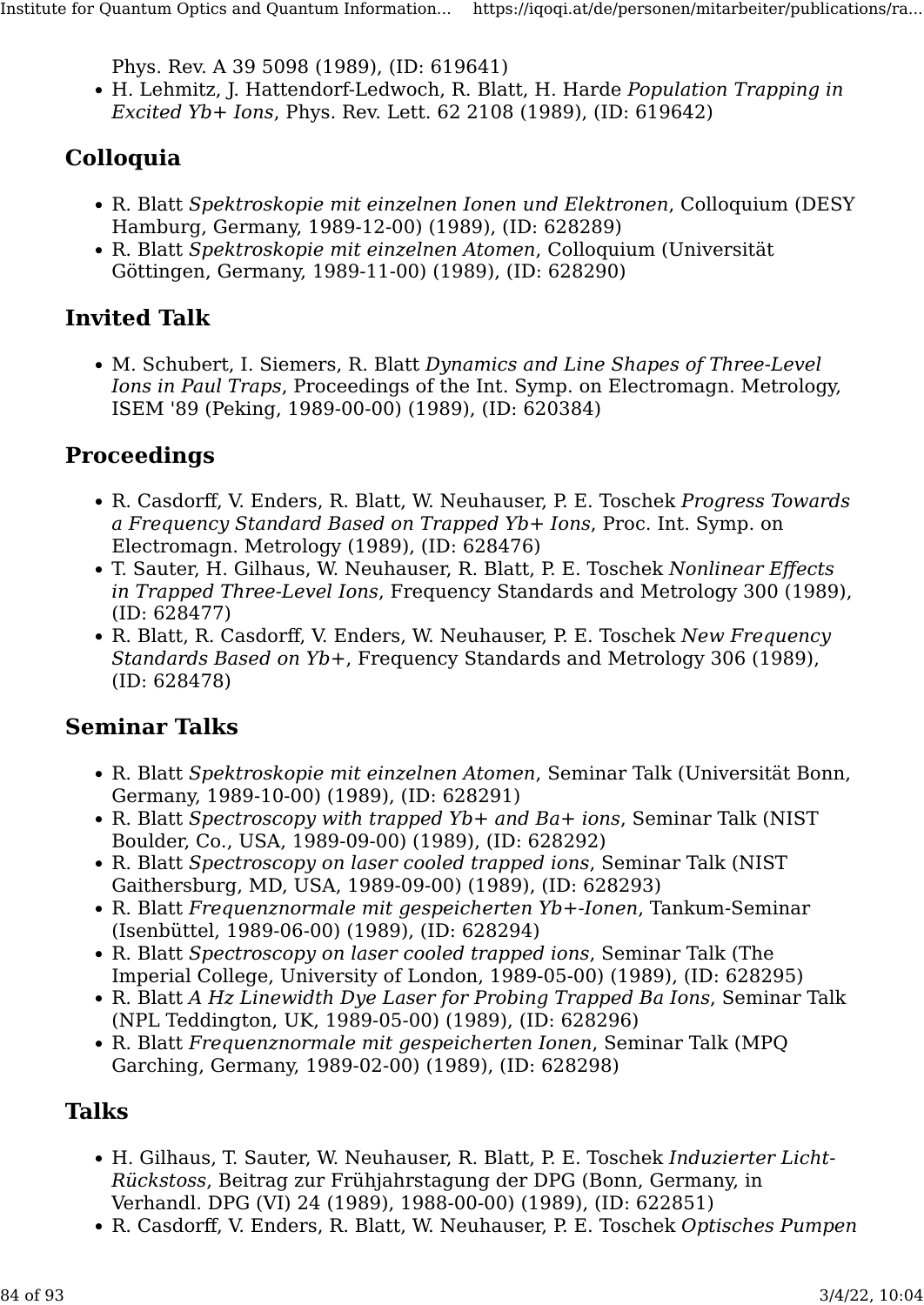Phys. Rev. A 39 5098 (1989), (ID: 619641)

- H. Lehmitz, J. Hattendorf-Ledwoch, R. Blatt, H. Harde *Population Trapping in Excited Yb+ Ions*, Phys. Rev. Lett. 62 2108 (1989), (ID: 619642)

## Colloquia

- R. Blatt *Spektroskopie mit einzelnen Ionen und Elektronen*, Colloquium (DESY Hamburg, Germany, 1989-12-00) (1989), (ID: 628289)
- R. Blatt *Spektroskopie mit einzelnen Atomen*, Colloquium (Universität Göttingen, Germany, 1989-11-00) (1989), (ID: 628290)

## Invited Talk

- M. Schubert, I. Siemers, R. Blatt *Dynamics and Line Shapes of Three-Level Ions in Paul Traps*, Proceedings of the Int. Symp. on Electromagn. Metrology, ISEM '89 (Peking, 1989-00-00) (1989), (ID: 620384)

## Proceedings

- R. Casdorff, V. Enders, R. Blatt, W. Neuhauser, P. E. Toschek *Progress Towards a Frequency Standard Based on Trapped Yb+ Ions*, Proc. Int. Symp. on Electromagn. Metrology (1989), (ID: 628476)
- T. Sauter, H. Gilhaus, W. Neuhauser, R. Blatt, P. E. Toschek *Nonlinear Effects in Trapped Three-Level Ions*, Frequency Standards and Metrology 300 (1989), (ID: 628477)
- R. Blatt, R. Casdorff, V. Enders, W. Neuhauser, P. E. Toschek *New Frequency Standards Based on Yb+*, Frequency Standards and Metrology 306 (1989), (ID: 628478)

## Seminar Talks

- R. Blatt *Spektroskopie mit einzelnen Atomen*, Seminar Talk (Universität Bonn, Germany, 1989-10-00) (1989), (ID: 628291)
- R. Blatt *Spectroscopy with trapped Yb+ and Ba+ ions*, Seminar Talk (NIST Boulder, Co., USA, 1989-09-00) (1989), (ID: 628292)
- R. Blatt *Spectroscopy on laser cooled trapped ions*, Seminar Talk (NIST Gaithersburg, MD, USA, 1989-09-00) (1989), (ID: 628293)
- R. Blatt *Frequenznormale mit gespeicherten Yb+-Ionen*, Tankum-Seminar (Isenbüttel, 1989-06-00) (1989), (ID: 628294)
- R. Blatt *Spectroscopy on laser cooled trapped ions*, Seminar Talk (The Imperial College, University of London, 1989-05-00) (1989), (ID: 628295)
- R. Blatt *A Hz Linewidth Dye Laser for Probing Trapped Ba Ions*, Seminar Talk (NPL Teddington, UK, 1989-05-00) (1989), (ID: 628296)
- R. Blatt *Frequenznormale mit gespeicherten Ionen*, Seminar Talk (MPQ Garching, Germany, 1989-02-00) (1989), (ID: 628298)

## Talks

- H. Gilhaus, T. Sauter, W. Neuhauser, R. Blatt, P. E. Toschek *Induzierter Licht-Rückstoss*, Beitrag zur Frühjahrstagung der DPG (Bonn, Germany, in Verhandl. DPG (VI) 24 (1989), 1988-00-00) (1989), (ID: 622851)
- R. Casdorff, V. Enders, R. Blatt, W. Neuhauser, P. E. Toschek *Optisches Pumpen*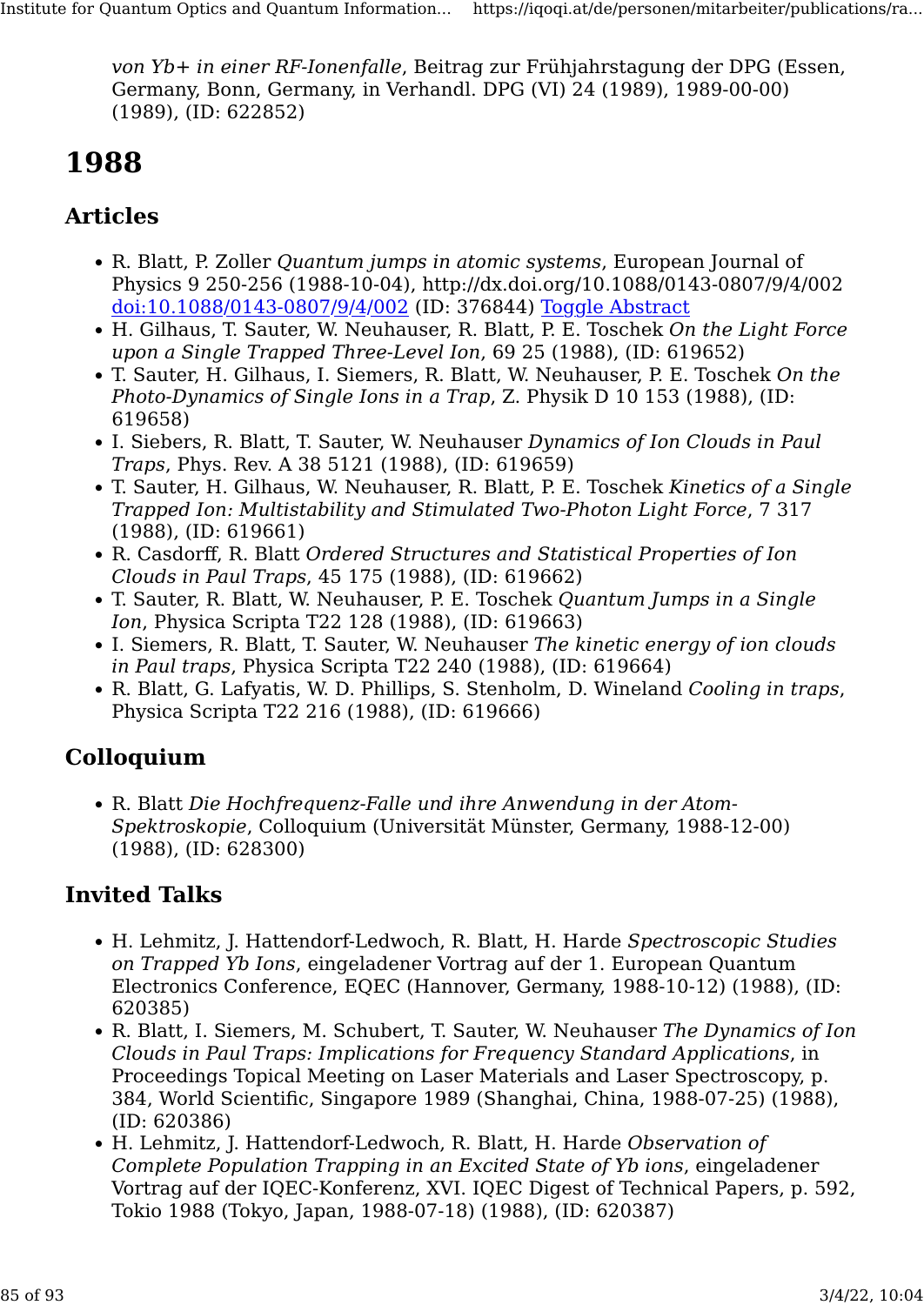*von Yb+ in einer RF-Ionenfalle*, Beitrag zur Frühjahrstagung der DPG (Essen, Germany, Bonn, Germany, in Verhandl. DPG (VI) 24 (1989), 1989-00-00) (1989), (ID: 622852)

# 1988

## Articles

- R. Blatt, P. Zoller *Quantum jumps in atomic systems*, European Journal of Physics 9 250-256 (1988-10-04), http://dx.doi.org/10.1088/0143-0807/9/4/002 [doi:10.1088/0143-0807/9/4/002](http://dx.doi.org/10.1088/0143-0807/9/4/002) (ID: 376844) Toggle Abstract
- H. Gilhaus, T. Sauter, W. Neuhauser, R. Blatt, P. E. Toschek *On the Light Force upon a Single Trapped Three-Level Ion*, 69 25 (1988), (ID: 619652)
- T. Sauter, H. Gilhaus, I. Siemers, R. Blatt, W. Neuhauser, P. E. Toschek *On the Photo-Dynamics of Single Ions in a Trap*, Z. Physik D 10 153 (1988), (ID: 619658)
- I. Siebers, R. Blatt, T. Sauter, W. Neuhauser *Dynamics of Ion Clouds in Paul Traps*, Phys. Rev. A 38 5121 (1988), (ID: 619659)
- T. Sauter, H. Gilhaus, W. Neuhauser, R. Blatt, P. E. Toschek *Kinetics of a Single Trapped Ion: Multistability and Stimulated Two-Photon Light Force*, 7 317 (1988), (ID: 619661)
- R. Casdorff, R. Blatt *Ordered Structures and Statistical Properties of Ion Clouds in Paul Traps*, 45 175 (1988), (ID: 619662)
- T. Sauter, R. Blatt, W. Neuhauser, P. E. Toschek *Quantum Jumps in a Single Ion*, Physica Scripta T22 128 (1988), (ID: 619663)
- I. Siemers, R. Blatt, T. Sauter, W. Neuhauser *The kinetic energy of ion clouds in Paul traps*, Physica Scripta T22 240 (1988), (ID: 619664)
- R. Blatt, G. Lafyatis, W. D. Phillips, S. Stenholm, D. Wineland *Cooling in traps*, Physica Scripta T22 216 (1988), (ID: 619666)

## Colloquium

- R. Blatt *Die Hochfrequenz-Falle und ihre Anwendung in der Atom-Spektroskopie*, Colloquium (Universität Münster, Germany, 1988-12-00) (1988), (ID: 628300)

## Invited Talks

- H. Lehmitz, J. Hattendorf-Ledwoch, R. Blatt, H. Harde *Spectroscopic Studies on Trapped Yb Ions*, eingeladener Vortrag auf der 1. European Quantum Electronics Conference, EQEC (Hannover, Germany, 1988-10-12) (1988), (ID: 620385)
- R. Blatt, I. Siemers, M. Schubert, T. Sauter, W. Neuhauser *The Dynamics of Ion Clouds in Paul Traps: Implications for Frequency Standard Applications*, in Proceedings Topical Meeting on Laser Materials and Laser Spectroscopy, p. 384, World Scientific, Singapore 1989 (Shanghai, China, 1988-07-25) (1988), (ID: 620386)
- H. Lehmitz, J. Hattendorf-Ledwoch, R. Blatt, H. Harde *Observation of Complete Population Trapping in an Excited State of Yb ions*, eingeladener Vortrag auf der IQEC-Konferenz, XVI. IQEC Digest of Technical Papers, p. 592, Tokio 1988 (Tokyo, Japan, 1988-07-18) (1988), (ID: 620387)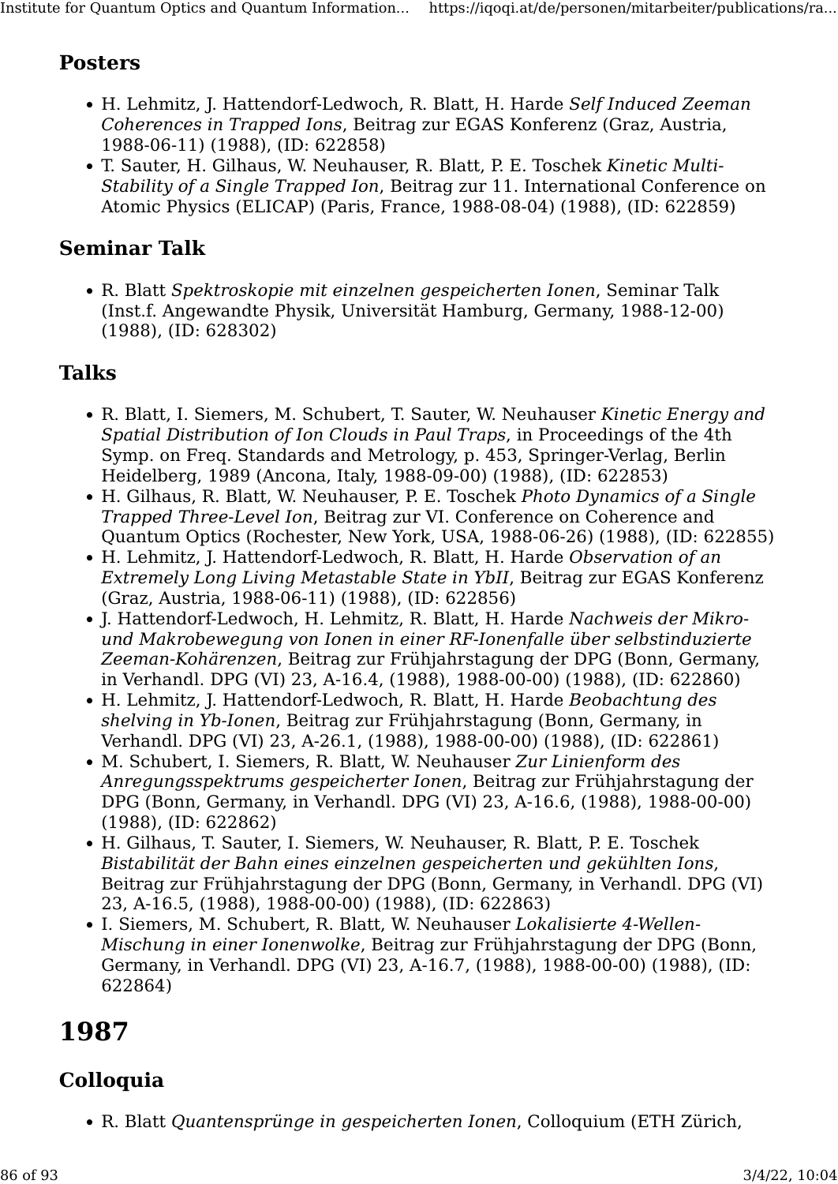### Posters

- H. Lehmitz, J. Hattendorf-Ledwoch, R. Blatt, H. Harde *Self Induced Zeeman Coherences in Trapped Ions*, Beitrag zur EGAS Konferenz (Graz, Austria, 1988-06-11) (1988), (ID: 622858)
- T. Sauter, H. Gilhaus, W. Neuhauser, R. Blatt, P. E. Toschek *Kinetic Multi-Stability of a Single Trapped Ion*, Beitrag zur 11. International Conference on Atomic Physics (ELICAP) (Paris, France, 1988-08-04) (1988), (ID: 622859)

### Seminar Talk

- R. Blatt *Spektroskopie mit einzelnen gespeicherten Ionen*, Seminar Talk (Inst.f. Angewandte Physik, Universität Hamburg, Germany, 1988-12-00) (1988), (ID: 628302)

### Talks

- R. Blatt, I. Siemers, M. Schubert, T. Sauter, W. Neuhauser *Kinetic Energy and Spatial Distribution of Ion Clouds in Paul Traps*, in Proceedings of the 4th Symp. on Freq. Standards and Metrology, p. 453, Springer-Verlag, Berlin Heidelberg, 1989 (Ancona, Italy, 1988-09-00) (1988), (ID: 622853)
- H. Gilhaus, R. Blatt, W. Neuhauser, P. E. Toschek *Photo Dynamics of a Single Trapped Three-Level Ion*, Beitrag zur VI. Conference on Coherence and Quantum Optics (Rochester, New York, USA, 1988-06-26) (1988), (ID: 622855)
- H. Lehmitz, J. Hattendorf-Ledwoch, R. Blatt, H. Harde *Observation of an Extremely Long Living Metastable State in YbII*, Beitrag zur EGAS Konferenz (Graz, Austria, 1988-06-11) (1988), (ID: 622856)
- J. Hattendorf-Ledwoch, H. Lehmitz, R. Blatt, H. Harde *Nachweis der Mikro- und Makrobewegung von Ionen in einer RF-Ionenfalle über selbstinduzierte Zeeman-Kohärenzen*, Beitrag zur Frühjahrstagung der DPG (Bonn, Germany, in Verhandl. DPG (VI) 23, A-16.4, (1988), 1988-00-00) (1988), (ID: 622860)
- H. Lehmitz, J. Hattendorf-Ledwoch, R. Blatt, H. Harde *Beobachtung des shelving in Yb-Ionen*, Beitrag zur Frühjahrstagung (Bonn, Germany, in Verhandl. DPG (VI) 23, A-26.1, (1988), 1988-00-00) (1988), (ID: 622861)
- M. Schubert, I. Siemers, R. Blatt, W. Neuhauser *Zur Linienform des Anregungsspektrums gespeicherter Ionen*, Beitrag zur Frühjahrstagung der DPG (Bonn, Germany, in Verhandl. DPG (VI) 23, A-16.6, (1988), 1988-00-00) (1988), (ID: 622862)
- H. Gilhaus, T. Sauter, I. Siemers, W. Neuhauser, R. Blatt, P. E. Toschek *Bistabilität der Bahn eines einzelnen gespeicherten und gekühlten Ions*, Beitrag zur Frühjahrstagung der DPG (Bonn, Germany, in Verhandl. DPG (VI) 23, A-16.5, (1988), 1988-00-00) (1988), (ID: 622863)
- I. Siemers, M. Schubert, R. Blatt, W. Neuhauser *Lokalisierte 4-Wellen-Mischung in einer Ionenwolke*, Beitrag zur Frühjahrstagung der DPG (Bonn, Germany, in Verhandl. DPG (VI) 23, A-16.7, (1988), 1988-00-00) (1988), (ID: 622864)

## 1987

### Colloquia

- R. Blatt *Quantensprünge in gespeicherten Ionen*, Colloquium (ETH Zürich,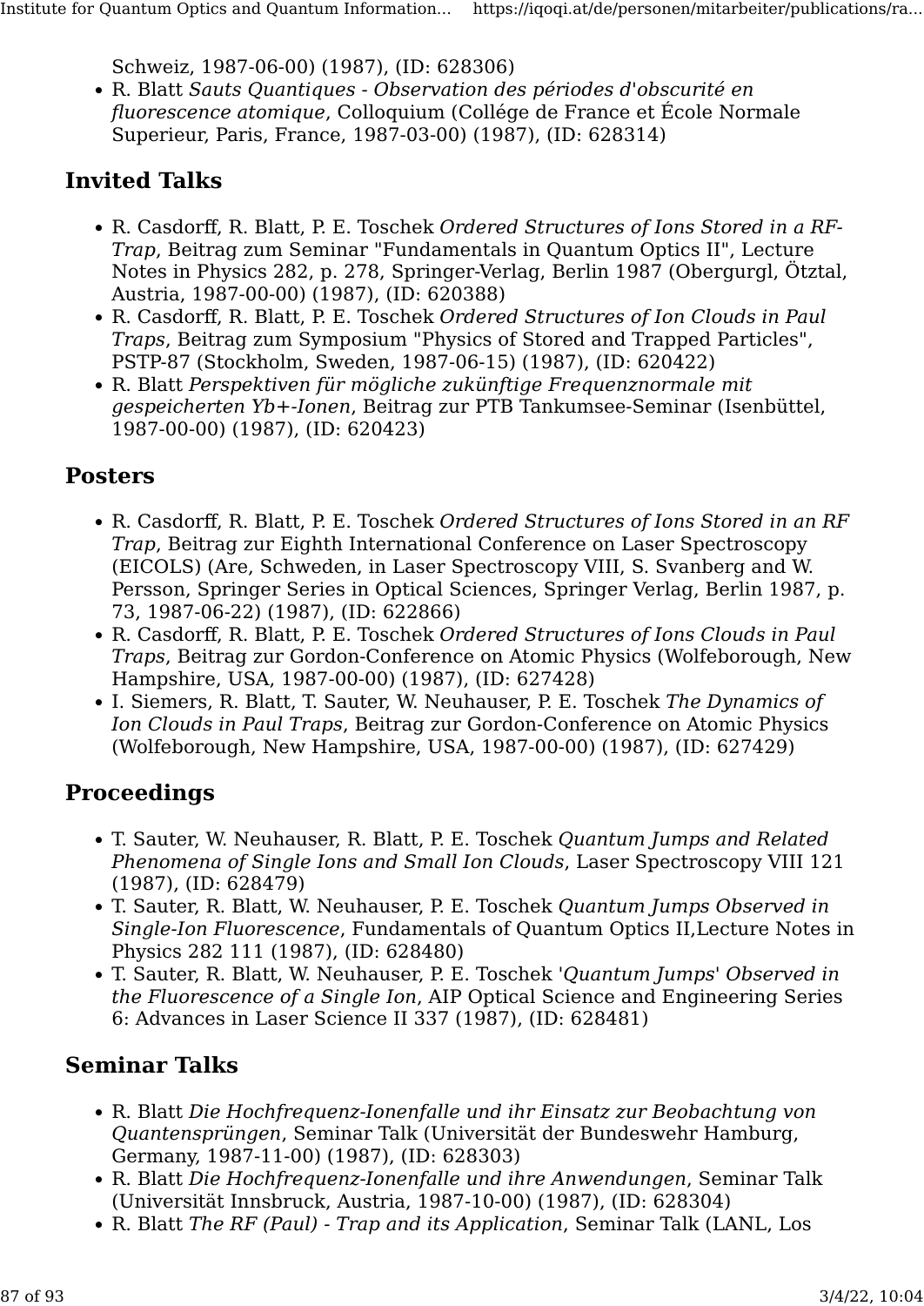Schweiz, 1987-06-00) (1987), (ID: 628306)

- R. Blatt *Sauts Quantiques - Observation des périodes d'obscurité en fluorescence atomique*, Colloquium (Collége de France et École Normale Superieur, Paris, France, 1987-03-00) (1987), (ID: 628314)

## Invited Talks

- R. Casdorff, R. Blatt, P. E. Toschek *Ordered Structures of Ions Stored in a RF-Trap*, Beitrag zum Seminar "Fundamentals in Quantum Optics II", Lecture Notes in Physics 282, p. 278, Springer-Verlag, Berlin 1987 (Obergurgl, Ötztal, Austria, 1987-00-00) (1987), (ID: 620388)
- R. Casdorff, R. Blatt, P. E. Toschek *Ordered Structures of Ion Clouds in Paul Traps*, Beitrag zum Symposium "Physics of Stored and Trapped Particles", PSTP-87 (Stockholm, Sweden, 1987-06-15) (1987), (ID: 620422)
- R. Blatt *Perspektiven für mögliche zukünftige Frequenznormale mit gespeicherten Yb+-Ionen*, Beitrag zur PTB Tankumsee-Seminar (Isenbüttel, 1987-00-00) (1987), (ID: 620423)

## Posters

- R. Casdorff, R. Blatt, P. E. Toschek *Ordered Structures of Ions Stored in an RF Trap*, Beitrag zur Eighth International Conference on Laser Spectroscopy (EICOLS) (Are, Schweden, in Laser Spectroscopy VIII, S. Svanberg and W. Persson, Springer Series in Optical Sciences, Springer Verlag, Berlin 1987, p. 73, 1987-06-22) (1987), (ID: 622866)
- R. Casdorff, R. Blatt, P. E. Toschek *Ordered Structures of Ions Clouds in Paul Traps*, Beitrag zur Gordon-Conference on Atomic Physics (Wolfeborough, New Hampshire, USA, 1987-00-00) (1987), (ID: 627428)
- I. Siemers, R. Blatt, T. Sauter, W. Neuhauser, P. E. Toschek *The Dynamics of Ion Clouds in Paul Traps*, Beitrag zur Gordon-Conference on Atomic Physics (Wolfeborough, New Hampshire, USA, 1987-00-00) (1987), (ID: 627429)

## Proceedings

- T. Sauter, W. Neuhauser, R. Blatt, P. E. Toschek *Quantum Jumps and Related Phenomena of Single Ions and Small Ion Clouds*, Laser Spectroscopy VIII 121 (1987), (ID: 628479)
- T. Sauter, R. Blatt, W. Neuhauser, P. E. Toschek *Quantum Jumps Observed in Single-Ion Fluorescence*, Fundamentals of Quantum Optics II,Lecture Notes in Physics 282 111 (1987), (ID: 628480)
- T. Sauter, R. Blatt, W. Neuhauser, P. E. Toschek '*Quantum Jumps*' *Observed in the Fluorescence of a Single Ion*, AIP Optical Science and Engineering Series 6: Advances in Laser Science II 337 (1987), (ID: 628481)

## Seminar Talks

- R. Blatt *Die Hochfrequenz-Ionenfalle und ihr Einsatz zur Beobachtung von Quantensprüngen*, Seminar Talk (Universität der Bundeswehr Hamburg, Germany, 1987-11-00) (1987), (ID: 628303)
- R. Blatt *Die Hochfrequenz-Ionenfalle und ihre Anwendungen*, Seminar Talk (Universität Innsbruck, Austria, 1987-10-00) (1987), (ID: 628304)
- R. Blatt *The RF (Paul) - Trap and its Application*, Seminar Talk (LANL, Los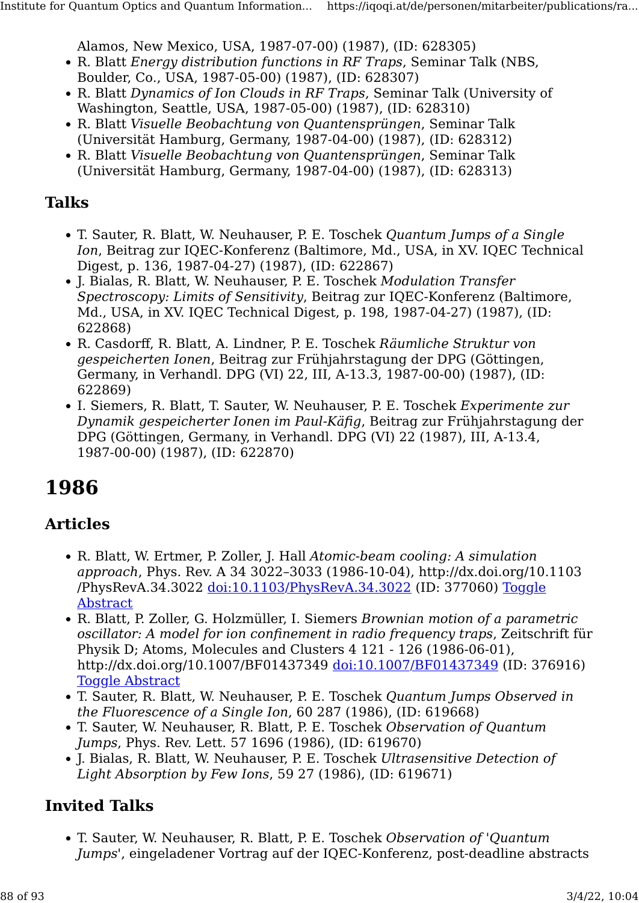Alamos, New Mexico, USA, 1987-07-00) (1987), (ID: 628305)

- R. Blatt *Energy distribution functions in RF Traps*, Seminar Talk (NBS, Boulder, Co., USA, 1987-05-00) (1987), (ID: 628307)
- R. Blatt *Dynamics of Ion Clouds in RF Traps*, Seminar Talk (University of Washington, Seattle, USA, 1987-05-00) (1987), (ID: 628310)
- R. Blatt *Visuelle Beobachtung von Quantensprüngen*, Seminar Talk (Universität Hamburg, Germany, 1987-04-00) (1987), (ID: 628312)
- R. Blatt *Visuelle Beobachtung von Quantensprüngen*, Seminar Talk (Universität Hamburg, Germany, 1987-04-00) (1987), (ID: 628313)

### Talks

- T. Sauter, R. Blatt, W. Neuhauser, P. E. Toschek *Quantum Jumps of a Single Ion*, Beitrag zur IQEC-Konferenz (Baltimore, Md., USA, in XV. IQEC Technical Digest, p. 136, 1987-04-27) (1987), (ID: 622867)
- J. Bialas, R. Blatt, W. Neuhauser, P. E. Toschek *Modulation Transfer Spectroscopy: Limits of Sensitivity*, Beitrag zur IQEC-Konferenz (Baltimore, Md., USA, in XV. IQEC Technical Digest, p. 198, 1987-04-27) (1987), (ID: 622868)
- R. Casdorff, R. Blatt, A. Lindner, P. E. Toschek *Räumliche Struktur von gespeicherten Ionen*, Beitrag zur Frühjahrstagung der DPG (Göttingen, Germany, in Verhandl. DPG (VI) 22, III, A-13.3, 1987-00-00) (1987), (ID: 622869)
- I. Siemers, R. Blatt, T. Sauter, W. Neuhauser, P. E. Toschek *Experimente zur Dynamik gespeicherter Ionen im Paul-Käfig*, Beitrag zur Frühjahrstagung der DPG (Göttingen, Germany, in Verhandl. DPG (VI) 22 (1987), III, A-13.4, 1987-00-00) (1987), (ID: 622870)

# 1986

### Articles

- R. Blatt, W. Ertmer, P. Zoller, J. Hall *Atomic-beam cooling: A simulation approach*, Phys. Rev. A 34 3022–3033 (1986-10-04), http://dx.doi.org/10.1103/PhysRevA.34.3022 doi:10.1103/PhysRevA.34.3022 (ID: 377060) Toggle Abstract
- R. Blatt, P. Zoller, G. Holzmüller, I. Siemers *Brownian motion of a parametric oscillator: A model for ion confinement in radio frequency traps*, Zeitschrift für Physik D; Atoms, Molecules and Clusters 4 121 - 126 (1986-06-01), http://dx.doi.org/10.1007/BF01437349 doi:10.1007/BF01437349 (ID: 376916) Toggle Abstract
- T. Sauter, R. Blatt, W. Neuhauser, P. E. Toschek *Quantum Jumps Observed in the Fluorescence of a Single Ion*, 60 287 (1986), (ID: 619668)
- T. Sauter, W. Neuhauser, R. Blatt, P. E. Toschek *Observation of Quantum Jumps*, Phys. Rev. Lett. 57 1696 (1986), (ID: 619670)
- J. Bialas, R. Blatt, W. Neuhauser, P. E. Toschek *Ultrasensitive Detection of Light Absorption by Few Ions*, 59 27 (1986), (ID: 619671)

### Invited Talks

- T. Sauter, W. Neuhauser, R. Blatt, P. E. Toschek *Observation of 'Quantum Jumps'*, eingeladener Vortrag auf der IQEC-Konferenz, post-deadline abstracts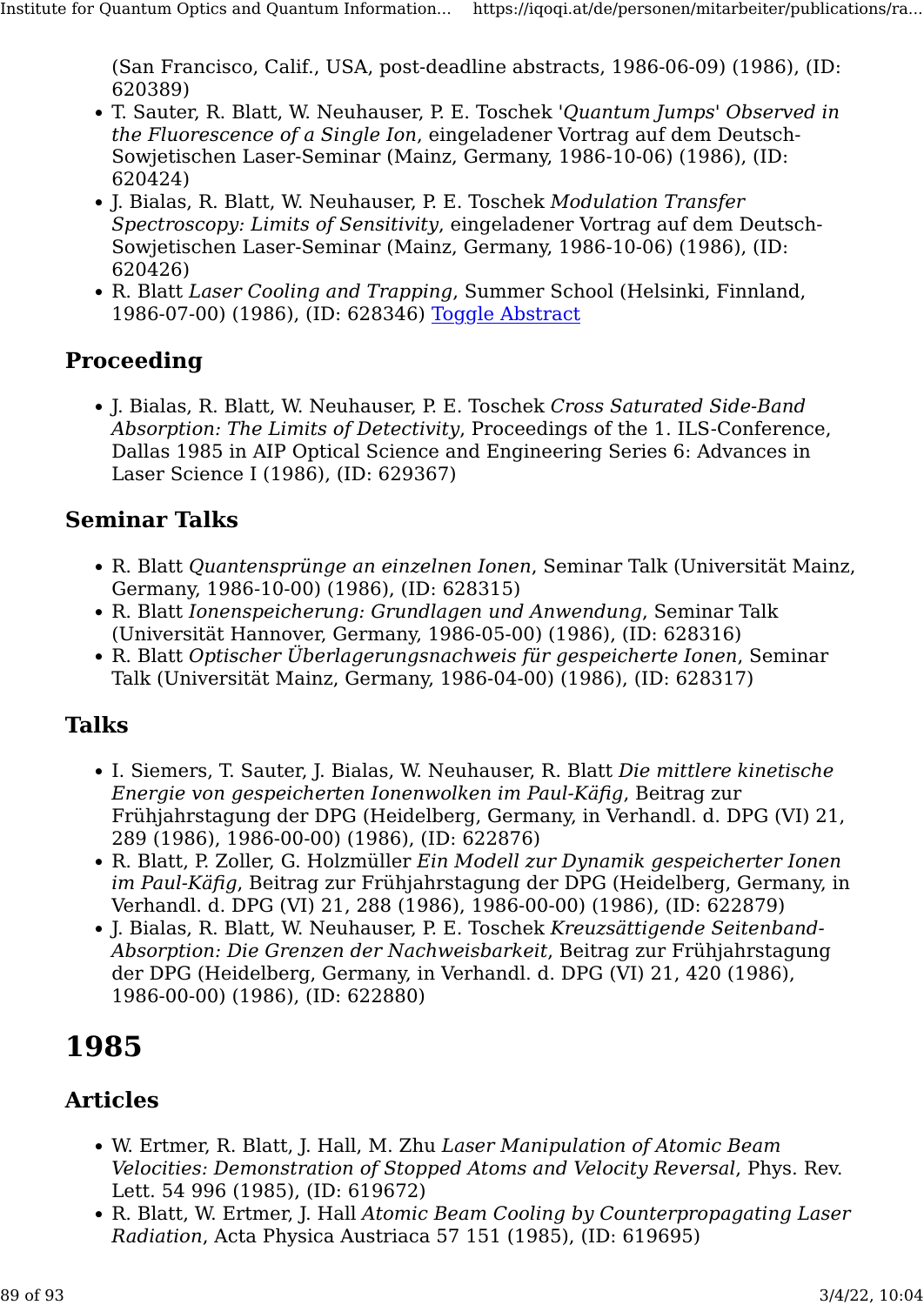(San Francisco, Calif., USA, post-deadline abstracts, 1986-06-09) (1986), (ID: 620389)

- T. Sauter, R. Blatt, W. Neuhauser, P. E. Toschek *'Quantum Jumps' Observed in the Fluorescence of a Single Ion*, eingeladener Vortrag auf dem Deutsch-Sowjetischen Laser-Seminar (Mainz, Germany, 1986-10-06) (1986), (ID: 620424)
- J. Bialas, R. Blatt, W. Neuhauser, P. E. Toschek *Modulation Transfer Spectroscopy: Limits of Sensitivity*, eingeladener Vortrag auf dem Deutsch-Sowjetischen Laser-Seminar (Mainz, Germany, 1986-10-06) (1986), (ID: 620426)
- R. Blatt *Laser Cooling and Trapping*, Summer School (Helsinki, Finnland, 1986-07-00) (1986), (ID: 628346) Toggle Abstract

## Proceeding

- J. Bialas, R. Blatt, W. Neuhauser, P. E. Toschek *Cross Saturated Side-Band Absorption: The Limits of Detectivity*, Proceedings of the 1. ILS-Conference, Dallas 1985 in AIP Optical Science and Engineering Series 6: Advances in Laser Science I (1986), (ID: 629367)

## Seminar Talks

- R. Blatt *Quantensprünge an einzelnen Ionen*, Seminar Talk (Universität Mainz, Germany, 1986-10-00) (1986), (ID: 628315)
- R. Blatt *Ionenspeicherung: Grundlagen und Anwendung*, Seminar Talk (Universität Hannover, Germany, 1986-05-00) (1986), (ID: 628316)
- R. Blatt *Optischer Überlagerungsnachweis für gespeicherte Ionen*, Seminar Talk (Universität Mainz, Germany, 1986-04-00) (1986), (ID: 628317)

## Talks

- I. Siemers, T. Sauter, J. Bialas, W. Neuhauser, R. Blatt *Die mittlere kinetische Energie von gespeicherten Ionenwolken im Paul-Käfig*, Beitrag zur Frühjahrstagung der DPG (Heidelberg, Germany, in Verhandl. d. DPG (VI) 21, 289 (1986), 1986-00-00) (1986), (ID: 622876)
- R. Blatt, P. Zoller, G. Holzmüller *Ein Modell zur Dynamik gespeicherter Ionen im Paul-Käfig*, Beitrag zur Frühjahrstagung der DPG (Heidelberg, Germany, in Verhandl. d. DPG (VI) 21, 288 (1986), 1986-00-00) (1986), (ID: 622879)
- J. Bialas, R. Blatt, W. Neuhauser, P. E. Toschek *Kreuzsättigende Seitenband-Absorption: Die Grenzen der Nachweisbarkeit*, Beitrag zur Frühjahrstagung der DPG (Heidelberg, Germany, in Verhandl. d. DPG (VI) 21, 420 (1986), 1986-00-00) (1986), (ID: 622880)

# 1985

## Articles

- W. Ertmer, R. Blatt, J. Hall, M. Zhu *Laser Manipulation of Atomic Beam Velocities: Demonstration of Stopped Atoms and Velocity Reversal*, Phys. Rev. Lett. 54 996 (1985), (ID: 619672)
- R. Blatt, W. Ertmer, J. Hall *Atomic Beam Cooling by Counterpropagating Laser Radiation*, Acta Physica Austriaca 57 151 (1985), (ID: 619695)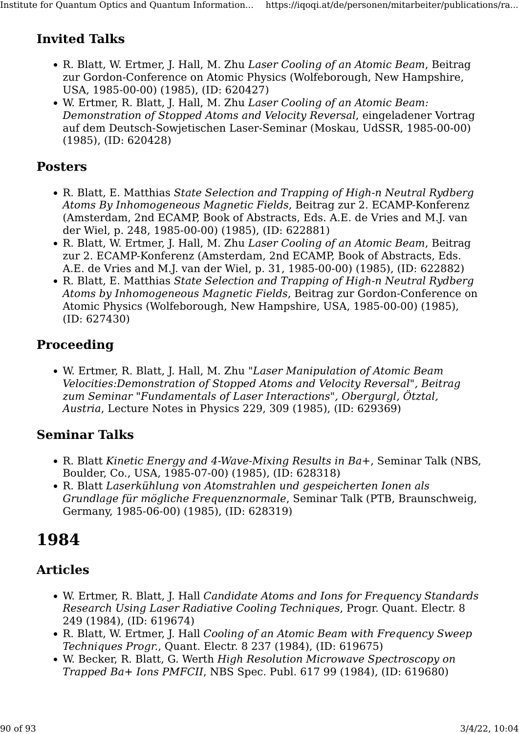### Invited Talks

- R. Blatt, W. Ertmer, J. Hall, M. Zhu *Laser Cooling of an Atomic Beam*, Beitrag zur Gordon-Conference on Atomic Physics (Wolfeborough, New Hampshire, USA, 1985-00-00) (1985), (ID: 620427)
- W. Ertmer, R. Blatt, J. Hall, M. Zhu *Laser Cooling of an Atomic Beam: Demonstration of Stopped Atoms and Velocity Reversal*, eingeladener Vortrag auf dem Deutsch-Sowjetischen Laser-Seminar (Moskau, UdSSR, 1985-00-00) (1985), (ID: 620428)

### Posters

- R. Blatt, E. Matthias *State Selection and Trapping of High-n Neutral Rydberg Atoms By Inhomogeneous Magnetic Fields*, Beitrag zur 2. ECAMP-Konferenz (Amsterdam, 2nd ECAMP, Book of Abstracts, Eds. A.E. de Vries and M.J. van der Wiel, p. 248, 1985-00-00) (1985), (ID: 622881)
- R. Blatt, W. Ertmer, J. Hall, M. Zhu *Laser Cooling of an Atomic Beam*, Beitrag zur 2. ECAMP-Konferenz (Amsterdam, 2nd ECAMP, Book of Abstracts, Eds. A.E. de Vries and M.J. van der Wiel, p. 31, 1985-00-00) (1985), (ID: 622882)
- R. Blatt, E. Matthias *State Selection and Trapping of High-n Neutral Rydberg Atoms by Inhomogeneous Magnetic Fields*, Beitrag zur Gordon-Conference on Atomic Physics (Wolfeborough, New Hampshire, USA, 1985-00-00) (1985), (ID: 627430)

### Proceeding

- W. Ertmer, R. Blatt, J. Hall, M. Zhu "*Laser Manipulation of Atomic Beam Velocities:Demonstration of Stopped Atoms and Velocity Reversal*", *Beitrag zum Seminar* "*Fundamentals of Laser Interactions*", *Obergurgl, Ötztal, Austria*, Lecture Notes in Physics 229, 309 (1985), (ID: 629369)

### Seminar Talks

- R. Blatt *Kinetic Energy and 4-Wave-Mixing Results in Ba+*, Seminar Talk (NBS, Boulder, Co., USA, 1985-07-00) (1985), (ID: 628318)
- R. Blatt *Laserkühlung von Atomstrahlen und gespeicherten Ionen als Grundlage für mögliche Frequenznormale*, Seminar Talk (PTB, Braunschweig, Germany, 1985-06-00) (1985), (ID: 628319)

## 1984

### Articles

- W. Ertmer, R. Blatt, J. Hall *Candidate Atoms and Ions for Frequency Standards Research Using Laser Radiative Cooling Techniques*, Progr. Quant. Electr. 8 249 (1984), (ID: 619674)
- R. Blatt, W. Ertmer, J. Hall *Cooling of an Atomic Beam with Frequency Sweep Techniques Progr.*, Quant. Electr. 8 237 (1984), (ID: 619675)
- W. Becker, R. Blatt, G. Werth *High Resolution Microwave Spectroscopy on Trapped Ba+ Ions PMFCII*, NBS Spec. Publ. 617 99 (1984), (ID: 619680)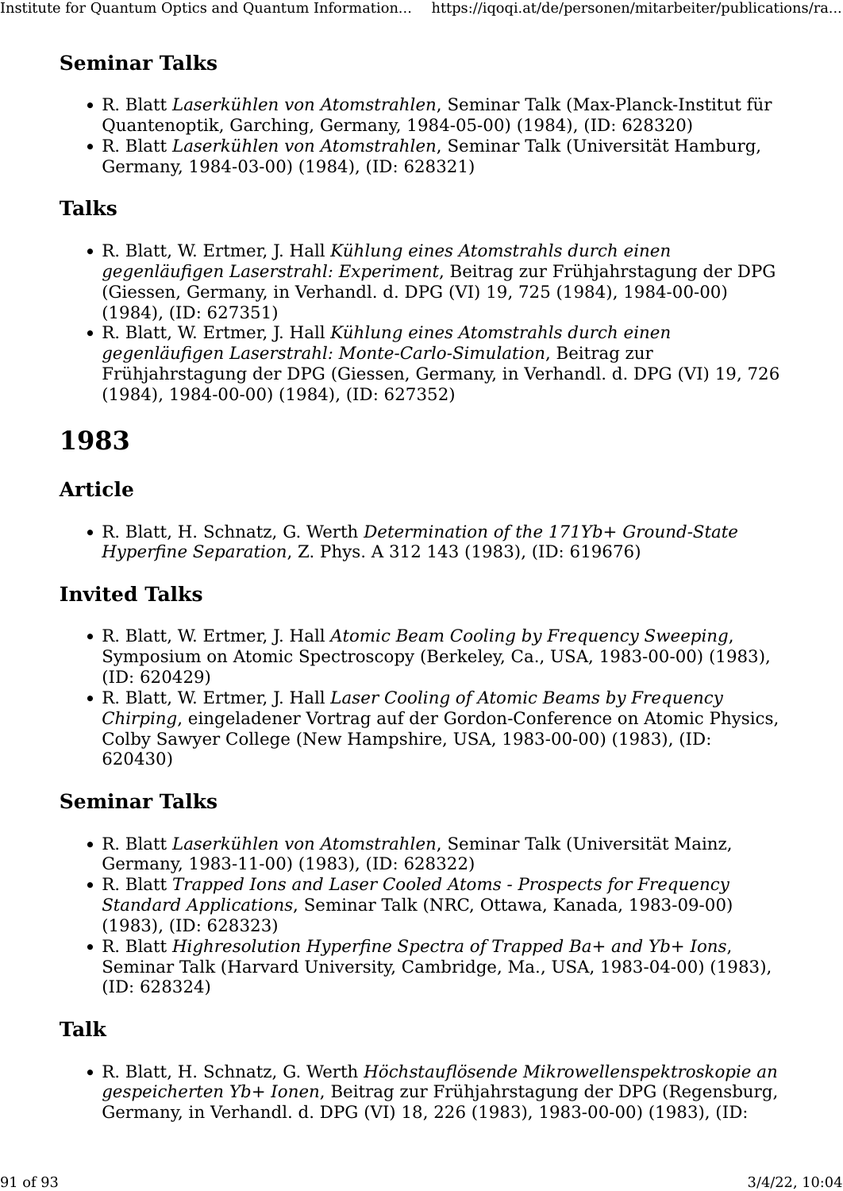## Seminar Talks

- R. Blatt *Laserkühlen von Atomstrahlen*, Seminar Talk (Max-Planck-Institut für Quantenoptik, Garching, Germany, 1984-05-00) (1984), (ID: 628320)
- R. Blatt *Laserkühlen von Atomstrahlen*, Seminar Talk (Universität Hamburg, Germany, 1984-03-00) (1984), (ID: 628321)

## Talks

- R. Blatt, W. Ertmer, J. Hall *Kühlung eines Atomstrahls durch einen gegenläufigen Laserstrahl: Experiment*, Beitrag zur Frühjahrstagung der DPG (Giessen, Germany, in Verhandl. d. DPG (VI) 19, 725 (1984), 1984-00-00) (1984), (ID: 627351)
- R. Blatt, W. Ertmer, J. Hall *Kühlung eines Atomstrahls durch einen gegenläufigen Laserstrahl: Monte-Carlo-Simulation*, Beitrag zur Frühjahrstagung der DPG (Giessen, Germany, in Verhandl. d. DPG (VI) 19, 726 (1984), 1984-00-00) (1984), (ID: 627352)

# 1983

## Article

- R. Blatt, H. Schnatz, G. Werth *Determination of the 171Yb+ Ground-State Hyperfine Separation*, Z. Phys. A 312 143 (1983), (ID: 619676)

## Invited Talks

- R. Blatt, W. Ertmer, J. Hall *Atomic Beam Cooling by Frequency Sweeping*, Symposium on Atomic Spectroscopy (Berkeley, Ca., USA, 1983-00-00) (1983), (ID: 620429)
- R. Blatt, W. Ertmer, J. Hall *Laser Cooling of Atomic Beams by Frequency Chirping*, eingeladener Vortrag auf der Gordon-Conference on Atomic Physics, Colby Sawyer College (New Hampshire, USA, 1983-00-00) (1983), (ID: 620430)

## Seminar Talks

- R. Blatt *Laserkühlen von Atomstrahlen*, Seminar Talk (Universität Mainz, Germany, 1983-11-00) (1983), (ID: 628322)
- R. Blatt *Trapped Ions and Laser Cooled Atoms - Prospects for Frequency Standard Applications*, Seminar Talk (NRC, Ottawa, Kanada, 1983-09-00) (1983), (ID: 628323)
- R. Blatt *Highresolution Hyperfine Spectra of Trapped Ba+ and Yb+ Ions*, Seminar Talk (Harvard University, Cambridge, Ma., USA, 1983-04-00) (1983), (ID: 628324)

## Talk

- R. Blatt, H. Schnatz, G. Werth *Höchstauflösende Mikrowellenspektroskopie an gespeicherten Yb+ Ionen*, Beitrag zur Frühjahrstagung der DPG (Regensburg, Germany, in Verhandl. d. DPG (VI) 18, 226 (1983), 1983-00-00) (1983), (ID: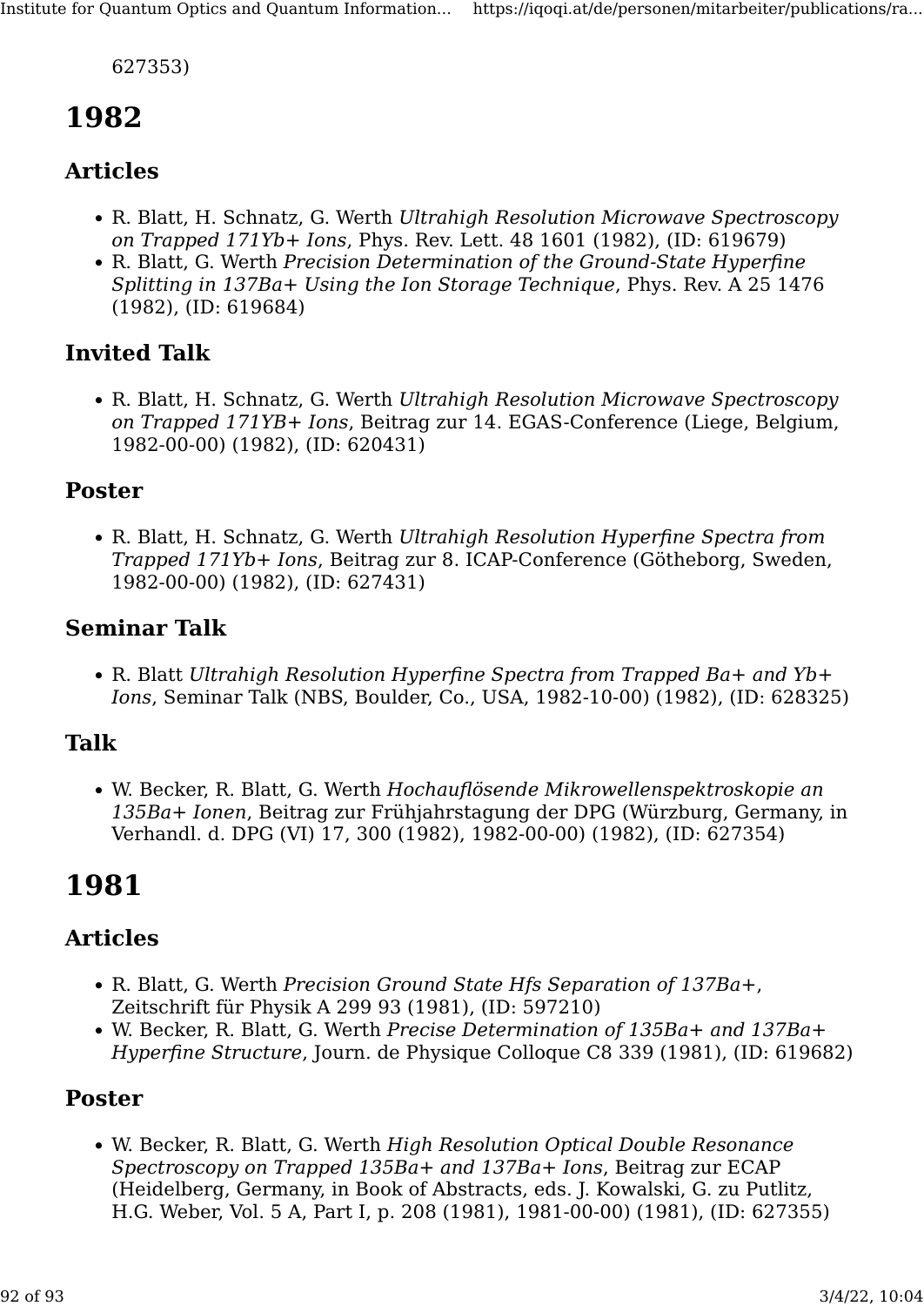627353)

# 1982

## Articles

- R. Blatt, H. Schnatz, G. Werth *Ultrahigh Resolution Microwave Spectroscopy on Trapped 171Yb+ Ions*, Phys. Rev. Lett. 48 1601 (1982), (ID: 619679)
- R. Blatt, G. Werth *Precision Determination of the Ground-State Hyperfine Splitting in 137Ba+ Using the Ion Storage Technique*, Phys. Rev. A 25 1476 (1982), (ID: 619684)

## Invited Talk

- R. Blatt, H. Schnatz, G. Werth *Ultrahigh Resolution Microwave Spectroscopy on Trapped 171YB+ Ions*, Beitrag zur 14. EGAS-Conference (Liege, Belgium, 1982-00-00) (1982), (ID: 620431)

## Poster

- R. Blatt, H. Schnatz, G. Werth *Ultrahigh Resolution Hyperfine Spectra from Trapped 171Yb+ Ions*, Beitrag zur 8. ICAP-Conference (Götheborg, Sweden, 1982-00-00) (1982), (ID: 627431)

## Seminar Talk

- R. Blatt *Ultrahigh Resolution Hyperfine Spectra from Trapped Ba+ and Yb+ Ions*, Seminar Talk (NBS, Boulder, Co., USA, 1982-10-00) (1982), (ID: 628325)

## Talk

- W. Becker, R. Blatt, G. Werth *Hochauflösende Mikrowellenspektroskopie an 135Ba+ Ionen*, Beitrag zur Frühjahrstagung der DPG (Würzburg, Germany, in Verhandl. d. DPG (VI) 17, 300 (1982), 1982-00-00) (1982), (ID: 627354)

# 1981

## Articles

- R. Blatt, G. Werth *Precision Ground State Hfs Separation of 137Ba+*, Zeitschrift für Physik A 299 93 (1981), (ID: 597210)
- W. Becker, R. Blatt, G. Werth *Precise Determination of 135Ba+ and 137Ba+ Hyperfine Structure*, Journ. de Physique Colloque C8 339 (1981), (ID: 619682)

## Poster

- W. Becker, R. Blatt, G. Werth *High Resolution Optical Double Resonance Spectroscopy on Trapped 135Ba+ and 137Ba+ Ions*, Beitrag zur ECAP (Heidelberg, Germany, in Book of Abstracts, eds. J. Kowalski, G. zu Putlitz, H.G. Weber, Vol. 5 A, Part I, p. 208 (1981), 1981-00-00) (1981), (ID: 627355)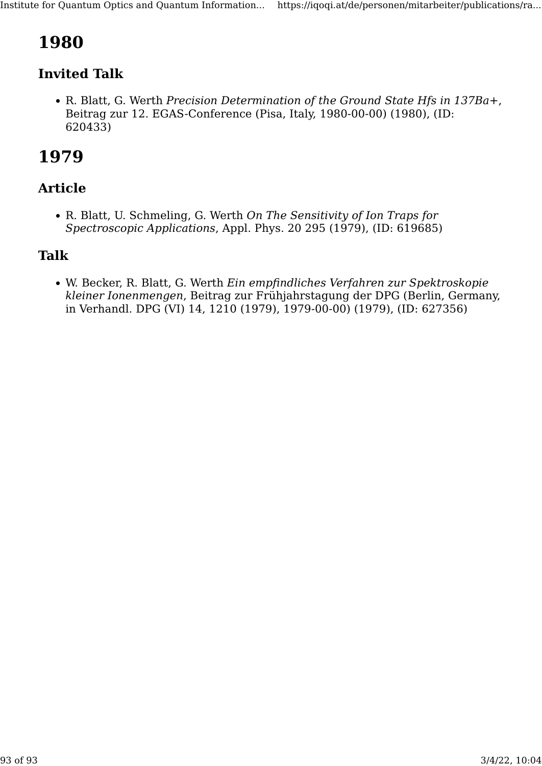# 1980

## Invited Talk

- R. Blatt, G. Werth *Precision Determination of the Ground State Hfs in 137Ba+*, Beitrag zur 12. EGAS-Conference (Pisa, Italy, 1980-00-00) (1980), (ID: 620433)

# 1979

## Article

- R. Blatt, U. Schmeling, G. Werth *On The Sensitivity of Ion Traps for Spectroscopic Applications*, Appl. Phys. 20 295 (1979), (ID: 619685)

## Talk

- W. Becker, R. Blatt, G. Werth *Ein empfindliches Verfahren zur Spektroskopie kleiner Ionenmengen*, Beitrag zur Frühjahrstagung der DPG (Berlin, Germany, in Verhandl. DPG (VI) 14, 1210 (1979), 1979-00-00) (1979), (ID: 627356)